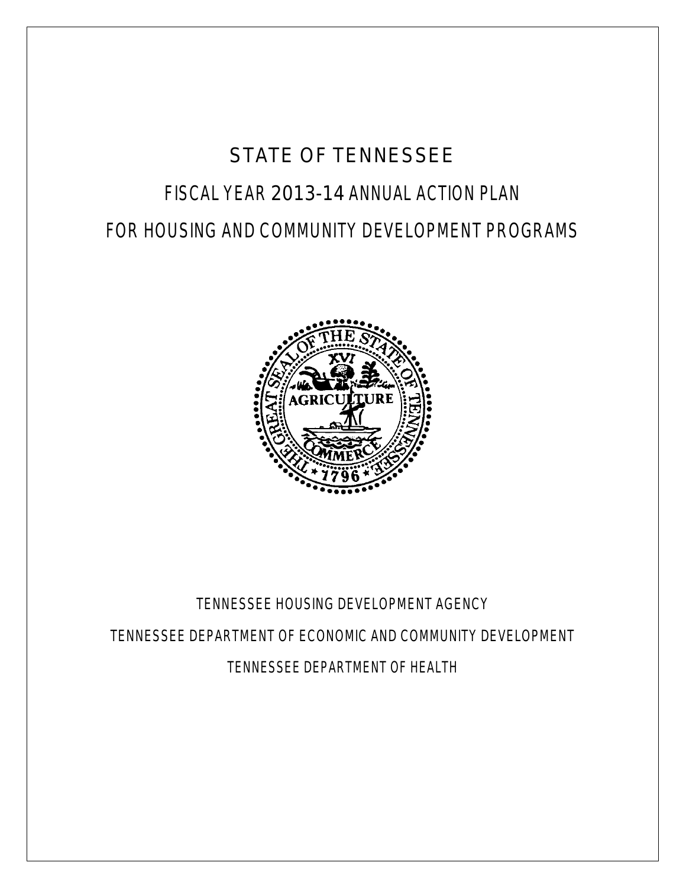# STATE OF TENNESSEE

## FISCAL YEAR 2013-14 ANNUAL ACTION PLAN

## FOR HOUSING AND COMMUNITY DEVELOPMENT PROGRAMS

TENNESSEE HOUSING DEVELOPMENT AGENCY

TENNESSEE DEPARTMENT OF ECONOMIC AND COMMUNITY DEVELOPMENT

TENNESSEE DEPARTMENT OF HEALTH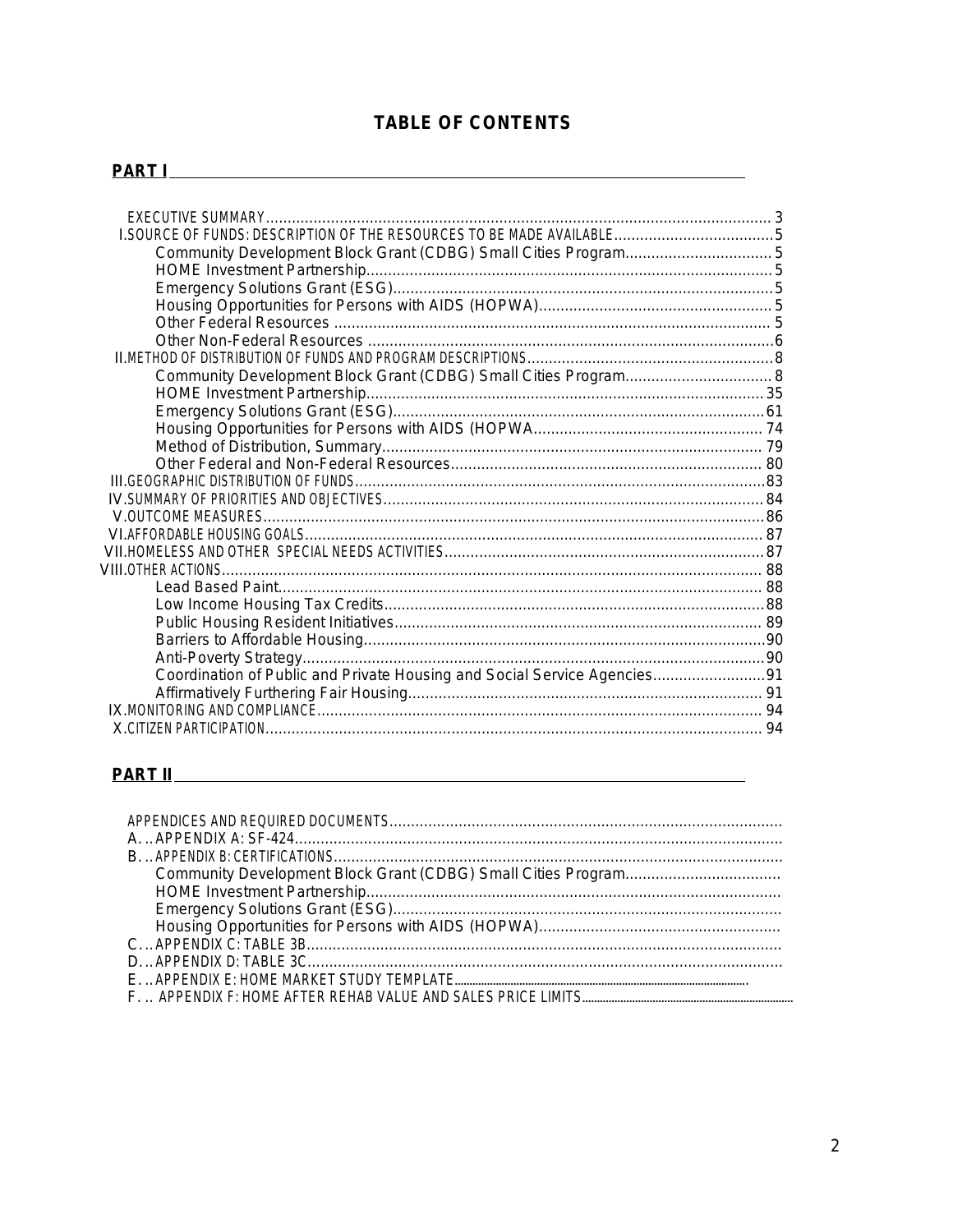# TABLE OF CONTENTS

## PART I

- EXECUTIVE SUMMARY .... 3
- I. SOURCE OF FUNDS: DESCRIPTION OF THE RESOURCES TO BE MADE AVAILABLE .... 5
  - Community Development Block Grant (CDBG) Small Cities Program .... 5
  - HOME Investment Partnership .... 5
  - Emergency Solutions Grant (ESG) .... 5
  - Housing Opportunities for Persons with AIDS (HOPWA) .... 5
  - Other Federal Resources .... 5
  - Other Non-Federal Resources .... 6
- II. METHOD OF DISTRIBUTION OF FUNDS AND PROGRAM DESCRIPTIONS .... 8
  - Community Development Block Grant (CDBG) Small Cities Program .... 8
  - HOME Investment Partnership .... 35
  - Emergency Solutions Grant (ESG) .... 61
  - Housing Opportunities for Persons with AIDS (HOPWA .... 74
  - Method of Distribution, Summary .... 79
  - Other Federal and Non-Federal Resources .... 80
- III. GEOGRAPHIC DISTRIBUTION OF FUNDS .... 83
- IV. SUMMARY OF PRIORITIES AND OBJECTIVES .... 84
- V. OUTCOME MEASURES .... 86
- VI. AFFORDABLE HOUSING GOALS .... 87
- VII. HOMELESS AND OTHER SPECIAL NEEDS ACTIVITIES .... 87
- VIII. OTHER ACTIONS .... 88
  - Lead Based Paint .... 88
  - Low Income Housing Tax Credits .... 88
  - Public Housing Resident Initiatives .... 89
  - Barriers to Affordable Housing .... 90
  - Anti-Poverty Strategy .... 90
  - Coordination of Public and Private Housing and Social Service Agencies .... 91
  - Affirmatively Furthering Fair Housing .... 91
- IX. MONITORING AND COMPLIANCE .... 94
- X. CITIZEN PARTICIPATION .... 94

## PART II

- APPENDICES AND REQUIRED DOCUMENTS
- A… APPENDIX A: SF-424
- B… APPENDIX B: CERTIFICATIONS
  - Community Development Block Grant (CDBG) Small Cities Program
  - HOME Investment Partnership
  - Emergency Solutions Grant (ESG)
  - Housing Opportunities for Persons with AIDS (HOPWA)
- C… APPENDIX C: TABLE 3B
- D… APPENDIX D: TABLE 3C
- E… APPENDIX E: HOME MARKET STUDY TEMPLATE
- F… APPENDIX F: HOME AFTER REHAB VALUE AND SALES PRICE LIMITS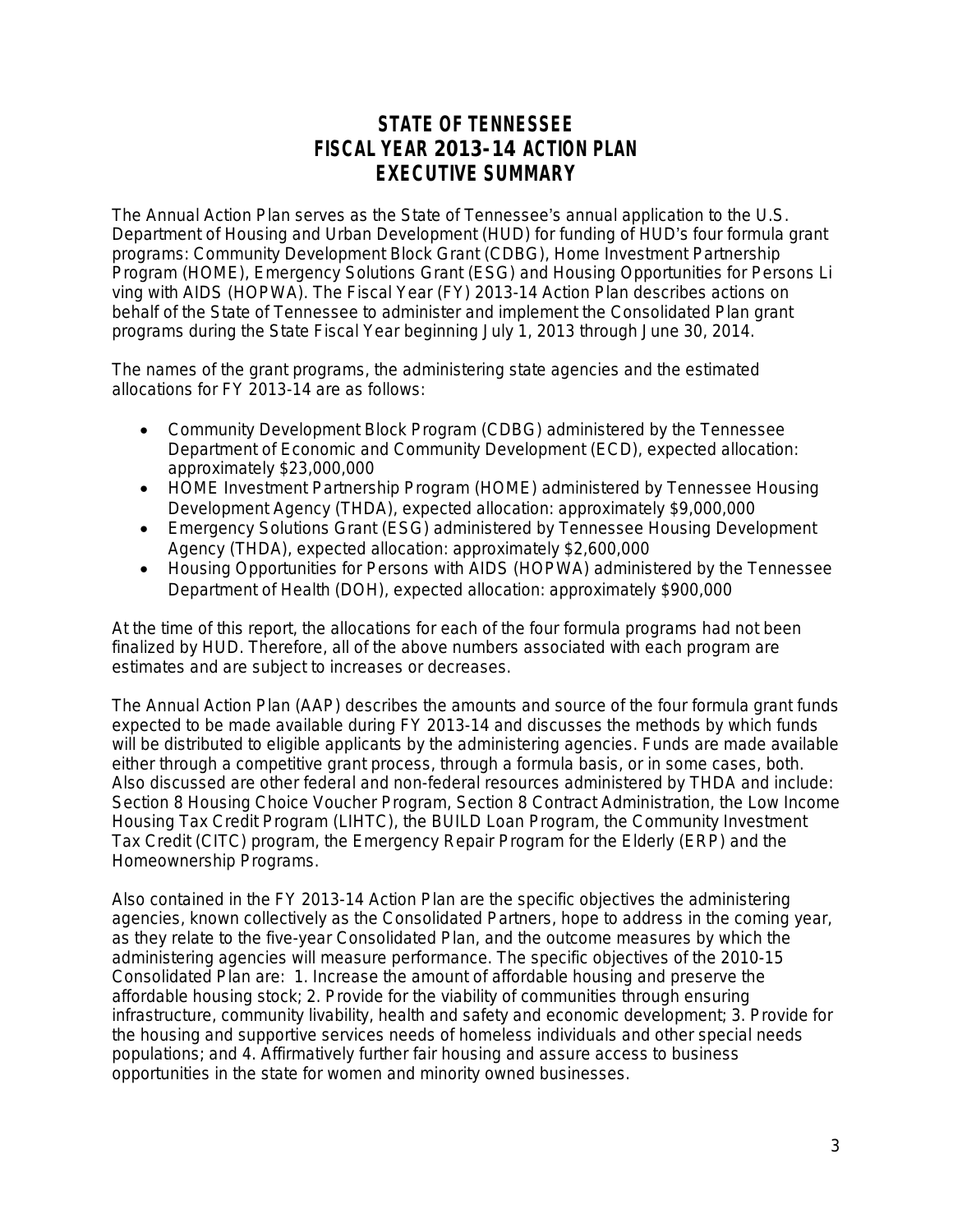# STATE OF TENNESSEE
# FISCAL YEAR 2013-14 ACTION PLAN
# EXECUTIVE SUMMARY

The Annual Action Plan serves as the State of Tennessee's annual application to the U.S. Department of Housing and Urban Development (HUD) for funding of HUD's four formula grant programs: Community Development Block Grant (CDBG), Home Investment Partnership Program (HOME), Emergency Solutions Grant (ESG) and Housing Opportunities for Persons Li ving with AIDS (HOPWA). The Fiscal Year (FY) 2013-14 Action Plan describes actions on behalf of the State of Tennessee to administer and implement the Consolidated Plan grant programs during the State Fiscal Year beginning July 1, 2013 through June 30, 2014.

The names of the grant programs, the administering state agencies and the estimated allocations for FY 2013-14 are as follows:

- Community Development Block Program (CDBG) administered by the Tennessee Department of Economic and Community Development (ECD), expected allocation: approximately $23,000,000
- HOME Investment Partnership Program (HOME) administered by Tennessee Housing Development Agency (THDA), expected allocation: approximately $9,000,000
- Emergency Solutions Grant (ESG) administered by Tennessee Housing Development Agency (THDA), expected allocation: approximately $2,600,000
- Housing Opportunities for Persons with AIDS (HOPWA) administered by the Tennessee Department of Health (DOH), expected allocation: approximately $900,000

At the time of this report, the allocations for each of the four formula programs had not been finalized by HUD. Therefore, all of the above numbers associated with each program are estimates and are subject to increases or decreases.

The Annual Action Plan (AAP) describes the amounts and source of the four formula grant funds expected to be made available during FY 2013-14 and discusses the methods by which funds will be distributed to eligible applicants by the administering agencies. Funds are made available either through a competitive grant process, through a formula basis, or in some cases, both. Also discussed are other federal and non-federal resources administered by THDA and include: Section 8 Housing Choice Voucher Program, Section 8 Contract Administration, the Low Income Housing Tax Credit Program (LIHTC), the BUILD Loan Program, the Community Investment Tax Credit (CITC) program, the Emergency Repair Program for the Elderly (ERP) and the Homeownership Programs.

Also contained in the FY 2013-14 Action Plan are the specific objectives the administering agencies, known collectively as the Consolidated Partners, hope to address in the coming year, as they relate to the five-year Consolidated Plan, and the outcome measures by which the administering agencies will measure performance. The specific objectives of the 2010-15 Consolidated Plan are: 1. Increase the amount of affordable housing and preserve the affordable housing stock; 2. Provide for the viability of communities through ensuring infrastructure, community livability, health and safety and economic development; 3. Provide for the housing and supportive services needs of homeless individuals and other special needs populations; and 4. Affirmatively further fair housing and assure access to business opportunities in the state for women and minority owned businesses.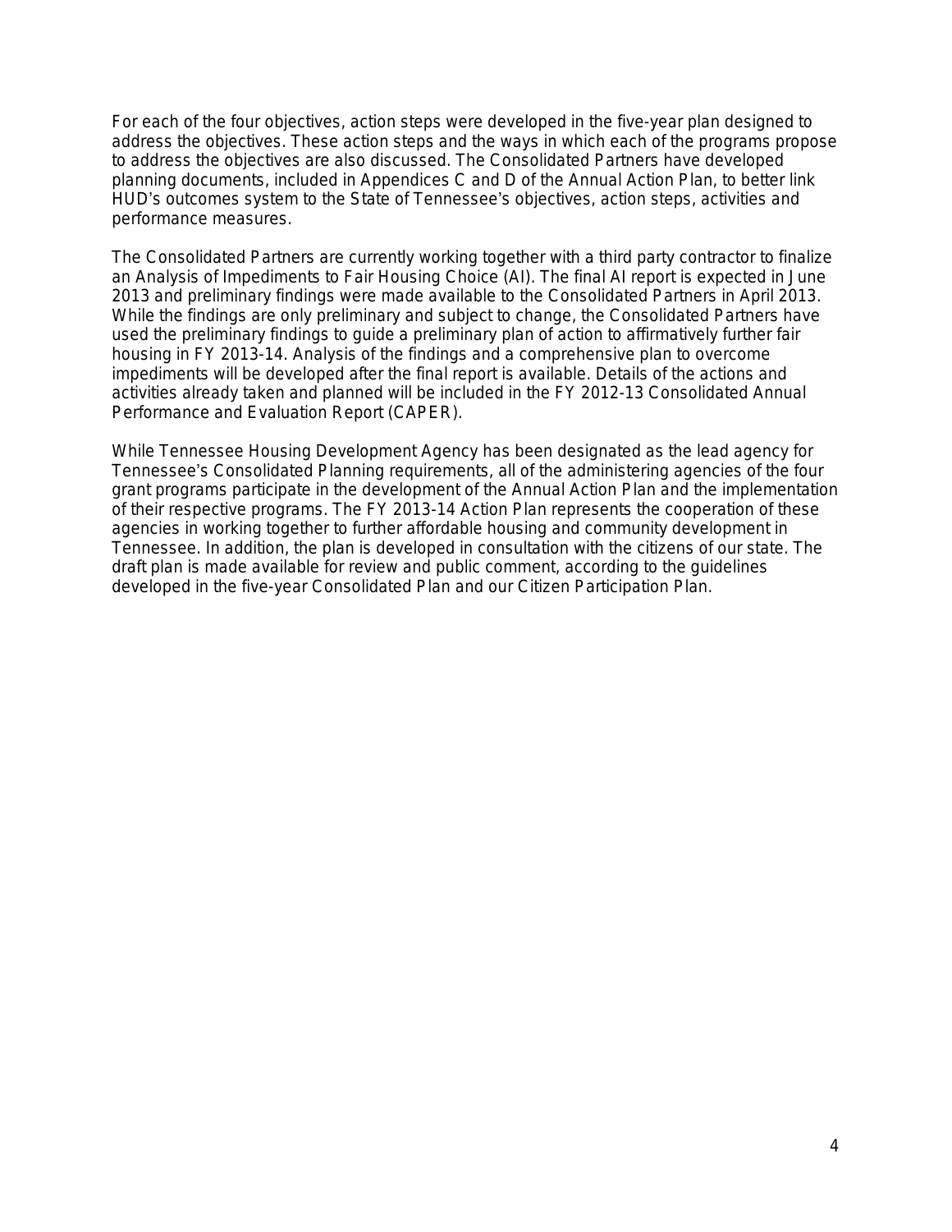For each of the four objectives, action steps were developed in the five-year plan designed to address the objectives. These action steps and the ways in which each of the programs propose to address the objectives are also discussed. The Consolidated Partners have developed planning documents, included in Appendices C and D of the Annual Action Plan, to better link HUD's outcomes system to the State of Tennessee's objectives, action steps, activities and performance measures.

The Consolidated Partners are currently working together with a third party contractor to finalize an Analysis of Impediments to Fair Housing Choice (AI). The final AI report is expected in June 2013 and preliminary findings were made available to the Consolidated Partners in April 2013. While the findings are only preliminary and subject to change, the Consolidated Partners have used the preliminary findings to guide a preliminary plan of action to affirmatively further fair housing in FY 2013-14. Analysis of the findings and a comprehensive plan to overcome impediments will be developed after the final report is available. Details of the actions and activities already taken and planned will be included in the FY 2012-13 Consolidated Annual Performance and Evaluation Report (CAPER).

While Tennessee Housing Development Agency has been designated as the lead agency for Tennessee's Consolidated Planning requirements, all of the administering agencies of the four grant programs participate in the development of the Annual Action Plan and the implementation of their respective programs. The FY 2013-14 Action Plan represents the cooperation of these agencies in working together to further affordable housing and community development in Tennessee. In addition, the plan is developed in consultation with the citizens of our state. The draft plan is made available for review and public comment, according to the guidelines developed in the five-year Consolidated Plan and our Citizen Participation Plan.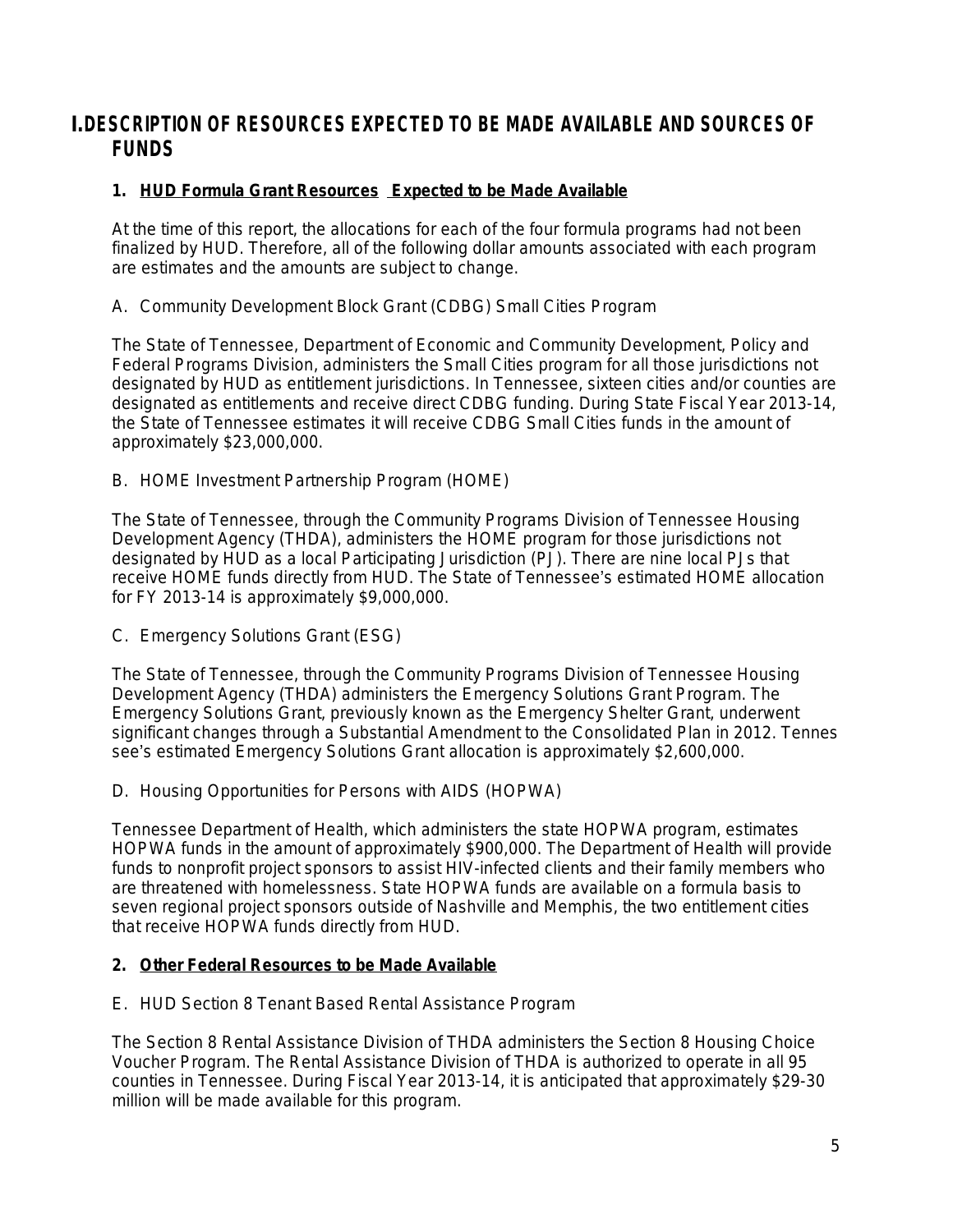# I. DESCRIPTION OF RESOURCES EXPECTED TO BE MADE AVAILABLE AND SOURCES OF FUNDS

### 1. <u>HUD Formula Grant Resources Expected to be Made Available</u>

At the time of this report, the allocations for each of the four formula programs had not been finalized by HUD. Therefore, all of the following dollar amounts associated with each program are estimates and the amounts are subject to change.

A. Community Development Block Grant (CDBG) Small Cities Program

The State of Tennessee, Department of Economic and Community Development, Policy and Federal Programs Division, administers the Small Cities program for all those jurisdictions not designated by HUD as entitlement jurisdictions. In Tennessee, sixteen cities and/or counties are designated as entitlements and receive direct CDBG funding. During State Fiscal Year 2013-14, the State of Tennessee estimates it will receive CDBG Small Cities funds in the amount of approximately $23,000,000.

B. HOME Investment Partnership Program (HOME)

The State of Tennessee, through the Community Programs Division of Tennessee Housing Development Agency (THDA), administers the HOME program for those jurisdictions not designated by HUD as a local Participating Jurisdiction (PJ). There are nine local PJs that receive HOME funds directly from HUD. The State of Tennessee's estimated HOME allocation for FY 2013-14 is approximately $9,000,000.

C. Emergency Solutions Grant (ESG)

The State of Tennessee, through the Community Programs Division of Tennessee Housing Development Agency (THDA) administers the Emergency Solutions Grant Program. The Emergency Solutions Grant, previously known as the Emergency Shelter Grant, underwent significant changes through a Substantial Amendment to the Consolidated Plan in 2012. Tennessee's estimated Emergency Solutions Grant allocation is approximately $2,600,000.

D. Housing Opportunities for Persons with AIDS (HOPWA)

Tennessee Department of Health, which administers the state HOPWA program, estimates HOPWA funds in the amount of approximately $900,000. The Department of Health will provide funds to nonprofit project sponsors to assist HIV-infected clients and their family members who are threatened with homelessness. State HOPWA funds are available on a formula basis to seven regional project sponsors outside of Nashville and Memphis, the two entitlement cities that receive HOPWA funds directly from HUD.

### 2. <u>Other Federal Resources to be Made Available</u>

E. HUD Section 8 Tenant Based Rental Assistance Program

The Section 8 Rental Assistance Division of THDA administers the Section 8 Housing Choice Voucher Program. The Rental Assistance Division of THDA is authorized to operate in all 95 counties in Tennessee. During Fiscal Year 2013-14, it is anticipated that approximately $29-30 million will be made available for this program.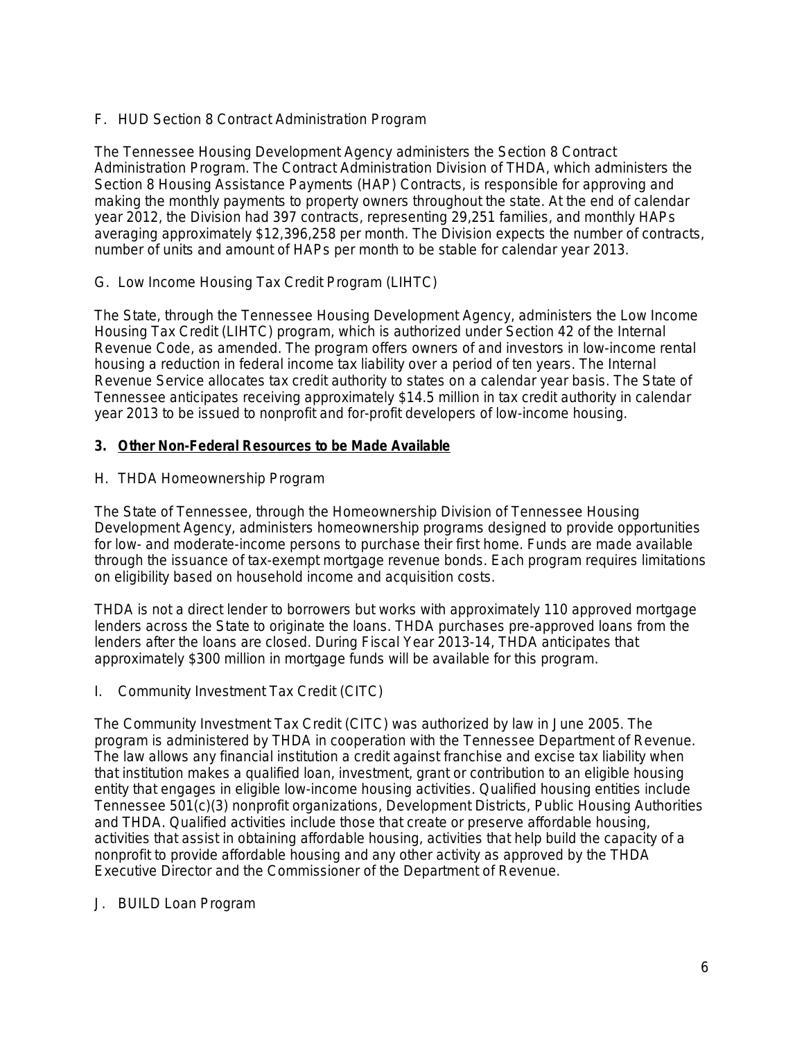F. HUD Section 8 Contract Administration Program

The Tennessee Housing Development Agency administers the Section 8 Contract Administration Program. The Contract Administration Division of THDA, which administers the Section 8 Housing Assistance Payments (HAP) Contracts, is responsible for approving and making the monthly payments to property owners throughout the state. At the end of calendar year 2012, the Division had 397 contracts, representing 29,251 families, and monthly HAPs averaging approximately $12,396,258 per month. The Division expects the number of contracts, number of units and amount of HAPs per month to be stable for calendar year 2013.

G. Low Income Housing Tax Credit Program (LIHTC)

The State, through the Tennessee Housing Development Agency, administers the Low Income Housing Tax Credit (LIHTC) program, which is authorized under Section 42 of the Internal Revenue Code, as amended. The program offers owners of and investors in low-income rental housing a reduction in federal income tax liability over a period of ten years. The Internal Revenue Service allocates tax credit authority to states on a calendar year basis. The State of Tennessee anticipates receiving approximately $14.5 million in tax credit authority in calendar year 2013 to be issued to nonprofit and for-profit developers of low-income housing.

**3. Other Non-Federal Resources to be Made Available**

H. THDA Homeownership Program

The State of Tennessee, through the Homeownership Division of Tennessee Housing Development Agency, administers homeownership programs designed to provide opportunities for low- and moderate-income persons to purchase their first home. Funds are made available through the issuance of tax-exempt mortgage revenue bonds. Each program requires limitations on eligibility based on household income and acquisition costs.

THDA is not a direct lender to borrowers but works with approximately 110 approved mortgage lenders across the State to originate the loans. THDA purchases pre-approved loans from the lenders after the loans are closed. During Fiscal Year 2013-14, THDA anticipates that approximately $300 million in mortgage funds will be available for this program.

I. Community Investment Tax Credit (CITC)

The Community Investment Tax Credit (CITC) was authorized by law in June 2005. The program is administered by THDA in cooperation with the Tennessee Department of Revenue. The law allows any financial institution a credit against franchise and excise tax liability when that institution makes a qualified loan, investment, grant or contribution to an eligible housing entity that engages in eligible low-income housing activities. Qualified housing entities include Tennessee 501(c)(3) nonprofit organizations, Development Districts, Public Housing Authorities and THDA. Qualified activities include those that create or preserve affordable housing, activities that assist in obtaining affordable housing, activities that help build the capacity of a nonprofit to provide affordable housing and any other activity as approved by the THDA Executive Director and the Commissioner of the Department of Revenue.

J. BUILD Loan Program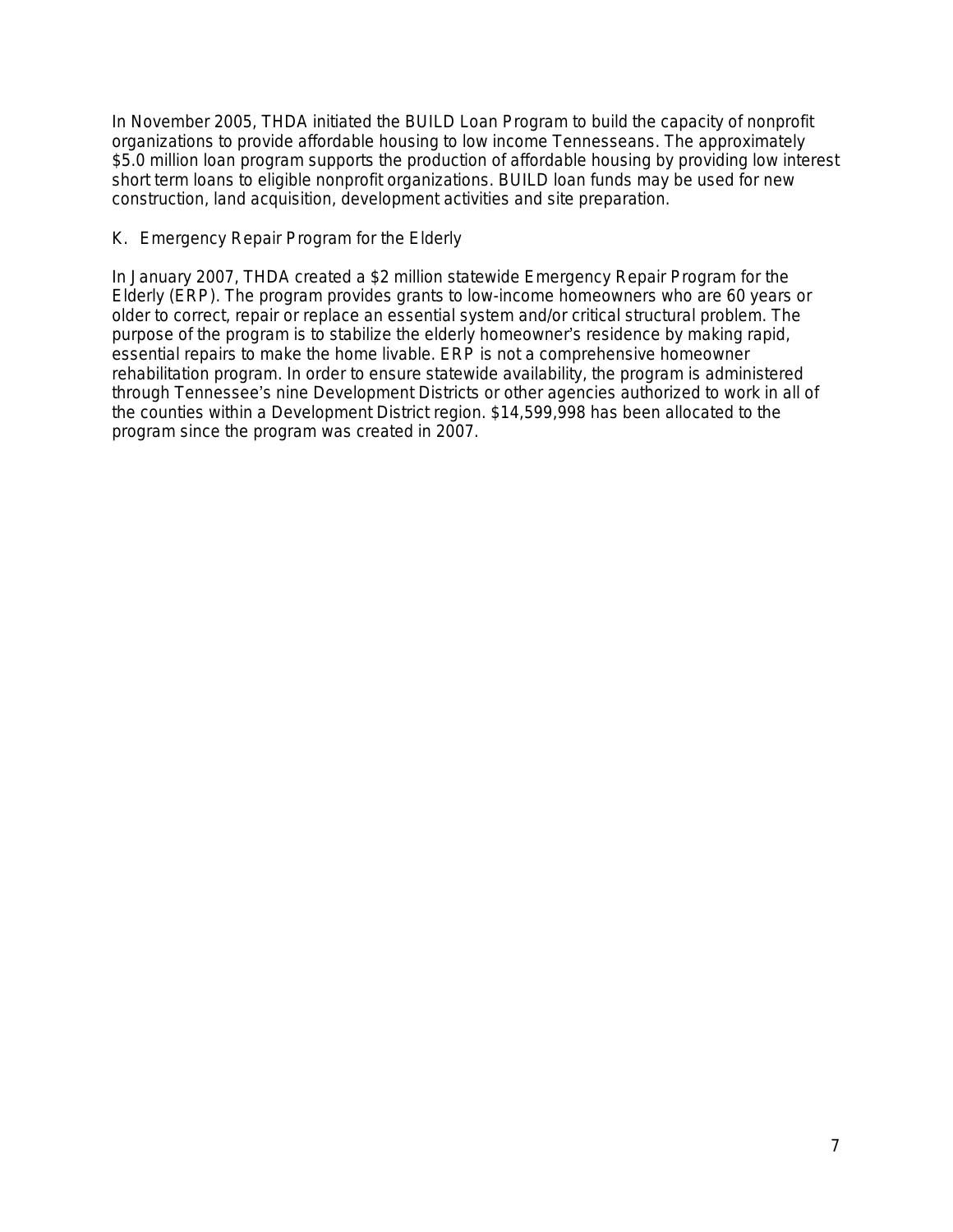In November 2005, THDA initiated the BUILD Loan Program to build the capacity of nonprofit organizations to provide affordable housing to low income Tennesseans. The approximately $5.0 million loan program supports the production of affordable housing by providing low interest short term loans to eligible nonprofit organizations. BUILD loan funds may be used for new construction, land acquisition, development activities and site preparation.

## K. Emergency Repair Program for the Elderly

In January 2007, THDA created a $2 million statewide Emergency Repair Program for the Elderly (ERP). The program provides grants to low-income homeowners who are 60 years or older to correct, repair or replace an essential system and/or critical structural problem. The purpose of the program is to stabilize the elderly homeowner's residence by making rapid, essential repairs to make the home livable. ERP is not a comprehensive homeowner rehabilitation program. In order to ensure statewide availability, the program is administered through Tennessee's nine Development Districts or other agencies authorized to work in all of the counties within a Development District region. $14,599,998 has been allocated to the program since the program was created in 2007.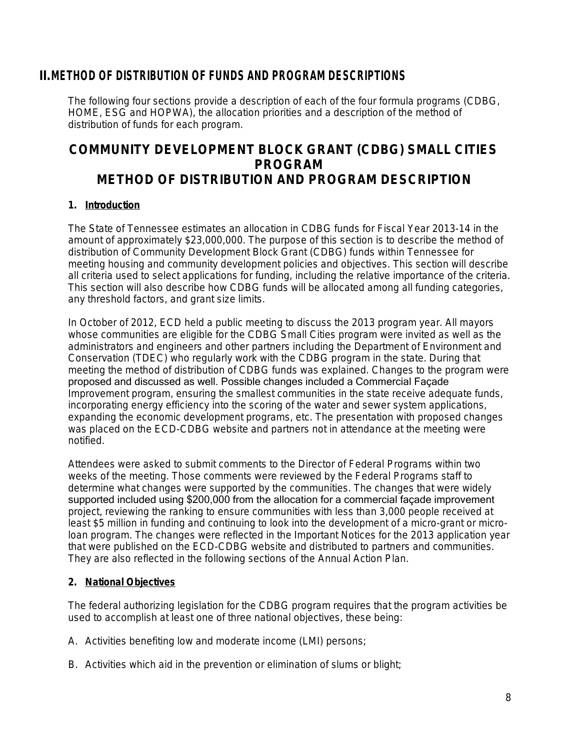## II. METHOD OF DISTRIBUTION OF FUNDS AND PROGRAM DESCRIPTIONS

The following four sections provide a description of each of the four formula programs (CDBG, HOME, ESG and HOPWA), the allocation priorities and a description of the method of distribution of funds for each program.

# COMMUNITY DEVELOPMENT BLOCK GRANT (CDBG) SMALL CITIES PROGRAM
# METHOD OF DISTRIBUTION AND PROGRAM DESCRIPTION

### 1. Introduction

The State of Tennessee estimates an allocation in CDBG funds for Fiscal Year 2013-14 in the amount of approximately $23,000,000. The purpose of this section is to describe the method of distribution of Community Development Block Grant (CDBG) funds within Tennessee for meeting housing and community development policies and objectives. This section will describe all criteria used to select applications for funding, including the relative importance of the criteria. This section will also describe how CDBG funds will be allocated among all funding categories, any threshold factors, and grant size limits.

In October of 2012, ECD held a public meeting to discuss the 2013 program year. All mayors whose communities are eligible for the CDBG Small Cities program were invited as well as the administrators and engineers and other partners including the Department of Environment and Conservation (TDEC) who regularly work with the CDBG program in the state. During that meeting the method of distribution of CDBG funds was explained. Changes to the program were proposed and discussed as well. Possible changes included a Commercial Façade Improvement program, ensuring the smallest communities in the state receive adequate funds, incorporating energy efficiency into the scoring of the water and sewer system applications, expanding the economic development programs, etc. The presentation with proposed changes was placed on the ECD-CDBG website and partners not in attendance at the meeting were notified.

Attendees were asked to submit comments to the Director of Federal Programs within two weeks of the meeting. Those comments were reviewed by the Federal Programs staff to determine what changes were supported by the communities. The changes that were widely supported included using $200,000 from the allocation for a commercial façade improvement project, reviewing the ranking to ensure communities with less than 3,000 people received at least $5 million in funding and continuing to look into the development of a micro-grant or micro-loan program. The changes were reflected in the Important Notices for the 2013 application year that were published on the ECD-CDBG website and distributed to partners and communities. They are also reflected in the following sections of the Annual Action Plan.

### 2. National Objectives

The federal authorizing legislation for the CDBG program requires that the program activities be used to accomplish at least one of three national objectives, these being:

A. Activities benefiting low and moderate income (LMI) persons;

B. Activities which aid in the prevention or elimination of slums or blight;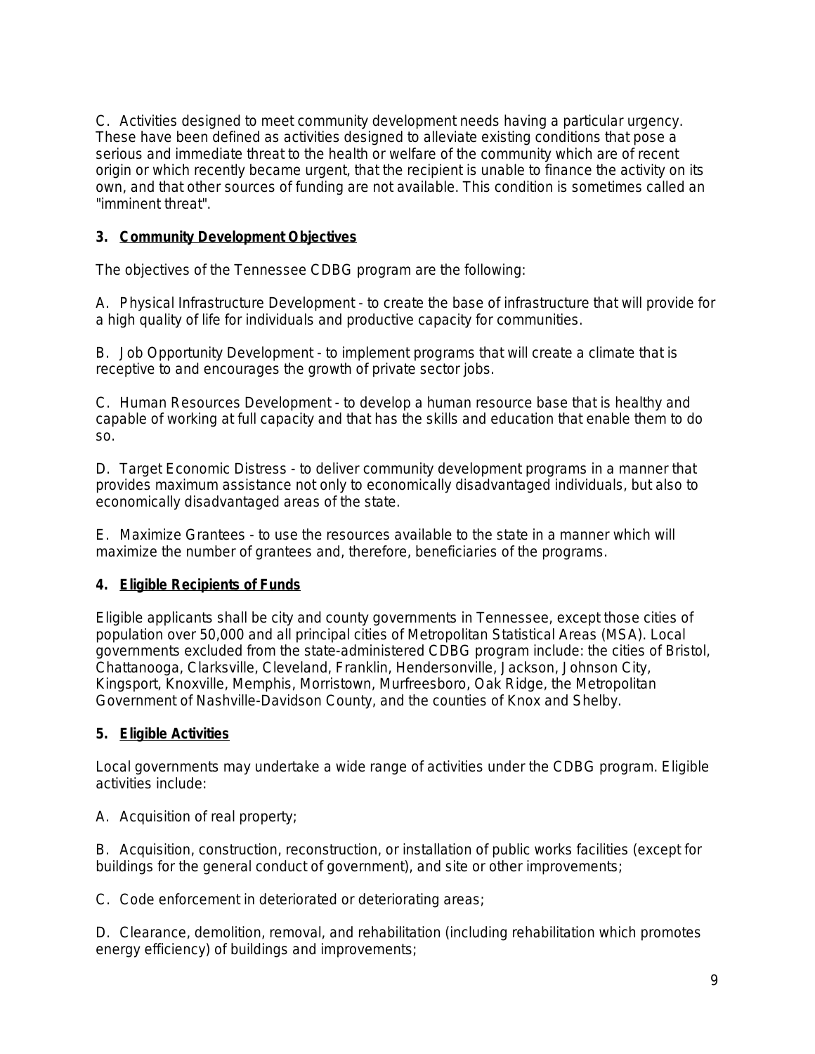C. Activities designed to meet community development needs having a particular urgency. These have been defined as activities designed to alleviate existing conditions that pose a serious and immediate threat to the health or welfare of the community which are of recent origin or which recently became urgent, that the recipient is unable to finance the activity on its own, and that other sources of funding are not available. This condition is sometimes called an "imminent threat".

### 3. Community Development Objectives

The objectives of the Tennessee CDBG program are the following:

A. Physical Infrastructure Development - to create the base of infrastructure that will provide for a high quality of life for individuals and productive capacity for communities.

B. Job Opportunity Development - to implement programs that will create a climate that is receptive to and encourages the growth of private sector jobs.

C. Human Resources Development - to develop a human resource base that is healthy and capable of working at full capacity and that has the skills and education that enable them to do so.

D. Target Economic Distress - to deliver community development programs in a manner that provides maximum assistance not only to economically disadvantaged individuals, but also to economically disadvantaged areas of the state.

E. Maximize Grantees - to use the resources available to the state in a manner which will maximize the number of grantees and, therefore, beneficiaries of the programs.

### 4. Eligible Recipients of Funds

Eligible applicants shall be city and county governments in Tennessee, except those cities of population over 50,000 and all principal cities of Metropolitan Statistical Areas (MSA). Local governments excluded from the state-administered CDBG program include: the cities of Bristol, Chattanooga, Clarksville, Cleveland, Franklin, Hendersonville, Jackson, Johnson City, Kingsport, Knoxville, Memphis, Morristown, Murfreesboro, Oak Ridge, the Metropolitan Government of Nashville-Davidson County, and the counties of Knox and Shelby.

### 5. Eligible Activities

Local governments may undertake a wide range of activities under the CDBG program. Eligible activities include:

A. Acquisition of real property;

B. Acquisition, construction, reconstruction, or installation of public works facilities (except for buildings for the general conduct of government), and site or other improvements;

C. Code enforcement in deteriorated or deteriorating areas;

D. Clearance, demolition, removal, and rehabilitation (including rehabilitation which promotes energy efficiency) of buildings and improvements;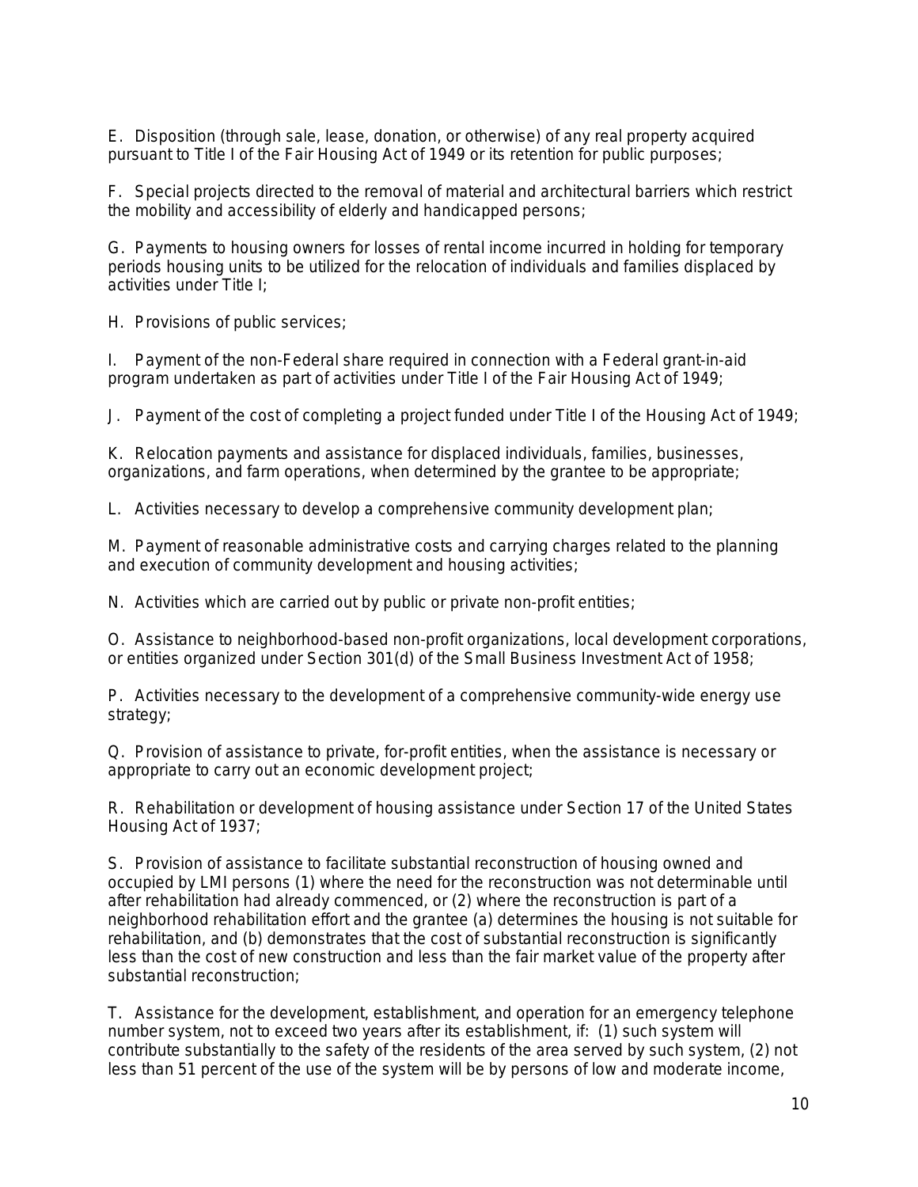E. Disposition (through sale, lease, donation, or otherwise) of any real property acquired pursuant to Title I of the Fair Housing Act of 1949 or its retention for public purposes;

F. Special projects directed to the removal of material and architectural barriers which restrict the mobility and accessibility of elderly and handicapped persons;

G. Payments to housing owners for losses of rental income incurred in holding for temporary periods housing units to be utilized for the relocation of individuals and families displaced by activities under Title I;

H. Provisions of public services;

I. Payment of the non-Federal share required in connection with a Federal grant-in-aid program undertaken as part of activities under Title I of the Fair Housing Act of 1949;

J. Payment of the cost of completing a project funded under Title I of the Housing Act of 1949;

K. Relocation payments and assistance for displaced individuals, families, businesses, organizations, and farm operations, when determined by the grantee to be appropriate;

L. Activities necessary to develop a comprehensive community development plan;

M. Payment of reasonable administrative costs and carrying charges related to the planning and execution of community development and housing activities;

N. Activities which are carried out by public or private non-profit entities;

O. Assistance to neighborhood-based non-profit organizations, local development corporations, or entities organized under Section 301(d) of the Small Business Investment Act of 1958;

P. Activities necessary to the development of a comprehensive community-wide energy use strategy;

Q. Provision of assistance to private, for-profit entities, when the assistance is necessary or appropriate to carry out an economic development project;

R. Rehabilitation or development of housing assistance under Section 17 of the United States Housing Act of 1937;

S. Provision of assistance to facilitate substantial reconstruction of housing owned and occupied by LMI persons (1) where the need for the reconstruction was not determinable until after rehabilitation had already commenced, or (2) where the reconstruction is part of a neighborhood rehabilitation effort and the grantee (a) determines the housing is not suitable for rehabilitation, and (b) demonstrates that the cost of substantial reconstruction is significantly less than the cost of new construction and less than the fair market value of the property after substantial reconstruction;

T. Assistance for the development, establishment, and operation for an emergency telephone number system, not to exceed two years after its establishment, if: (1) such system will contribute substantially to the safety of the residents of the area served by such system, (2) not less than 51 percent of the use of the system will be by persons of low and moderate income,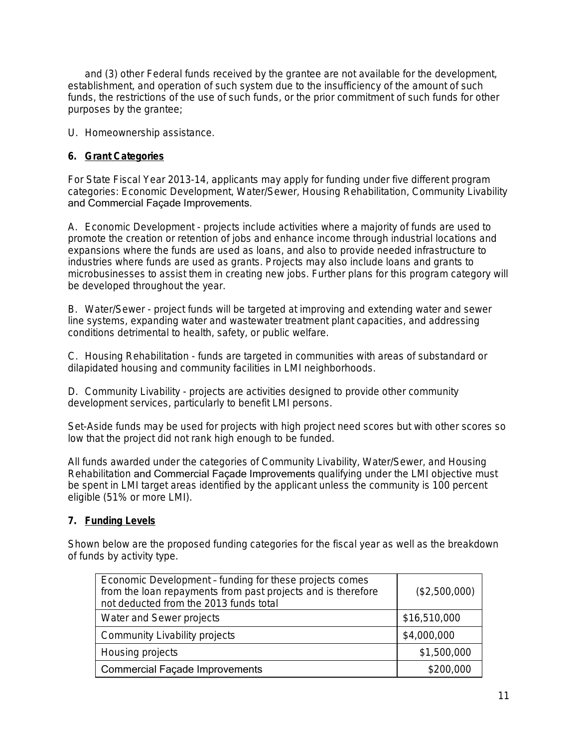and (3) other Federal funds received by the grantee are not available for the development, establishment, and operation of such system due to the insufficiency of the amount of such funds, the restrictions of the use of such funds, or the prior commitment of such funds for other purposes by the grantee;

U. Homeownership assistance.

**6. Grant Categories**

For State Fiscal Year 2013-14, applicants may apply for funding under five different program categories: Economic Development, Water/Sewer, Housing Rehabilitation, Community Livability and Commercial Façade Improvements.

A. Economic Development - projects include activities where a majority of funds are used to promote the creation or retention of jobs and enhance income through industrial locations and expansions where the funds are used as loans, and also to provide needed infrastructure to industries where funds are used as grants. Projects may also include loans and grants to microbusinesses to assist them in creating new jobs. Further plans for this program category will be developed throughout the year.

B. Water/Sewer - project funds will be targeted at improving and extending water and sewer line systems, expanding water and wastewater treatment plant capacities, and addressing conditions detrimental to health, safety, or public welfare.

C. Housing Rehabilitation - funds are targeted in communities with areas of substandard or dilapidated housing and community facilities in LMI neighborhoods.

D. Community Livability - projects are activities designed to provide other community development services, particularly to benefit LMI persons.

Set-Aside funds may be used for projects with high project need scores but with other scores so low that the project did not rank high enough to be funded.

All funds awarded under the categories of Community Livability, Water/Sewer, and Housing Rehabilitation and Commercial Façade Improvements qualifying under the LMI objective must be spent in LMI target areas identified by the applicant unless the community is 100 percent eligible (51% or more LMI).

**7. Funding Levels**

Shown below are the proposed funding categories for the fiscal year as well as the breakdown of funds by activity type.

| | |
|---|---|
| Economic Development – funding for these projects comes from the loan repayments from past projects and is therefore not deducted from the 2013 funds total | ($2,500,000) |
| Water and Sewer projects | $16,510,000 |
| Community Livability projects | $4,000,000 |
| Housing projects | $1,500,000 |
| Commercial Façade Improvements | $200,000 |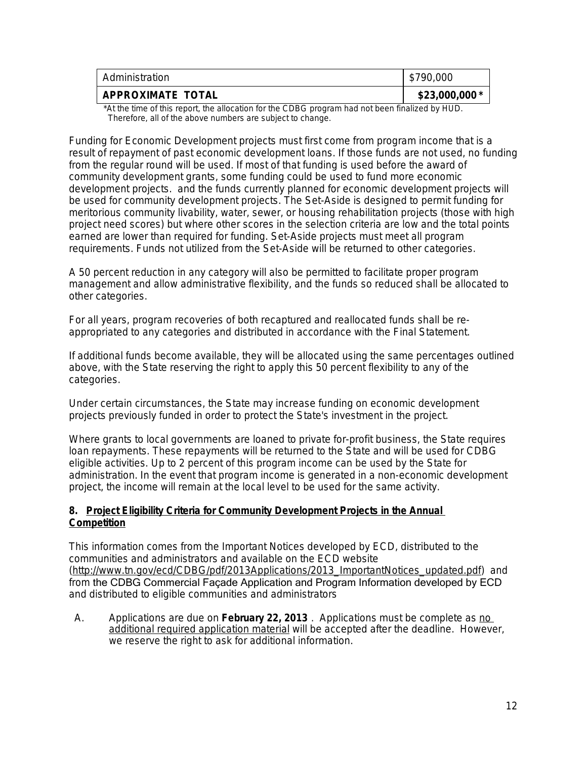| Administration | $790,000 |
|---|---|
| **APPROXIMATE TOTAL** | **$23,000,000 ***|

*At the time of this report, the allocation for the CDBG program had not been finalized by HUD. Therefore, all of the above numbers are subject to change.

Funding for Economic Development projects must first come from program income that is a result of repayment of past economic development loans. If those funds are not used, no funding from the regular round will be used. If most of that funding is used before the award of community development grants, some funding could be used to fund more economic development projects. and the funds currently planned for economic development projects will be used for community development projects. The Set-Aside is designed to permit funding for meritorious community livability, water, sewer, or housing rehabilitation projects (those with high project need scores) but where other scores in the selection criteria are low and the total points earned are lower than required for funding. Set-Aside projects must meet all program requirements. Funds not utilized from the Set-Aside will be returned to other categories.

A 50 percent reduction in any category will also be permitted to facilitate proper program management and allow administrative flexibility, and the funds so reduced shall be allocated to other categories.

For all years, program recoveries of both recaptured and reallocated funds shall be re-appropriated to any categories and distributed in accordance with the Final Statement.

If additional funds become available, they will be allocated using the same percentages outlined above, with the State reserving the right to apply this 50 percent flexibility to any of the categories.

Under certain circumstances, the State may increase funding on economic development projects previously funded in order to protect the State's investment in the project.

Where grants to local governments are loaned to private for-profit business, the State requires loan repayments. These repayments will be returned to the State and will be used for CDBG eligible activities. Up to 2 percent of this program income can be used by the State for administration. In the event that program income is generated in a non-economic development project, the income will remain at the local level to be used for the same activity.

### 8. Project Eligibility Criteria for Community Development Projects in the Annual Competition

This information comes from the Important Notices developed by ECD, distributed to the communities and administrators and available on the ECD website (http://www.tn.gov/ecd/CDBG/pdf/2013Applications/2013_ImportantNotices_updated.pdf) and from the CDBG Commercial Façade Application and Program Information developed by ECD and distributed to eligible communities and administrators

A. Applications are due on **February 22, 2013** . Applications must be complete as no additional required application material will be accepted after the deadline. However, we reserve the right to ask for additional information.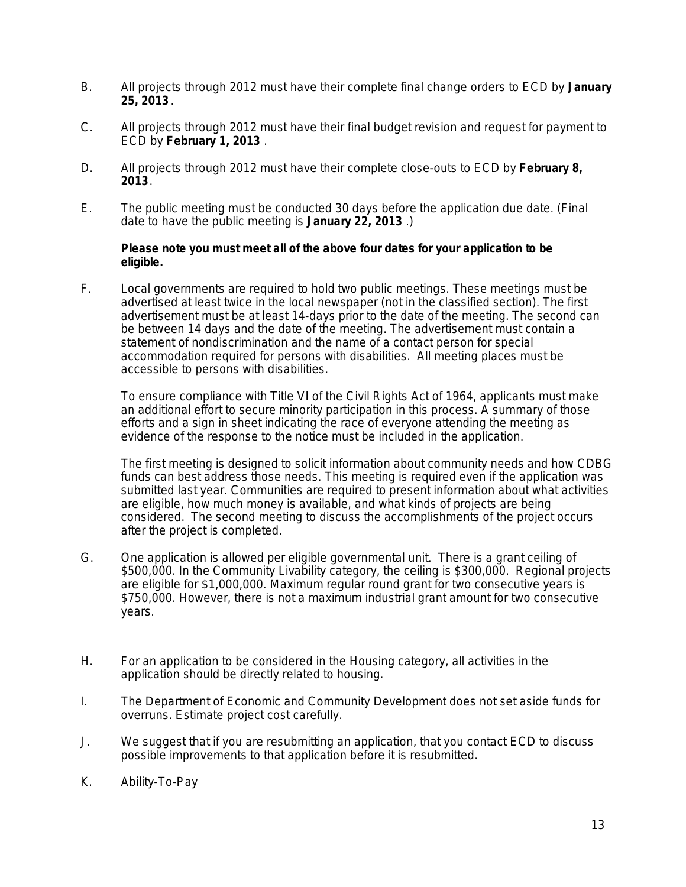B. All projects through 2012 must have their complete final change orders to ECD by **January 25, 2013**.

C. All projects through 2012 must have their final budget revision and request for payment to ECD by **February 1, 2013**.

D. All projects through 2012 must have their complete close-outs to ECD by **February 8, 2013**.

E. The public meeting must be conducted 30 days before the application due date. (Final date to have the public meeting is **January 22, 2013**.)

   **Please note you must meet all of the above four dates for your application to be eligible.**

F. Local governments are required to hold two public meetings. These meetings must be advertised at least twice in the local newspaper (not in the classified section). The first advertisement must be at least 14-days prior to the date of the meeting. The second can be between 14 days and the date of the meeting. The advertisement must contain a statement of nondiscrimination and the name of a contact person for special accommodation required for persons with disabilities. All meeting places must be accessible to persons with disabilities.

   To ensure compliance with Title VI of the Civil Rights Act of 1964, applicants must make an additional effort to secure minority participation in this process. A summary of those efforts and a sign in sheet indicating the race of everyone attending the meeting as evidence of the response to the notice must be included in the application.

   The first meeting is designed to solicit information about community needs and how CDBG funds can best address those needs. This meeting is required even if the application was submitted last year. Communities are required to present information about what activities are eligible, how much money is available, and what kinds of projects are being considered. The second meeting to discuss the accomplishments of the project occurs after the project is completed.

G. One application is allowed per eligible governmental unit. There is a grant ceiling of \$500,000. In the Community Livability category, the ceiling is \$300,000. Regional projects are eligible for \$1,000,000. Maximum regular round grant for two consecutive years is \$750,000. However, there is not a maximum industrial grant amount for two consecutive years.

H. For an application to be considered in the Housing category, all activities in the application should be directly related to housing.

I. The Department of Economic and Community Development does not set aside funds for overruns. Estimate project cost carefully.

J. We suggest that if you are resubmitting an application, that you contact ECD to discuss possible improvements to that application before it is resubmitted.

K. Ability-To-Pay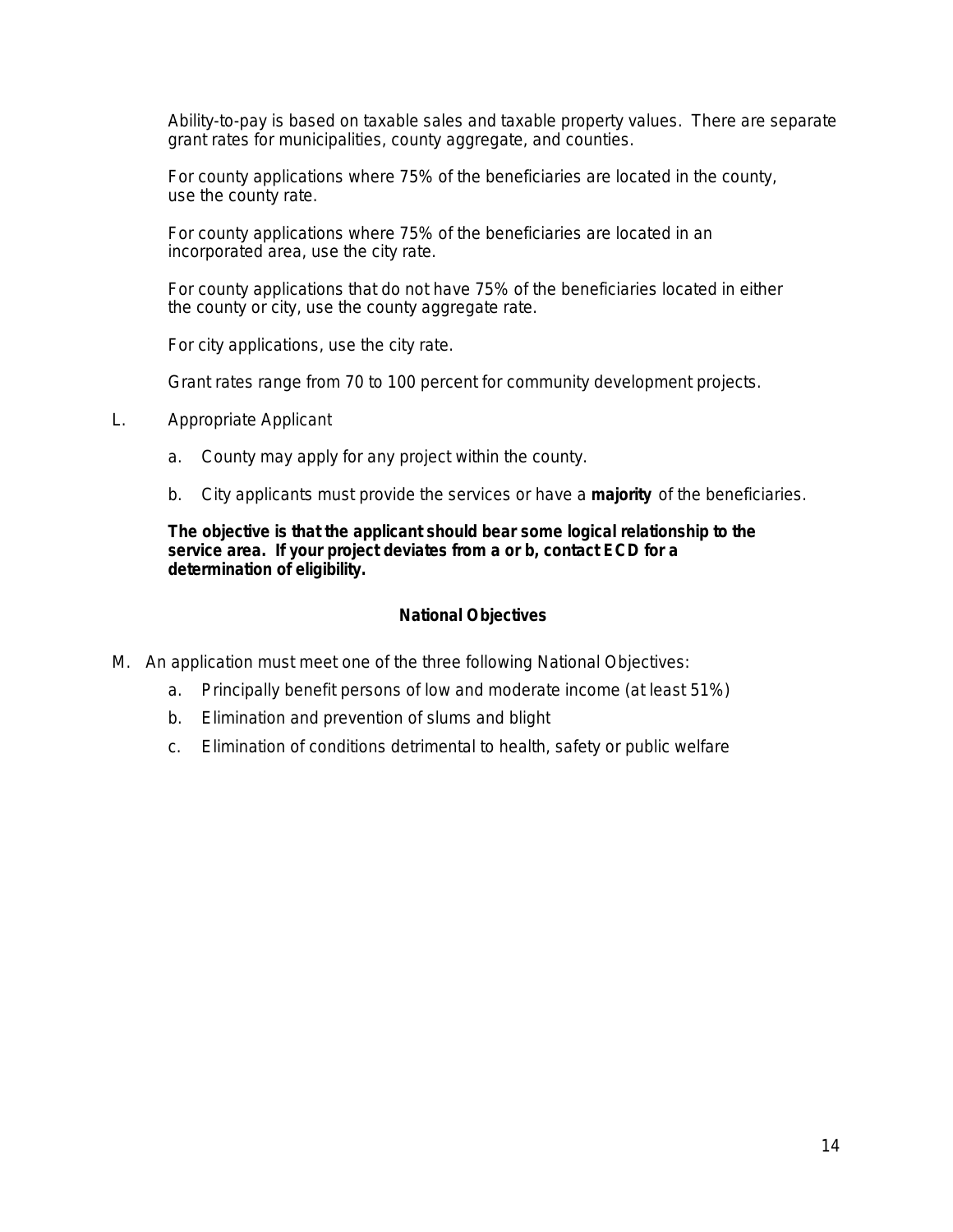Ability-to-pay is based on taxable sales and taxable property values. There are separate grant rates for municipalities, county aggregate, and counties.

For county applications where 75% of the beneficiaries are located in the county, use the county rate.

For county applications where 75% of the beneficiaries are located in an incorporated area, use the city rate.

For county applications that do not have 75% of the beneficiaries located in either the county or city, use the county aggregate rate.

For city applications, use the city rate.

Grant rates range from 70 to 100 percent for community development projects.

L. Appropriate Applicant

a. County may apply for any project within the county.

b. City applicants must provide the services or have a **majority** of the beneficiaries.

**The objective is that the applicant should bear some logical relationship to the service area. If your project deviates from a or b, contact ECD for a determination of eligibility.**

## National Objectives

M. An application must meet one of the three following National Objectives:

a. Principally benefit persons of low and moderate income (at least 51%)

b. Elimination and prevention of slums and blight

c. Elimination of conditions detrimental to health, safety or public welfare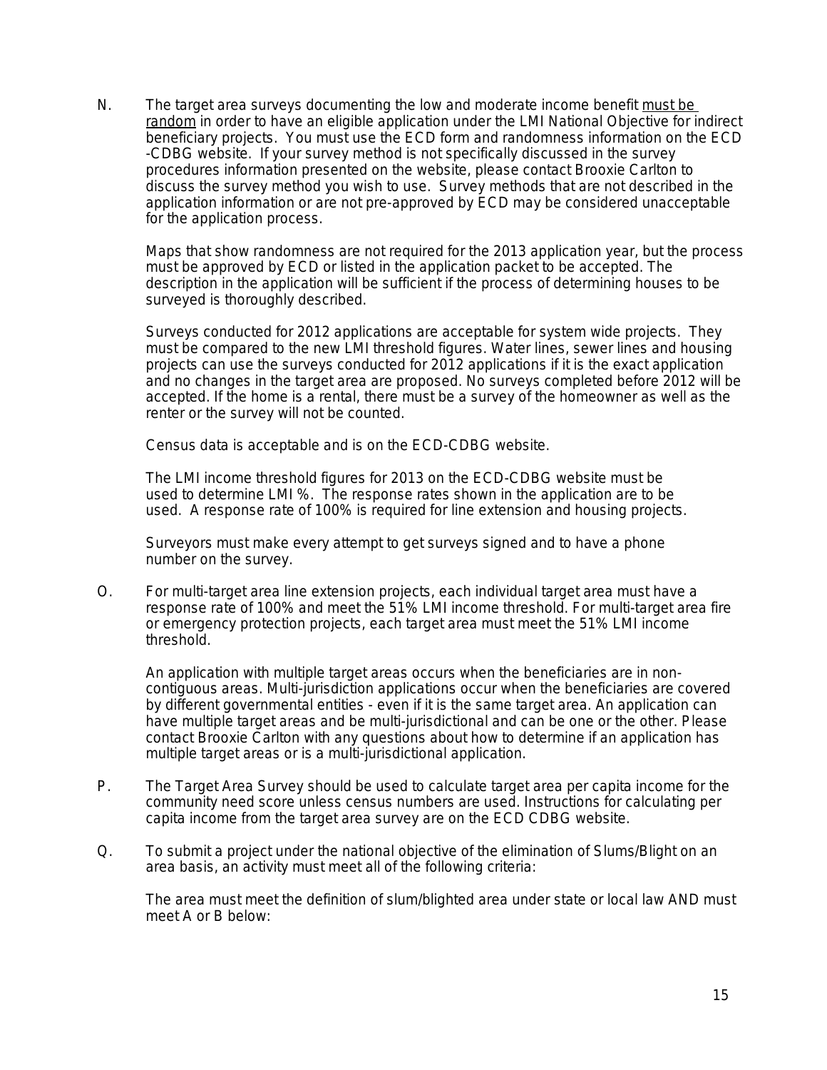N. The target area surveys documenting the low and moderate income benefit <u>must be random</u> in order to have an eligible application under the LMI National Objective for indirect beneficiary projects. You must use the ECD form and randomness information on the ECD -CDBG website. If your survey method is not specifically discussed in the survey procedures information presented on the website, please contact Brooxie Carlton to discuss the survey method you wish to use. Survey methods that are not described in the application information or are not pre-approved by ECD may be considered unacceptable for the application process.

   Maps that show randomness are not required for the 2013 application year, but the process must be approved by ECD or listed in the application packet to be accepted. The description in the application will be sufficient if the process of determining houses to be surveyed is thoroughly described.

   Surveys conducted for 2012 applications are acceptable for system wide projects. They must be compared to the new LMI threshold figures. Water lines, sewer lines and housing projects can use the surveys conducted for 2012 applications if it is the exact application and no changes in the target area are proposed. No surveys completed before 2012 will be accepted. If the home is a rental, there must be a survey of the homeowner as well as the renter or the survey will not be counted.

   Census data is acceptable and is on the ECD-CDBG website.

   The LMI income threshold figures for 2013 on the ECD-CDBG website must be used to determine LMI %. The response rates shown in the application are to be used. A response rate of 100% is required for line extension and housing projects.

   Surveyors must make every attempt to get surveys signed and to have a phone number on the survey.

O. For multi-target area line extension projects, each individual target area must have a response rate of 100% and meet the 51% LMI income threshold. For multi-target area fire or emergency protection projects, each target area must meet the 51% LMI income threshold.

   An application with multiple target areas occurs when the beneficiaries are in non-contiguous areas. Multi-jurisdiction applications occur when the beneficiaries are covered by different governmental entities - even if it is the same target area. An application can have multiple target areas and be multi-jurisdictional and can be one or the other. Please contact Brooxie Carlton with any questions about how to determine if an application has multiple target areas or is a multi-jurisdictional application.

P. The Target Area Survey should be used to calculate target area per capita income for the community need score unless census numbers are used. Instructions for calculating per capita income from the target area survey are on the ECD CDBG website.

Q. To submit a project under the national objective of the elimination of Slums/Blight on an area basis, an activity must meet all of the following criteria:

   The area must meet the definition of slum/blighted area under state or local law AND must meet A or B below: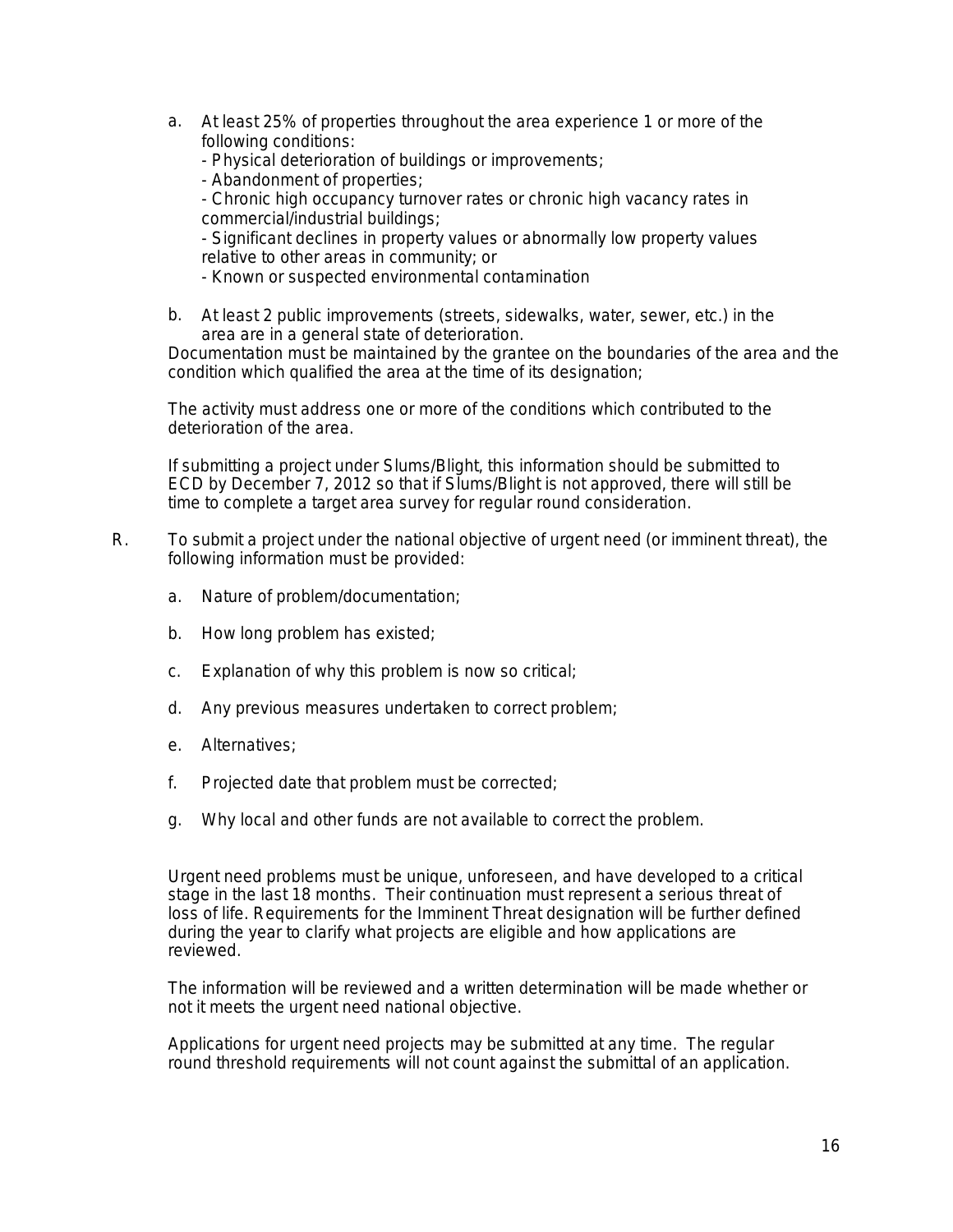a. At least 25% of properties throughout the area experience 1 or more of the following conditions:
   - Physical deterioration of buildings or improvements;
   - Abandonment of properties;
   - Chronic high occupancy turnover rates or chronic high vacancy rates in commercial/industrial buildings;
   - Significant declines in property values or abnormally low property values relative to other areas in community; or
   - Known or suspected environmental contamination

b. At least 2 public improvements (streets, sidewalks, water, sewer, etc.) in the area are in a general state of deterioration.

Documentation must be maintained by the grantee on the boundaries of the area and the condition which qualified the area at the time of its designation;

The activity must address one or more of the conditions which contributed to the deterioration of the area.

If submitting a project under Slums/Blight, this information should be submitted to ECD by December 7, 2012 so that if Slums/Blight is not approved, there will still be time to complete a target area survey for regular round consideration.

R. To submit a project under the national objective of urgent need (or imminent threat), the following information must be provided:

   a. Nature of problem/documentation;

   b. How long problem has existed;

   c. Explanation of why this problem is now so critical;

   d. Any previous measures undertaken to correct problem;

   e. Alternatives;

   f. Projected date that problem must be corrected;

   g. Why local and other funds are not available to correct the problem.

Urgent need problems must be unique, unforeseen, and have developed to a critical stage in the last 18 months. Their continuation must represent a serious threat of loss of life. Requirements for the Imminent Threat designation will be further defined during the year to clarify what projects are eligible and how applications are reviewed.

The information will be reviewed and a written determination will be made whether or not it meets the urgent need national objective.

Applications for urgent need projects may be submitted at any time. The regular round threshold requirements will not count against the submittal of an application.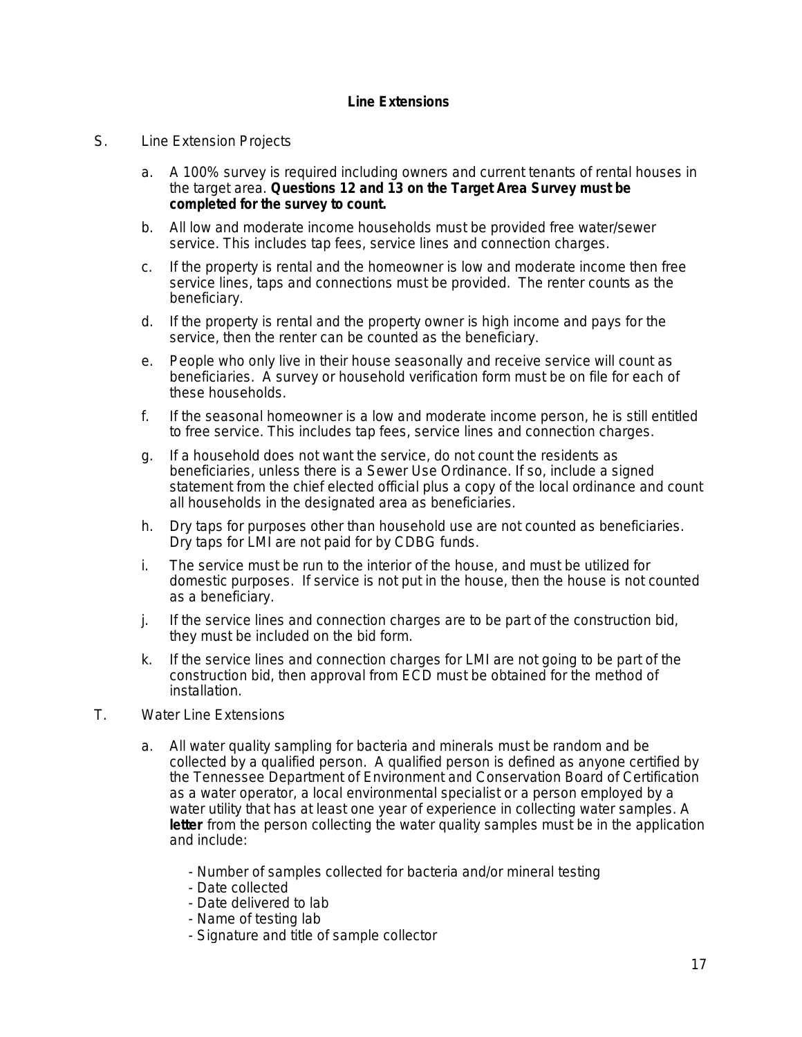## Line Extensions

S. Line Extension Projects

a. A 100% survey is required including owners and current tenants of rental houses in the target area. **Questions 12 and 13 on the Target Area Survey must be completed for the survey to count.**

b. All low and moderate income households must be provided free water/sewer service. This includes tap fees, service lines and connection charges.

c. If the property is rental and the homeowner is low and moderate income then free service lines, taps and connections must be provided. The renter counts as the beneficiary.

d. If the property is rental and the property owner is high income and pays for the service, then the renter can be counted as the beneficiary.

e. People who only live in their house seasonally and receive service will count as beneficiaries. A survey or household verification form must be on file for each of these households.

f. If the seasonal homeowner is a low and moderate income person, he is still entitled to free service. This includes tap fees, service lines and connection charges.

g. If a household does not want the service, do not count the residents as beneficiaries, unless there is a Sewer Use Ordinance. If so, include a signed statement from the chief elected official plus a copy of the local ordinance and count all households in the designated area as beneficiaries.

h. Dry taps for purposes other than household use are not counted as beneficiaries. Dry taps for LMI are not paid for by CDBG funds.

i. The service must be run to the interior of the house, and must be utilized for domestic purposes. If service is not put in the house, then the house is not counted as a beneficiary.

j. If the service lines and connection charges are to be part of the construction bid, they must be included on the bid form.

k. If the service lines and connection charges for LMI are not going to be part of the construction bid, then approval from ECD must be obtained for the method of installation.

T. Water Line Extensions

a. All water quality sampling for bacteria and minerals must be random and be collected by a qualified person. A qualified person is defined as anyone certified by the Tennessee Department of Environment and Conservation Board of Certification as a water operator, a local environmental specialist or a person employed by a water utility that has at least one year of experience in collecting water samples. A **letter** from the person collecting the water quality samples must be in the application and include:

- Number of samples collected for bacteria and/or mineral testing
- Date collected
- Date delivered to lab
- Name of testing lab
- Signature and title of sample collector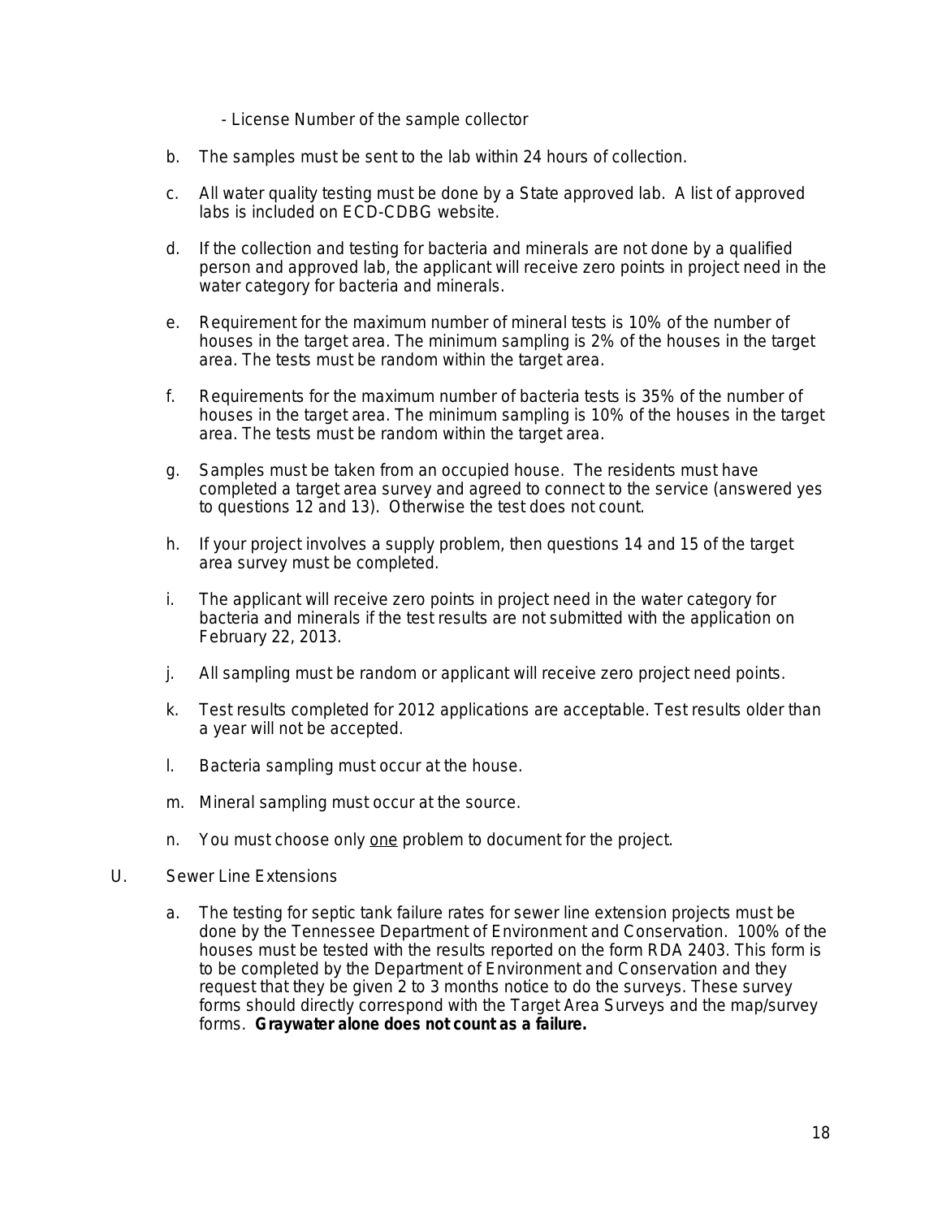- License Number of the sample collector

b. The samples must be sent to the lab within 24 hours of collection.

c. All water quality testing must be done by a State approved lab. A list of approved labs is included on ECD-CDBG website.

d. If the collection and testing for bacteria and minerals are not done by a qualified person and approved lab, the applicant will receive zero points in project need in the water category for bacteria and minerals.

e. Requirement for the maximum number of mineral tests is 10% of the number of houses in the target area. The minimum sampling is 2% of the houses in the target area. The tests must be random within the target area.

f. Requirements for the maximum number of bacteria tests is 35% of the number of houses in the target area. The minimum sampling is 10% of the houses in the target area. The tests must be random within the target area.

g. Samples must be taken from an occupied house. The residents must have completed a target area survey and agreed to connect to the service (answered yes to questions 12 and 13). Otherwise the test does not count.

h. If your project involves a supply problem, then questions 14 and 15 of the target area survey must be completed.

i. The applicant will receive zero points in project need in the water category for bacteria and minerals if the test results are not submitted with the application on February 22, 2013.

j. All sampling must be random or applicant will receive zero project need points.

k. Test results completed for 2012 applications are acceptable. Test results older than a year will not be accepted.

l. Bacteria sampling must occur at the house.

m. Mineral sampling must occur at the source.

n. You must choose only <u>one</u> problem to document for the project.

U. Sewer Line Extensions

a. The testing for septic tank failure rates for sewer line extension projects must be done by the Tennessee Department of Environment and Conservation. 100% of the houses must be tested with the results reported on the form RDA 2403. This form is to be completed by the Department of Environment and Conservation and they request that they be given 2 to 3 months notice to do the surveys. These survey forms should directly correspond with the Target Area Surveys and the map/survey forms. **Graywater alone does not count as a failure.**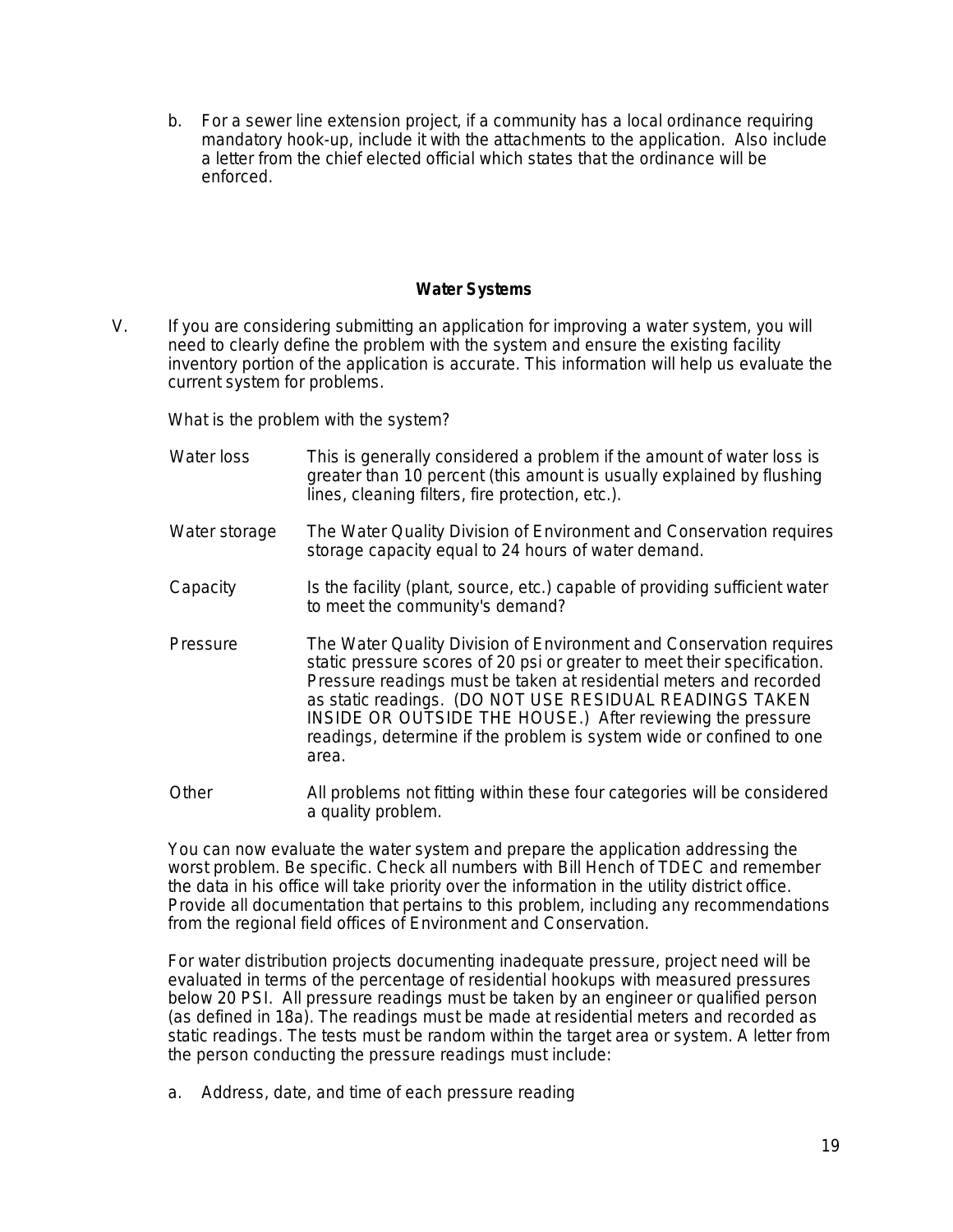b. For a sewer line extension project, if a community has a local ordinance requiring mandatory hook-up, include it with the attachments to the application. Also include a letter from the chief elected official which states that the ordinance will be enforced.

### Water Systems

V. If you are considering submitting an application for improving a water system, you will need to clearly define the problem with the system and ensure the existing facility inventory portion of the application is accurate. This information will help us evaluate the current system for problems.

What is the problem with the system?

**Water loss** — This is generally considered a problem if the amount of water loss is greater than 10 percent (this amount is usually explained by flushing lines, cleaning filters, fire protection, etc.).

**Water storage** — The Water Quality Division of Environment and Conservation requires storage capacity equal to 24 hours of water demand.

**Capacity** — Is the facility (plant, source, etc.) capable of providing sufficient water to meet the community's demand?

**Pressure** — The Water Quality Division of Environment and Conservation requires static pressure scores of 20 psi or greater to meet their specification. Pressure readings must be taken at residential meters and recorded as static readings. (DO NOT USE RESIDUAL READINGS TAKEN INSIDE OR OUTSIDE THE HOUSE.) After reviewing the pressure readings, determine if the problem is system wide or confined to one area.

**Other** — All problems not fitting within these four categories will be considered a quality problem.

You can now evaluate the water system and prepare the application addressing the worst problem. Be specific. Check all numbers with Bill Hench of TDEC and remember the data in his office will take priority over the information in the utility district office. Provide all documentation that pertains to this problem, including any recommendations from the regional field offices of Environment and Conservation.

For water distribution projects documenting inadequate pressure, project need will be evaluated in terms of the percentage of residential hookups with measured pressures below 20 PSI. All pressure readings must be taken by an engineer or qualified person (as defined in 18a). The readings must be made at residential meters and recorded as static readings. The tests must be random within the target area or system. A letter from the person conducting the pressure readings must include:

a. Address, date, and time of each pressure reading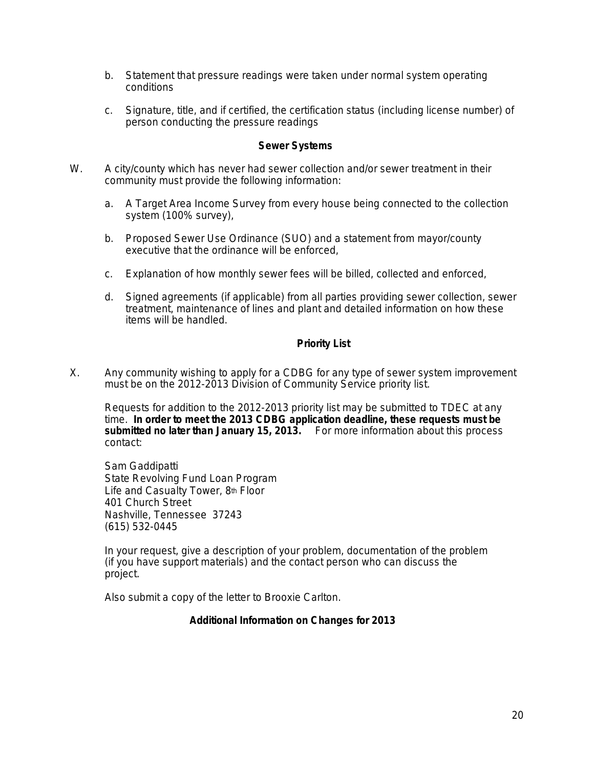b. Statement that pressure readings were taken under normal system operating conditions

c. Signature, title, and if certified, the certification status (including license number) of person conducting the pressure readings

**Sewer Systems**

W. A city/county which has never had sewer collection and/or sewer treatment in their community must provide the following information:

a. A Target Area Income Survey from every house being connected to the collection system (100% survey),

b. Proposed Sewer Use Ordinance (SUO) and a statement from mayor/county executive that the ordinance will be enforced,

c. Explanation of how monthly sewer fees will be billed, collected and enforced,

d. Signed agreements (if applicable) from all parties providing sewer collection, sewer treatment, maintenance of lines and plant and detailed information on how these items will be handled.

**Priority List**

X. Any community wishing to apply for a CDBG for any type of sewer system improvement must be on the 2012-2013 Division of Community Service priority list.

Requests for addition to the 2012-2013 priority list may be submitted to TDEC at any time. **In order to meet the 2013 CDBG application deadline, these requests must be submitted no later than January 15, 2013.** For more information about this process contact:

Sam Gaddipatti
State Revolving Fund Loan Program
Life and Casualty Tower, 8th Floor
401 Church Street
Nashville, Tennessee 37243
(615) 532-0445

In your request, give a description of your problem, documentation of the problem (if you have support materials) and the contact person who can discuss the project.

Also submit a copy of the letter to Brooxie Carlton.

**Additional Information on Changes for 2013**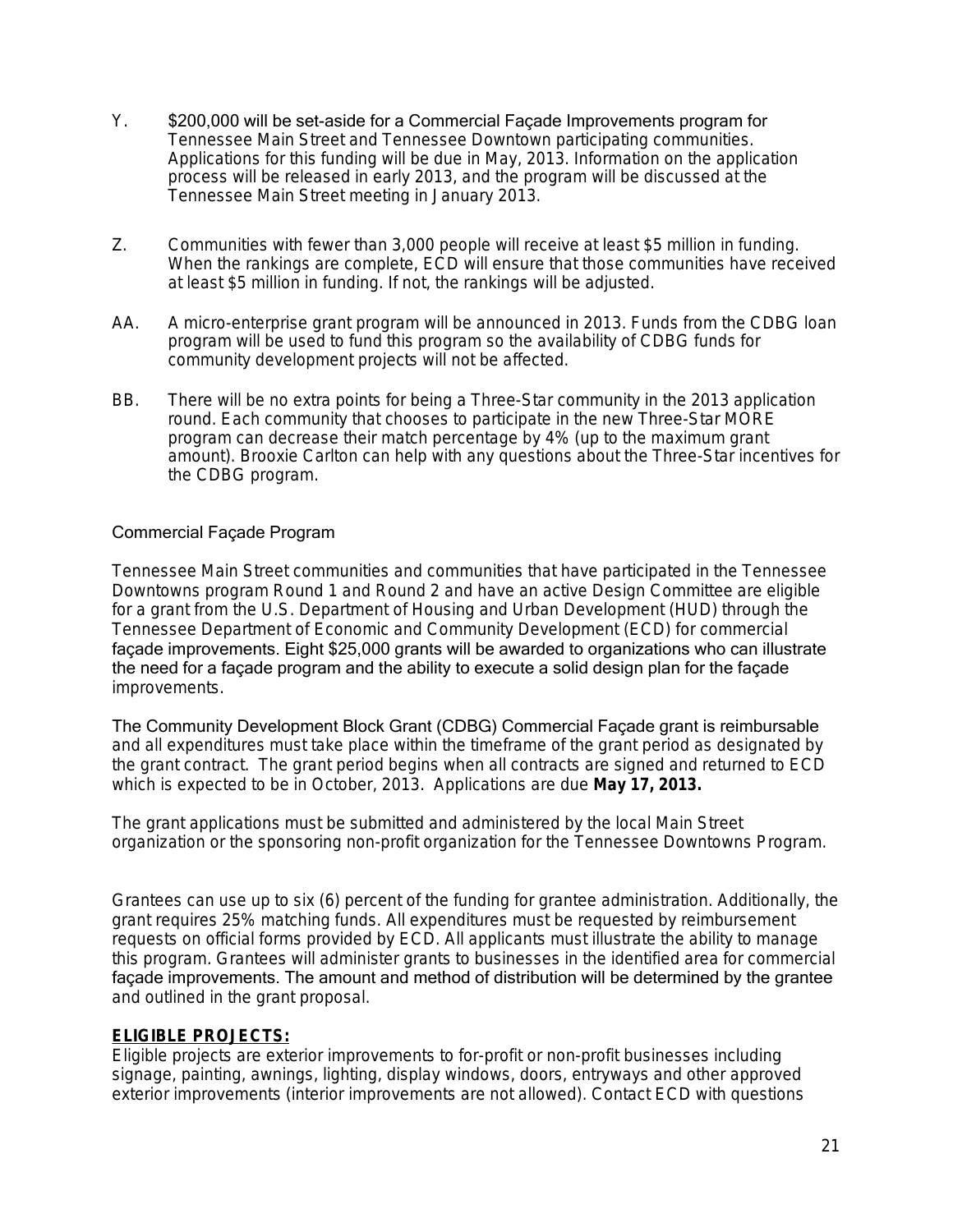Y. $200,000 will be set-aside for a Commercial Façade Improvements program for Tennessee Main Street and Tennessee Downtown participating communities. Applications for this funding will be due in May, 2013. Information on the application process will be released in early 2013, and the program will be discussed at the Tennessee Main Street meeting in January 2013.

Z. Communities with fewer than 3,000 people will receive at least $5 million in funding. When the rankings are complete, ECD will ensure that those communities have received at least $5 million in funding. If not, the rankings will be adjusted.

AA. A micro-enterprise grant program will be announced in 2013. Funds from the CDBG loan program will be used to fund this program so the availability of CDBG funds for community development projects will not be affected.

BB. There will be no extra points for being a Three-Star community in the 2013 application round. Each community that chooses to participate in the new Three-Star MORE program can decrease their match percentage by 4% (up to the maximum grant amount). Brooxie Carlton can help with any questions about the Three-Star incentives for the CDBG program.

## Commercial Façade Program

Tennessee Main Street communities and communities that have participated in the Tennessee Downtowns program Round 1 and Round 2 and have an active Design Committee are eligible for a grant from the U.S. Department of Housing and Urban Development (HUD) through the Tennessee Department of Economic and Community Development (ECD) for commercial façade improvements. Eight $25,000 grants will be awarded to organizations who can illustrate the need for a façade program and the ability to execute a solid design plan for the façade improvements.

The Community Development Block Grant (CDBG) Commercial Façade grant is reimbursable and all expenditures must take place within the timeframe of the grant period as designated by the grant contract. The grant period begins when all contracts are signed and returned to ECD which is expected to be in October, 2013. Applications are due **May 17, 2013.**

The grant applications must be submitted and administered by the local Main Street organization or the sponsoring non-profit organization for the Tennessee Downtowns Program.

Grantees can use up to six (6) percent of the funding for grantee administration. Additionally, the grant requires 25% matching funds. All expenditures must be requested by reimbursement requests on official forms provided by ECD. All applicants must illustrate the ability to manage this program. Grantees will administer grants to businesses in the identified area for commercial façade improvements. The amount and method of distribution will be determined by the grantee and outlined in the grant proposal.

**ELIGIBLE PROJECTS:**
Eligible projects are exterior improvements to for-profit or non-profit businesses including signage, painting, awnings, lighting, display windows, doors, entryways and other approved exterior improvements (interior improvements are not allowed). Contact ECD with questions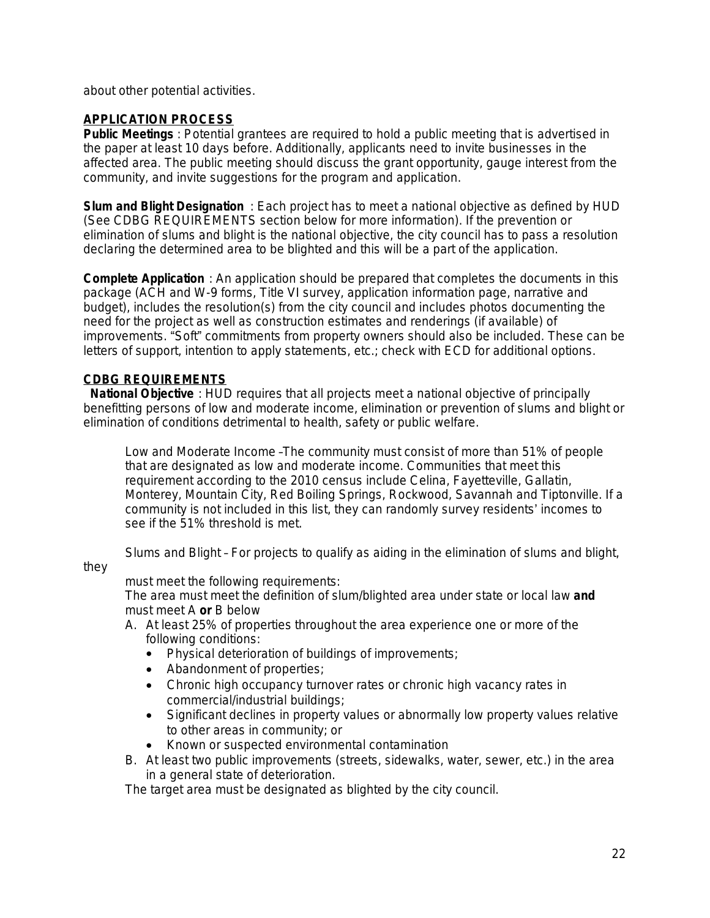about other potential activities.

## APPLICATION PROCESS

**Public Meetings** : Potential grantees are required to hold a public meeting that is advertised in the paper at least 10 days before. Additionally, applicants need to invite businesses in the affected area. The public meeting should discuss the grant opportunity, gauge interest from the community, and invite suggestions for the program and application.

**Slum and Blight Designation** : Each project has to meet a national objective as defined by HUD (See CDBG REQUIREMENTS section below for more information). If the prevention or elimination of slums and blight is the national objective, the city council has to pass a resolution declaring the determined area to be blighted and this will be a part of the application.

**Complete Application** : An application should be prepared that completes the documents in this package (ACH and W-9 forms, Title VI survey, application information page, narrative and budget), includes the resolution(s) from the city council and includes photos documenting the need for the project as well as construction estimates and renderings (if available) of improvements. "Soft" commitments from property owners should also be included. These can be letters of support, intention to apply statements, etc.; check with ECD for additional options.

## CDBG REQUIREMENTS

**National Objective** : HUD requires that all projects meet a national objective of principally benefitting persons of low and moderate income, elimination or prevention of slums and blight or elimination of conditions detrimental to health, safety or public welfare.

Low and Moderate Income –The community must consist of more than 51% of people that are designated as low and moderate income. Communities that meet this requirement according to the 2010 census include Celina, Fayetteville, Gallatin, Monterey, Mountain City, Red Boiling Springs, Rockwood, Savannah and Tiptonville. If a community is not included in this list, they can randomly survey residents' incomes to see if the 51% threshold is met.

Slums and Blight – For projects to qualify as aiding in the elimination of slums and blight, they must meet the following requirements:

The area must meet the definition of slum/blighted area under state or local law **and** must meet A **or** B below

A. At least 25% of properties throughout the area experience one or more of the following conditions:
   - Physical deterioration of buildings of improvements;
   - Abandonment of properties;
   - Chronic high occupancy turnover rates or chronic high vacancy rates in commercial/industrial buildings;
   - Significant declines in property values or abnormally low property values relative to other areas in community; or
   - Known or suspected environmental contamination
B. At least two public improvements (streets, sidewalks, water, sewer, etc.) in the area in a general state of deterioration.

The target area must be designated as blighted by the city council.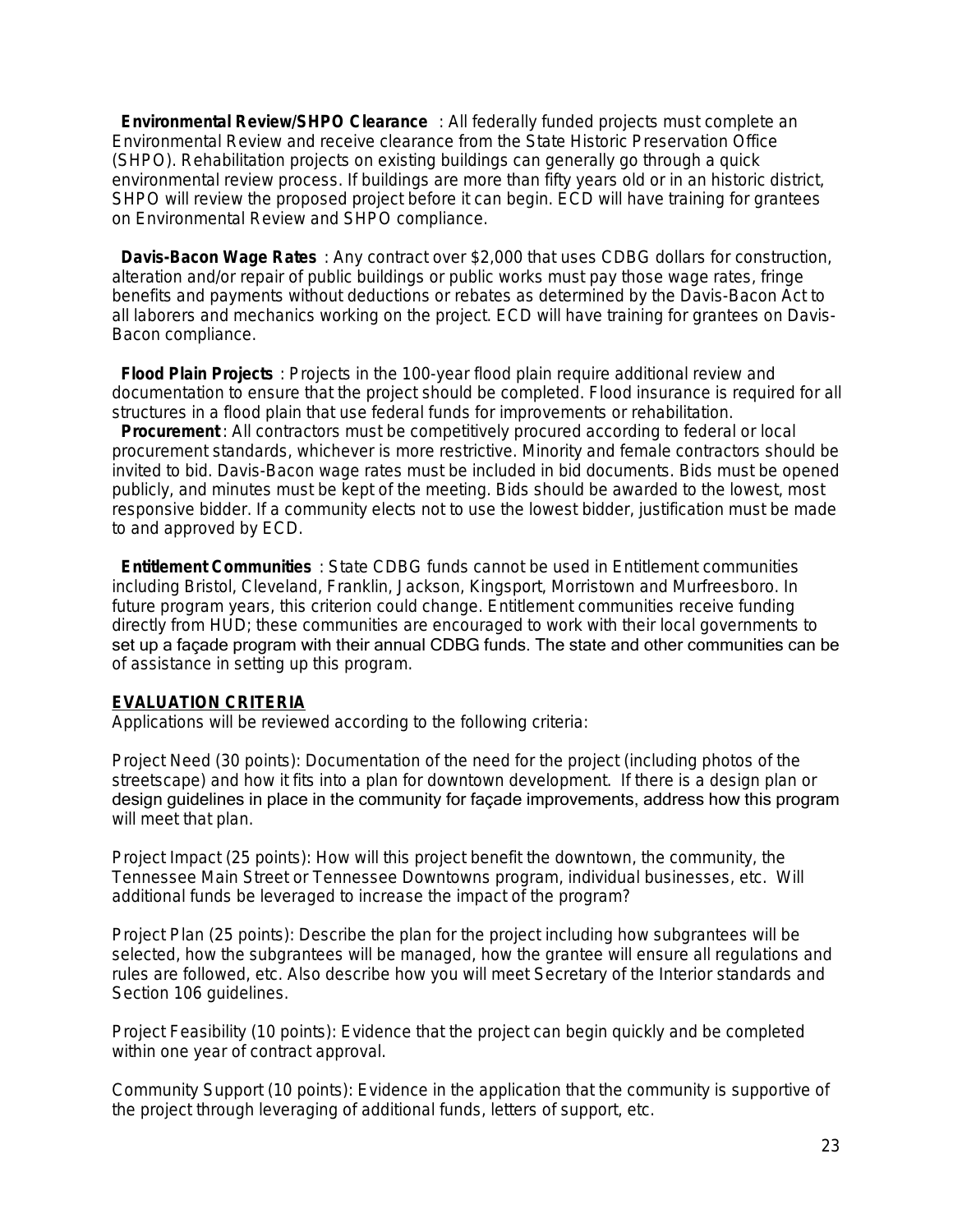**Environmental Review/SHPO Clearance**: All federally funded projects must complete an Environmental Review and receive clearance from the State Historic Preservation Office (SHPO). Rehabilitation projects on existing buildings can generally go through a quick environmental review process. If buildings are more than fifty years old or in an historic district, SHPO will review the proposed project before it can begin. ECD will have training for grantees on Environmental Review and SHPO compliance.

**Davis-Bacon Wage Rates**: Any contract over $2,000 that uses CDBG dollars for construction, alteration and/or repair of public buildings or public works must pay those wage rates, fringe benefits and payments without deductions or rebates as determined by the Davis-Bacon Act to all laborers and mechanics working on the project. ECD will have training for grantees on Davis-Bacon compliance.

**Flood Plain Projects**: Projects in the 100-year flood plain require additional review and documentation to ensure that the project should be completed. Flood insurance is required for all structures in a flood plain that use federal funds for improvements or rehabilitation.

**Procurement**: All contractors must be competitively procured according to federal or local procurement standards, whichever is more restrictive. Minority and female contractors should be invited to bid. Davis-Bacon wage rates must be included in bid documents. Bids must be opened publicly, and minutes must be kept of the meeting. Bids should be awarded to the lowest, most responsive bidder. If a community elects not to use the lowest bidder, justification must be made to and approved by ECD.

**Entitlement Communities**: State CDBG funds cannot be used in Entitlement communities including Bristol, Cleveland, Franklin, Jackson, Kingsport, Morristown and Murfreesboro. In future program years, this criterion could change. Entitlement communities receive funding directly from HUD; these communities are encouraged to work with their local governments to set up a façade program with their annual CDBG funds. The state and other communities can be of assistance in setting up this program.

## EVALUATION CRITERIA

Applications will be reviewed according to the following criteria:

Project Need (30 points): Documentation of the need for the project (including photos of the streetscape) and how it fits into a plan for downtown development. If there is a design plan or design guidelines in place in the community for façade improvements, address how this program will meet that plan.

Project Impact (25 points): How will this project benefit the downtown, the community, the Tennessee Main Street or Tennessee Downtowns program, individual businesses, etc. Will additional funds be leveraged to increase the impact of the program?

Project Plan (25 points): Describe the plan for the project including how subgrantees will be selected, how the subgrantees will be managed, how the grantee will ensure all regulations and rules are followed, etc. Also describe how you will meet Secretary of the Interior standards and Section 106 guidelines.

Project Feasibility (10 points): Evidence that the project can begin quickly and be completed within one year of contract approval.

Community Support (10 points): Evidence in the application that the community is supportive of the project through leveraging of additional funds, letters of support, etc.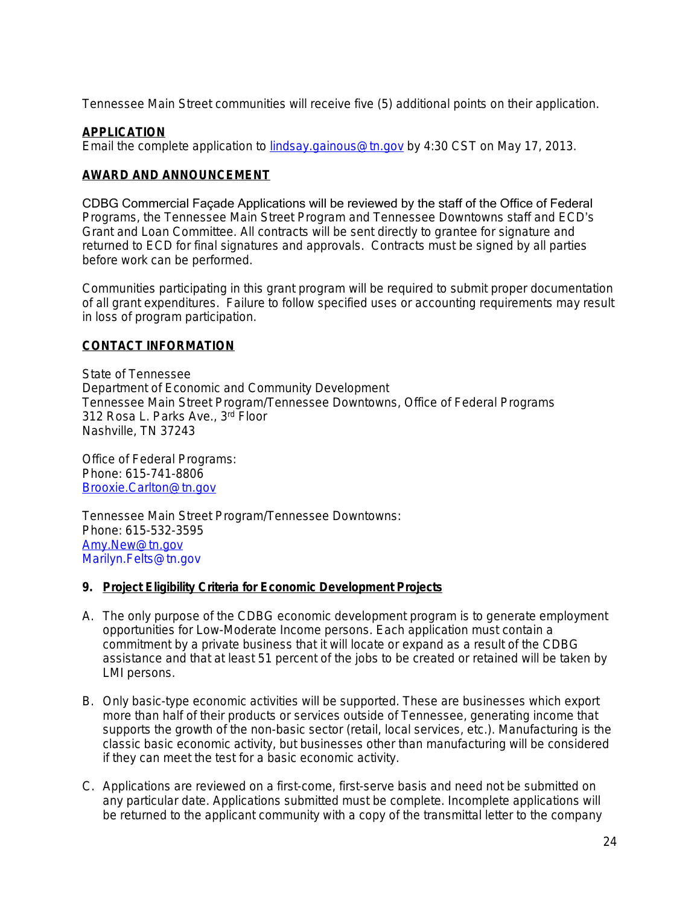Tennessee Main Street communities will receive five (5) additional points on their application.

**APPLICATION**

Email the complete application to lindsay.gainous@tn.gov by 4:30 CST on May 17, 2013.

**AWARD AND ANNOUNCEMENT**

CDBG Commercial Façade Applications will be reviewed by the staff of the Office of Federal Programs, the Tennessee Main Street Program and Tennessee Downtowns staff and ECD's Grant and Loan Committee. All contracts will be sent directly to grantee for signature and returned to ECD for final signatures and approvals. Contracts must be signed by all parties before work can be performed.

Communities participating in this grant program will be required to submit proper documentation of all grant expenditures. Failure to follow specified uses or accounting requirements may result in loss of program participation.

**CONTACT INFORMATION**

State of Tennessee
Department of Economic and Community Development
Tennessee Main Street Program/Tennessee Downtowns, Office of Federal Programs
312 Rosa L. Parks Ave., 3rd Floor
Nashville, TN 37243

Office of Federal Programs:
Phone: 615-741-8806
Brooxie.Carlton@tn.gov

Tennessee Main Street Program/Tennessee Downtowns:
Phone: 615-532-3595
Amy.New@tn.gov
Marilyn.Felts@tn.gov

## 9. Project Eligibility Criteria for Economic Development Projects

A. The only purpose of the CDBG economic development program is to generate employment opportunities for Low-Moderate Income persons. Each application must contain a commitment by a private business that it will locate or expand as a result of the CDBG assistance and that at least 51 percent of the jobs to be created or retained will be taken by LMI persons.

B. Only basic-type economic activities will be supported. These are businesses which export more than half of their products or services outside of Tennessee, generating income that supports the growth of the non-basic sector (retail, local services, etc.). Manufacturing is the classic basic economic activity, but businesses other than manufacturing will be considered if they can meet the test for a basic economic activity.

C. Applications are reviewed on a first-come, first-serve basis and need not be submitted on any particular date. Applications submitted must be complete. Incomplete applications will be returned to the applicant community with a copy of the transmittal letter to the company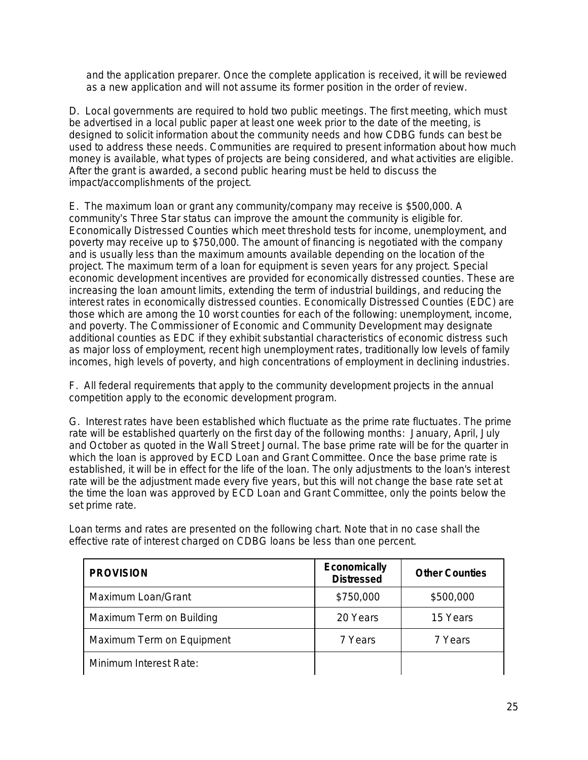and the application preparer. Once the complete application is received, it will be reviewed as a new application and will not assume its former position in the order of review.

D. Local governments are required to hold two public meetings. The first meeting, which must be advertised in a local public paper at least one week prior to the date of the meeting, is designed to solicit information about the community needs and how CDBG funds can best be used to address these needs. Communities are required to present information about how much money is available, what types of projects are being considered, and what activities are eligible. After the grant is awarded, a second public hearing must be held to discuss the impact/accomplishments of the project.

E. The maximum loan or grant any community/company may receive is $500,000. A community's Three Star status can improve the amount the community is eligible for. Economically Distressed Counties which meet threshold tests for income, unemployment, and poverty may receive up to $750,000. The amount of financing is negotiated with the company and is usually less than the maximum amounts available depending on the location of the project. The maximum term of a loan for equipment is seven years for any project. Special economic development incentives are provided for economically distressed counties. These are increasing the loan amount limits, extending the term of industrial buildings, and reducing the interest rates in economically distressed counties. Economically Distressed Counties (EDC) are those which are among the 10 worst counties for each of the following: unemployment, income, and poverty. The Commissioner of Economic and Community Development may designate additional counties as EDC if they exhibit substantial characteristics of economic distress such as major loss of employment, recent high unemployment rates, traditionally low levels of family incomes, high levels of poverty, and high concentrations of employment in declining industries.

F. All federal requirements that apply to the community development projects in the annual competition apply to the economic development program.

G. Interest rates have been established which fluctuate as the prime rate fluctuates. The prime rate will be established quarterly on the first day of the following months: January, April, July and October as quoted in the Wall Street Journal. The base prime rate will be for the quarter in which the loan is approved by ECD Loan and Grant Committee. Once the base prime rate is established, it will be in effect for the life of the loan. The only adjustments to the loan's interest rate will be the adjustment made every five years, but this will not change the base rate set at the time the loan was approved by ECD Loan and Grant Committee, only the points below the set prime rate.

Loan terms and rates are presented on the following chart. Note that in no case shall the effective rate of interest charged on CDBG loans be less than one percent.

| PROVISION | Economically Distressed | Other Counties |
|---|---|---|
| Maximum Loan/Grant | $750,000 | $500,000 |
| Maximum Term on Building | 20 Years | 15 Years |
| Maximum Term on Equipment | 7 Years | 7 Years |
| Minimum Interest Rate: | | |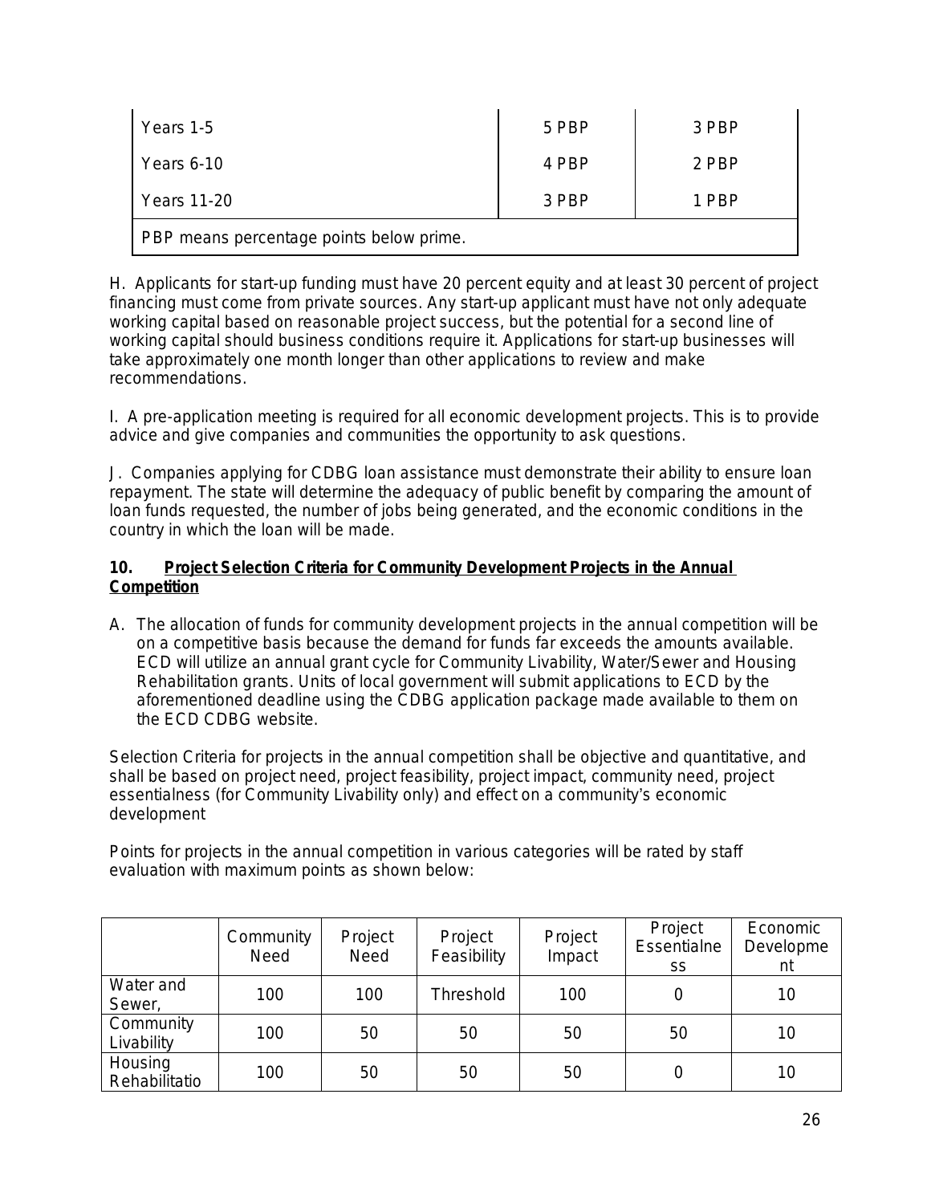| Years 1-5 | 5 PBP | 3 PBP |
|---|---|---|
| Years 6-10 | 4 PBP | 2 PBP |
| Years 11-20 | 3 PBP | 1 PBP |
| PBP means percentage points below prime. | | |

H. Applicants for start-up funding must have 20 percent equity and at least 30 percent of project financing must come from private sources. Any start-up applicant must have not only adequate working capital based on reasonable project success, but the potential for a second line of working capital should business conditions require it. Applications for start-up businesses will take approximately one month longer than other applications to review and make recommendations.

I. A pre-application meeting is required for all economic development projects. This is to provide advice and give companies and communities the opportunity to ask questions.

J. Companies applying for CDBG loan assistance must demonstrate their ability to ensure loan repayment. The state will determine the adequacy of public benefit by comparing the amount of loan funds requested, the number of jobs being generated, and the economic conditions in the country in which the loan will be made.

**10. Project Selection Criteria for Community Development Projects in the Annual Competition**

A. The allocation of funds for community development projects in the annual competition will be on a competitive basis because the demand for funds far exceeds the amounts available. ECD will utilize an annual grant cycle for Community Livability, Water/Sewer and Housing Rehabilitation grants. Units of local government will submit applications to ECD by the aforementioned deadline using the CDBG application package made available to them on the ECD CDBG website.

Selection Criteria for projects in the annual competition shall be objective and quantitative, and shall be based on project need, project feasibility, project impact, community need, project essentialness (for Community Livability only) and effect on a community's economic development

Points for projects in the annual competition in various categories will be rated by staff evaluation with maximum points as shown below:

| | Community Need | Project Need | Project Feasibility | Project Impact | Project Essentialness | Economic Development |
|---|---|---|---|---|---|---|
| Water and Sewer, | 100 | 100 | Threshold | 100 | 0 | 10 |
| Community Livability | 100 | 50 | 50 | 50 | 50 | 10 |
| Housing Rehabilitatio | 100 | 50 | 50 | 50 | 0 | 10 |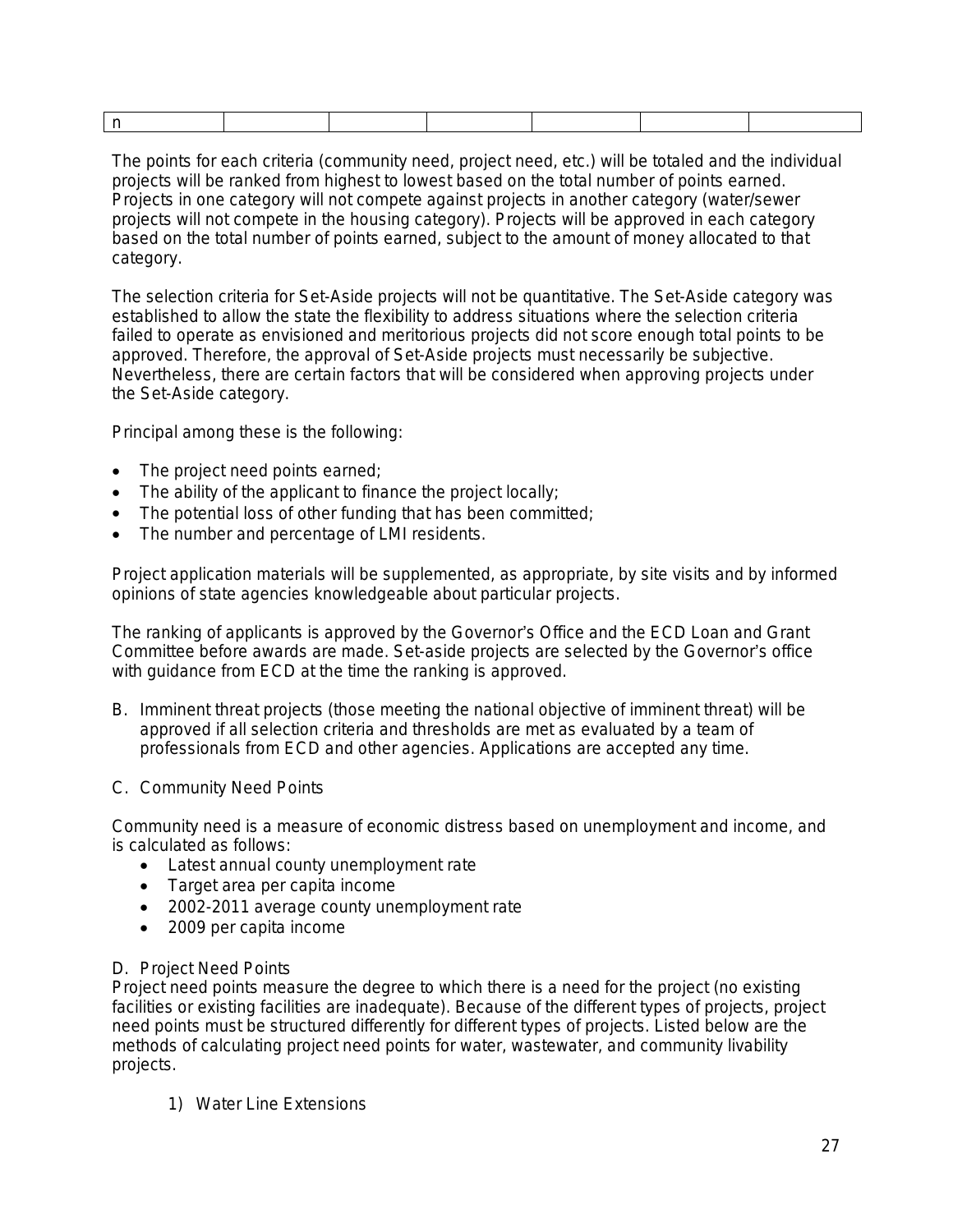| n | | | | | | |
|---|---|---|---|---|---|---|

The points for each criteria (community need, project need, etc.) will be totaled and the individual projects will be ranked from highest to lowest based on the total number of points earned. Projects in one category will not compete against projects in another category (water/sewer projects will not compete in the housing category). Projects will be approved in each category based on the total number of points earned, subject to the amount of money allocated to that category.

The selection criteria for Set-Aside projects will not be quantitative. The Set-Aside category was established to allow the state the flexibility to address situations where the selection criteria failed to operate as envisioned and meritorious projects did not score enough total points to be approved. Therefore, the approval of Set-Aside projects must necessarily be subjective. Nevertheless, there are certain factors that will be considered when approving projects under the Set-Aside category.

Principal among these is the following:

- The project need points earned;
- The ability of the applicant to finance the project locally;
- The potential loss of other funding that has been committed;
- The number and percentage of LMI residents.

Project application materials will be supplemented, as appropriate, by site visits and by informed opinions of state agencies knowledgeable about particular projects.

The ranking of applicants is approved by the Governor's Office and the ECD Loan and Grant Committee before awards are made. Set-aside projects are selected by the Governor's office with guidance from ECD at the time the ranking is approved.

B. Imminent threat projects (those meeting the national objective of imminent threat) will be approved if all selection criteria and thresholds are met as evaluated by a team of professionals from ECD and other agencies. Applications are accepted any time.

C. Community Need Points

Community need is a measure of economic distress based on unemployment and income, and is calculated as follows:

- Latest annual county unemployment rate
- Target area per capita income
- 2002-2011 average county unemployment rate
- 2009 per capita income

D. Project Need Points

Project need points measure the degree to which there is a need for the project (no existing facilities or existing facilities are inadequate). Because of the different types of projects, project need points must be structured differently for different types of projects. Listed below are the methods of calculating project need points for water, wastewater, and community livability projects.

1) Water Line Extensions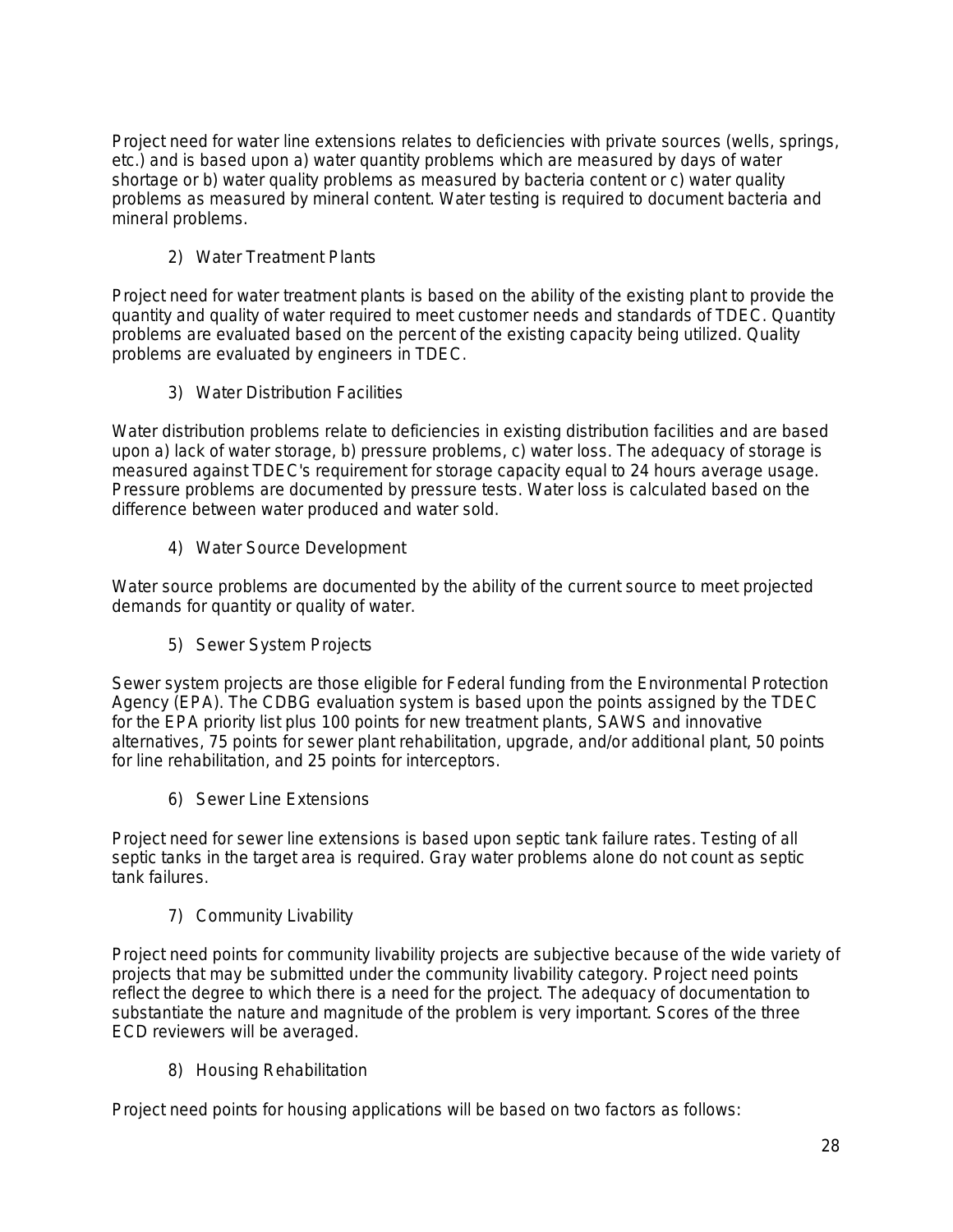Project need for water line extensions relates to deficiencies with private sources (wells, springs, etc.) and is based upon a) water quantity problems which are measured by days of water shortage or b) water quality problems as measured by bacteria content or c) water quality problems as measured by mineral content. Water testing is required to document bacteria and mineral problems.

2) Water Treatment Plants

Project need for water treatment plants is based on the ability of the existing plant to provide the quantity and quality of water required to meet customer needs and standards of TDEC. Quantity problems are evaluated based on the percent of the existing capacity being utilized. Quality problems are evaluated by engineers in TDEC.

3) Water Distribution Facilities

Water distribution problems relate to deficiencies in existing distribution facilities and are based upon a) lack of water storage, b) pressure problems, c) water loss. The adequacy of storage is measured against TDEC's requirement for storage capacity equal to 24 hours average usage. Pressure problems are documented by pressure tests. Water loss is calculated based on the difference between water produced and water sold.

4) Water Source Development

Water source problems are documented by the ability of the current source to meet projected demands for quantity or quality of water.

5) Sewer System Projects

Sewer system projects are those eligible for Federal funding from the Environmental Protection Agency (EPA). The CDBG evaluation system is based upon the points assigned by the TDEC for the EPA priority list plus 100 points for new treatment plants, SAWS and innovative alternatives, 75 points for sewer plant rehabilitation, upgrade, and/or additional plant, 50 points for line rehabilitation, and 25 points for interceptors.

6) Sewer Line Extensions

Project need for sewer line extensions is based upon septic tank failure rates. Testing of all septic tanks in the target area is required. Gray water problems alone do not count as septic tank failures.

7) Community Livability

Project need points for community livability projects are subjective because of the wide variety of projects that may be submitted under the community livability category. Project need points reflect the degree to which there is a need for the project. The adequacy of documentation to substantiate the nature and magnitude of the problem is very important. Scores of the three ECD reviewers will be averaged.

8) Housing Rehabilitation

Project need points for housing applications will be based on two factors as follows: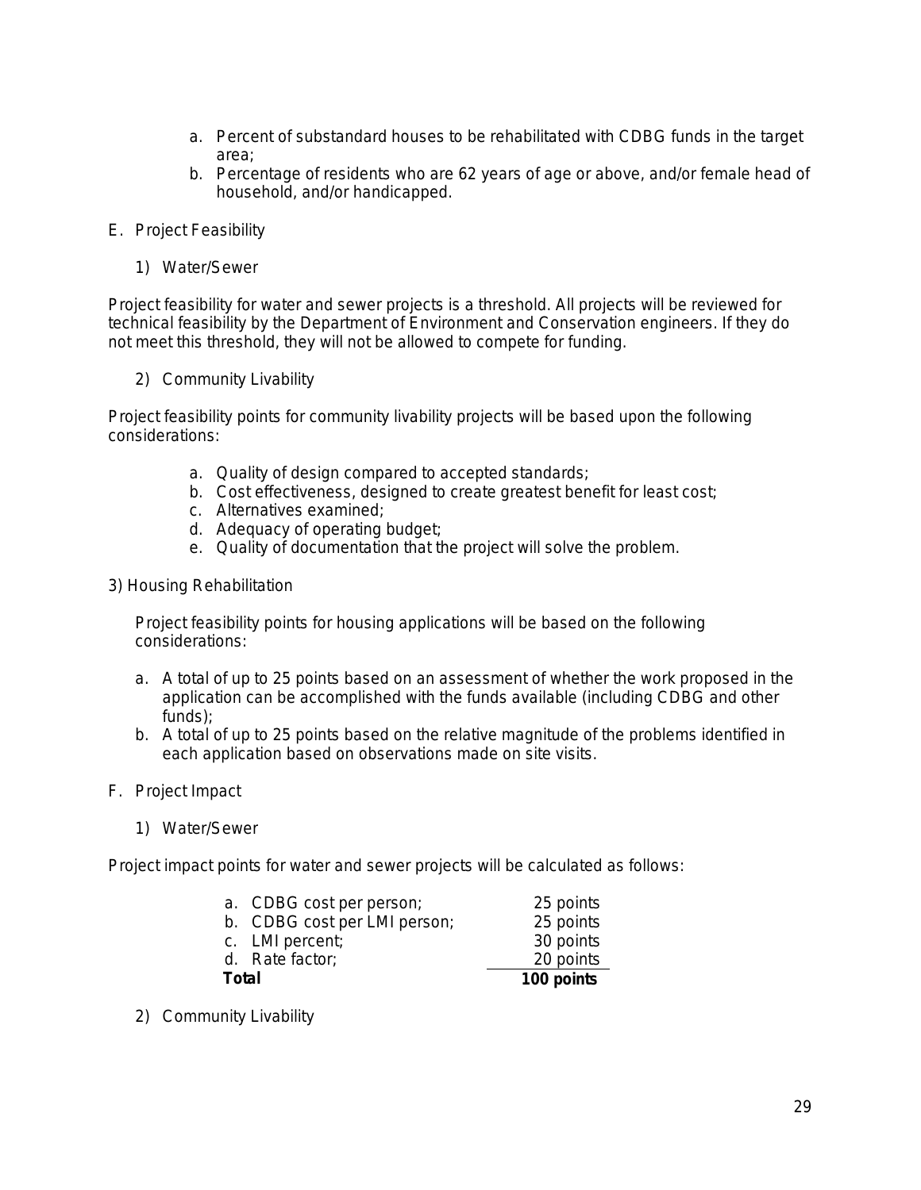a. Percent of substandard houses to be rehabilitated with CDBG funds in the target area;
b. Percentage of residents who are 62 years of age or above, and/or female head of household, and/or handicapped.

E. Project Feasibility

1) Water/Sewer

Project feasibility for water and sewer projects is a threshold. All projects will be reviewed for technical feasibility by the Department of Environment and Conservation engineers. If they do not meet this threshold, they will not be allowed to compete for funding.

2) Community Livability

Project feasibility points for community livability projects will be based upon the following considerations:

a. Quality of design compared to accepted standards;
b. Cost effectiveness, designed to create greatest benefit for least cost;
c. Alternatives examined;
d. Adequacy of operating budget;
e. Quality of documentation that the project will solve the problem.

3) Housing Rehabilitation

Project feasibility points for housing applications will be based on the following considerations:

a. A total of up to 25 points based on an assessment of whether the work proposed in the application can be accomplished with the funds available (including CDBG and other funds);
b. A total of up to 25 points based on the relative magnitude of the problems identified in each application based on observations made on site visits.

F. Project Impact

1) Water/Sewer

Project impact points for water and sewer projects will be calculated as follows:

| | |
|---|---|
| a. CDBG cost per person; | 25 points |
| b. CDBG cost per LMI person; | 25 points |
| c. LMI percent; | 30 points |
| d. Rate factor; | 20 points |
| **Total** | **100 points** |

2) Community Livability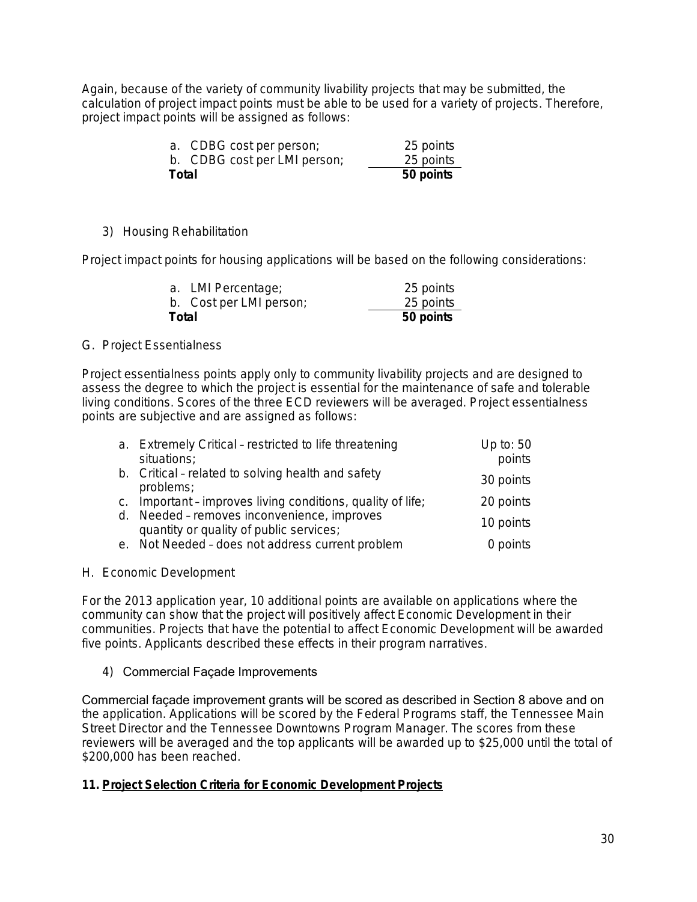Again, because of the variety of community livability projects that may be submitted, the calculation of project impact points must be able to be used for a variety of projects. Therefore, project impact points will be assigned as follows:

| | |
|---|---|
| a. CDBG cost per person; | 25 points |
| b. CDBG cost per LMI person; | 25 points |
| **Total** | **50 points** |

3) Housing Rehabilitation

Project impact points for housing applications will be based on the following considerations:

| | |
|---|---|
| a. LMI Percentage; | 25 points |
| b. Cost per LMI person; | 25 points |
| **Total** | **50 points** |

G. Project Essentialness

Project essentialness points apply only to community livability projects and are designed to assess the degree to which the project is essential for the maintenance of safe and tolerable living conditions. Scores of the three ECD reviewers will be averaged. Project essentialness points are subjective and are assigned as follows:

| | |
|---|---|
| a. Extremely Critical – restricted to life threatening situations; | Up to: 50 points |
| b. Critical – related to solving health and safety problems; | 30 points |
| c. Important – improves living conditions, quality of life; | 20 points |
| d. Needed – removes inconvenience, improves quantity or quality of public services; | 10 points |
| e. Not Needed – does not address current problem | 0 points |

H. Economic Development

For the 2013 application year, 10 additional points are available on applications where the community can show that the project will positively affect Economic Development in their communities. Projects that have the potential to affect Economic Development will be awarded five points. Applicants described these effects in their program narratives.

4) Commercial Façade Improvements

Commercial façade improvement grants will be scored as described in Section 8 above and on the application. Applications will be scored by the Federal Programs staff, the Tennessee Main Street Director and the Tennessee Downtowns Program Manager. The scores from these reviewers will be averaged and the top applicants will be awarded up to $25,000 until the total of $200,000 has been reached.

**11. Project Selection Criteria for Economic Development Projects**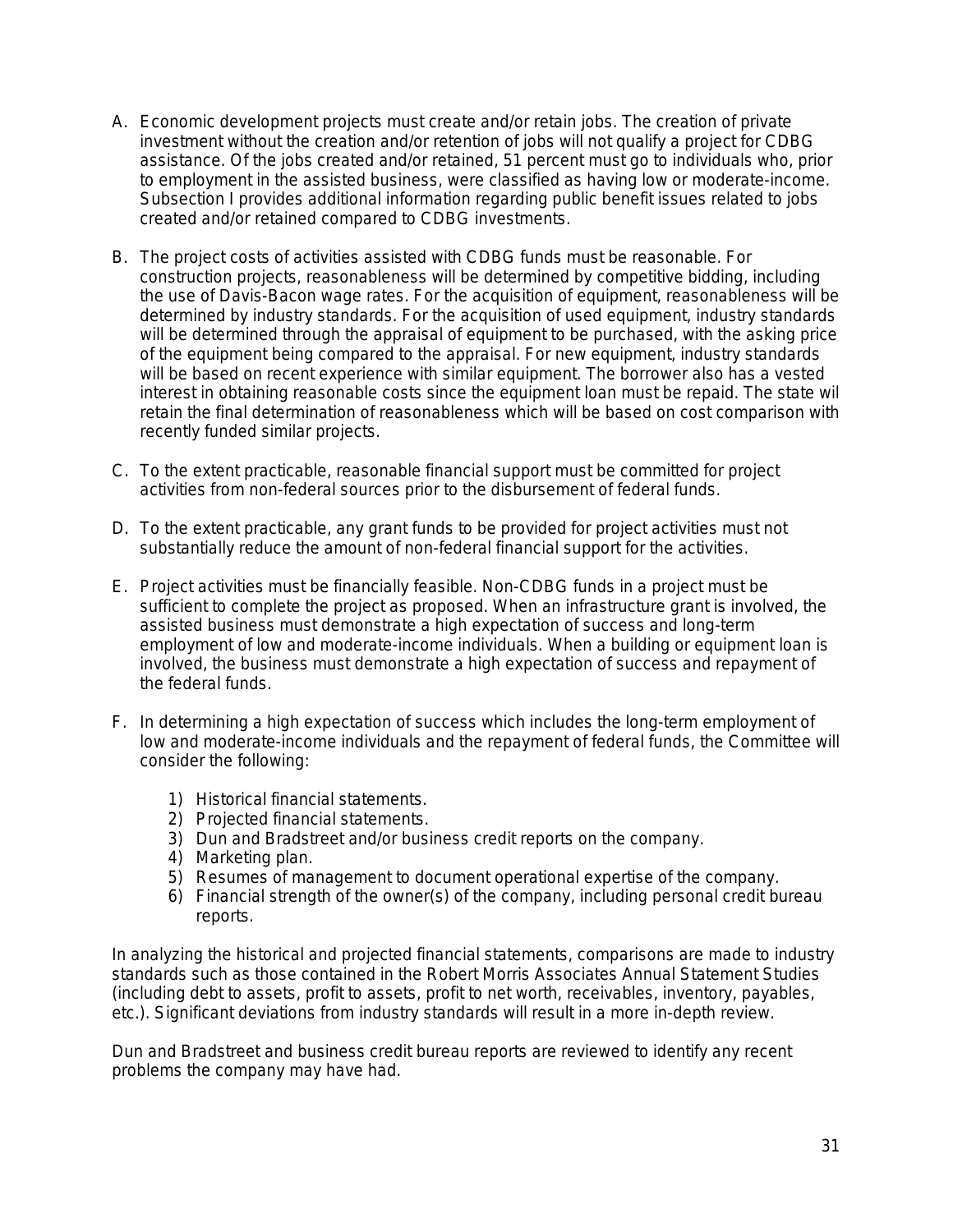A. Economic development projects must create and/or retain jobs. The creation of private investment without the creation and/or retention of jobs will not qualify a project for CDBG assistance. Of the jobs created and/or retained, 51 percent must go to individuals who, prior to employment in the assisted business, were classified as having low or moderate-income. Subsection I provides additional information regarding public benefit issues related to jobs created and/or retained compared to CDBG investments.

B. The project costs of activities assisted with CDBG funds must be reasonable. For construction projects, reasonableness will be determined by competitive bidding, including the use of Davis-Bacon wage rates. For the acquisition of equipment, reasonableness will be determined by industry standards. For the acquisition of used equipment, industry standards will be determined through the appraisal of equipment to be purchased, with the asking price of the equipment being compared to the appraisal. For new equipment, industry standards will be based on recent experience with similar equipment. The borrower also has a vested interest in obtaining reasonable costs since the equipment loan must be repaid. The state wil retain the final determination of reasonableness which will be based on cost comparison with recently funded similar projects.

C. To the extent practicable, reasonable financial support must be committed for project activities from non-federal sources prior to the disbursement of federal funds.

D. To the extent practicable, any grant funds to be provided for project activities must not substantially reduce the amount of non-federal financial support for the activities.

E. Project activities must be financially feasible. Non-CDBG funds in a project must be sufficient to complete the project as proposed. When an infrastructure grant is involved, the assisted business must demonstrate a high expectation of success and long-term employment of low and moderate-income individuals. When a building or equipment loan is involved, the business must demonstrate a high expectation of success and repayment of the federal funds.

F. In determining a high expectation of success which includes the long-term employment of low and moderate-income individuals and the repayment of federal funds, the Committee will consider the following:

   1) Historical financial statements.
   2) Projected financial statements.
   3) Dun and Bradstreet and/or business credit reports on the company.
   4) Marketing plan.
   5) Resumes of management to document operational expertise of the company.
   6) Financial strength of the owner(s) of the company, including personal credit bureau reports.

In analyzing the historical and projected financial statements, comparisons are made to industry standards such as those contained in the Robert Morris Associates Annual Statement Studies (including debt to assets, profit to assets, profit to net worth, receivables, inventory, payables, etc.). Significant deviations from industry standards will result in a more in-depth review.

Dun and Bradstreet and business credit bureau reports are reviewed to identify any recent problems the company may have had.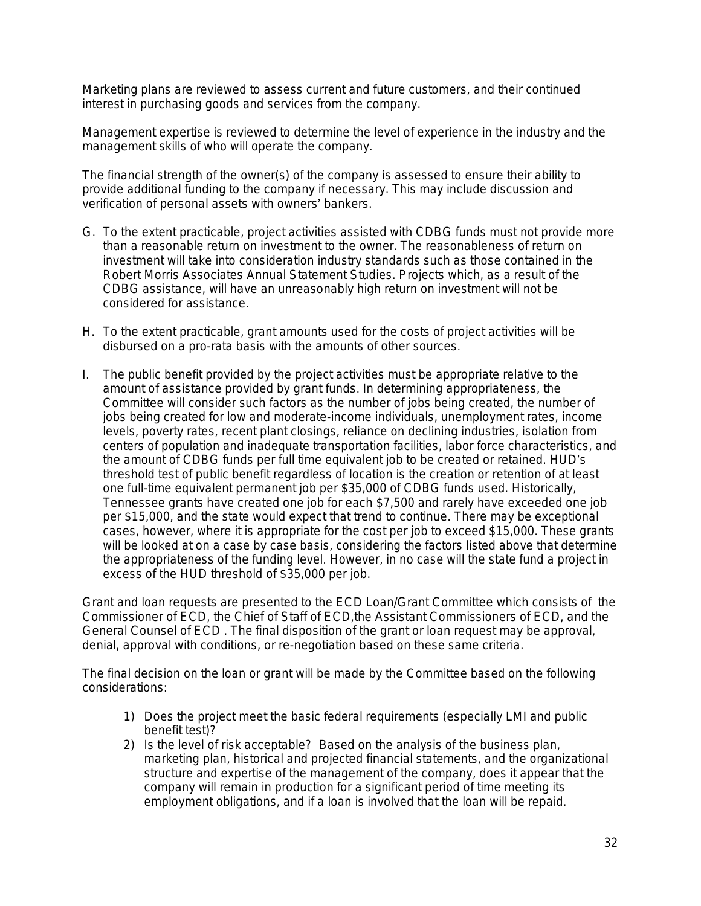Marketing plans are reviewed to assess current and future customers, and their continued interest in purchasing goods and services from the company.

Management expertise is reviewed to determine the level of experience in the industry and the management skills of who will operate the company.

The financial strength of the owner(s) of the company is assessed to ensure their ability to provide additional funding to the company if necessary. This may include discussion and verification of personal assets with owners' bankers.

G. To the extent practicable, project activities assisted with CDBG funds must not provide more than a reasonable return on investment to the owner. The reasonableness of return on investment will take into consideration industry standards such as those contained in the Robert Morris Associates Annual Statement Studies. Projects which, as a result of the CDBG assistance, will have an unreasonably high return on investment will not be considered for assistance.

H. To the extent practicable, grant amounts used for the costs of project activities will be disbursed on a pro-rata basis with the amounts of other sources.

I. The public benefit provided by the project activities must be appropriate relative to the amount of assistance provided by grant funds. In determining appropriateness, the Committee will consider such factors as the number of jobs being created, the number of jobs being created for low and moderate-income individuals, unemployment rates, income levels, poverty rates, recent plant closings, reliance on declining industries, isolation from centers of population and inadequate transportation facilities, labor force characteristics, and the amount of CDBG funds per full time equivalent job to be created or retained. HUD's threshold test of public benefit regardless of location is the creation or retention of at least one full-time equivalent permanent job per $35,000 of CDBG funds used. Historically, Tennessee grants have created one job for each $7,500 and rarely have exceeded one job per $15,000, and the state would expect that trend to continue. There may be exceptional cases, however, where it is appropriate for the cost per job to exceed $15,000. These grants will be looked at on a case by case basis, considering the factors listed above that determine the appropriateness of the funding level. However, in no case will the state fund a project in excess of the HUD threshold of $35,000 per job.

Grant and loan requests are presented to the ECD Loan/Grant Committee which consists of the Commissioner of ECD, the Chief of Staff of ECD,the Assistant Commissioners of ECD, and the General Counsel of ECD . The final disposition of the grant or loan request may be approval, denial, approval with conditions, or re-negotiation based on these same criteria.

The final decision on the loan or grant will be made by the Committee based on the following considerations:

1) Does the project meet the basic federal requirements (especially LMI and public benefit test)?
2) Is the level of risk acceptable? Based on the analysis of the business plan, marketing plan, historical and projected financial statements, and the organizational structure and expertise of the management of the company, does it appear that the company will remain in production for a significant period of time meeting its employment obligations, and if a loan is involved that the loan will be repaid.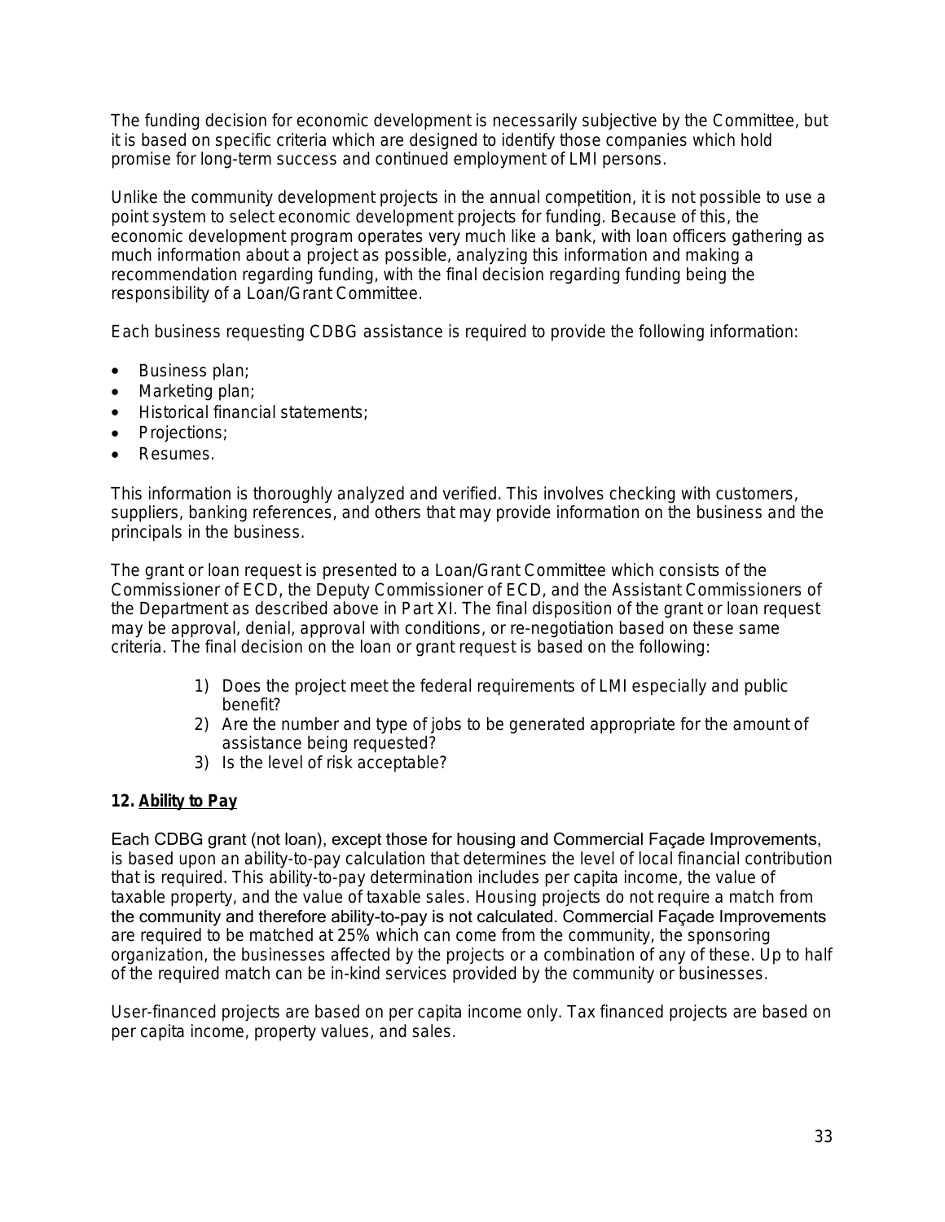The funding decision for economic development is necessarily subjective by the Committee, but it is based on specific criteria which are designed to identify those companies which hold promise for long-term success and continued employment of LMI persons.

Unlike the community development projects in the annual competition, it is not possible to use a point system to select economic development projects for funding. Because of this, the economic development program operates very much like a bank, with loan officers gathering as much information about a project as possible, analyzing this information and making a recommendation regarding funding, with the final decision regarding funding being the responsibility of a Loan/Grant Committee.

Each business requesting CDBG assistance is required to provide the following information:

- Business plan;
- Marketing plan;
- Historical financial statements;
- Projections;
- Resumes.

This information is thoroughly analyzed and verified. This involves checking with customers, suppliers, banking references, and others that may provide information on the business and the principals in the business.

The grant or loan request is presented to a Loan/Grant Committee which consists of the Commissioner of ECD, the Deputy Commissioner of ECD, and the Assistant Commissioners of the Department as described above in Part XI. The final disposition of the grant or loan request may be approval, denial, approval with conditions, or re-negotiation based on these same criteria. The final decision on the loan or grant request is based on the following:

1) Does the project meet the federal requirements of LMI especially and public benefit?
2) Are the number and type of jobs to be generated appropriate for the amount of assistance being requested?
3) Is the level of risk acceptable?

**12. <u>Ability to Pay</u>**

Each CDBG grant (not loan), except those for housing and Commercial Façade Improvements, is based upon an ability-to-pay calculation that determines the level of local financial contribution that is required. This ability-to-pay determination includes per capita income, the value of taxable property, and the value of taxable sales. Housing projects do not require a match from the community and therefore ability-to-pay is not calculated. Commercial Façade Improvements are required to be matched at 25% which can come from the community, the sponsoring organization, the businesses affected by the projects or a combination of any of these. Up to half of the required match can be in-kind services provided by the community or businesses.

User-financed projects are based on per capita income only. Tax financed projects are based on per capita income, property values, and sales.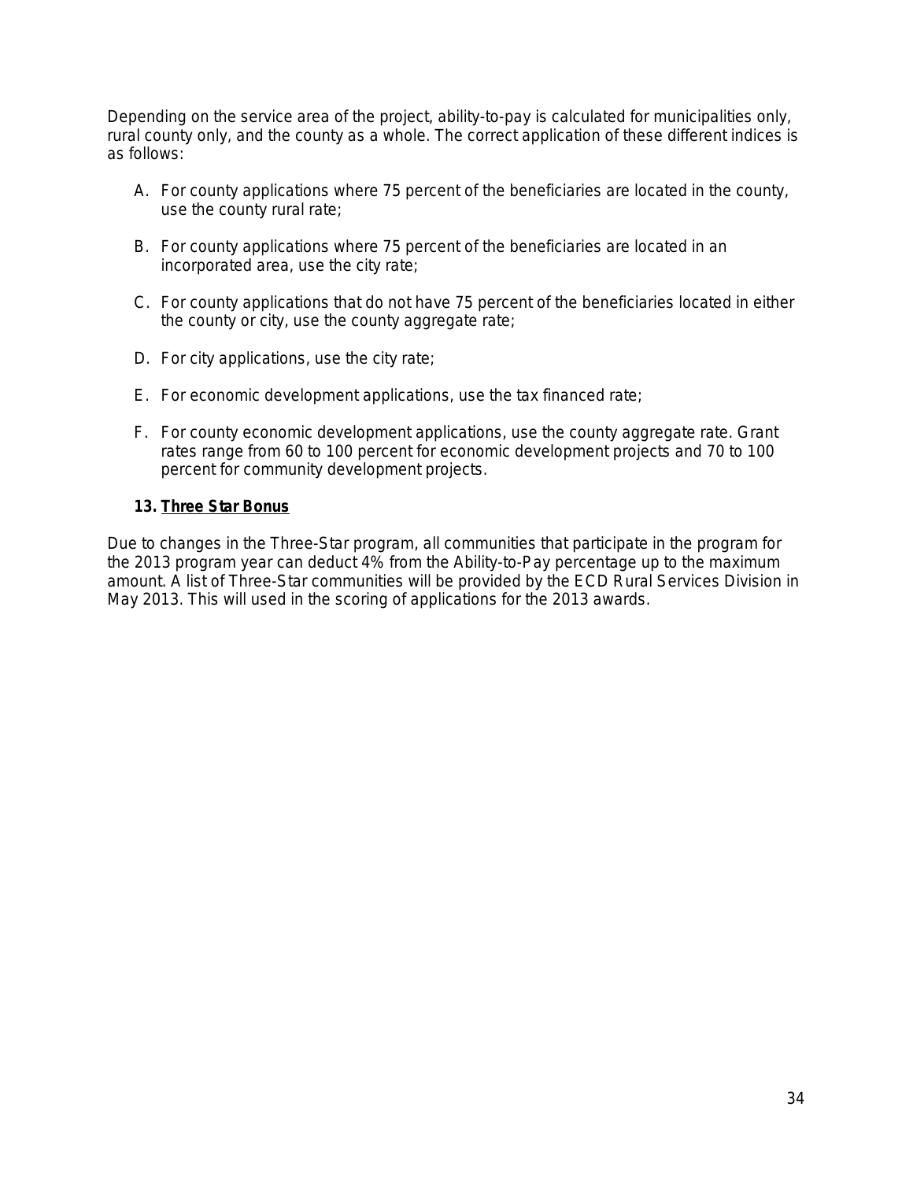Depending on the service area of the project, ability-to-pay is calculated for municipalities only, rural county only, and the county as a whole. The correct application of these different indices is as follows:

A. For county applications where 75 percent of the beneficiaries are located in the county, use the county rural rate;

B. For county applications where 75 percent of the beneficiaries are located in an incorporated area, use the city rate;

C. For county applications that do not have 75 percent of the beneficiaries located in either the county or city, use the county aggregate rate;

D. For city applications, use the city rate;

E. For economic development applications, use the tax financed rate;

F. For county economic development applications, use the county aggregate rate. Grant rates range from 60 to 100 percent for economic development projects and 70 to 100 percent for community development projects.

### 13. <u>Three Star Bonus</u>

Due to changes in the Three-Star program, all communities that participate in the program for the 2013 program year can deduct 4% from the Ability-to-Pay percentage up to the maximum amount. A list of Three-Star communities will be provided by the ECD Rural Services Division in May 2013. This will used in the scoring of applications for the 2013 awards.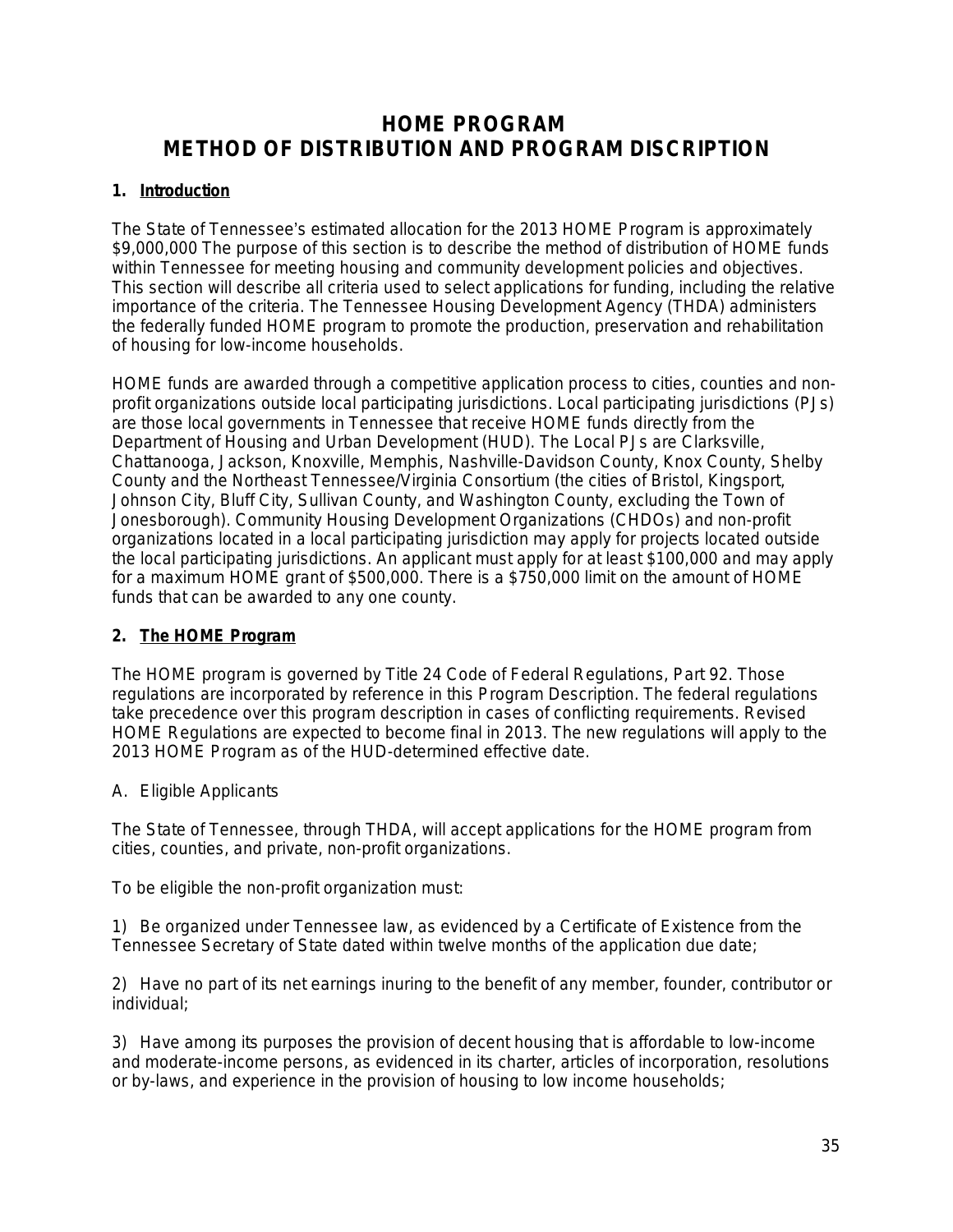# HOME PROGRAM
# METHOD OF DISTRIBUTION AND PROGRAM DISCRIPTION

## 1. Introduction

The State of Tennessee's estimated allocation for the 2013 HOME Program is approximately $9,000,000 The purpose of this section is to describe the method of distribution of HOME funds within Tennessee for meeting housing and community development policies and objectives. This section will describe all criteria used to select applications for funding, including the relative importance of the criteria. The Tennessee Housing Development Agency (THDA) administers the federally funded HOME program to promote the production, preservation and rehabilitation of housing for low-income households.

HOME funds are awarded through a competitive application process to cities, counties and non-profit organizations outside local participating jurisdictions. Local participating jurisdictions (PJs) are those local governments in Tennessee that receive HOME funds directly from the Department of Housing and Urban Development (HUD). The Local PJs are Clarksville, Chattanooga, Jackson, Knoxville, Memphis, Nashville-Davidson County, Knox County, Shelby County and the Northeast Tennessee/Virginia Consortium (the cities of Bristol, Kingsport, Johnson City, Bluff City, Sullivan County, and Washington County, excluding the Town of Jonesborough). Community Housing Development Organizations (CHDOs) and non-profit organizations located in a local participating jurisdiction may apply for projects located outside the local participating jurisdictions. An applicant must apply for at least $100,000 and may apply for a maximum HOME grant of $500,000. There is a $750,000 limit on the amount of HOME funds that can be awarded to any one county.

## 2. The HOME Program

The HOME program is governed by Title 24 Code of Federal Regulations, Part 92. Those regulations are incorporated by reference in this Program Description. The federal regulations take precedence over this program description in cases of conflicting requirements. Revised HOME Regulations are expected to become final in 2013. The new regulations will apply to the 2013 HOME Program as of the HUD-determined effective date.

A. Eligible Applicants

The State of Tennessee, through THDA, will accept applications for the HOME program from cities, counties, and private, non-profit organizations.

To be eligible the non-profit organization must:

1) Be organized under Tennessee law, as evidenced by a Certificate of Existence from the Tennessee Secretary of State dated within twelve months of the application due date;

2) Have no part of its net earnings inuring to the benefit of any member, founder, contributor or individual;

3) Have among its purposes the provision of decent housing that is affordable to low-income and moderate-income persons, as evidenced in its charter, articles of incorporation, resolutions or by-laws, and experience in the provision of housing to low income households;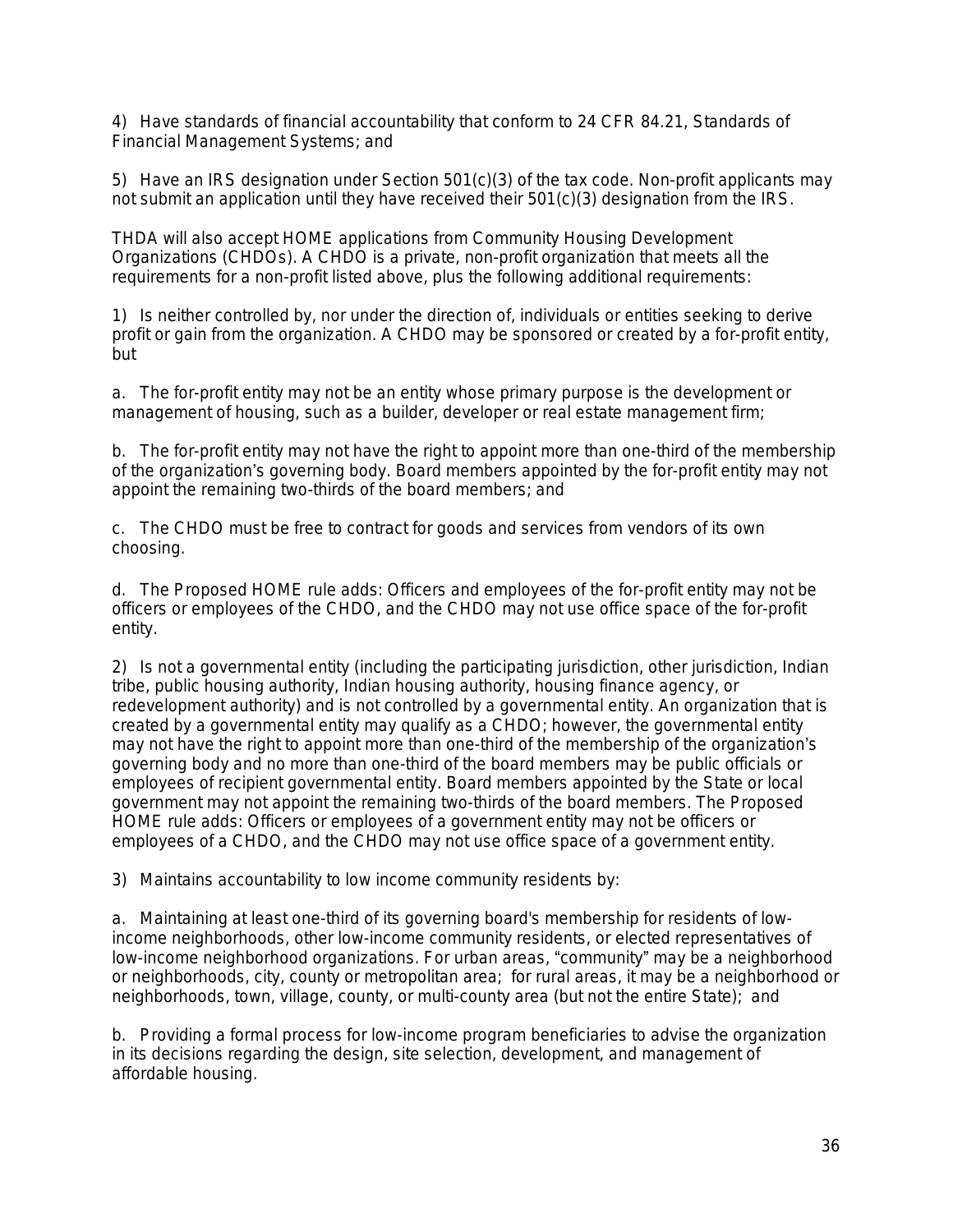4) Have standards of financial accountability that conform to 24 CFR 84.21, Standards of Financial Management Systems; and

5) Have an IRS designation under Section 501(c)(3) of the tax code. Non-profit applicants may not submit an application until they have received their 501(c)(3) designation from the IRS.

THDA will also accept HOME applications from Community Housing Development Organizations (CHDOs). A CHDO is a private, non-profit organization that meets all the requirements for a non-profit listed above, plus the following additional requirements:

1) Is neither controlled by, nor under the direction of, individuals or entities seeking to derive profit or gain from the organization. A CHDO may be sponsored or created by a for-profit entity, but

a. The for-profit entity may not be an entity whose primary purpose is the development or management of housing, such as a builder, developer or real estate management firm;

b. The for-profit entity may not have the right to appoint more than one-third of the membership of the organization's governing body. Board members appointed by the for-profit entity may not appoint the remaining two-thirds of the board members; and

c. The CHDO must be free to contract for goods and services from vendors of its own choosing.

d. The Proposed HOME rule adds: Officers and employees of the for-profit entity may not be officers or employees of the CHDO, and the CHDO may not use office space of the for-profit entity.

2) Is not a governmental entity (including the participating jurisdiction, other jurisdiction, Indian tribe, public housing authority, Indian housing authority, housing finance agency, or redevelopment authority) and is not controlled by a governmental entity. An organization that is created by a governmental entity may qualify as a CHDO; however, the governmental entity may not have the right to appoint more than one-third of the membership of the organization's governing body and no more than one-third of the board members may be public officials or employees of recipient governmental entity. Board members appointed by the State or local government may not appoint the remaining two-thirds of the board members. The Proposed HOME rule adds: Officers or employees of a government entity may not be officers or employees of a CHDO, and the CHDO may not use office space of a government entity.

3) Maintains accountability to low income community residents by:

a. Maintaining at least one-third of its governing board's membership for residents of low-income neighborhoods, other low-income community residents, or elected representatives of low-income neighborhood organizations. For urban areas, "community" may be a neighborhood or neighborhoods, city, county or metropolitan area; for rural areas, it may be a neighborhood or neighborhoods, town, village, county, or multi-county area (but not the entire State); and

b. Providing a formal process for low-income program beneficiaries to advise the organization in its decisions regarding the design, site selection, development, and management of affordable housing.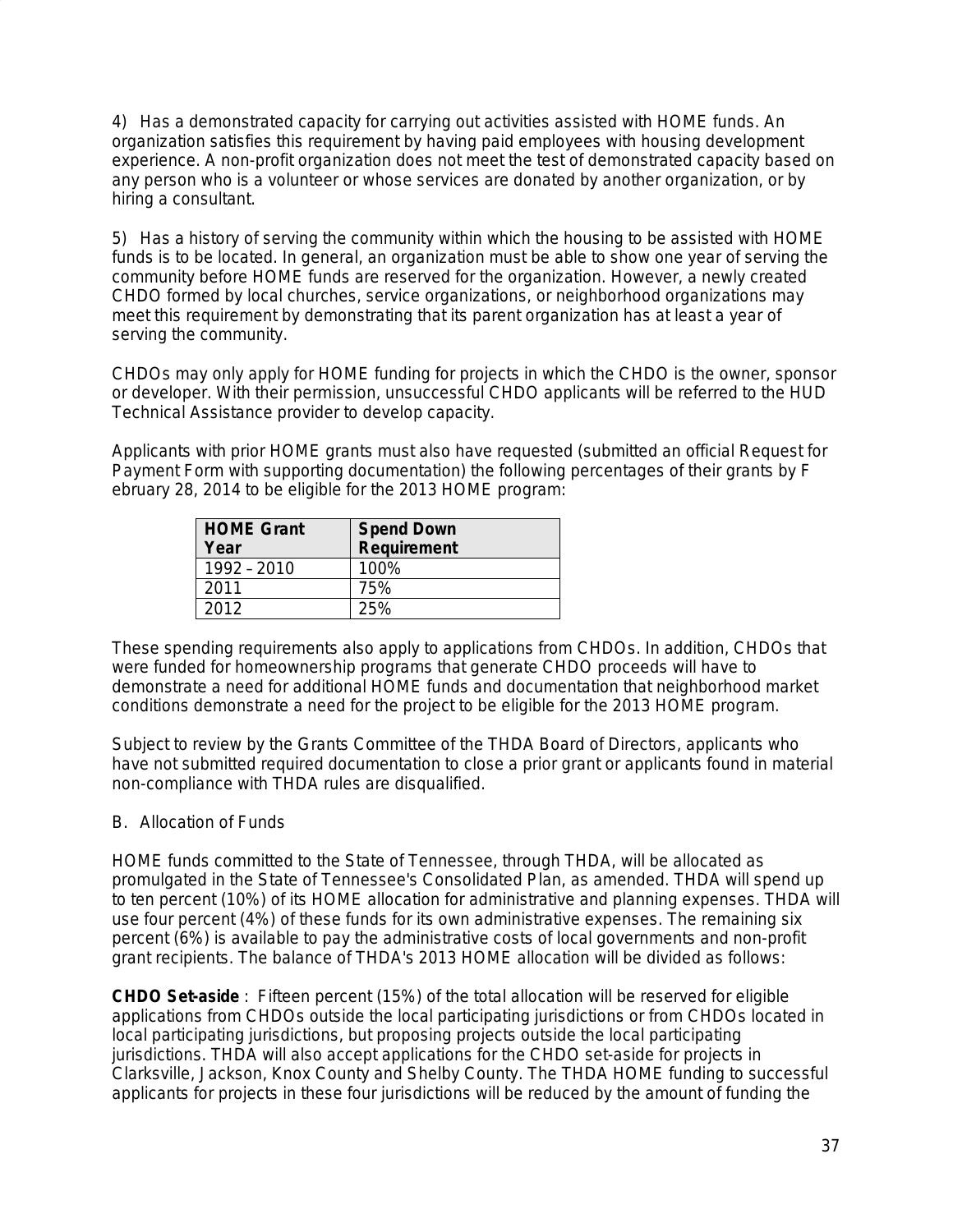4) Has a demonstrated capacity for carrying out activities assisted with HOME funds. An organization satisfies this requirement by having paid employees with housing development experience. A non-profit organization does not meet the test of demonstrated capacity based on any person who is a volunteer or whose services are donated by another organization, or by hiring a consultant.

5) Has a history of serving the community within which the housing to be assisted with HOME funds is to be located. In general, an organization must be able to show one year of serving the community before HOME funds are reserved for the organization. However, a newly created CHDO formed by local churches, service organizations, or neighborhood organizations may meet this requirement by demonstrating that its parent organization has at least a year of serving the community.

CHDOs may only apply for HOME funding for projects in which the CHDO is the owner, sponsor or developer. With their permission, unsuccessful CHDO applicants will be referred to the HUD Technical Assistance provider to develop capacity.

Applicants with prior HOME grants must also have requested (submitted an official Request for Payment Form with supporting documentation) the following percentages of their grants by February 28, 2014 to be eligible for the 2013 HOME program:

| HOME Grant Year | Spend Down Requirement |
|---|---|
| 1992 – 2010 | 100% |
| 2011 | 75% |
| 2012 | 25% |

These spending requirements also apply to applications from CHDOs. In addition, CHDOs that were funded for homeownership programs that generate CHDO proceeds will have to demonstrate a need for additional HOME funds and documentation that neighborhood market conditions demonstrate a need for the project to be eligible for the 2013 HOME program.

Subject to review by the Grants Committee of the THDA Board of Directors, applicants who have not submitted required documentation to close a prior grant or applicants found in material non-compliance with THDA rules are disqualified.

B. Allocation of Funds

HOME funds committed to the State of Tennessee, through THDA, will be allocated as promulgated in the State of Tennessee's Consolidated Plan, as amended. THDA will spend up to ten percent (10%) of its HOME allocation for administrative and planning expenses. THDA will use four percent (4%) of these funds for its own administrative expenses. The remaining six percent (6%) is available to pay the administrative costs of local governments and non-profit grant recipients. The balance of THDA's 2013 HOME allocation will be divided as follows:

**CHDO Set-aside** : Fifteen percent (15%) of the total allocation will be reserved for eligible applications from CHDOs outside the local participating jurisdictions or from CHDOs located in local participating jurisdictions, but proposing projects outside the local participating jurisdictions. THDA will also accept applications for the CHDO set-aside for projects in Clarksville, Jackson, Knox County and Shelby County. The THDA HOME funding to successful applicants for projects in these four jurisdictions will be reduced by the amount of funding the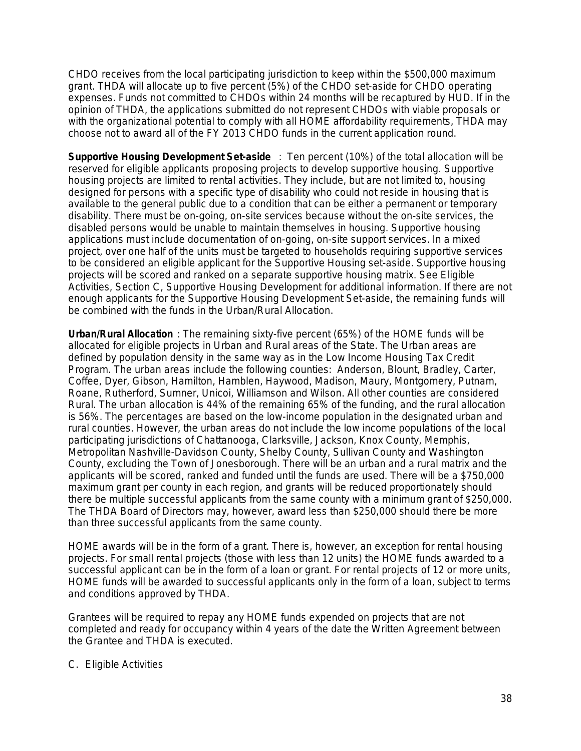CHDO receives from the local participating jurisdiction to keep within the $500,000 maximum grant. THDA will allocate up to five percent (5%) of the CHDO set-aside for CHDO operating expenses. Funds not committed to CHDOs within 24 months will be recaptured by HUD. If in the opinion of THDA, the applications submitted do not represent CHDOs with viable proposals or with the organizational potential to comply with all HOME affordability requirements, THDA may choose not to award all of the FY 2013 CHDO funds in the current application round.

**Supportive Housing Development Set-aside**: Ten percent (10%) of the total allocation will be reserved for eligible applicants proposing projects to develop supportive housing. Supportive housing projects are limited to rental activities. They include, but are not limited to, housing designed for persons with a specific type of disability who could not reside in housing that is available to the general public due to a condition that can be either a permanent or temporary disability. There must be on-going, on-site services because without the on-site services, the disabled persons would be unable to maintain themselves in housing. Supportive housing applications must include documentation of on-going, on-site support services. In a mixed project, over one half of the units must be targeted to households requiring supportive services to be considered an eligible applicant for the Supportive Housing set-aside. Supportive housing projects will be scored and ranked on a separate supportive housing matrix. See Eligible Activities, Section C, Supportive Housing Development for additional information. If there are not enough applicants for the Supportive Housing Development Set-aside, the remaining funds will be combined with the funds in the Urban/Rural Allocation.

**Urban/Rural Allocation**: The remaining sixty-five percent (65%) of the HOME funds will be allocated for eligible projects in Urban and Rural areas of the State. The Urban areas are defined by population density in the same way as in the Low Income Housing Tax Credit Program. The urban areas include the following counties: Anderson, Blount, Bradley, Carter, Coffee, Dyer, Gibson, Hamilton, Hamblen, Haywood, Madison, Maury, Montgomery, Putnam, Roane, Rutherford, Sumner, Unicoi, Williamson and Wilson. All other counties are considered Rural. The urban allocation is 44% of the remaining 65% of the funding, and the rural allocation is 56%. The percentages are based on the low-income population in the designated urban and rural counties. However, the urban areas do not include the low income populations of the local participating jurisdictions of Chattanooga, Clarksville, Jackson, Knox County, Memphis, Metropolitan Nashville-Davidson County, Shelby County, Sullivan County and Washington County, excluding the Town of Jonesborough. There will be an urban and a rural matrix and the applicants will be scored, ranked and funded until the funds are used. There will be a $750,000 maximum grant per county in each region, and grants will be reduced proportionately should there be multiple successful applicants from the same county with a minimum grant of $250,000. The THDA Board of Directors may, however, award less than $250,000 should there be more than three successful applicants from the same county.

HOME awards will be in the form of a grant. There is, however, an exception for rental housing projects. For small rental projects (those with less than 12 units) the HOME funds awarded to a successful applicant can be in the form of a loan or grant. For rental projects of 12 or more units, HOME funds will be awarded to successful applicants only in the form of a loan, subject to terms and conditions approved by THDA.

Grantees will be required to repay any HOME funds expended on projects that are not completed and ready for occupancy within 4 years of the date the Written Agreement between the Grantee and THDA is executed.

C. Eligible Activities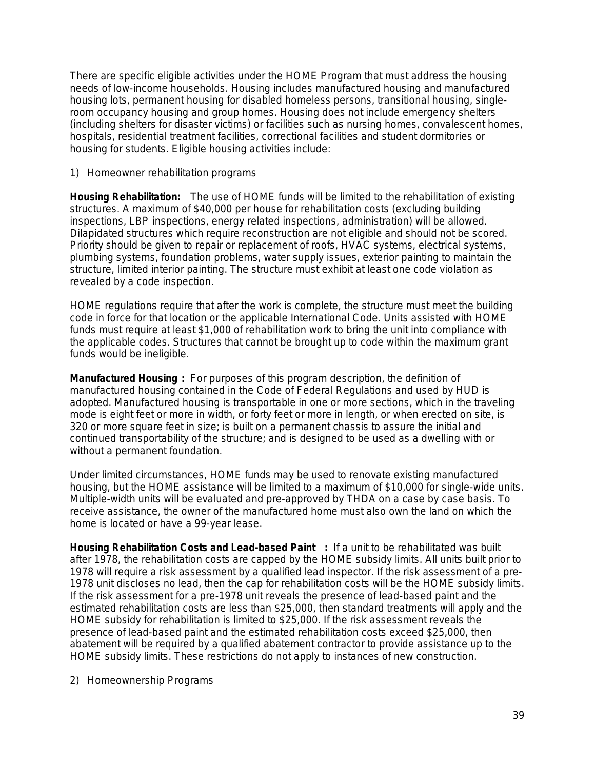There are specific eligible activities under the HOME Program that must address the housing needs of low-income households. Housing includes manufactured housing and manufactured housing lots, permanent housing for disabled homeless persons, transitional housing, single-room occupancy housing and group homes. Housing does not include emergency shelters (including shelters for disaster victims) or facilities such as nursing homes, convalescent homes, hospitals, residential treatment facilities, correctional facilities and student dormitories or housing for students. Eligible housing activities include:

1) Homeowner rehabilitation programs

**Housing Rehabilitation:** The use of HOME funds will be limited to the rehabilitation of existing structures. A maximum of $40,000 per house for rehabilitation costs (excluding building inspections, LBP inspections, energy related inspections, administration) will be allowed. Dilapidated structures which require reconstruction are not eligible and should not be scored. Priority should be given to repair or replacement of roofs, HVAC systems, electrical systems, plumbing systems, foundation problems, water supply issues, exterior painting to maintain the structure, limited interior painting. The structure must exhibit at least one code violation as revealed by a code inspection.

HOME regulations require that after the work is complete, the structure must meet the building code in force for that location or the applicable International Code. Units assisted with HOME funds must require at least $1,000 of rehabilitation work to bring the unit into compliance with the applicable codes. Structures that cannot be brought up to code within the maximum grant funds would be ineligible.

**Manufactured Housing :** For purposes of this program description, the definition of manufactured housing contained in the Code of Federal Regulations and used by HUD is adopted. Manufactured housing is transportable in one or more sections, which in the traveling mode is eight feet or more in width, or forty feet or more in length, or when erected on site, is 320 or more square feet in size; is built on a permanent chassis to assure the initial and continued transportability of the structure; and is designed to be used as a dwelling with or without a permanent foundation.

Under limited circumstances, HOME funds may be used to renovate existing manufactured housing, but the HOME assistance will be limited to a maximum of $10,000 for single-wide units. Multiple-width units will be evaluated and pre-approved by THDA on a case by case basis. To receive assistance, the owner of the manufactured home must also own the land on which the home is located or have a 99-year lease.

**Housing Rehabilitation Costs and Lead-based Paint :** If a unit to be rehabilitated was built after 1978, the rehabilitation costs are capped by the HOME subsidy limits. All units built prior to 1978 will require a risk assessment by a qualified lead inspector. If the risk assessment of a pre-1978 unit discloses no lead, then the cap for rehabilitation costs will be the HOME subsidy limits. If the risk assessment for a pre-1978 unit reveals the presence of lead-based paint and the estimated rehabilitation costs are less than $25,000, then standard treatments will apply and the HOME subsidy for rehabilitation is limited to $25,000. If the risk assessment reveals the presence of lead-based paint and the estimated rehabilitation costs exceed $25,000, then abatement will be required by a qualified abatement contractor to provide assistance up to the HOME subsidy limits. These restrictions do not apply to instances of new construction.

2) Homeownership Programs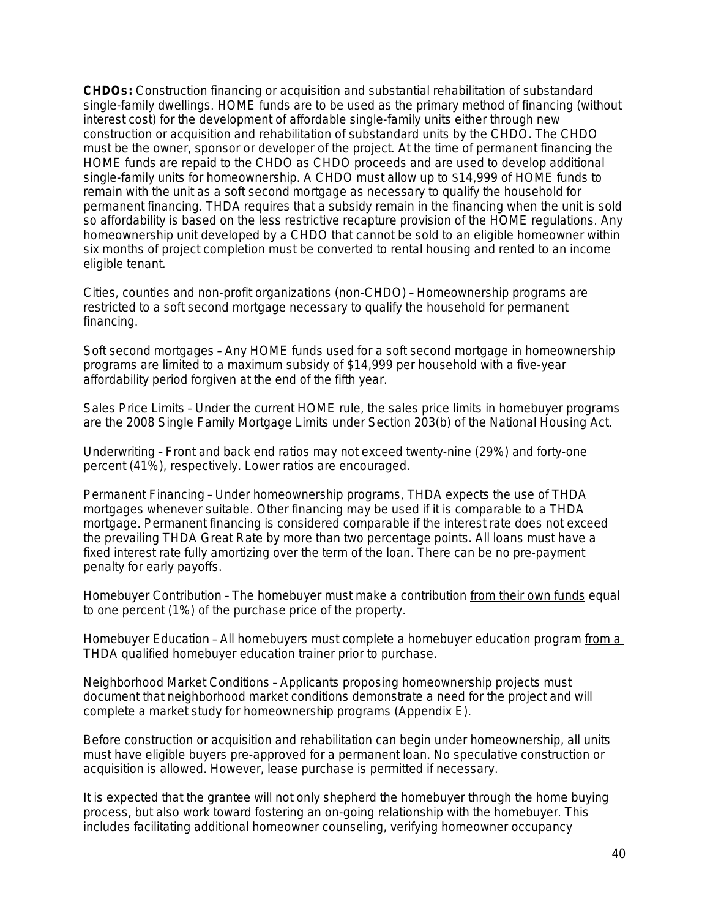**CHDOs:** Construction financing or acquisition and substantial rehabilitation of substandard single-family dwellings. HOME funds are to be used as the primary method of financing (without interest cost) for the development of affordable single-family units either through new construction or acquisition and rehabilitation of substandard units by the CHDO. The CHDO must be the owner, sponsor or developer of the project. At the time of permanent financing the HOME funds are repaid to the CHDO as CHDO proceeds and are used to develop additional single-family units for homeownership. A CHDO must allow up to $14,999 of HOME funds to remain with the unit as a soft second mortgage as necessary to qualify the household for permanent financing. THDA requires that a subsidy remain in the financing when the unit is sold so affordability is based on the less restrictive recapture provision of the HOME regulations. Any homeownership unit developed by a CHDO that cannot be sold to an eligible homeowner within six months of project completion must be converted to rental housing and rented to an income eligible tenant.

Cities, counties and non-profit organizations (non-CHDO) – Homeownership programs are restricted to a soft second mortgage necessary to qualify the household for permanent financing.

Soft second mortgages – Any HOME funds used for a soft second mortgage in homeownership programs are limited to a maximum subsidy of $14,999 per household with a five-year affordability period forgiven at the end of the fifth year.

Sales Price Limits – Under the current HOME rule, the sales price limits in homebuyer programs are the 2008 Single Family Mortgage Limits under Section 203(b) of the National Housing Act.

Underwriting – Front and back end ratios may not exceed twenty-nine (29%) and forty-one percent (41%), respectively. Lower ratios are encouraged.

Permanent Financing – Under homeownership programs, THDA expects the use of THDA mortgages whenever suitable. Other financing may be used if it is comparable to a THDA mortgage. Permanent financing is considered comparable if the interest rate does not exceed the prevailing THDA Great Rate by more than two percentage points. All loans must have a fixed interest rate fully amortizing over the term of the loan. There can be no pre-payment penalty for early payoffs.

Homebuyer Contribution – The homebuyer must make a contribution from their own funds equal to one percent (1%) of the purchase price of the property.

Homebuyer Education – All homebuyers must complete a homebuyer education program from a THDA qualified homebuyer education trainer prior to purchase.

Neighborhood Market Conditions – Applicants proposing homeownership projects must document that neighborhood market conditions demonstrate a need for the project and will complete a market study for homeownership programs (Appendix E).

Before construction or acquisition and rehabilitation can begin under homeownership, all units must have eligible buyers pre-approved for a permanent loan. No speculative construction or acquisition is allowed. However, lease purchase is permitted if necessary.

It is expected that the grantee will not only shepherd the homebuyer through the home buying process, but also work toward fostering an on-going relationship with the homebuyer. This includes facilitating additional homeowner counseling, verifying homeowner occupancy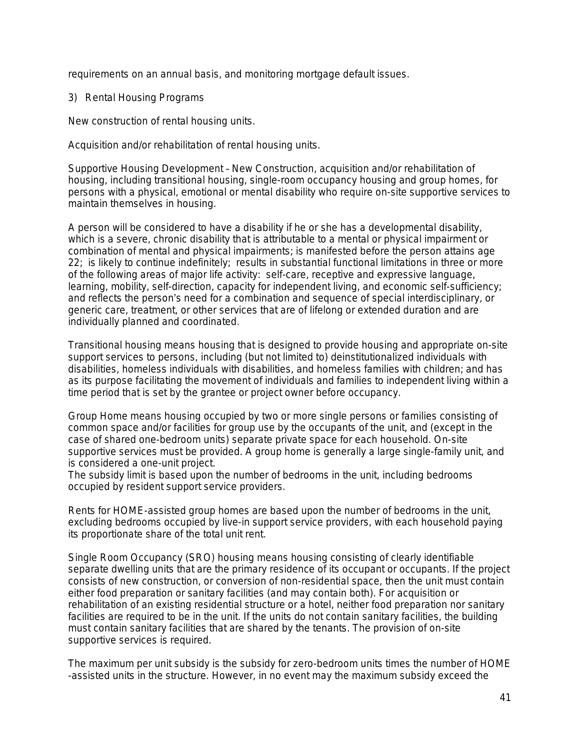requirements on an annual basis, and monitoring mortgage default issues.

3) Rental Housing Programs

New construction of rental housing units.

Acquisition and/or rehabilitation of rental housing units.

Supportive Housing Development – New Construction, acquisition and/or rehabilitation of housing, including transitional housing, single-room occupancy housing and group homes, for persons with a physical, emotional or mental disability who require on-site supportive services to maintain themselves in housing.

A person will be considered to have a disability if he or she has a developmental disability, which is a severe, chronic disability that is attributable to a mental or physical impairment or combination of mental and physical impairments; is manifested before the person attains age 22; is likely to continue indefinitely; results in substantial functional limitations in three or more of the following areas of major life activity: self-care, receptive and expressive language, learning, mobility, self-direction, capacity for independent living, and economic self-sufficiency; and reflects the person's need for a combination and sequence of special interdisciplinary, or generic care, treatment, or other services that are of lifelong or extended duration and are individually planned and coordinated.

Transitional housing means housing that is designed to provide housing and appropriate on-site support services to persons, including (but not limited to) deinstitutionalized individuals with disabilities, homeless individuals with disabilities, and homeless families with children; and has as its purpose facilitating the movement of individuals and families to independent living within a time period that is set by the grantee or project owner before occupancy.

Group Home means housing occupied by two or more single persons or families consisting of common space and/or facilities for group use by the occupants of the unit, and (except in the case of shared one-bedroom units) separate private space for each household. On-site supportive services must be provided. A group home is generally a large single-family unit, and is considered a one-unit project.
The subsidy limit is based upon the number of bedrooms in the unit, including bedrooms occupied by resident support service providers.

Rents for HOME-assisted group homes are based upon the number of bedrooms in the unit, excluding bedrooms occupied by live-in support service providers, with each household paying its proportionate share of the total unit rent.

Single Room Occupancy (SRO) housing means housing consisting of clearly identifiable separate dwelling units that are the primary residence of its occupant or occupants. If the project consists of new construction, or conversion of non-residential space, then the unit must contain either food preparation or sanitary facilities (and may contain both). For acquisition or rehabilitation of an existing residential structure or a hotel, neither food preparation nor sanitary facilities are required to be in the unit. If the units do not contain sanitary facilities, the building must contain sanitary facilities that are shared by the tenants. The provision of on-site supportive services is required.

The maximum per unit subsidy is the subsidy for zero-bedroom units times the number of HOME -assisted units in the structure. However, in no event may the maximum subsidy exceed the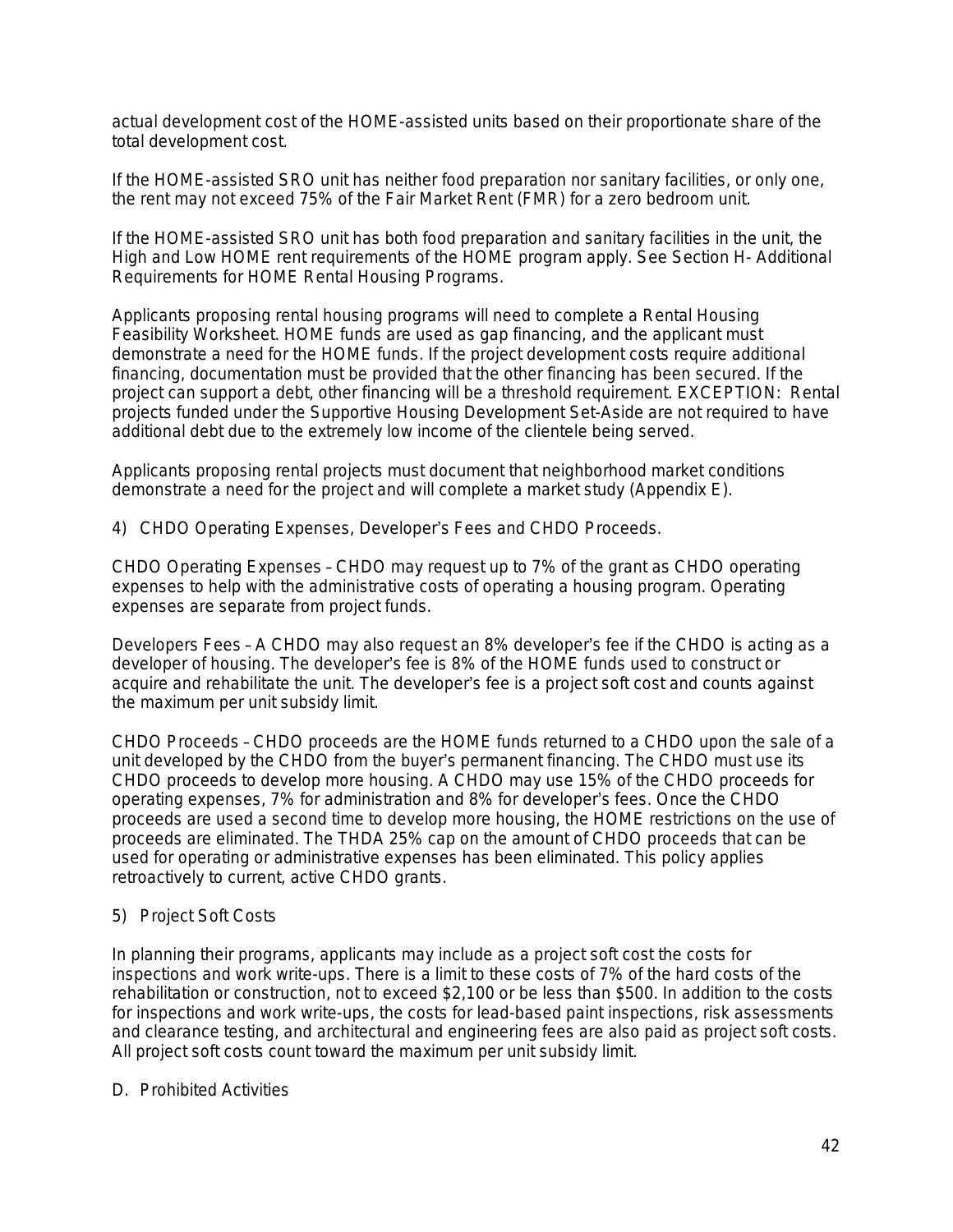actual development cost of the HOME-assisted units based on their proportionate share of the total development cost.

If the HOME-assisted SRO unit has neither food preparation nor sanitary facilities, or only one, the rent may not exceed 75% of the Fair Market Rent (FMR) for a zero bedroom unit.

If the HOME-assisted SRO unit has both food preparation and sanitary facilities in the unit, the High and Low HOME rent requirements of the HOME program apply. See Section H- Additional Requirements for HOME Rental Housing Programs.

Applicants proposing rental housing programs will need to complete a Rental Housing Feasibility Worksheet. HOME funds are used as gap financing, and the applicant must demonstrate a need for the HOME funds. If the project development costs require additional financing, documentation must be provided that the other financing has been secured. If the project can support a debt, other financing will be a threshold requirement. EXCEPTION: Rental projects funded under the Supportive Housing Development Set-Aside are not required to have additional debt due to the extremely low income of the clientele being served.

Applicants proposing rental projects must document that neighborhood market conditions demonstrate a need for the project and will complete a market study (Appendix E).

4) CHDO Operating Expenses, Developer's Fees and CHDO Proceeds.

CHDO Operating Expenses – CHDO may request up to 7% of the grant as CHDO operating expenses to help with the administrative costs of operating a housing program. Operating expenses are separate from project funds.

Developers Fees – A CHDO may also request an 8% developer's fee if the CHDO is acting as a developer of housing. The developer's fee is 8% of the HOME funds used to construct or acquire and rehabilitate the unit. The developer's fee is a project soft cost and counts against the maximum per unit subsidy limit.

CHDO Proceeds – CHDO proceeds are the HOME funds returned to a CHDO upon the sale of a unit developed by the CHDO from the buyer's permanent financing. The CHDO must use its CHDO proceeds to develop more housing. A CHDO may use 15% of the CHDO proceeds for operating expenses, 7% for administration and 8% for developer's fees. Once the CHDO proceeds are used a second time to develop more housing, the HOME restrictions on the use of proceeds are eliminated. The THDA 25% cap on the amount of CHDO proceeds that can be used for operating or administrative expenses has been eliminated. This policy applies retroactively to current, active CHDO grants.

5) Project Soft Costs

In planning their programs, applicants may include as a project soft cost the costs for inspections and work write-ups. There is a limit to these costs of 7% of the hard costs of the rehabilitation or construction, not to exceed $2,100 or be less than $500. In addition to the costs for inspections and work write-ups, the costs for lead-based paint inspections, risk assessments and clearance testing, and architectural and engineering fees are also paid as project soft costs. All project soft costs count toward the maximum per unit subsidy limit.

D. Prohibited Activities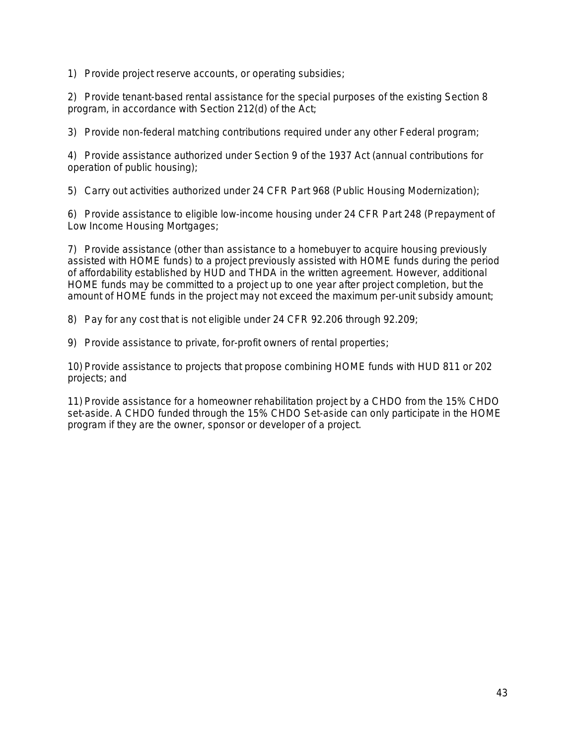1) Provide project reserve accounts, or operating subsidies;

2) Provide tenant-based rental assistance for the special purposes of the existing Section 8 program, in accordance with Section 212(d) of the Act;

3) Provide non-federal matching contributions required under any other Federal program;

4) Provide assistance authorized under Section 9 of the 1937 Act (annual contributions for operation of public housing);

5) Carry out activities authorized under 24 CFR Part 968 (Public Housing Modernization);

6) Provide assistance to eligible low-income housing under 24 CFR Part 248 (Prepayment of Low Income Housing Mortgages;

7) Provide assistance (other than assistance to a homebuyer to acquire housing previously assisted with HOME funds) to a project previously assisted with HOME funds during the period of affordability established by HUD and THDA in the written agreement. However, additional HOME funds may be committed to a project up to one year after project completion, but the amount of HOME funds in the project may not exceed the maximum per-unit subsidy amount;

8) Pay for any cost that is not eligible under 24 CFR 92.206 through 92.209;

9) Provide assistance to private, for-profit owners of rental properties;

10) Provide assistance to projects that propose combining HOME funds with HUD 811 or 202 projects; and

11) Provide assistance for a homeowner rehabilitation project by a CHDO from the 15% CHDO set-aside. A CHDO funded through the 15% CHDO Set-aside can only participate in the HOME program if they are the owner, sponsor or developer of a project.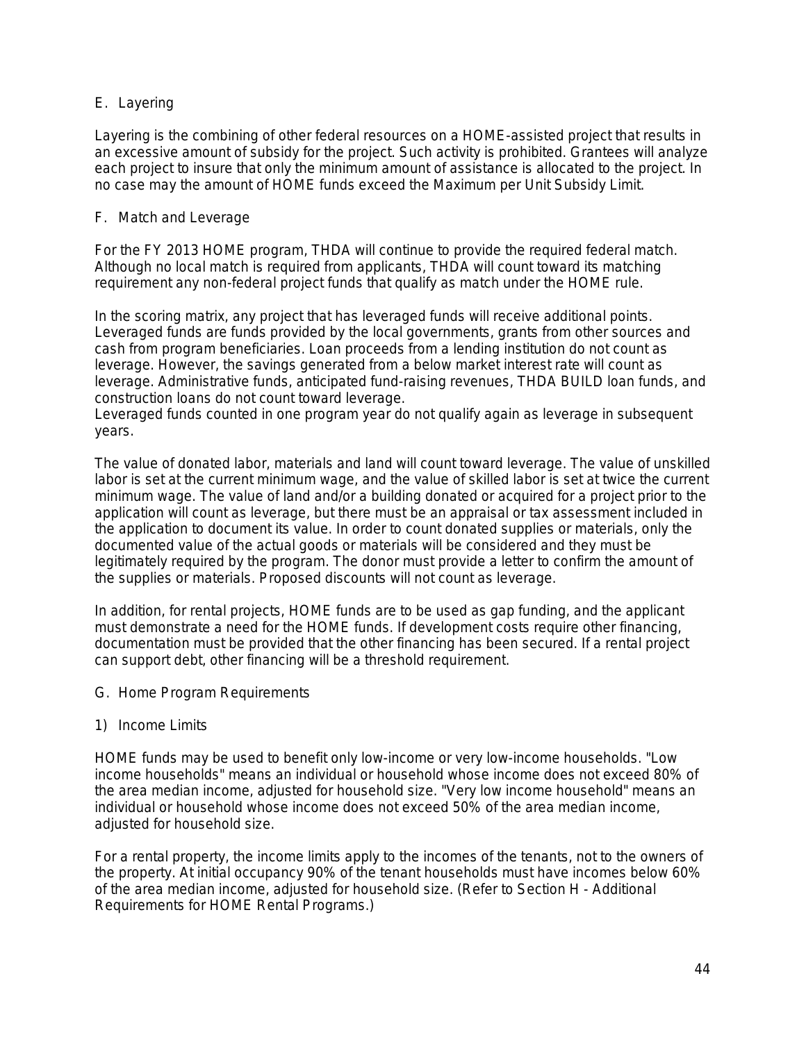### E. Layering

Layering is the combining of other federal resources on a HOME-assisted project that results in an excessive amount of subsidy for the project. Such activity is prohibited. Grantees will analyze each project to insure that only the minimum amount of assistance is allocated to the project. In no case may the amount of HOME funds exceed the Maximum per Unit Subsidy Limit.

### F. Match and Leverage

For the FY 2013 HOME program, THDA will continue to provide the required federal match. Although no local match is required from applicants, THDA will count toward its matching requirement any non-federal project funds that qualify as match under the HOME rule.

In the scoring matrix, any project that has leveraged funds will receive additional points. Leveraged funds are funds provided by the local governments, grants from other sources and cash from program beneficiaries. Loan proceeds from a lending institution do not count as leverage. However, the savings generated from a below market interest rate will count as leverage. Administrative funds, anticipated fund-raising revenues, THDA BUILD loan funds, and construction loans do not count toward leverage.
Leveraged funds counted in one program year do not qualify again as leverage in subsequent years.

The value of donated labor, materials and land will count toward leverage. The value of unskilled labor is set at the current minimum wage, and the value of skilled labor is set at twice the current minimum wage. The value of land and/or a building donated or acquired for a project prior to the application will count as leverage, but there must be an appraisal or tax assessment included in the application to document its value. In order to count donated supplies or materials, only the documented value of the actual goods or materials will be considered and they must be legitimately required by the program. The donor must provide a letter to confirm the amount of the supplies or materials. Proposed discounts will not count as leverage.

In addition, for rental projects, HOME funds are to be used as gap funding, and the applicant must demonstrate a need for the HOME funds. If development costs require other financing, documentation must be provided that the other financing has been secured. If a rental project can support debt, other financing will be a threshold requirement.

### G. Home Program Requirements

#### 1) Income Limits

HOME funds may be used to benefit only low-income or very low-income households. "Low income households" means an individual or household whose income does not exceed 80% of the area median income, adjusted for household size. "Very low income household" means an individual or household whose income does not exceed 50% of the area median income, adjusted for household size.

For a rental property, the income limits apply to the incomes of the tenants, not to the owners of the property. At initial occupancy 90% of the tenant households must have incomes below 60% of the area median income, adjusted for household size. (Refer to Section H - Additional Requirements for HOME Rental Programs.)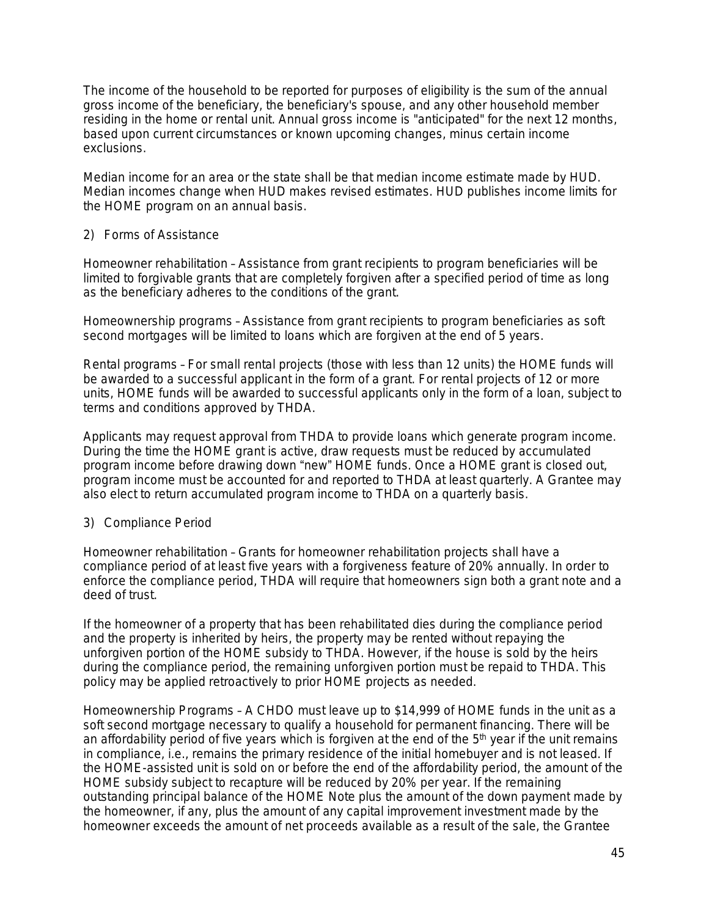The income of the household to be reported for purposes of eligibility is the sum of the annual gross income of the beneficiary, the beneficiary's spouse, and any other household member residing in the home or rental unit. Annual gross income is "anticipated" for the next 12 months, based upon current circumstances or known upcoming changes, minus certain income exclusions.

Median income for an area or the state shall be that median income estimate made by HUD. Median incomes change when HUD makes revised estimates. HUD publishes income limits for the HOME program on an annual basis.

2) Forms of Assistance

Homeowner rehabilitation – Assistance from grant recipients to program beneficiaries will be limited to forgivable grants that are completely forgiven after a specified period of time as long as the beneficiary adheres to the conditions of the grant.

Homeownership programs – Assistance from grant recipients to program beneficiaries as soft second mortgages will be limited to loans which are forgiven at the end of 5 years.

Rental programs – For small rental projects (those with less than 12 units) the HOME funds will be awarded to a successful applicant in the form of a grant. For rental projects of 12 or more units, HOME funds will be awarded to successful applicants only in the form of a loan, subject to terms and conditions approved by THDA.

Applicants may request approval from THDA to provide loans which generate program income. During the time the HOME grant is active, draw requests must be reduced by accumulated program income before drawing down "new" HOME funds. Once a HOME grant is closed out, program income must be accounted for and reported to THDA at least quarterly. A Grantee may also elect to return accumulated program income to THDA on a quarterly basis.

3) Compliance Period

Homeowner rehabilitation – Grants for homeowner rehabilitation projects shall have a compliance period of at least five years with a forgiveness feature of 20% annually. In order to enforce the compliance period, THDA will require that homeowners sign both a grant note and a deed of trust.

If the homeowner of a property that has been rehabilitated dies during the compliance period and the property is inherited by heirs, the property may be rented without repaying the unforgiven portion of the HOME subsidy to THDA. However, if the house is sold by the heirs during the compliance period, the remaining unforgiven portion must be repaid to THDA. This policy may be applied retroactively to prior HOME projects as needed.

Homeownership Programs – A CHDO must leave up to $14,999 of HOME funds in the unit as a soft second mortgage necessary to qualify a household for permanent financing. There will be an affordability period of five years which is forgiven at the end of the 5th year if the unit remains in compliance, i.e., remains the primary residence of the initial homebuyer and is not leased. If the HOME-assisted unit is sold on or before the end of the affordability period, the amount of the HOME subsidy subject to recapture will be reduced by 20% per year. If the remaining outstanding principal balance of the HOME Note plus the amount of the down payment made by the homeowner, if any, plus the amount of any capital improvement investment made by the homeowner exceeds the amount of net proceeds available as a result of the sale, the Grantee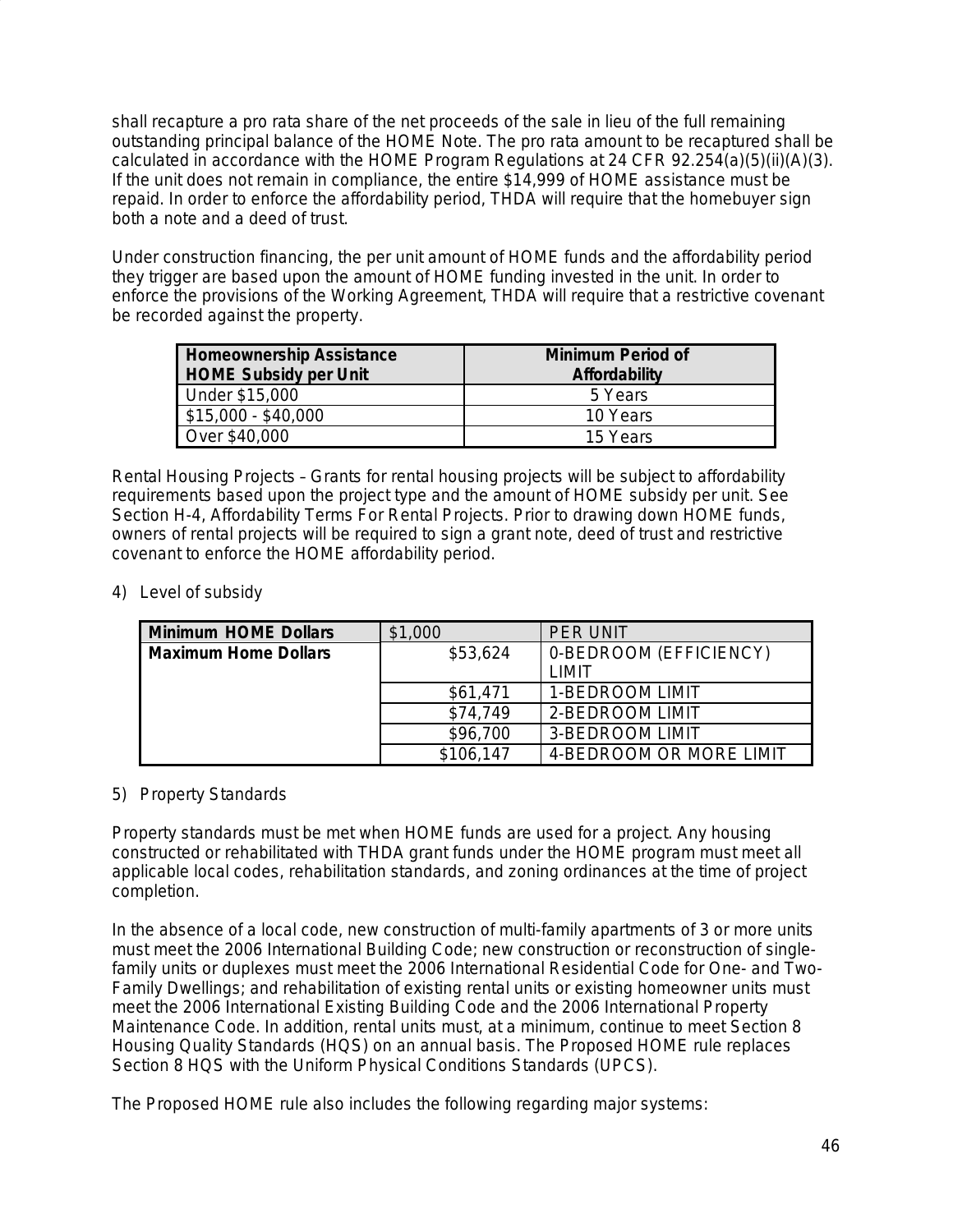shall recapture a pro rata share of the net proceeds of the sale in lieu of the full remaining outstanding principal balance of the HOME Note. The pro rata amount to be recaptured shall be calculated in accordance with the HOME Program Regulations at 24 CFR 92.254(a)(5)(ii)(A)(3). If the unit does not remain in compliance, the entire $14,999 of HOME assistance must be repaid. In order to enforce the affordability period, THDA will require that the homebuyer sign both a note and a deed of trust.

Under construction financing, the per unit amount of HOME funds and the affordability period they trigger are based upon the amount of HOME funding invested in the unit. In order to enforce the provisions of the Working Agreement, THDA will require that a restrictive covenant be recorded against the property.

| Homeownership Assistance HOME Subsidy per Unit | Minimum Period of Affordability |
|---|---|
| Under $15,000 | 5 Years |
| $15,000 - $40,000 | 10 Years |
| Over $40,000 | 15 Years |

Rental Housing Projects – Grants for rental housing projects will be subject to affordability requirements based upon the project type and the amount of HOME subsidy per unit. See Section H-4, Affordability Terms For Rental Projects. Prior to drawing down HOME funds, owners of rental projects will be required to sign a grant note, deed of trust and restrictive covenant to enforce the HOME affordability period.

4) Level of subsidy

| Minimum HOME Dollars | $1,000 | PER UNIT |
|---|---|---|
| **Maximum Home Dollars** | $53,624 | 0-BEDROOM (EFFICIENCY) LIMIT |
| | $61,471 | 1-BEDROOM LIMIT |
| | $74,749 | 2-BEDROOM LIMIT |
| | $96,700 | 3-BEDROOM LIMIT |
| | $106,147 | 4-BEDROOM OR MORE LIMIT |

5) Property Standards

Property standards must be met when HOME funds are used for a project. Any housing constructed or rehabilitated with THDA grant funds under the HOME program must meet all applicable local codes, rehabilitation standards, and zoning ordinances at the time of project completion.

In the absence of a local code, new construction of multi-family apartments of 3 or more units must meet the 2006 International Building Code; new construction or reconstruction of single-family units or duplexes must meet the 2006 International Residential Code for One- and Two-Family Dwellings; and rehabilitation of existing rental units or existing homeowner units must meet the 2006 International Existing Building Code and the 2006 International Property Maintenance Code. In addition, rental units must, at a minimum, continue to meet Section 8 Housing Quality Standards (HQS) on an annual basis. The Proposed HOME rule replaces Section 8 HQS with the Uniform Physical Conditions Standards (UPCS).

The Proposed HOME rule also includes the following regarding major systems: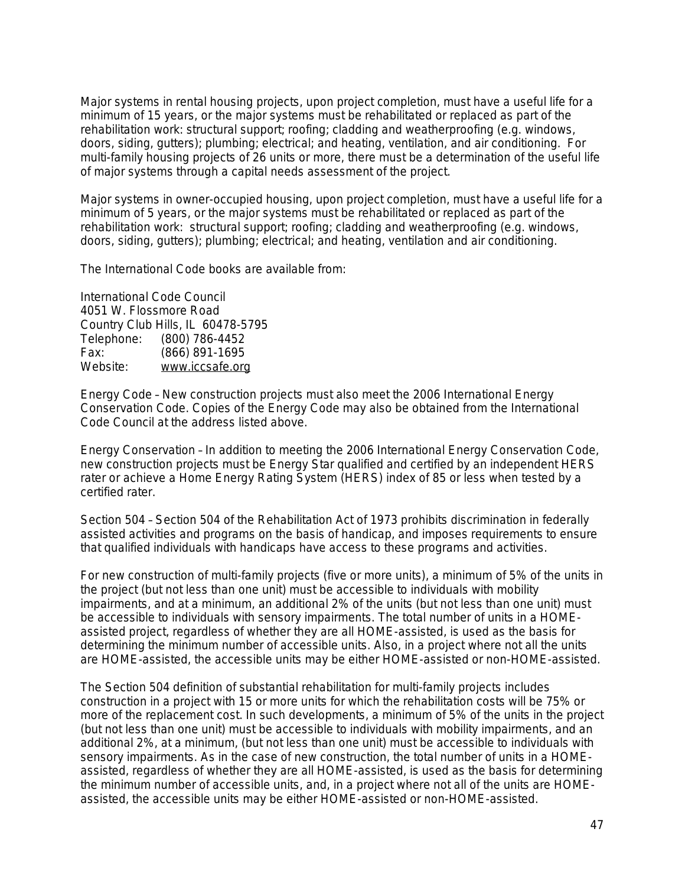Major systems in rental housing projects, upon project completion, must have a useful life for a minimum of 15 years, or the major systems must be rehabilitated or replaced as part of the rehabilitation work: structural support; roofing; cladding and weatherproofing (e.g. windows, doors, siding, gutters); plumbing; electrical; and heating, ventilation, and air conditioning. For multi-family housing projects of 26 units or more, there must be a determination of the useful life of major systems through a capital needs assessment of the project.

Major systems in owner-occupied housing, upon project completion, must have a useful life for a minimum of 5 years, or the major systems must be rehabilitated or replaced as part of the rehabilitation work: structural support; roofing; cladding and weatherproofing (e.g. windows, doors, siding, gutters); plumbing; electrical; and heating, ventilation and air conditioning.

The International Code books are available from:

International Code Council
4051 W. Flossmore Road
Country Club Hills, IL 60478-5795
Telephone: (800) 786-4452
Fax: (866) 891-1695
Website: www.iccsafe.org

Energy Code – New construction projects must also meet the 2006 International Energy Conservation Code. Copies of the Energy Code may also be obtained from the International Code Council at the address listed above.

Energy Conservation – In addition to meeting the 2006 International Energy Conservation Code, new construction projects must be Energy Star qualified and certified by an independent HERS rater or achieve a Home Energy Rating System (HERS) index of 85 or less when tested by a certified rater.

Section 504 – Section 504 of the Rehabilitation Act of 1973 prohibits discrimination in federally assisted activities and programs on the basis of handicap, and imposes requirements to ensure that qualified individuals with handicaps have access to these programs and activities.

For new construction of multi-family projects (five or more units), a minimum of 5% of the units in the project (but not less than one unit) must be accessible to individuals with mobility impairments, and at a minimum, an additional 2% of the units (but not less than one unit) must be accessible to individuals with sensory impairments. The total number of units in a HOME-assisted project, regardless of whether they are all HOME-assisted, is used as the basis for determining the minimum number of accessible units. Also, in a project where not all the units are HOME-assisted, the accessible units may be either HOME-assisted or non-HOME-assisted.

The Section 504 definition of substantial rehabilitation for multi-family projects includes construction in a project with 15 or more units for which the rehabilitation costs will be 75% or more of the replacement cost. In such developments, a minimum of 5% of the units in the project (but not less than one unit) must be accessible to individuals with mobility impairments, and an additional 2%, at a minimum, (but not less than one unit) must be accessible to individuals with sensory impairments. As in the case of new construction, the total number of units in a HOME-assisted, regardless of whether they are all HOME-assisted, is used as the basis for determining the minimum number of accessible units, and, in a project where not all of the units are HOME-assisted, the accessible units may be either HOME-assisted or non-HOME-assisted.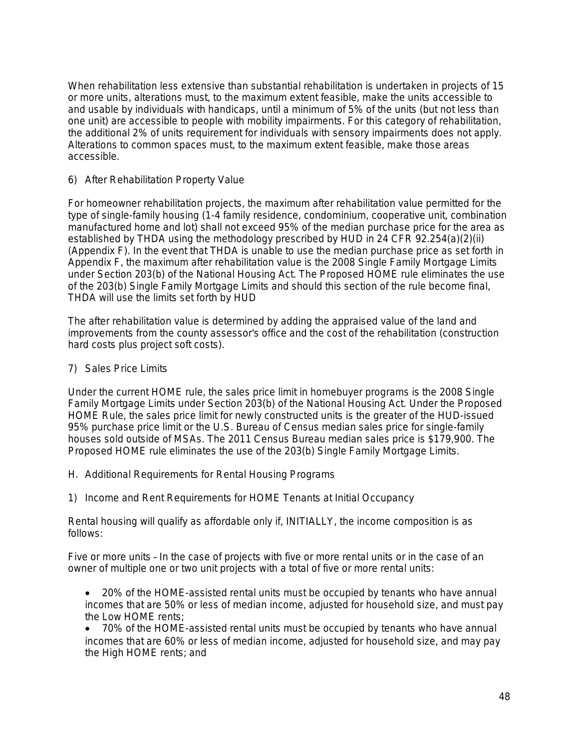When rehabilitation less extensive than substantial rehabilitation is undertaken in projects of 15 or more units, alterations must, to the maximum extent feasible, make the units accessible to and usable by individuals with handicaps, until a minimum of 5% of the units (but not less than one unit) are accessible to people with mobility impairments. For this category of rehabilitation, the additional 2% of units requirement for individuals with sensory impairments does not apply. Alterations to common spaces must, to the maximum extent feasible, make those areas accessible.

6) After Rehabilitation Property Value

For homeowner rehabilitation projects, the maximum after rehabilitation value permitted for the type of single-family housing (1-4 family residence, condominium, cooperative unit, combination manufactured home and lot) shall not exceed 95% of the median purchase price for the area as established by THDA using the methodology prescribed by HUD in 24 CFR 92.254(a)(2)(ii) (Appendix F). In the event that THDA is unable to use the median purchase price as set forth in Appendix F, the maximum after rehabilitation value is the 2008 Single Family Mortgage Limits under Section 203(b) of the National Housing Act. The Proposed HOME rule eliminates the use of the 203(b) Single Family Mortgage Limits and should this section of the rule become final, THDA will use the limits set forth by HUD

The after rehabilitation value is determined by adding the appraised value of the land and improvements from the county assessor's office and the cost of the rehabilitation (construction hard costs plus project soft costs).

7) Sales Price Limits

Under the current HOME rule, the sales price limit in homebuyer programs is the 2008 Single Family Mortgage Limits under Section 203(b) of the National Housing Act. Under the Proposed HOME Rule, the sales price limit for newly constructed units is the greater of the HUD-issued 95% purchase price limit or the U.S. Bureau of Census median sales price for single-family houses sold outside of MSAs. The 2011 Census Bureau median sales price is $179,900. The Proposed HOME rule eliminates the use of the 203(b) Single Family Mortgage Limits.

H. Additional Requirements for Rental Housing Programs

1) Income and Rent Requirements for HOME Tenants at Initial Occupancy

Rental housing will qualify as affordable only if, INITIALLY, the income composition is as follows:

Five or more units – In the case of projects with five or more rental units or in the case of an owner of multiple one or two unit projects with a total of five or more rental units:

- 20% of the HOME-assisted rental units must be occupied by tenants who have annual incomes that are 50% or less of median income, adjusted for household size, and must pay the Low HOME rents;
- 70% of the HOME-assisted rental units must be occupied by tenants who have annual incomes that are 60% or less of median income, adjusted for household size, and may pay the High HOME rents; and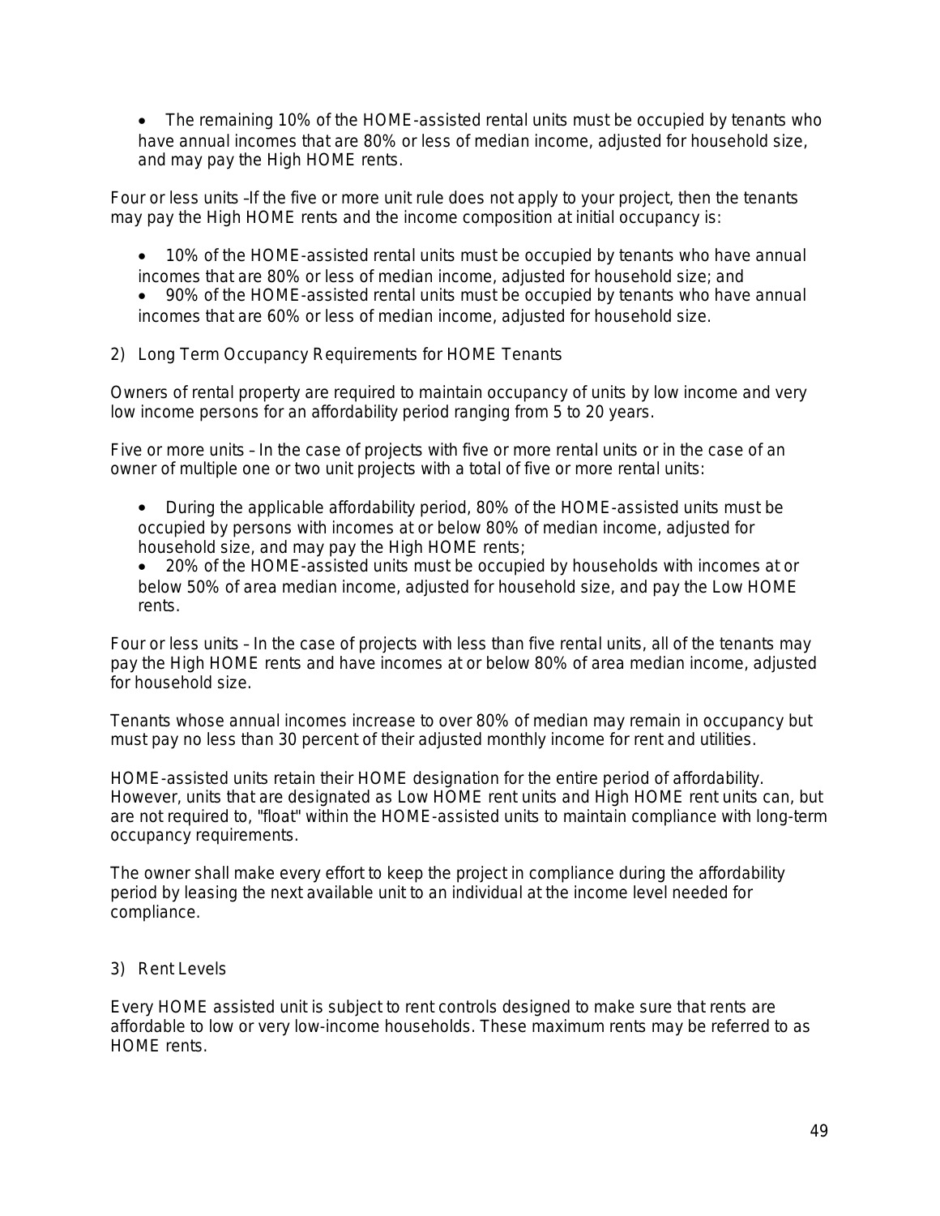- The remaining 10% of the HOME-assisted rental units must be occupied by tenants who have annual incomes that are 80% or less of median income, adjusted for household size, and may pay the High HOME rents.

Four or less units –If the five or more unit rule does not apply to your project, then the tenants may pay the High HOME rents and the income composition at initial occupancy is:

- 10% of the HOME-assisted rental units must be occupied by tenants who have annual incomes that are 80% or less of median income, adjusted for household size; and
- 90% of the HOME-assisted rental units must be occupied by tenants who have annual incomes that are 60% or less of median income, adjusted for household size.

2) Long Term Occupancy Requirements for HOME Tenants

Owners of rental property are required to maintain occupancy of units by low income and very low income persons for an affordability period ranging from 5 to 20 years.

Five or more units – In the case of projects with five or more rental units or in the case of an owner of multiple one or two unit projects with a total of five or more rental units:

- During the applicable affordability period, 80% of the HOME-assisted units must be occupied by persons with incomes at or below 80% of median income, adjusted for household size, and may pay the High HOME rents;
- 20% of the HOME-assisted units must be occupied by households with incomes at or below 50% of area median income, adjusted for household size, and pay the Low HOME rents.

Four or less units – In the case of projects with less than five rental units, all of the tenants may pay the High HOME rents and have incomes at or below 80% of area median income, adjusted for household size.

Tenants whose annual incomes increase to over 80% of median may remain in occupancy but must pay no less than 30 percent of their adjusted monthly income for rent and utilities.

HOME-assisted units retain their HOME designation for the entire period of affordability. However, units that are designated as Low HOME rent units and High HOME rent units can, but are not required to, "float" within the HOME-assisted units to maintain compliance with long-term occupancy requirements.

The owner shall make every effort to keep the project in compliance during the affordability period by leasing the next available unit to an individual at the income level needed for compliance.

3) Rent Levels

Every HOME assisted unit is subject to rent controls designed to make sure that rents are affordable to low or very low-income households. These maximum rents may be referred to as HOME rents.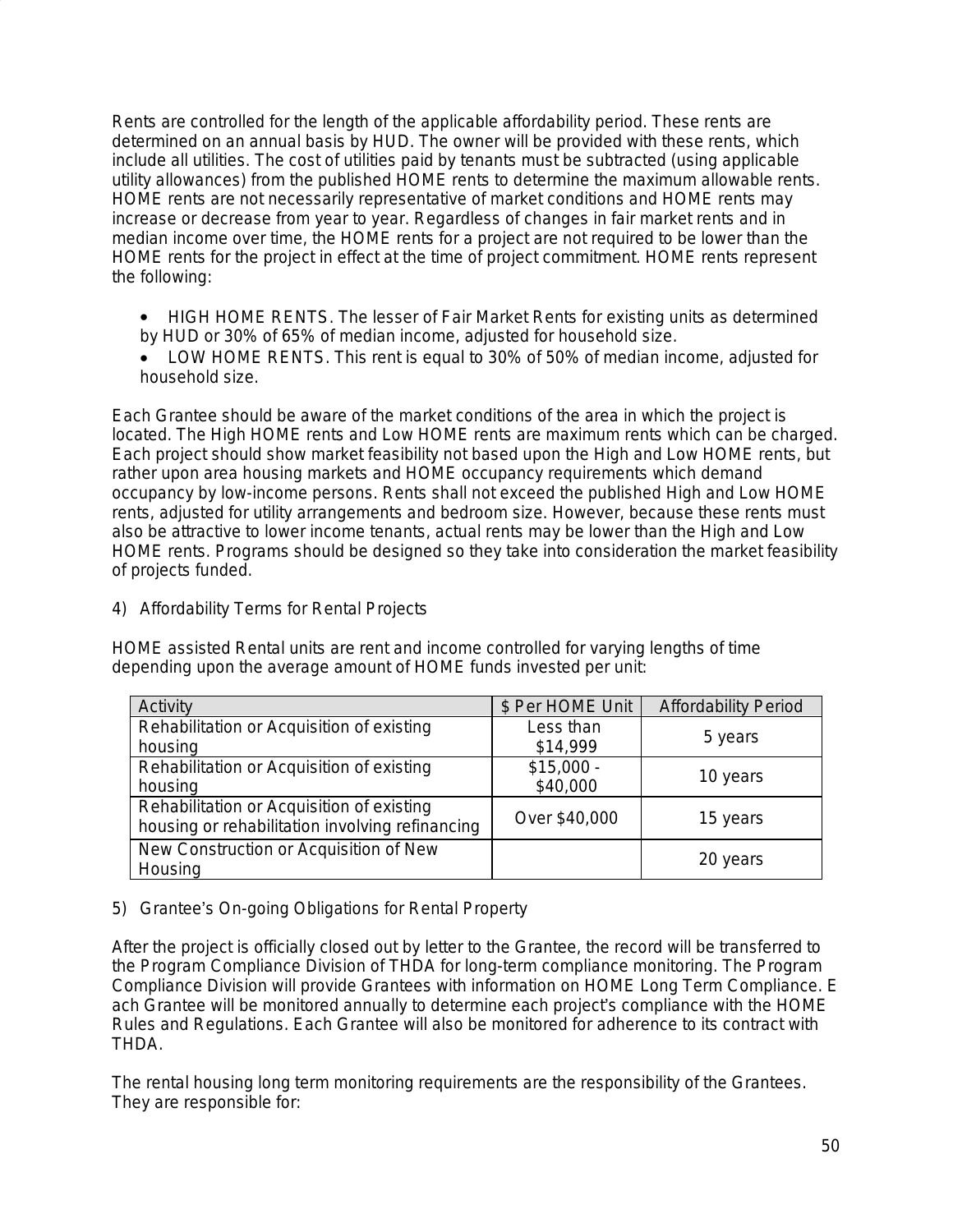Rents are controlled for the length of the applicable affordability period. These rents are determined on an annual basis by HUD. The owner will be provided with these rents, which include all utilities. The cost of utilities paid by tenants must be subtracted (using applicable utility allowances) from the published HOME rents to determine the maximum allowable rents. HOME rents are not necessarily representative of market conditions and HOME rents may increase or decrease from year to year. Regardless of changes in fair market rents and in median income over time, the HOME rents for a project are not required to be lower than the HOME rents for the project in effect at the time of project commitment. HOME rents represent the following:

- HIGH HOME RENTS. The lesser of Fair Market Rents for existing units as determined by HUD or 30% of 65% of median income, adjusted for household size.
- LOW HOME RENTS. This rent is equal to 30% of 50% of median income, adjusted for household size.

Each Grantee should be aware of the market conditions of the area in which the project is located. The High HOME rents and Low HOME rents are maximum rents which can be charged. Each project should show market feasibility not based upon the High and Low HOME rents, but rather upon area housing markets and HOME occupancy requirements which demand occupancy by low-income persons. Rents shall not exceed the published High and Low HOME rents, adjusted for utility arrangements and bedroom size. However, because these rents must also be attractive to lower income tenants, actual rents may be lower than the High and Low HOME rents. Programs should be designed so they take into consideration the market feasibility of projects funded.

4) Affordability Terms for Rental Projects

HOME assisted Rental units are rent and income controlled for varying lengths of time depending upon the average amount of HOME funds invested per unit:

| Activity | $ Per HOME Unit | Affordability Period |
|---|---|---|
| Rehabilitation or Acquisition of existing housing | Less than $14,999 | 5 years |
| Rehabilitation or Acquisition of existing housing | $15,000 - $40,000 | 10 years |
| Rehabilitation or Acquisition of existing housing or rehabilitation involving refinancing | Over $40,000 | 15 years |
| New Construction or Acquisition of New Housing | | 20 years |

5) Grantee's On-going Obligations for Rental Property

After the project is officially closed out by letter to the Grantee, the record will be transferred to the Program Compliance Division of THDA for long-term compliance monitoring. The Program Compliance Division will provide Grantees with information on HOME Long Term Compliance. Each Grantee will be monitored annually to determine each project's compliance with the HOME Rules and Regulations. Each Grantee will also be monitored for adherence to its contract with THDA.

The rental housing long term monitoring requirements are the responsibility of the Grantees. They are responsible for: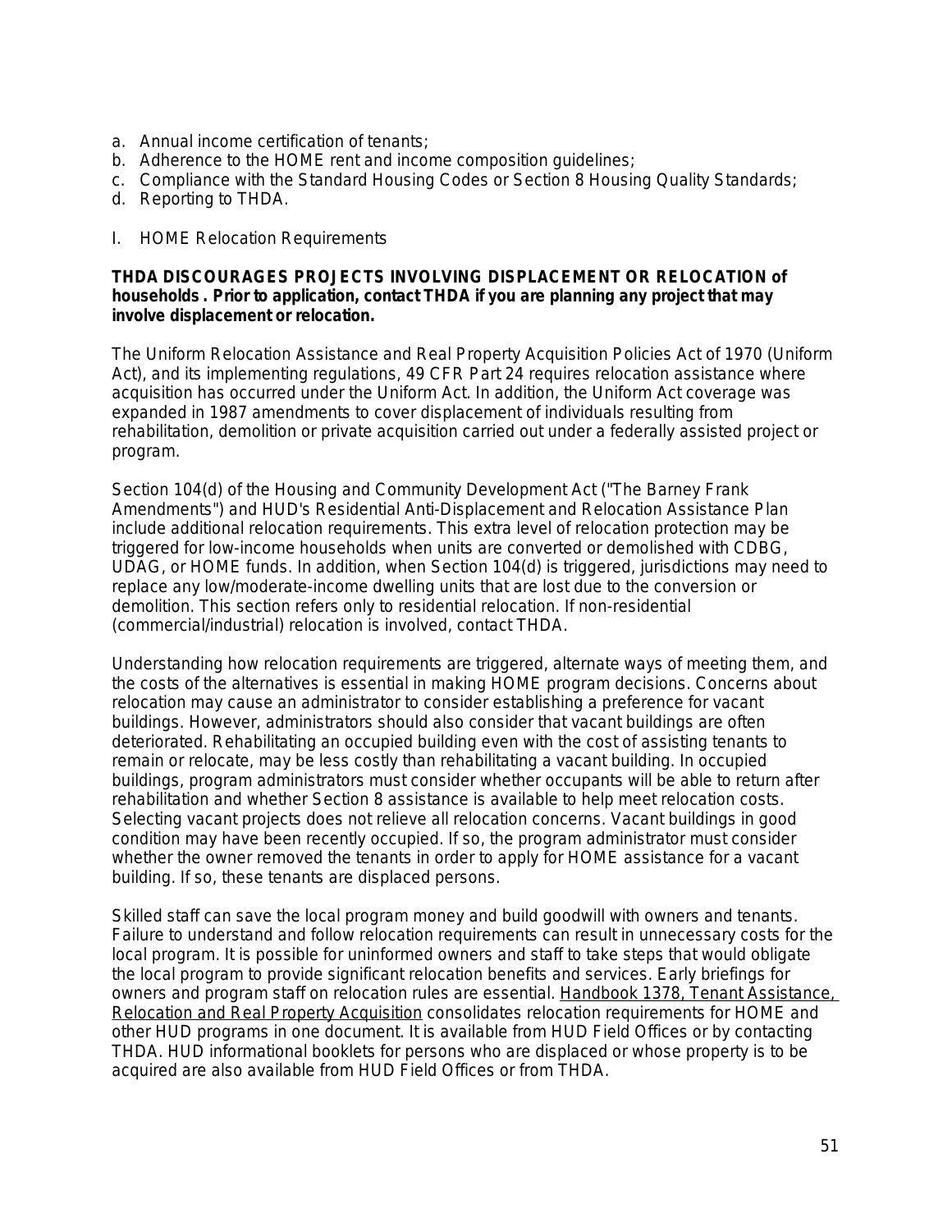a. Annual income certification of tenants;
b. Adherence to the HOME rent and income composition guidelines;
c. Compliance with the Standard Housing Codes or Section 8 Housing Quality Standards;
d. Reporting to THDA.

I. HOME Relocation Requirements

**THDA DISCOURAGES PROJECTS INVOLVING DISPLACEMENT OR RELOCATION of households . Prior to application, contact THDA if you are planning any project that may involve displacement or relocation.**

The Uniform Relocation Assistance and Real Property Acquisition Policies Act of 1970 (Uniform Act), and its implementing regulations, 49 CFR Part 24 requires relocation assistance where acquisition has occurred under the Uniform Act. In addition, the Uniform Act coverage was expanded in 1987 amendments to cover displacement of individuals resulting from rehabilitation, demolition or private acquisition carried out under a federally assisted project or program.

Section 104(d) of the Housing and Community Development Act ("The Barney Frank Amendments") and HUD's Residential Anti-Displacement and Relocation Assistance Plan include additional relocation requirements. This extra level of relocation protection may be triggered for low-income households when units are converted or demolished with CDBG, UDAG, or HOME funds. In addition, when Section 104(d) is triggered, jurisdictions may need to replace any low/moderate-income dwelling units that are lost due to the conversion or demolition. This section refers only to residential relocation. If non-residential (commercial/industrial) relocation is involved, contact THDA.

Understanding how relocation requirements are triggered, alternate ways of meeting them, and the costs of the alternatives is essential in making HOME program decisions. Concerns about relocation may cause an administrator to consider establishing a preference for vacant buildings. However, administrators should also consider that vacant buildings are often deteriorated. Rehabilitating an occupied building even with the cost of assisting tenants to remain or relocate, may be less costly than rehabilitating a vacant building. In occupied buildings, program administrators must consider whether occupants will be able to return after rehabilitation and whether Section 8 assistance is available to help meet relocation costs. Selecting vacant projects does not relieve all relocation concerns. Vacant buildings in good condition may have been recently occupied. If so, the program administrator must consider whether the owner removed the tenants in order to apply for HOME assistance for a vacant building. If so, these tenants are displaced persons.

Skilled staff can save the local program money and build goodwill with owners and tenants. Failure to understand and follow relocation requirements can result in unnecessary costs for the local program. It is possible for uninformed owners and staff to take steps that would obligate the local program to provide significant relocation benefits and services. Early briefings for owners and program staff on relocation rules are essential. Handbook 1378, Tenant Assistance, Relocation and Real Property Acquisition consolidates relocation requirements for HOME and other HUD programs in one document. It is available from HUD Field Offices or by contacting THDA. HUD informational booklets for persons who are displaced or whose property is to be acquired are also available from HUD Field Offices or from THDA.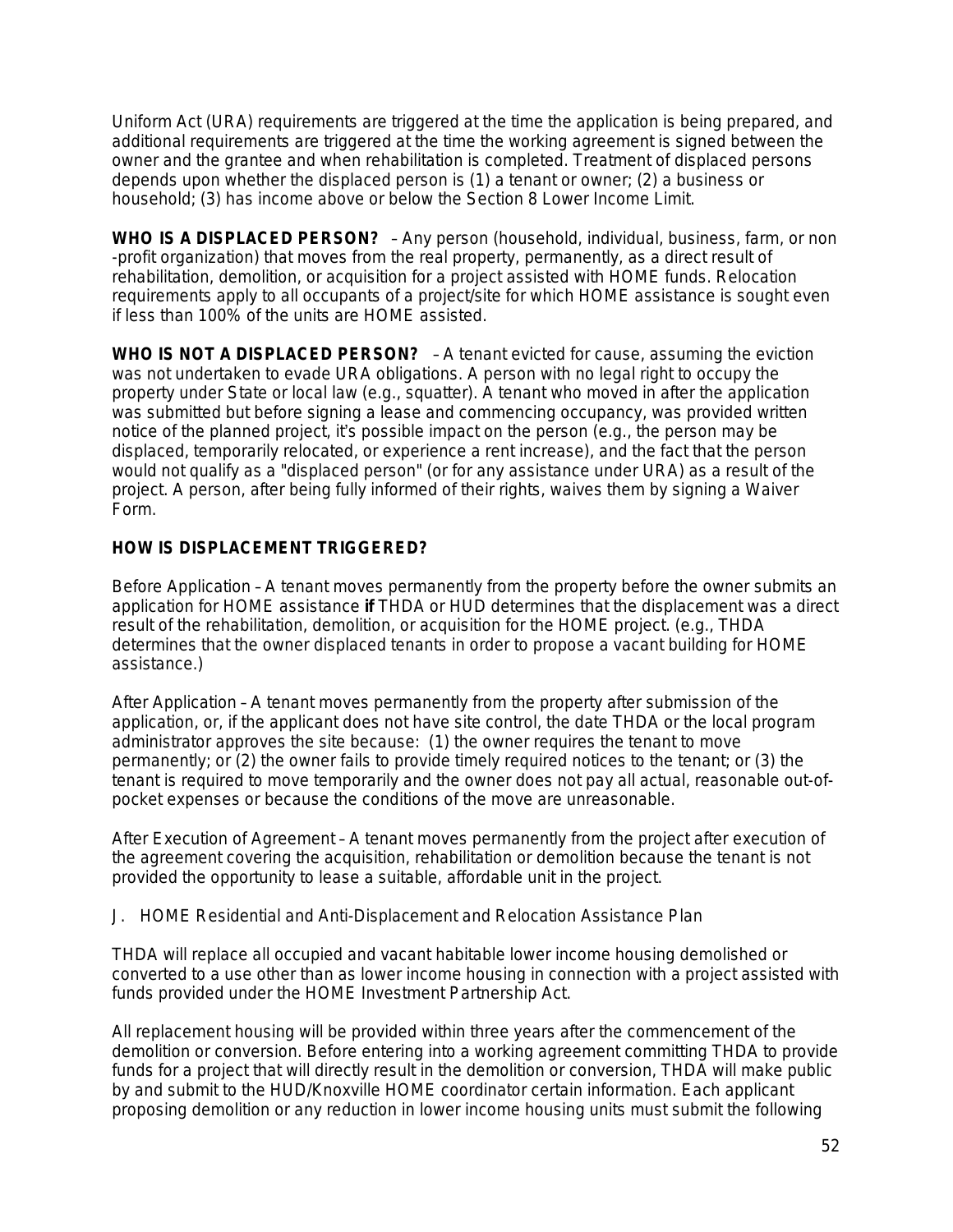Uniform Act (URA) requirements are triggered at the time the application is being prepared, and additional requirements are triggered at the time the working agreement is signed between the owner and the grantee and when rehabilitation is completed. Treatment of displaced persons depends upon whether the displaced person is (1) a tenant or owner; (2) a business or household; (3) has income above or below the Section 8 Lower Income Limit.

**WHO IS A DISPLACED PERSON?** – Any person (household, individual, business, farm, or non -profit organization) that moves from the real property, permanently, as a direct result of rehabilitation, demolition, or acquisition for a project assisted with HOME funds. Relocation requirements apply to all occupants of a project/site for which HOME assistance is sought even if less than 100% of the units are HOME assisted.

**WHO IS NOT A DISPLACED PERSON?** – A tenant evicted for cause, assuming the eviction was not undertaken to evade URA obligations. A person with no legal right to occupy the property under State or local law (e.g., squatter). A tenant who moved in after the application was submitted but before signing a lease and commencing occupancy, was provided written notice of the planned project, it's possible impact on the person (e.g., the person may be displaced, temporarily relocated, or experience a rent increase), and the fact that the person would not qualify as a "displaced person" (or for any assistance under URA) as a result of the project. A person, after being fully informed of their rights, waives them by signing a Waiver Form.

**HOW IS DISPLACEMENT TRIGGERED?**

Before Application – A tenant moves permanently from the property before the owner submits an application for HOME assistance **if** THDA or HUD determines that the displacement was a direct result of the rehabilitation, demolition, or acquisition for the HOME project. (e.g., THDA determines that the owner displaced tenants in order to propose a vacant building for HOME assistance.)

After Application – A tenant moves permanently from the property after submission of the application, or, if the applicant does not have site control, the date THDA or the local program administrator approves the site because: (1) the owner requires the tenant to move permanently; or (2) the owner fails to provide timely required notices to the tenant; or (3) the tenant is required to move temporarily and the owner does not pay all actual, reasonable out-of-pocket expenses or because the conditions of the move are unreasonable.

After Execution of Agreement – A tenant moves permanently from the project after execution of the agreement covering the acquisition, rehabilitation or demolition because the tenant is not provided the opportunity to lease a suitable, affordable unit in the project.

J. HOME Residential and Anti-Displacement and Relocation Assistance Plan

THDA will replace all occupied and vacant habitable lower income housing demolished or converted to a use other than as lower income housing in connection with a project assisted with funds provided under the HOME Investment Partnership Act.

All replacement housing will be provided within three years after the commencement of the demolition or conversion. Before entering into a working agreement committing THDA to provide funds for a project that will directly result in the demolition or conversion, THDA will make public by and submit to the HUD/Knoxville HOME coordinator certain information. Each applicant proposing demolition or any reduction in lower income housing units must submit the following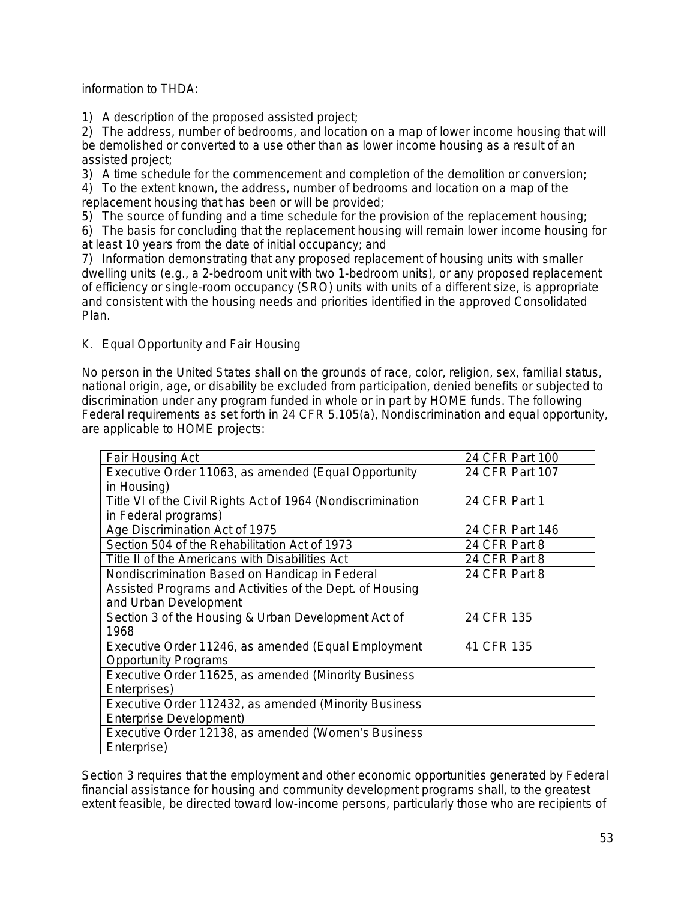information to THDA:

1) A description of the proposed assisted project;
2) The address, number of bedrooms, and location on a map of lower income housing that will be demolished or converted to a use other than as lower income housing as a result of an assisted project;
3) A time schedule for the commencement and completion of the demolition or conversion;
4) To the extent known, the address, number of bedrooms and location on a map of the replacement housing that has been or will be provided;
5) The source of funding and a time schedule for the provision of the replacement housing;
6) The basis for concluding that the replacement housing will remain lower income housing for at least 10 years from the date of initial occupancy; and
7) Information demonstrating that any proposed replacement of housing units with smaller dwelling units (e.g., a 2-bedroom unit with two 1-bedroom units), or any proposed replacement of efficiency or single-room occupancy (SRO) units with units of a different size, is appropriate and consistent with the housing needs and priorities identified in the approved Consolidated Plan.

K. Equal Opportunity and Fair Housing

No person in the United States shall on the grounds of race, color, religion, sex, familial status, national origin, age, or disability be excluded from participation, denied benefits or subjected to discrimination under any program funded in whole or in part by HOME funds. The following Federal requirements as set forth in 24 CFR 5.105(a), Nondiscrimination and equal opportunity, are applicable to HOME projects:

| Fair Housing Act | 24 CFR Part 100 |
|---|---|
| Executive Order 11063, as amended (Equal Opportunity in Housing) | 24 CFR Part 107 |
| Title VI of the Civil Rights Act of 1964 (Nondiscrimination in Federal programs) | 24 CFR Part 1 |
| Age Discrimination Act of 1975 | 24 CFR Part 146 |
| Section 504 of the Rehabilitation Act of 1973 | 24 CFR Part 8 |
| Title II of the Americans with Disabilities Act | 24 CFR Part 8 |
| Nondiscrimination Based on Handicap in Federal Assisted Programs and Activities of the Dept. of Housing and Urban Development | 24 CFR Part 8 |
| Section 3 of the Housing & Urban Development Act of 1968 | 24 CFR 135 |
| Executive Order 11246, as amended (Equal Employment Opportunity Programs | 41 CFR 135 |
| Executive Order 11625, as amended (Minority Business Enterprises) | |
| Executive Order 112432, as amended (Minority Business Enterprise Development) | |
| Executive Order 12138, as amended (Women's Business Enterprise) | |

Section 3 requires that the employment and other economic opportunities generated by Federal financial assistance for housing and community development programs shall, to the greatest extent feasible, be directed toward low-income persons, particularly those who are recipients of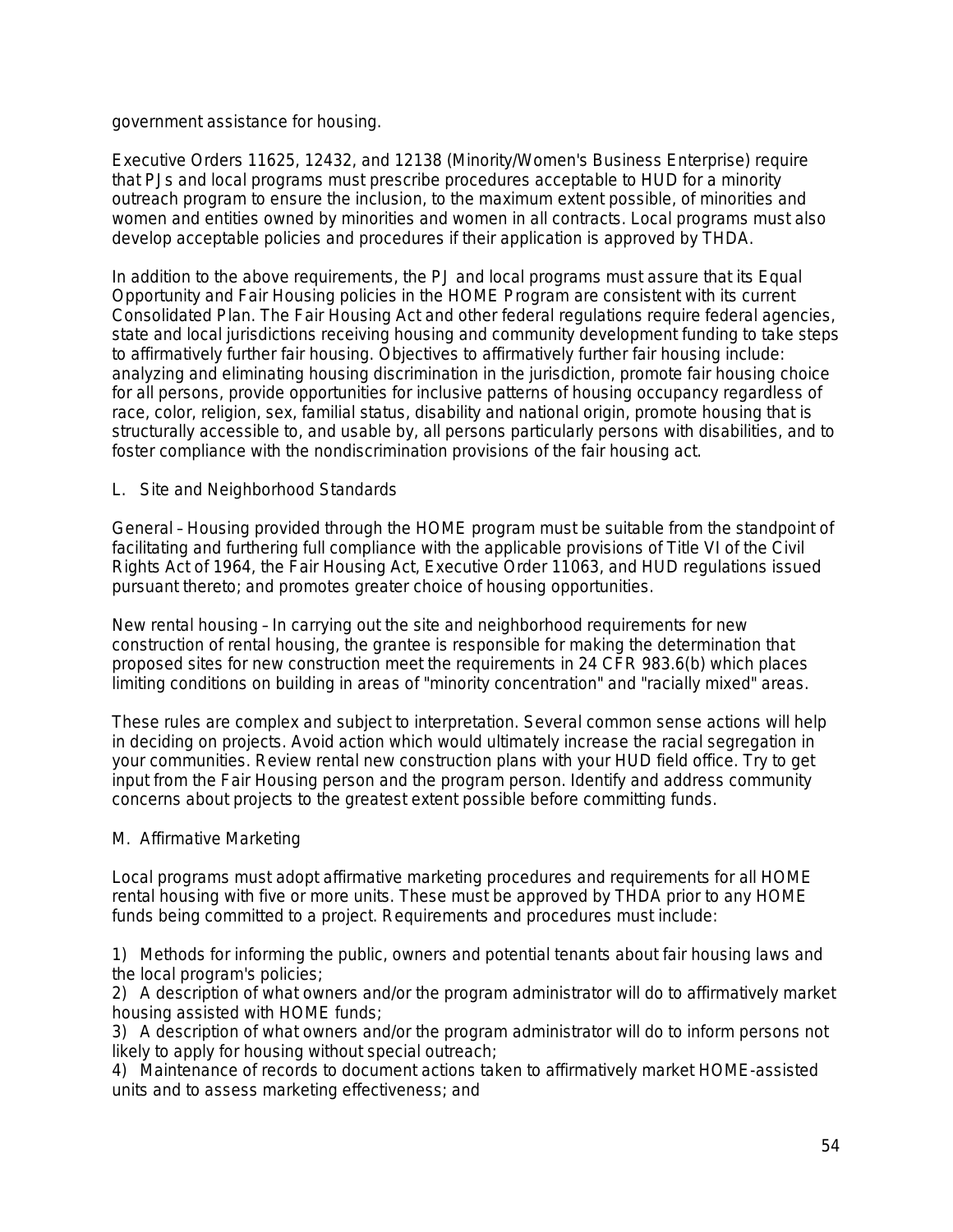government assistance for housing.

Executive Orders 11625, 12432, and 12138 (Minority/Women's Business Enterprise) require that PJs and local programs must prescribe procedures acceptable to HUD for a minority outreach program to ensure the inclusion, to the maximum extent possible, of minorities and women and entities owned by minorities and women in all contracts. Local programs must also develop acceptable policies and procedures if their application is approved by THDA.

In addition to the above requirements, the PJ and local programs must assure that its Equal Opportunity and Fair Housing policies in the HOME Program are consistent with its current Consolidated Plan. The Fair Housing Act and other federal regulations require federal agencies, state and local jurisdictions receiving housing and community development funding to take steps to affirmatively further fair housing. Objectives to affirmatively further fair housing include: analyzing and eliminating housing discrimination in the jurisdiction, promote fair housing choice for all persons, provide opportunities for inclusive patterns of housing occupancy regardless of race, color, religion, sex, familial status, disability and national origin, promote housing that is structurally accessible to, and usable by, all persons particularly persons with disabilities, and to foster compliance with the nondiscrimination provisions of the fair housing act.

L. Site and Neighborhood Standards

General – Housing provided through the HOME program must be suitable from the standpoint of facilitating and furthering full compliance with the applicable provisions of Title VI of the Civil Rights Act of 1964, the Fair Housing Act, Executive Order 11063, and HUD regulations issued pursuant thereto; and promotes greater choice of housing opportunities.

New rental housing – In carrying out the site and neighborhood requirements for new construction of rental housing, the grantee is responsible for making the determination that proposed sites for new construction meet the requirements in 24 CFR 983.6(b) which places limiting conditions on building in areas of "minority concentration" and "racially mixed" areas.

These rules are complex and subject to interpretation. Several common sense actions will help in deciding on projects. Avoid action which would ultimately increase the racial segregation in your communities. Review rental new construction plans with your HUD field office. Try to get input from the Fair Housing person and the program person. Identify and address community concerns about projects to the greatest extent possible before committing funds.

M. Affirmative Marketing

Local programs must adopt affirmative marketing procedures and requirements for all HOME rental housing with five or more units. These must be approved by THDA prior to any HOME funds being committed to a project. Requirements and procedures must include:

1) Methods for informing the public, owners and potential tenants about fair housing laws and the local program's policies;
2) A description of what owners and/or the program administrator will do to affirmatively market housing assisted with HOME funds;
3) A description of what owners and/or the program administrator will do to inform persons not likely to apply for housing without special outreach;
4) Maintenance of records to document actions taken to affirmatively market HOME-assisted units and to assess marketing effectiveness; and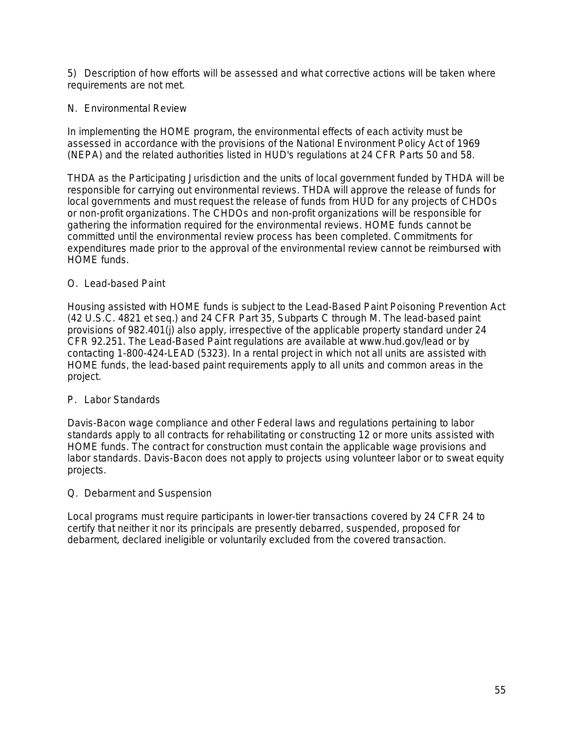5) Description of how efforts will be assessed and what corrective actions will be taken where requirements are not met.

## N. Environmental Review

In implementing the HOME program, the environmental effects of each activity must be assessed in accordance with the provisions of the National Environment Policy Act of 1969 (NEPA) and the related authorities listed in HUD's regulations at 24 CFR Parts 50 and 58.

THDA as the Participating Jurisdiction and the units of local government funded by THDA will be responsible for carrying out environmental reviews. THDA will approve the release of funds for local governments and must request the release of funds from HUD for any projects of CHDOs or non-profit organizations. The CHDOs and non-profit organizations will be responsible for gathering the information required for the environmental reviews. HOME funds cannot be committed until the environmental review process has been completed. Commitments for expenditures made prior to the approval of the environmental review cannot be reimbursed with HOME funds.

## O. Lead-based Paint

Housing assisted with HOME funds is subject to the Lead-Based Paint Poisoning Prevention Act (42 U.S.C. 4821 et seq.) and 24 CFR Part 35, Subparts C through M. The lead-based paint provisions of 982.401(j) also apply, irrespective of the applicable property standard under 24 CFR 92.251. The Lead-Based Paint regulations are available at www.hud.gov/lead or by contacting 1-800-424-LEAD (5323). In a rental project in which not all units are assisted with HOME funds, the lead-based paint requirements apply to all units and common areas in the project.

## P. Labor Standards

Davis-Bacon wage compliance and other Federal laws and regulations pertaining to labor standards apply to all contracts for rehabilitating or constructing 12 or more units assisted with HOME funds. The contract for construction must contain the applicable wage provisions and labor standards. Davis-Bacon does not apply to projects using volunteer labor or to sweat equity projects.

## Q. Debarment and Suspension

Local programs must require participants in lower-tier transactions covered by 24 CFR 24 to certify that neither it nor its principals are presently debarred, suspended, proposed for debarment, declared ineligible or voluntarily excluded from the covered transaction.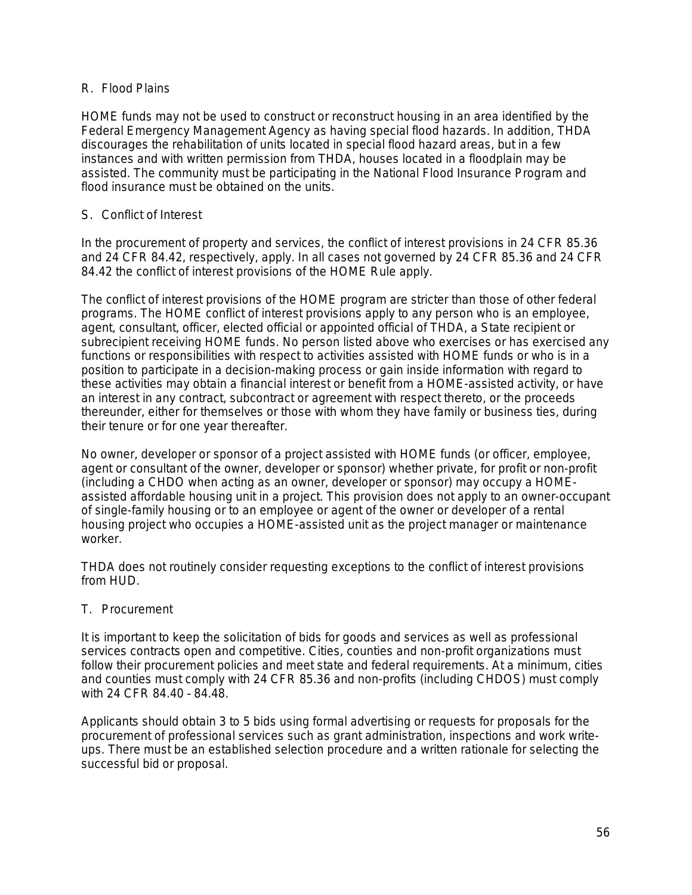### R. Flood Plains

HOME funds may not be used to construct or reconstruct housing in an area identified by the Federal Emergency Management Agency as having special flood hazards. In addition, THDA discourages the rehabilitation of units located in special flood hazard areas, but in a few instances and with written permission from THDA, houses located in a floodplain may be assisted. The community must be participating in the National Flood Insurance Program and flood insurance must be obtained on the units.

### S. Conflict of Interest

In the procurement of property and services, the conflict of interest provisions in 24 CFR 85.36 and 24 CFR 84.42, respectively, apply. In all cases not governed by 24 CFR 85.36 and 24 CFR 84.42 the conflict of interest provisions of the HOME Rule apply.

The conflict of interest provisions of the HOME program are stricter than those of other federal programs. The HOME conflict of interest provisions apply to any person who is an employee, agent, consultant, officer, elected official or appointed official of THDA, a State recipient or subrecipient receiving HOME funds. No person listed above who exercises or has exercised any functions or responsibilities with respect to activities assisted with HOME funds or who is in a position to participate in a decision-making process or gain inside information with regard to these activities may obtain a financial interest or benefit from a HOME-assisted activity, or have an interest in any contract, subcontract or agreement with respect thereto, or the proceeds thereunder, either for themselves or those with whom they have family or business ties, during their tenure or for one year thereafter.

No owner, developer or sponsor of a project assisted with HOME funds (or officer, employee, agent or consultant of the owner, developer or sponsor) whether private, for profit or non-profit (including a CHDO when acting as an owner, developer or sponsor) may occupy a HOME-assisted affordable housing unit in a project. This provision does not apply to an owner-occupant of single-family housing or to an employee or agent of the owner or developer of a rental housing project who occupies a HOME-assisted unit as the project manager or maintenance worker.

THDA does not routinely consider requesting exceptions to the conflict of interest provisions from HUD.

### T. Procurement

It is important to keep the solicitation of bids for goods and services as well as professional services contracts open and competitive. Cities, counties and non-profit organizations must follow their procurement policies and meet state and federal requirements. At a minimum, cities and counties must comply with 24 CFR 85.36 and non-profits (including CHDOS) must comply with 24 CFR 84.40 – 84.48.

Applicants should obtain 3 to 5 bids using formal advertising or requests for proposals for the procurement of professional services such as grant administration, inspections and work write-ups. There must be an established selection procedure and a written rationale for selecting the successful bid or proposal.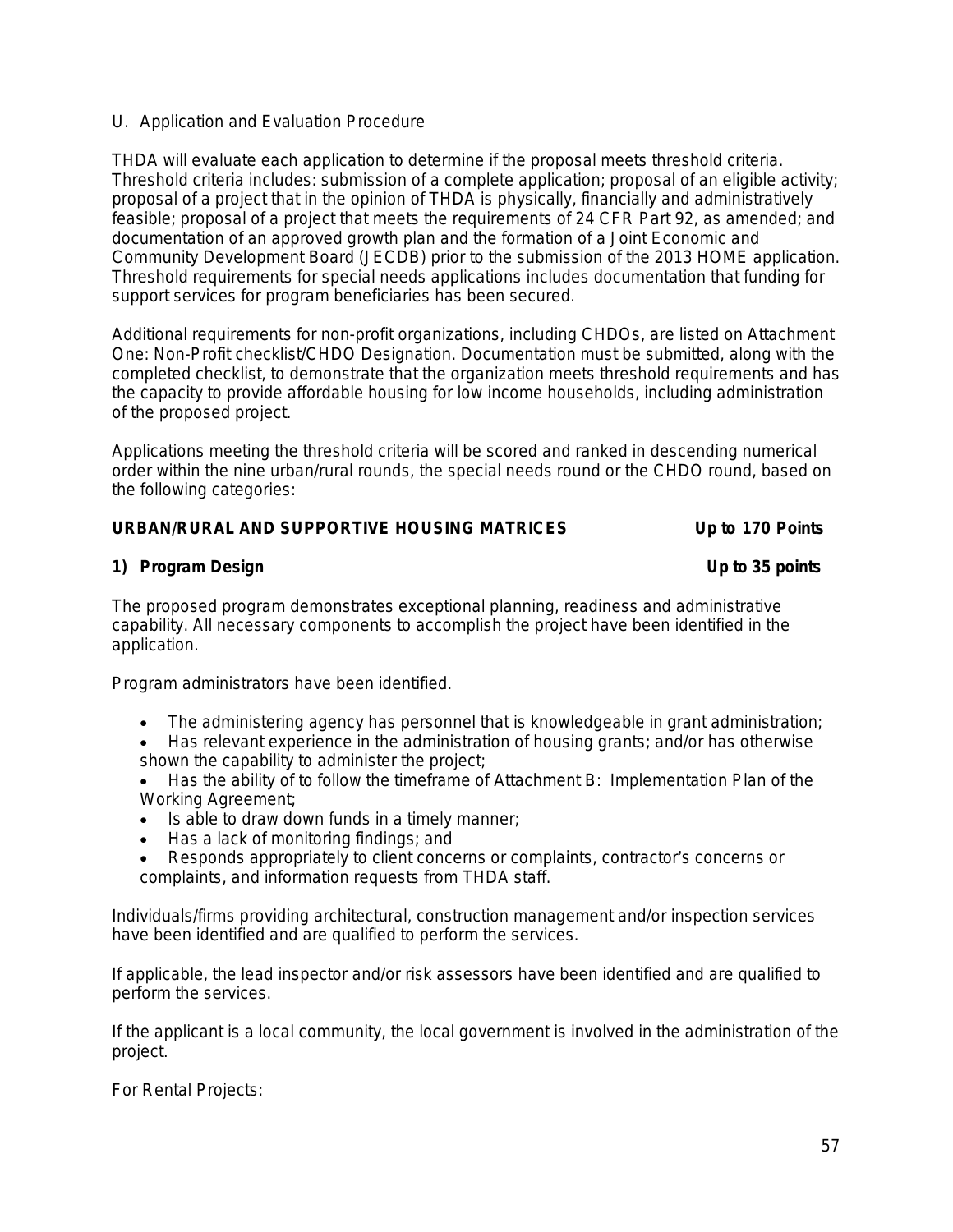U. Application and Evaluation Procedure

THDA will evaluate each application to determine if the proposal meets threshold criteria. Threshold criteria includes: submission of a complete application; proposal of an eligible activity; proposal of a project that in the opinion of THDA is physically, financially and administratively feasible; proposal of a project that meets the requirements of 24 CFR Part 92, as amended; and documentation of an approved growth plan and the formation of a Joint Economic and Community Development Board (JECDB) prior to the submission of the 2013 HOME application. Threshold requirements for special needs applications includes documentation that funding for support services for program beneficiaries has been secured.

Additional requirements for non-profit organizations, including CHDOs, are listed on Attachment One: Non-Profit checklist/CHDO Designation. Documentation must be submitted, along with the completed checklist, to demonstrate that the organization meets threshold requirements and has the capacity to provide affordable housing for low income households, including administration of the proposed project.

Applications meeting the threshold criteria will be scored and ranked in descending numerical order within the nine urban/rural rounds, the special needs round or the CHDO round, based on the following categories:

**URBAN/RURAL AND SUPPORTIVE HOUSING MATRICES — Up to 170 Points**

**1) Program Design — Up to 35 points**

The proposed program demonstrates exceptional planning, readiness and administrative capability. All necessary components to accomplish the project have been identified in the application.

Program administrators have been identified.

- The administering agency has personnel that is knowledgeable in grant administration;
- Has relevant experience in the administration of housing grants; and/or has otherwise shown the capability to administer the project;
- Has the ability of to follow the timeframe of Attachment B: Implementation Plan of the Working Agreement;
- Is able to draw down funds in a timely manner;
- Has a lack of monitoring findings; and
- Responds appropriately to client concerns or complaints, contractor's concerns or complaints, and information requests from THDA staff.

Individuals/firms providing architectural, construction management and/or inspection services have been identified and are qualified to perform the services.

If applicable, the lead inspector and/or risk assessors have been identified and are qualified to perform the services.

If the applicant is a local community, the local government is involved in the administration of the project.

For Rental Projects: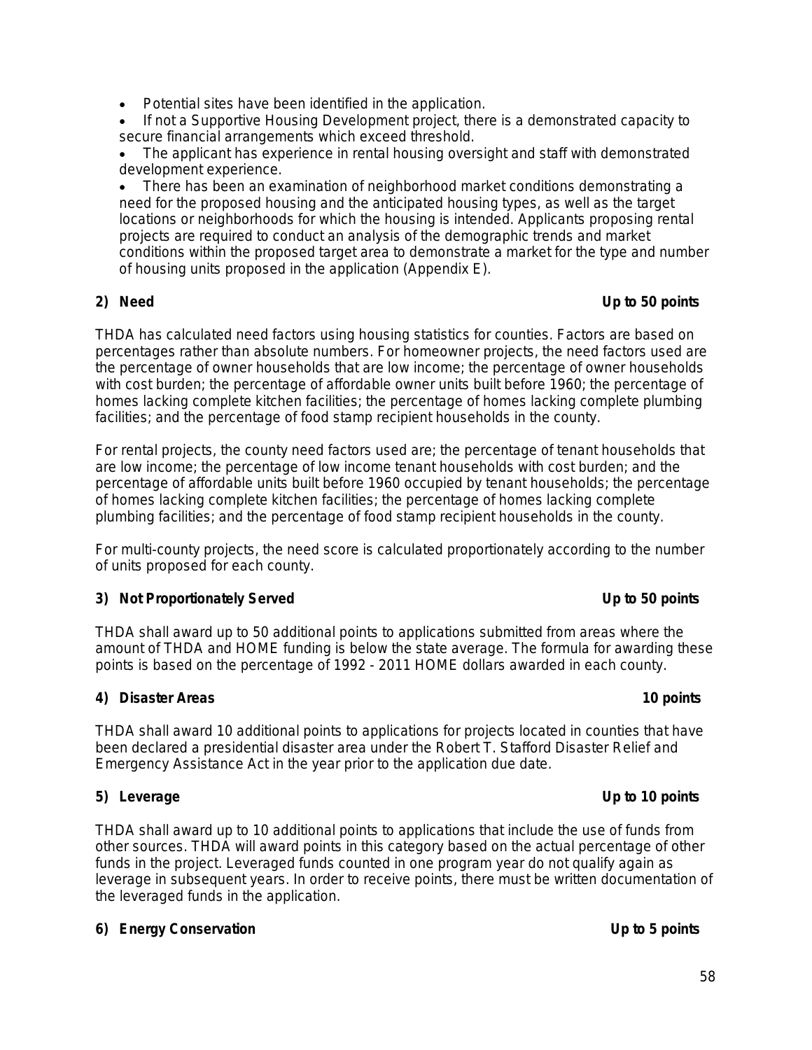- Potential sites have been identified in the application.
- If not a Supportive Housing Development project, there is a demonstrated capacity to secure financial arrangements which exceed threshold.
- The applicant has experience in rental housing oversight and staff with demonstrated development experience.
- There has been an examination of neighborhood market conditions demonstrating a need for the proposed housing and the anticipated housing types, as well as the target locations or neighborhoods for which the housing is intended. Applicants proposing rental projects are required to conduct an analysis of the demographic trends and market conditions within the proposed target area to demonstrate a market for the type and number of housing units proposed in the application (Appendix E).

**2) Need** **Up to 50 points**

THDA has calculated need factors using housing statistics for counties. Factors are based on percentages rather than absolute numbers. For homeowner projects, the need factors used are the percentage of owner households that are low income; the percentage of owner households with cost burden; the percentage of affordable owner units built before 1960; the percentage of homes lacking complete kitchen facilities; the percentage of homes lacking complete plumbing facilities; and the percentage of food stamp recipient households in the county.

For rental projects, the county need factors used are; the percentage of tenant households that are low income; the percentage of low income tenant households with cost burden; and the percentage of affordable units built before 1960 occupied by tenant households; the percentage of homes lacking complete kitchen facilities; the percentage of homes lacking complete plumbing facilities; and the percentage of food stamp recipient households in the county.

For multi-county projects, the need score is calculated proportionately according to the number of units proposed for each county.

**3) Not Proportionately Served** **Up to 50 points**

THDA shall award up to 50 additional points to applications submitted from areas where the amount of THDA and HOME funding is below the state average. The formula for awarding these points is based on the percentage of 1992 - 2011 HOME dollars awarded in each county.

**4) Disaster Areas** **10 points**

THDA shall award 10 additional points to applications for projects located in counties that have been declared a presidential disaster area under the Robert T. Stafford Disaster Relief and Emergency Assistance Act in the year prior to the application due date.

**5) Leverage** **Up to 10 points**

THDA shall award up to 10 additional points to applications that include the use of funds from other sources. THDA will award points in this category based on the actual percentage of other funds in the project. Leveraged funds counted in one program year do not qualify again as leverage in subsequent years. In order to receive points, there must be written documentation of the leveraged funds in the application.

**6) Energy Conservation** **Up to 5 points**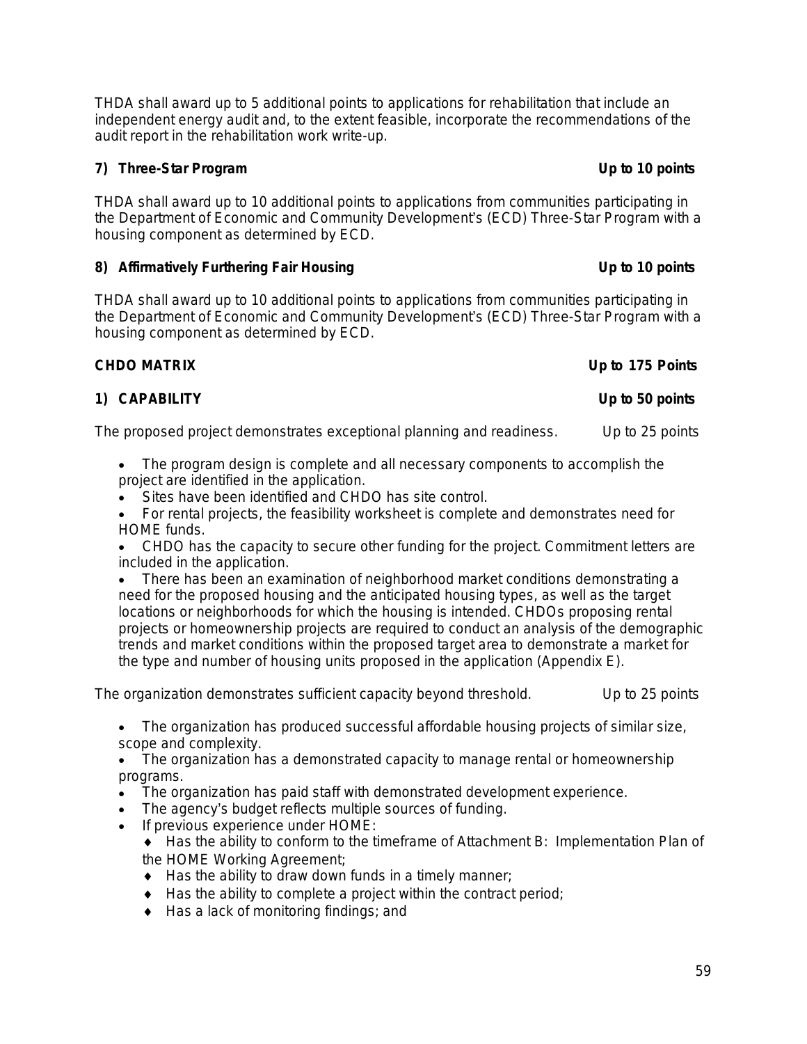THDA shall award up to 5 additional points to applications for rehabilitation that include an independent energy audit and, to the extent feasible, incorporate the recommendations of the audit report in the rehabilitation work write-up.

**7) Three-Star Program — Up to 10 points**

THDA shall award up to 10 additional points to applications from communities participating in the Department of Economic and Community Development's (ECD) Three-Star Program with a housing component as determined by ECD.

**8) Affirmatively Furthering Fair Housing — Up to 10 points**

THDA shall award up to 10 additional points to applications from communities participating in the Department of Economic and Community Development's (ECD) Three-Star Program with a housing component as determined by ECD.

**CHDO MATRIX — Up to 175 Points**

**1) CAPABILITY — Up to 50 points**

The proposed project demonstrates exceptional planning and readiness. — Up to 25 points

- The program design is complete and all necessary components to accomplish the project are identified in the application.
- Sites have been identified and CHDO has site control.
- For rental projects, the feasibility worksheet is complete and demonstrates need for HOME funds.
- CHDO has the capacity to secure other funding for the project. Commitment letters are included in the application.
- There has been an examination of neighborhood market conditions demonstrating a need for the proposed housing and the anticipated housing types, as well as the target locations or neighborhoods for which the housing is intended. CHDOs proposing rental projects or homeownership projects are required to conduct an analysis of the demographic trends and market conditions within the proposed target area to demonstrate a market for the type and number of housing units proposed in the application (Appendix E).

The organization demonstrates sufficient capacity beyond threshold. — Up to 25 points

- The organization has produced successful affordable housing projects of similar size, scope and complexity.
- The organization has a demonstrated capacity to manage rental or homeownership programs.
- The organization has paid staff with demonstrated development experience.
- The agency's budget reflects multiple sources of funding.
- If previous experience under HOME:
  - Has the ability to conform to the timeframe of Attachment B: Implementation Plan of the HOME Working Agreement;
  - Has the ability to draw down funds in a timely manner;
  - Has the ability to complete a project within the contract period;
  - Has a lack of monitoring findings; and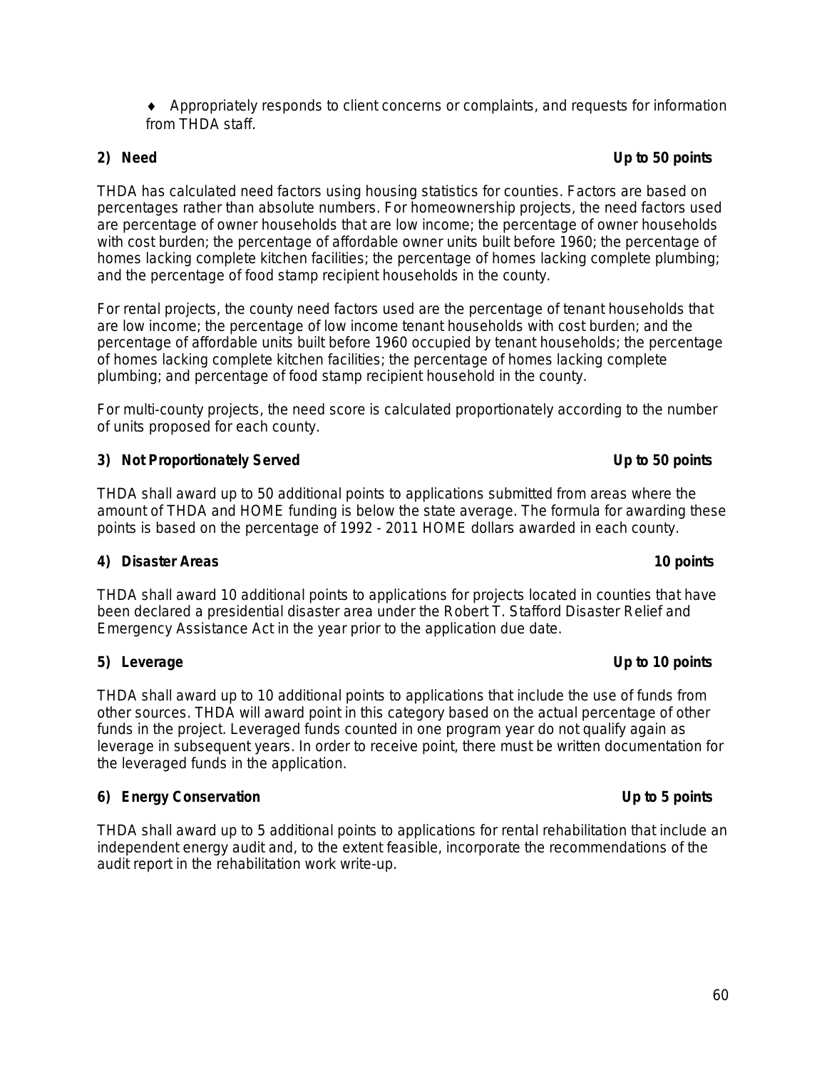- ♦ Appropriately responds to client concerns or complaints, and requests for information from THDA staff.

**2) Need — Up to 50 points**

THDA has calculated need factors using housing statistics for counties. Factors are based on percentages rather than absolute numbers. For homeownership projects, the need factors used are percentage of owner households that are low income; the percentage of owner households with cost burden; the percentage of affordable owner units built before 1960; the percentage of homes lacking complete kitchen facilities; the percentage of homes lacking complete plumbing; and the percentage of food stamp recipient households in the county.

For rental projects, the county need factors used are the percentage of tenant households that are low income; the percentage of low income tenant households with cost burden; and the percentage of affordable units built before 1960 occupied by tenant households; the percentage of homes lacking complete kitchen facilities; the percentage of homes lacking complete plumbing; and percentage of food stamp recipient household in the county.

For multi-county projects, the need score is calculated proportionately according to the number of units proposed for each county.

**3) Not Proportionately Served — Up to 50 points**

THDA shall award up to 50 additional points to applications submitted from areas where the amount of THDA and HOME funding is below the state average. The formula for awarding these points is based on the percentage of 1992 - 2011 HOME dollars awarded in each county.

**4) Disaster Areas — 10 points**

THDA shall award 10 additional points to applications for projects located in counties that have been declared a presidential disaster area under the Robert T. Stafford Disaster Relief and Emergency Assistance Act in the year prior to the application due date.

**5) Leverage — Up to 10 points**

THDA shall award up to 10 additional points to applications that include the use of funds from other sources. THDA will award point in this category based on the actual percentage of other funds in the project. Leveraged funds counted in one program year do not qualify again as leverage in subsequent years. In order to receive point, there must be written documentation for the leveraged funds in the application.

**6) Energy Conservation — Up to 5 points**

THDA shall award up to 5 additional points to applications for rental rehabilitation that include an independent energy audit and, to the extent feasible, incorporate the recommendations of the audit report in the rehabilitation work write-up.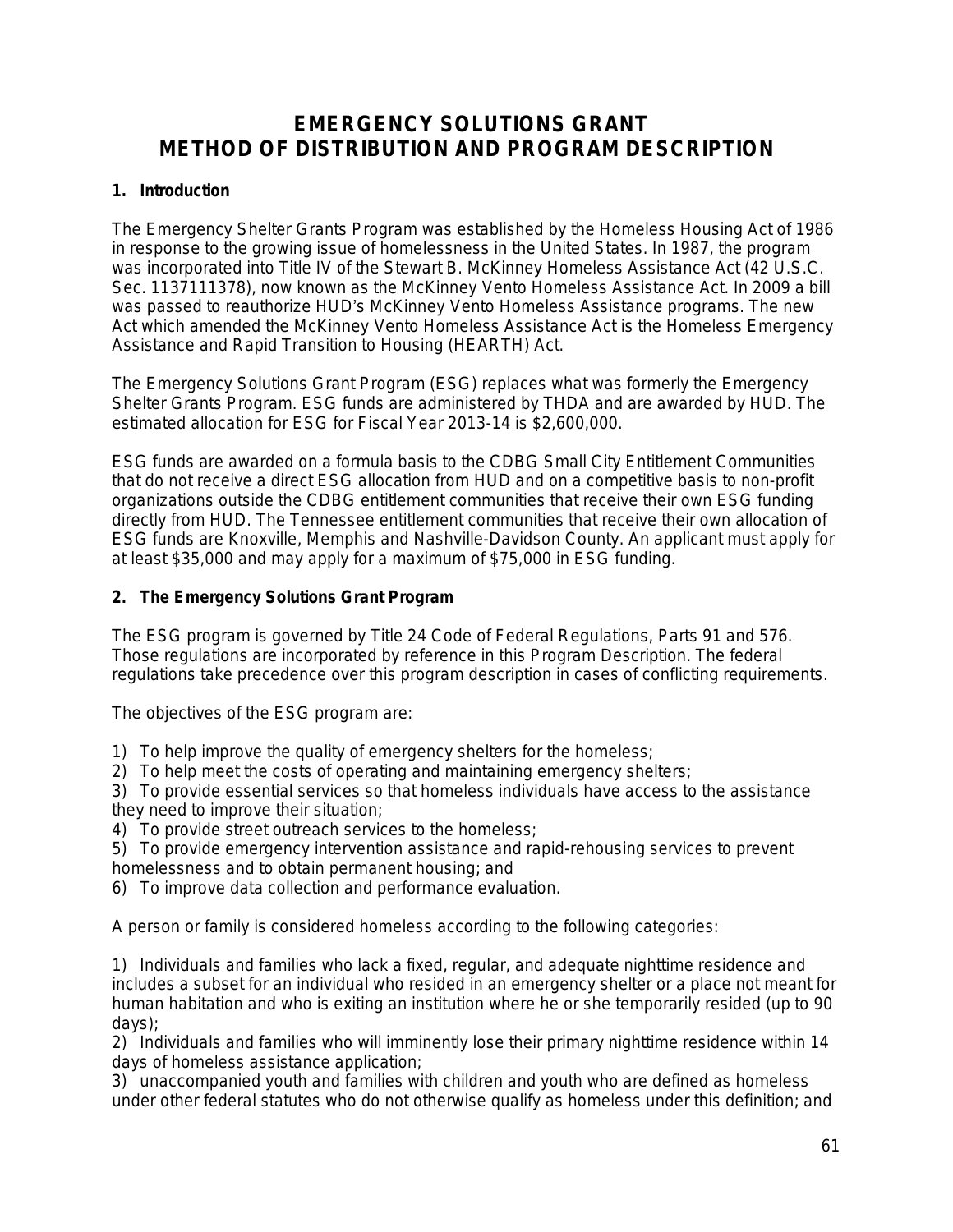# EMERGENCY SOLUTIONS GRANT
# METHOD OF DISTRIBUTION AND PROGRAM DESCRIPTION

## 1. Introduction

The Emergency Shelter Grants Program was established by the Homeless Housing Act of 1986 in response to the growing issue of homelessness in the United States. In 1987, the program was incorporated into Title IV of the Stewart B. McKinney Homeless Assistance Act (42 U.S.C. Sec. 1137111378), now known as the McKinney Vento Homeless Assistance Act. In 2009 a bill was passed to reauthorize HUD's McKinney Vento Homeless Assistance programs. The new Act which amended the McKinney Vento Homeless Assistance Act is the Homeless Emergency Assistance and Rapid Transition to Housing (HEARTH) Act.

The Emergency Solutions Grant Program (ESG) replaces what was formerly the Emergency Shelter Grants Program. ESG funds are administered by THDA and are awarded by HUD. The estimated allocation for ESG for Fiscal Year 2013-14 is $2,600,000.

ESG funds are awarded on a formula basis to the CDBG Small City Entitlement Communities that do not receive a direct ESG allocation from HUD and on a competitive basis to non-profit organizations outside the CDBG entitlement communities that receive their own ESG funding directly from HUD. The Tennessee entitlement communities that receive their own allocation of ESG funds are Knoxville, Memphis and Nashville-Davidson County. An applicant must apply for at least $35,000 and may apply for a maximum of $75,000 in ESG funding.

## 2. The Emergency Solutions Grant Program

The ESG program is governed by Title 24 Code of Federal Regulations, Parts 91 and 576. Those regulations are incorporated by reference in this Program Description. The federal regulations take precedence over this program description in cases of conflicting requirements.

The objectives of the ESG program are:

1) To help improve the quality of emergency shelters for the homeless;
2) To help meet the costs of operating and maintaining emergency shelters;
3) To provide essential services so that homeless individuals have access to the assistance they need to improve their situation;
4) To provide street outreach services to the homeless;
5) To provide emergency intervention assistance and rapid-rehousing services to prevent homelessness and to obtain permanent housing; and
6) To improve data collection and performance evaluation.

A person or family is considered homeless according to the following categories:

1) Individuals and families who lack a fixed, regular, and adequate nighttime residence and includes a subset for an individual who resided in an emergency shelter or a place not meant for human habitation and who is exiting an institution where he or she temporarily resided (up to 90 days);
2) Individuals and families who will imminently lose their primary nighttime residence within 14 days of homeless assistance application;
3) unaccompanied youth and families with children and youth who are defined as homeless under other federal statutes who do not otherwise qualify as homeless under this definition; and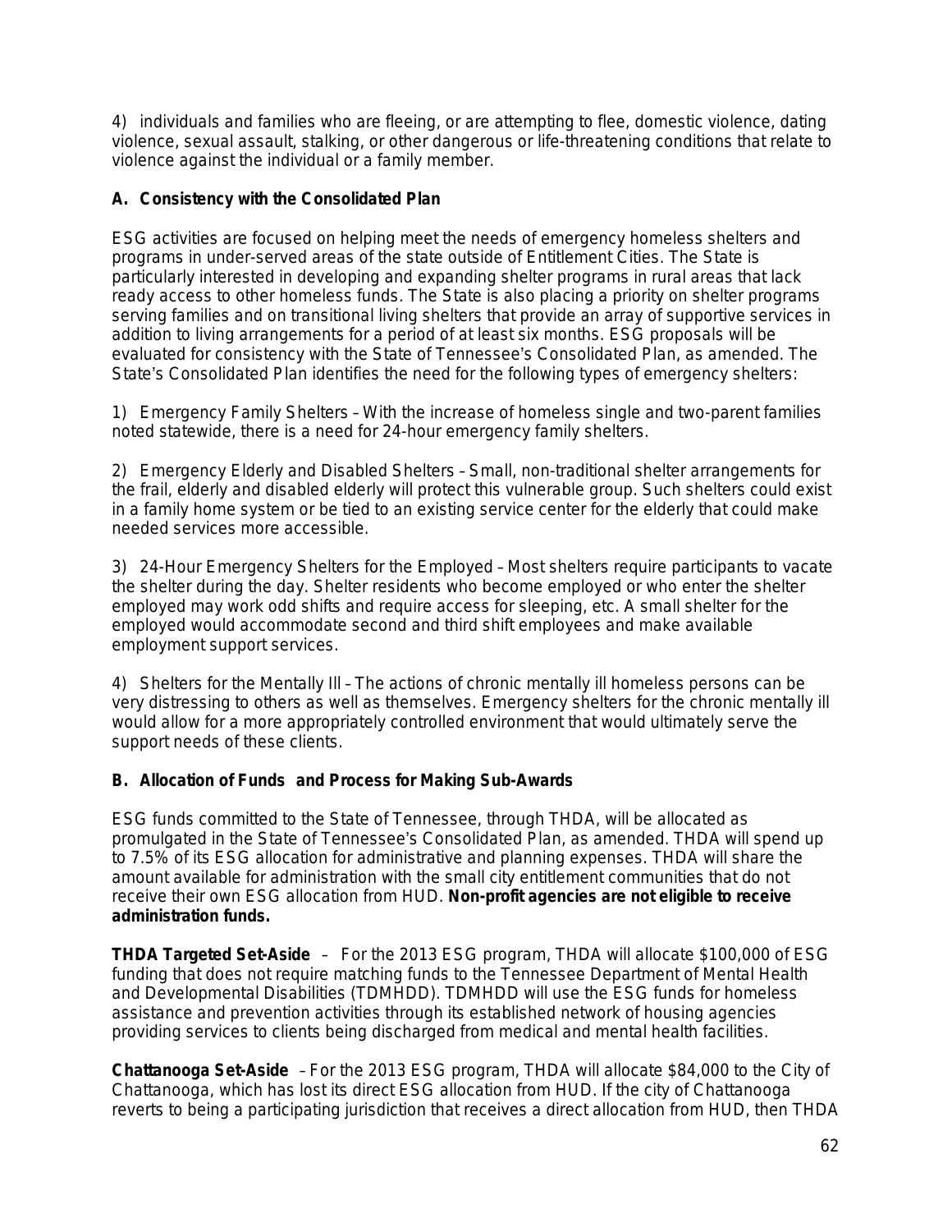4) individuals and families who are fleeing, or are attempting to flee, domestic violence, dating violence, sexual assault, stalking, or other dangerous or life-threatening conditions that relate to violence against the individual or a family member.

### A. Consistency with the Consolidated Plan

ESG activities are focused on helping meet the needs of emergency homeless shelters and programs in under-served areas of the state outside of Entitlement Cities. The State is particularly interested in developing and expanding shelter programs in rural areas that lack ready access to other homeless funds. The State is also placing a priority on shelter programs serving families and on transitional living shelters that provide an array of supportive services in addition to living arrangements for a period of at least six months. ESG proposals will be evaluated for consistency with the State of Tennessee's Consolidated Plan, as amended. The State's Consolidated Plan identifies the need for the following types of emergency shelters:

1) Emergency Family Shelters – With the increase of homeless single and two-parent families noted statewide, there is a need for 24-hour emergency family shelters.

2) Emergency Elderly and Disabled Shelters – Small, non-traditional shelter arrangements for the frail, elderly and disabled elderly will protect this vulnerable group. Such shelters could exist in a family home system or be tied to an existing service center for the elderly that could make needed services more accessible.

3) 24-Hour Emergency Shelters for the Employed – Most shelters require participants to vacate the shelter during the day. Shelter residents who become employed or who enter the shelter employed may work odd shifts and require access for sleeping, etc. A small shelter for the employed would accommodate second and third shift employees and make available employment support services.

4) Shelters for the Mentally Ill – The actions of chronic mentally ill homeless persons can be very distressing to others as well as themselves. Emergency shelters for the chronic mentally ill would allow for a more appropriately controlled environment that would ultimately serve the support needs of these clients.

### B. Allocation of Funds and Process for Making Sub-Awards

ESG funds committed to the State of Tennessee, through THDA, will be allocated as promulgated in the State of Tennessee's Consolidated Plan, as amended. THDA will spend up to 7.5% of its ESG allocation for administrative and planning expenses. THDA will share the amount available for administration with the small city entitlement communities that do not receive their own ESG allocation from HUD. **Non-profit agencies are not eligible to receive administration funds.**

**THDA Targeted Set-Aside** – For the 2013 ESG program, THDA will allocate $100,000 of ESG funding that does not require matching funds to the Tennessee Department of Mental Health and Developmental Disabilities (TDMHDD). TDMHDD will use the ESG funds for homeless assistance and prevention activities through its established network of housing agencies providing services to clients being discharged from medical and mental health facilities.

**Chattanooga Set-Aside** – For the 2013 ESG program, THDA will allocate $84,000 to the City of Chattanooga, which has lost its direct ESG allocation from HUD. If the city of Chattanooga reverts to being a participating jurisdiction that receives a direct allocation from HUD, then THDA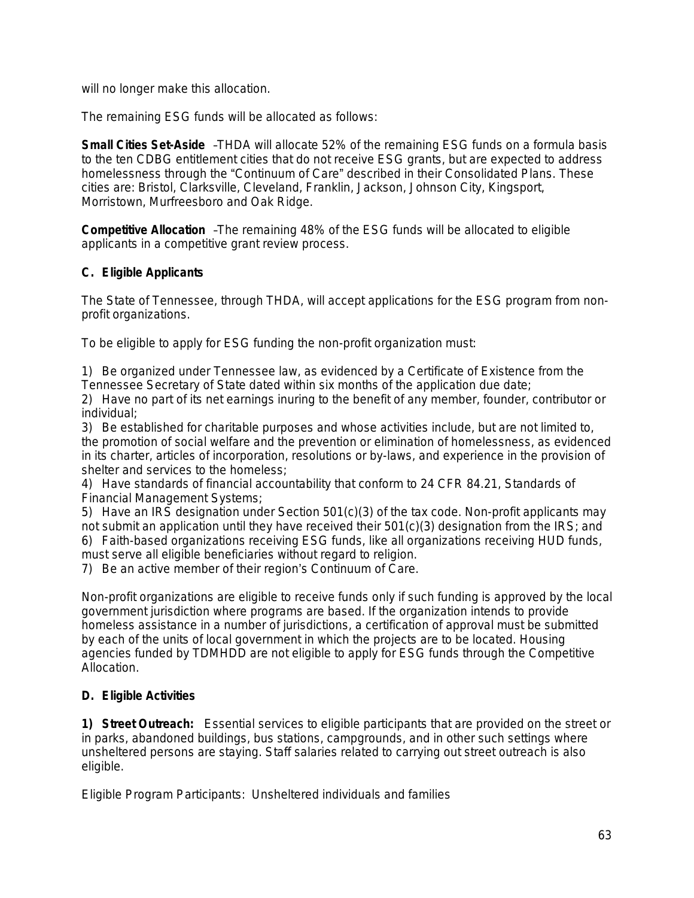will no longer make this allocation.

The remaining ESG funds will be allocated as follows:

**Small Cities Set-Aside** –THDA will allocate 52% of the remaining ESG funds on a formula basis to the ten CDBG entitlement cities that do not receive ESG grants, but are expected to address homelessness through the "Continuum of Care" described in their Consolidated Plans. These cities are: Bristol, Clarksville, Cleveland, Franklin, Jackson, Johnson City, Kingsport, Morristown, Murfreesboro and Oak Ridge.

**Competitive Allocation** –The remaining 48% of the ESG funds will be allocated to eligible applicants in a competitive grant review process.

### C. Eligible Applicants

The State of Tennessee, through THDA, will accept applications for the ESG program from non-profit organizations.

To be eligible to apply for ESG funding the non-profit organization must:

1) Be organized under Tennessee law, as evidenced by a Certificate of Existence from the Tennessee Secretary of State dated within six months of the application due date;
2) Have no part of its net earnings inuring to the benefit of any member, founder, contributor or individual;
3) Be established for charitable purposes and whose activities include, but are not limited to, the promotion of social welfare and the prevention or elimination of homelessness, as evidenced in its charter, articles of incorporation, resolutions or by-laws, and experience in the provision of shelter and services to the homeless;
4) Have standards of financial accountability that conform to 24 CFR 84.21, Standards of Financial Management Systems;
5) Have an IRS designation under Section 501(c)(3) of the tax code. Non-profit applicants may not submit an application until they have received their 501(c)(3) designation from the IRS; and
6) Faith-based organizations receiving ESG funds, like all organizations receiving HUD funds, must serve all eligible beneficiaries without regard to religion.
7) Be an active member of their region's Continuum of Care.

Non-profit organizations are eligible to receive funds only if such funding is approved by the local government jurisdiction where programs are based. If the organization intends to provide homeless assistance in a number of jurisdictions, a certification of approval must be submitted by each of the units of local government in which the projects are to be located. Housing agencies funded by TDMHDD are not eligible to apply for ESG funds through the Competitive Allocation.

### D. Eligible Activities

**1) Street Outreach:** Essential services to eligible participants that are provided on the street or in parks, abandoned buildings, bus stations, campgrounds, and in other such settings where unsheltered persons are staying. Staff salaries related to carrying out street outreach is also eligible.

Eligible Program Participants: Unsheltered individuals and families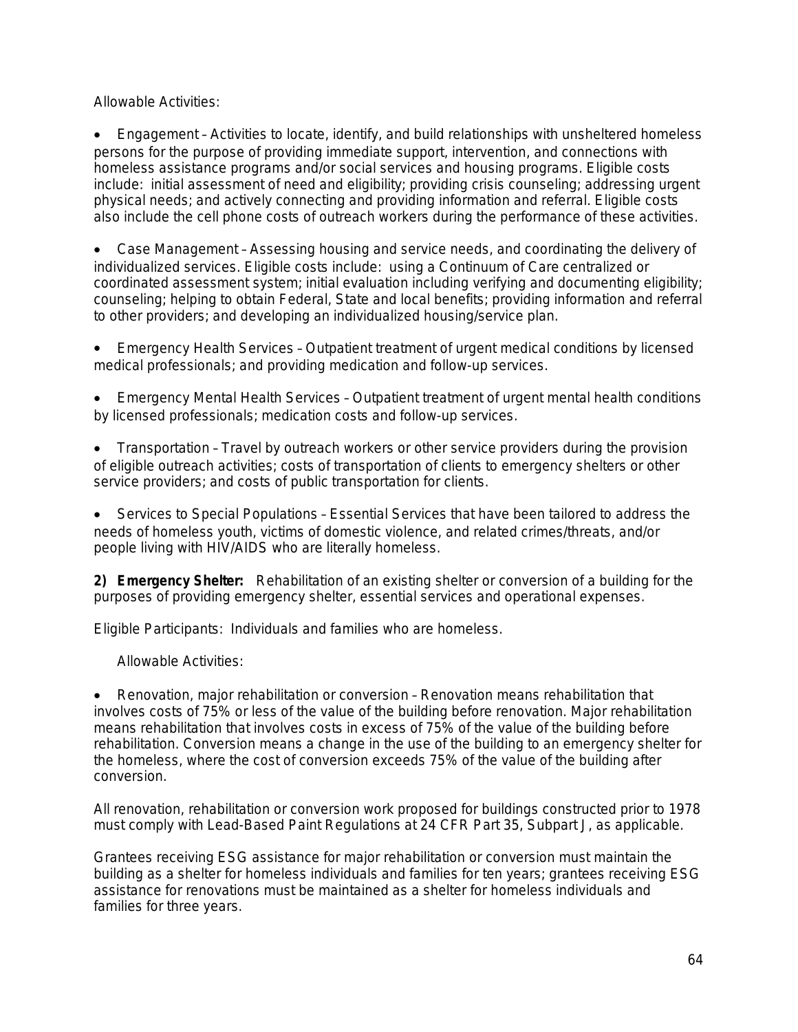Allowable Activities:

- Engagement – Activities to locate, identify, and build relationships with unsheltered homeless persons for the purpose of providing immediate support, intervention, and connections with homeless assistance programs and/or social services and housing programs. Eligible costs include: initial assessment of need and eligibility; providing crisis counseling; addressing urgent physical needs; and actively connecting and providing information and referral. Eligible costs also include the cell phone costs of outreach workers during the performance of these activities.

- Case Management – Assessing housing and service needs, and coordinating the delivery of individualized services. Eligible costs include: using a Continuum of Care centralized or coordinated assessment system; initial evaluation including verifying and documenting eligibility; counseling; helping to obtain Federal, State and local benefits; providing information and referral to other providers; and developing an individualized housing/service plan.

- Emergency Health Services – Outpatient treatment of urgent medical conditions by licensed medical professionals; and providing medication and follow-up services.

- Emergency Mental Health Services – Outpatient treatment of urgent mental health conditions by licensed professionals; medication costs and follow-up services.

- Transportation – Travel by outreach workers or other service providers during the provision of eligible outreach activities; costs of transportation of clients to emergency shelters or other service providers; and costs of public transportation for clients.

- Services to Special Populations – Essential Services that have been tailored to address the needs of homeless youth, victims of domestic violence, and related crimes/threats, and/or people living with HIV/AIDS who are literally homeless.

**2) Emergency Shelter:** Rehabilitation of an existing shelter or conversion of a building for the purposes of providing emergency shelter, essential services and operational expenses.

Eligible Participants: Individuals and families who are homeless.

Allowable Activities:

- Renovation, major rehabilitation or conversion – Renovation means rehabilitation that involves costs of 75% or less of the value of the building before renovation. Major rehabilitation means rehabilitation that involves costs in excess of 75% of the value of the building before rehabilitation. Conversion means a change in the use of the building to an emergency shelter for the homeless, where the cost of conversion exceeds 75% of the value of the building after conversion.

All renovation, rehabilitation or conversion work proposed for buildings constructed prior to 1978 must comply with Lead-Based Paint Regulations at 24 CFR Part 35, Subpart J, as applicable.

Grantees receiving ESG assistance for major rehabilitation or conversion must maintain the building as a shelter for homeless individuals and families for ten years; grantees receiving ESG assistance for renovations must be maintained as a shelter for homeless individuals and families for three years.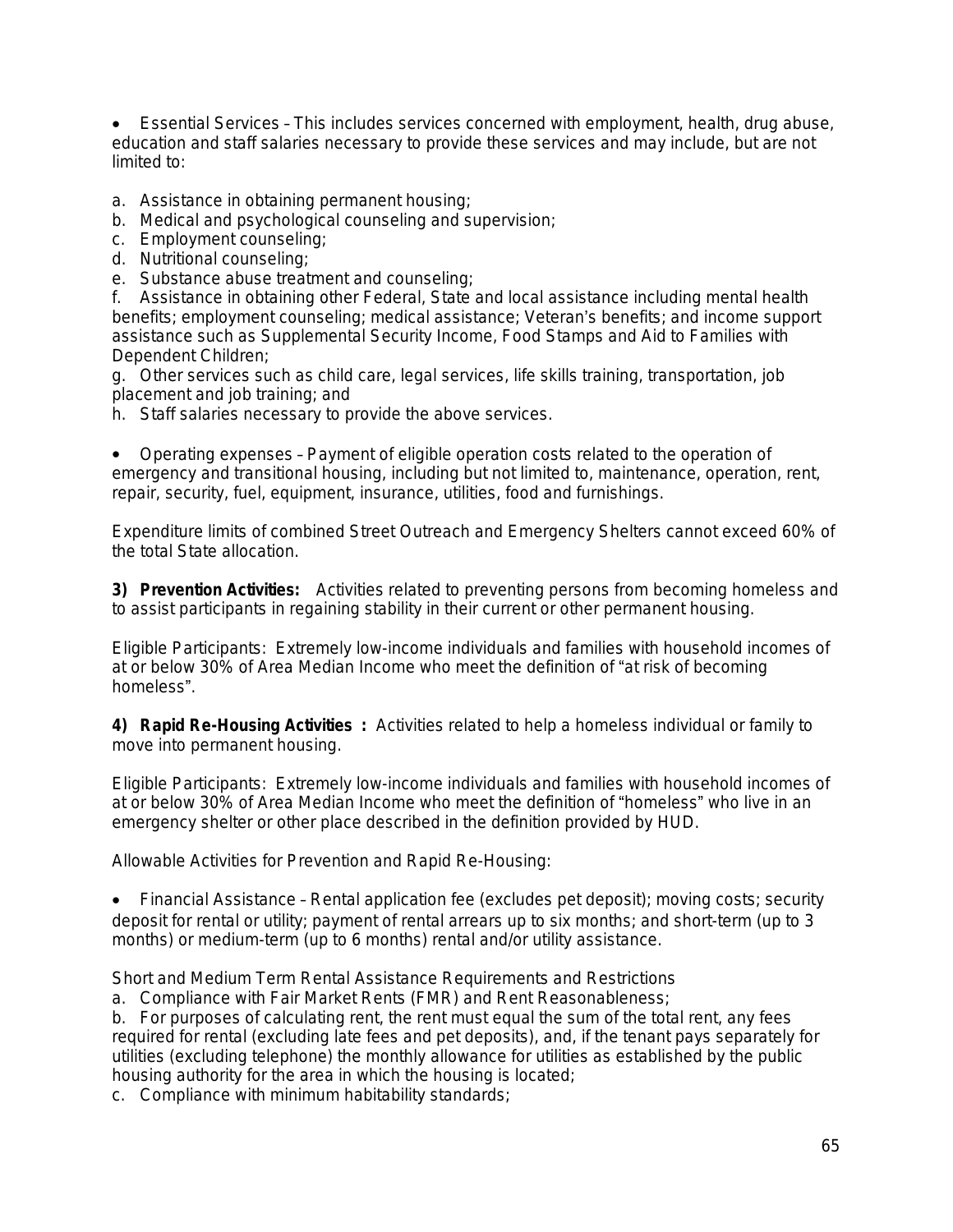- Essential Services – This includes services concerned with employment, health, drug abuse, education and staff salaries necessary to provide these services and may include, but are not limited to:

a. Assistance in obtaining permanent housing;
b. Medical and psychological counseling and supervision;
c. Employment counseling;
d. Nutritional counseling;
e. Substance abuse treatment and counseling;
f. Assistance in obtaining other Federal, State and local assistance including mental health benefits; employment counseling; medical assistance; Veteran's benefits; and income support assistance such as Supplemental Security Income, Food Stamps and Aid to Families with Dependent Children;
g. Other services such as child care, legal services, life skills training, transportation, job placement and job training; and
h. Staff salaries necessary to provide the above services.

- Operating expenses – Payment of eligible operation costs related to the operation of emergency and transitional housing, including but not limited to, maintenance, operation, rent, repair, security, fuel, equipment, insurance, utilities, food and furnishings.

Expenditure limits of combined Street Outreach and Emergency Shelters cannot exceed 60% of the total State allocation.

**3) Prevention Activities:** Activities related to preventing persons from becoming homeless and to assist participants in regaining stability in their current or other permanent housing.

Eligible Participants: Extremely low-income individuals and families with household incomes of at or below 30% of Area Median Income who meet the definition of "at risk of becoming homeless".

**4) Rapid Re-Housing Activities :** Activities related to help a homeless individual or family to move into permanent housing.

Eligible Participants: Extremely low-income individuals and families with household incomes of at or below 30% of Area Median Income who meet the definition of "homeless" who live in an emergency shelter or other place described in the definition provided by HUD.

Allowable Activities for Prevention and Rapid Re-Housing:

- Financial Assistance – Rental application fee (excludes pet deposit); moving costs; security deposit for rental or utility; payment of rental arrears up to six months; and short-term (up to 3 months) or medium-term (up to 6 months) rental and/or utility assistance.

Short and Medium Term Rental Assistance Requirements and Restrictions
a. Compliance with Fair Market Rents (FMR) and Rent Reasonableness;
b. For purposes of calculating rent, the rent must equal the sum of the total rent, any fees required for rental (excluding late fees and pet deposits), and, if the tenant pays separately for utilities (excluding telephone) the monthly allowance for utilities as established by the public housing authority for the area in which the housing is located;
c. Compliance with minimum habitability standards;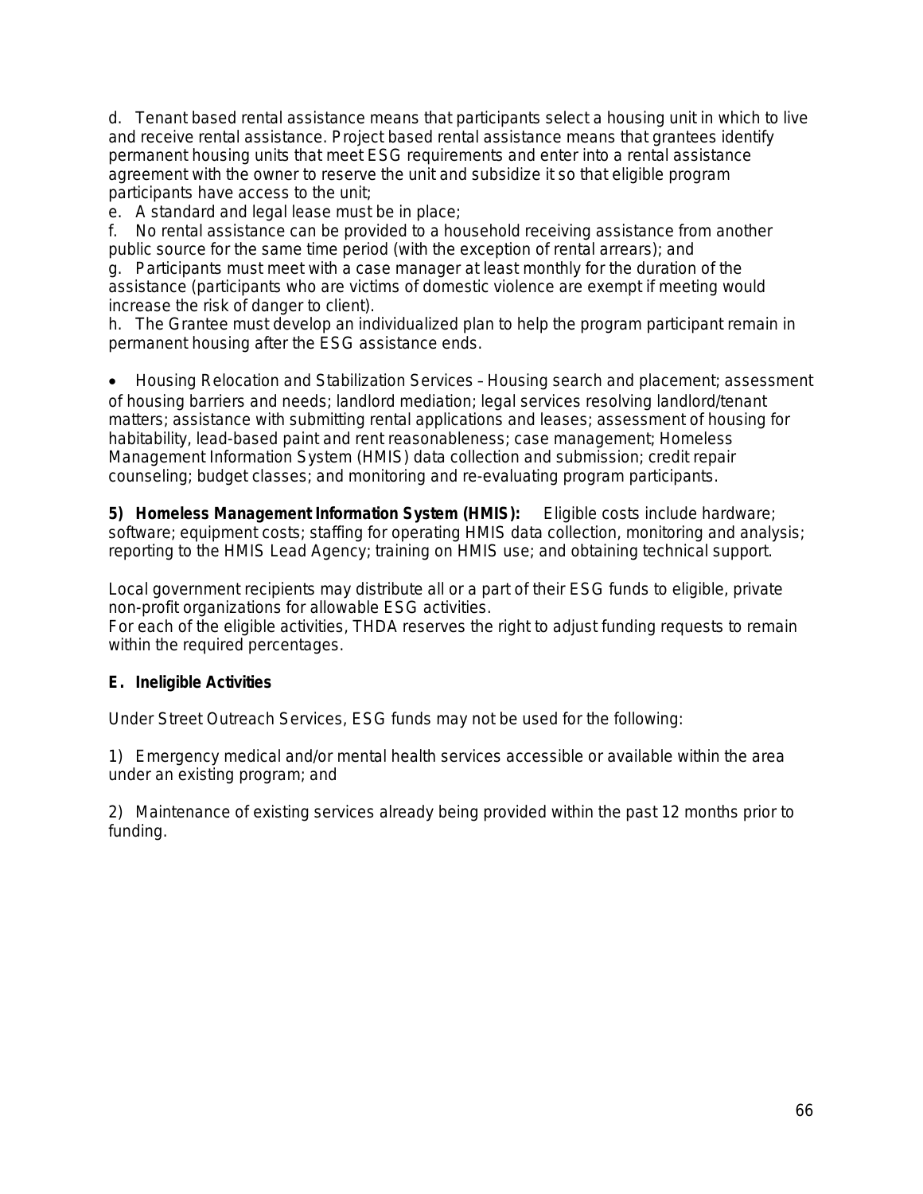d. Tenant based rental assistance means that participants select a housing unit in which to live and receive rental assistance. Project based rental assistance means that grantees identify permanent housing units that meet ESG requirements and enter into a rental assistance agreement with the owner to reserve the unit and subsidize it so that eligible program participants have access to the unit;

e. A standard and legal lease must be in place;

f. No rental assistance can be provided to a household receiving assistance from another public source for the same time period (with the exception of rental arrears); and

g. Participants must meet with a case manager at least monthly for the duration of the assistance (participants who are victims of domestic violence are exempt if meeting would increase the risk of danger to client).

h. The Grantee must develop an individualized plan to help the program participant remain in permanent housing after the ESG assistance ends.

- Housing Relocation and Stabilization Services – Housing search and placement; assessment of housing barriers and needs; landlord mediation; legal services resolving landlord/tenant matters; assistance with submitting rental applications and leases; assessment of housing for habitability, lead-based paint and rent reasonableness; case management; Homeless Management Information System (HMIS) data collection and submission; credit repair counseling; budget classes; and monitoring and re-evaluating program participants.

**5) Homeless Management Information System (HMIS):** Eligible costs include hardware; software; equipment costs; staffing for operating HMIS data collection, monitoring and analysis; reporting to the HMIS Lead Agency; training on HMIS use; and obtaining technical support.

Local government recipients may distribute all or a part of their ESG funds to eligible, private non-profit organizations for allowable ESG activities.
For each of the eligible activities, THDA reserves the right to adjust funding requests to remain within the required percentages.

**E. Ineligible Activities**

Under Street Outreach Services, ESG funds may not be used for the following:

1) Emergency medical and/or mental health services accessible or available within the area under an existing program; and

2) Maintenance of existing services already being provided within the past 12 months prior to funding.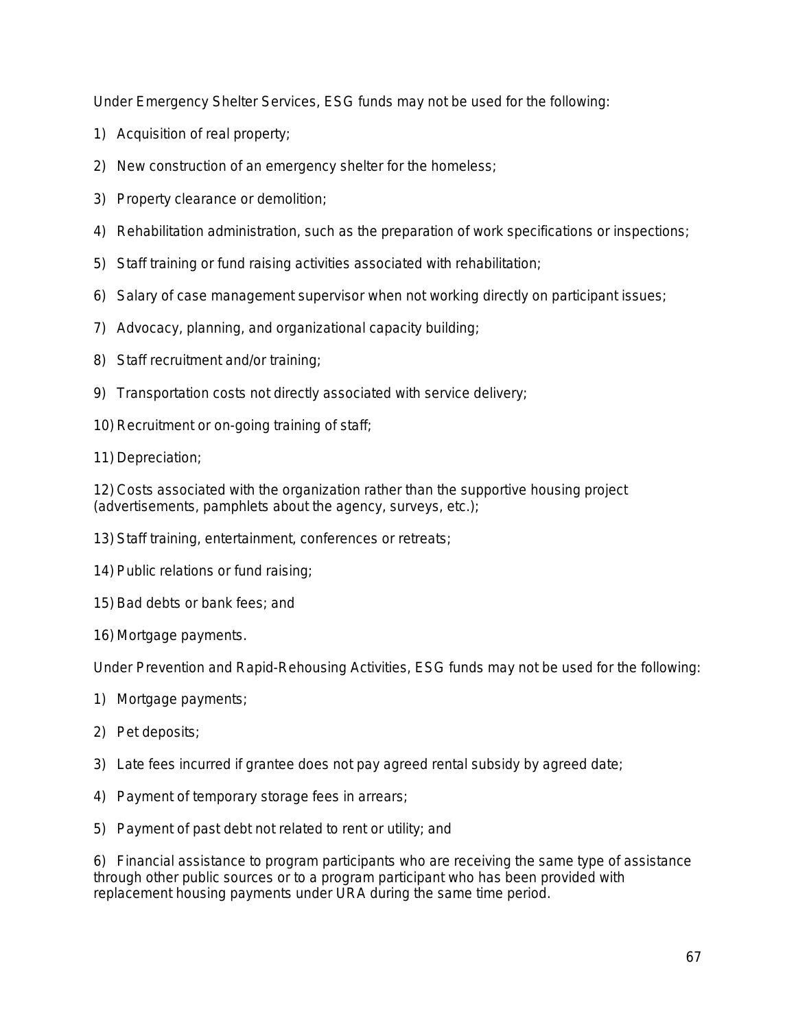Under Emergency Shelter Services, ESG funds may not be used for the following:

1) Acquisition of real property;
2) New construction of an emergency shelter for the homeless;
3) Property clearance or demolition;
4) Rehabilitation administration, such as the preparation of work specifications or inspections;
5) Staff training or fund raising activities associated with rehabilitation;
6) Salary of case management supervisor when not working directly on participant issues;
7) Advocacy, planning, and organizational capacity building;
8) Staff recruitment and/or training;
9) Transportation costs not directly associated with service delivery;
10) Recruitment or on-going training of staff;
11) Depreciation;
12) Costs associated with the organization rather than the supportive housing project (advertisements, pamphlets about the agency, surveys, etc.);
13) Staff training, entertainment, conferences or retreats;
14) Public relations or fund raising;
15) Bad debts or bank fees; and
16) Mortgage payments.

Under Prevention and Rapid-Rehousing Activities, ESG funds may not be used for the following:

1) Mortgage payments;
2) Pet deposits;
3) Late fees incurred if grantee does not pay agreed rental subsidy by agreed date;
4) Payment of temporary storage fees in arrears;
5) Payment of past debt not related to rent or utility; and
6) Financial assistance to program participants who are receiving the same type of assistance through other public sources or to a program participant who has been provided with replacement housing payments under URA during the same time period.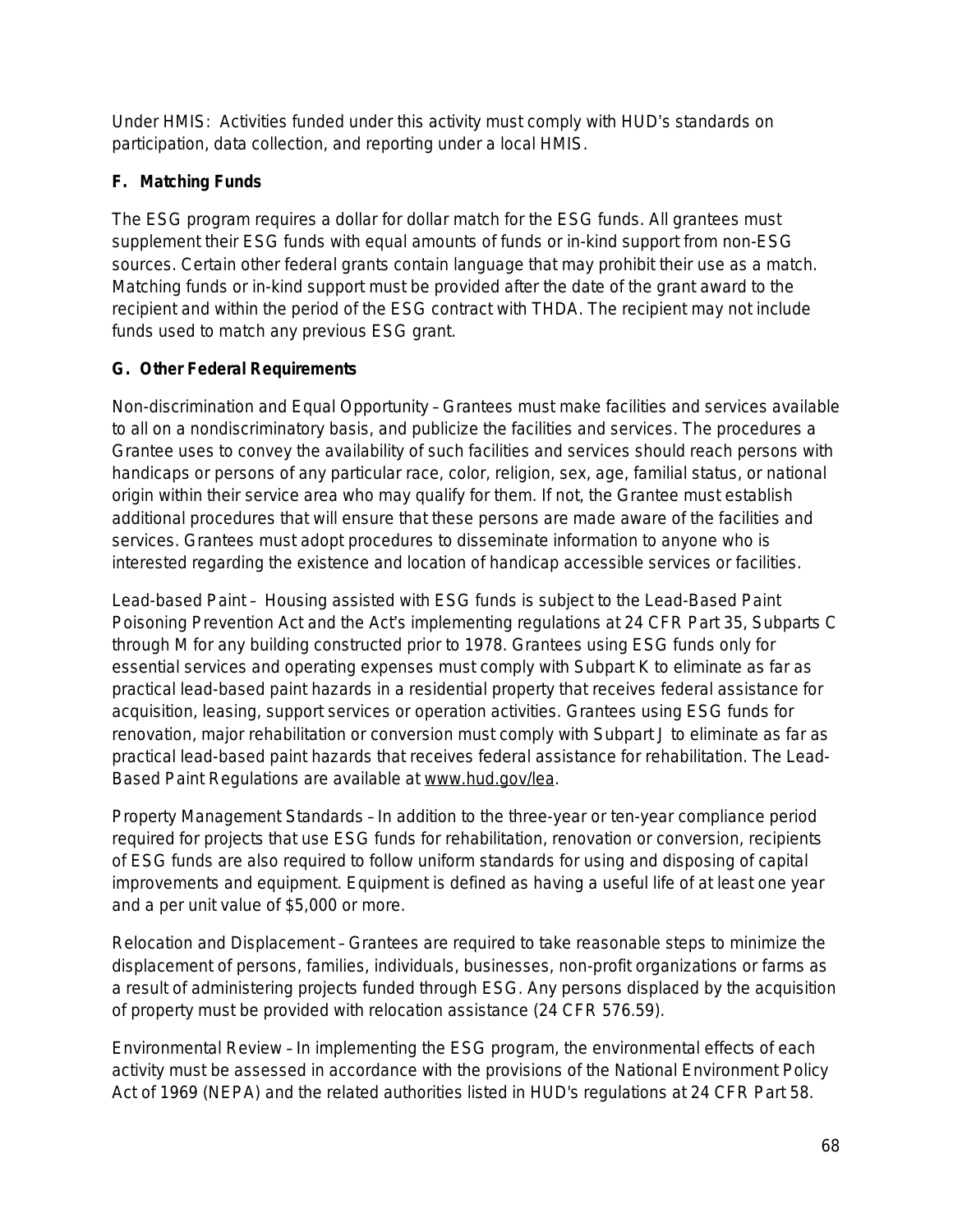Under HMIS: Activities funded under this activity must comply with HUD's standards on participation, data collection, and reporting under a local HMIS.

**F. Matching Funds**

The ESG program requires a dollar for dollar match for the ESG funds. All grantees must supplement their ESG funds with equal amounts of funds or in-kind support from non-ESG sources. Certain other federal grants contain language that may prohibit their use as a match. Matching funds or in-kind support must be provided after the date of the grant award to the recipient and within the period of the ESG contract with THDA. The recipient may not include funds used to match any previous ESG grant.

**G. Other Federal Requirements**

Non-discrimination and Equal Opportunity – Grantees must make facilities and services available to all on a nondiscriminatory basis, and publicize the facilities and services. The procedures a Grantee uses to convey the availability of such facilities and services should reach persons with handicaps or persons of any particular race, color, religion, sex, age, familial status, or national origin within their service area who may qualify for them. If not, the Grantee must establish additional procedures that will ensure that these persons are made aware of the facilities and services. Grantees must adopt procedures to disseminate information to anyone who is interested regarding the existence and location of handicap accessible services or facilities.

Lead-based Paint – Housing assisted with ESG funds is subject to the Lead-Based Paint Poisoning Prevention Act and the Act's implementing regulations at 24 CFR Part 35, Subparts C through M for any building constructed prior to 1978. Grantees using ESG funds only for essential services and operating expenses must comply with Subpart K to eliminate as far as practical lead-based paint hazards in a residential property that receives federal assistance for acquisition, leasing, support services or operation activities. Grantees using ESG funds for renovation, major rehabilitation or conversion must comply with Subpart J to eliminate as far as practical lead-based paint hazards that receives federal assistance for rehabilitation. The Lead-Based Paint Regulations are available at www.hud.gov/lea.

Property Management Standards – In addition to the three-year or ten-year compliance period required for projects that use ESG funds for rehabilitation, renovation or conversion, recipients of ESG funds are also required to follow uniform standards for using and disposing of capital improvements and equipment. Equipment is defined as having a useful life of at least one year and a per unit value of $5,000 or more.

Relocation and Displacement – Grantees are required to take reasonable steps to minimize the displacement of persons, families, individuals, businesses, non-profit organizations or farms as a result of administering projects funded through ESG. Any persons displaced by the acquisition of property must be provided with relocation assistance (24 CFR 576.59).

Environmental Review – In implementing the ESG program, the environmental effects of each activity must be assessed in accordance with the provisions of the National Environment Policy Act of 1969 (NEPA) and the related authorities listed in HUD's regulations at 24 CFR Part 58.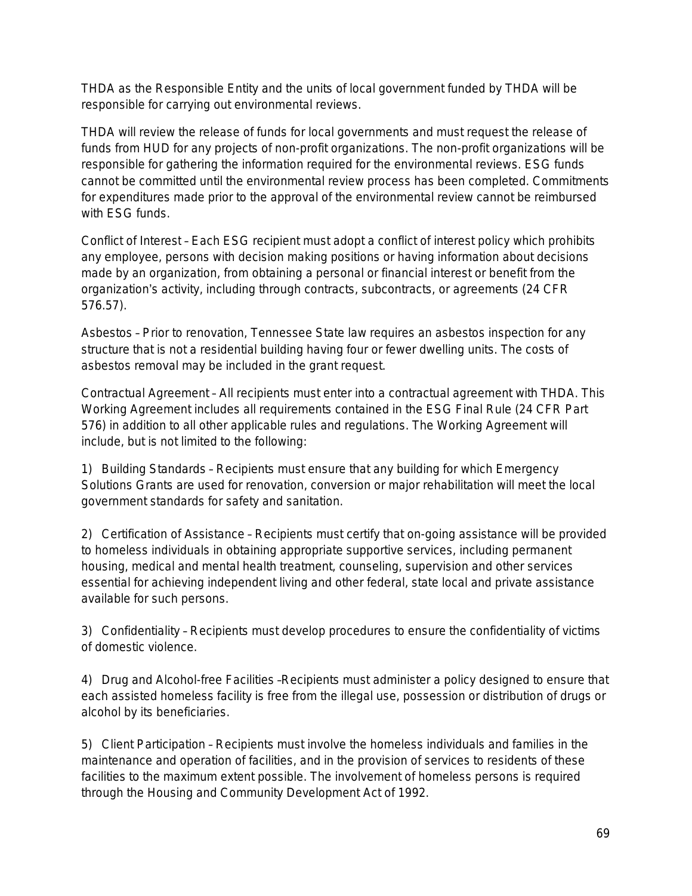THDA as the Responsible Entity and the units of local government funded by THDA will be responsible for carrying out environmental reviews.

THDA will review the release of funds for local governments and must request the release of funds from HUD for any projects of non-profit organizations. The non-profit organizations will be responsible for gathering the information required for the environmental reviews. ESG funds cannot be committed until the environmental review process has been completed. Commitments for expenditures made prior to the approval of the environmental review cannot be reimbursed with ESG funds.

Conflict of Interest – Each ESG recipient must adopt a conflict of interest policy which prohibits any employee, persons with decision making positions or having information about decisions made by an organization, from obtaining a personal or financial interest or benefit from the organization's activity, including through contracts, subcontracts, or agreements (24 CFR 576.57).

Asbestos – Prior to renovation, Tennessee State law requires an asbestos inspection for any structure that is not a residential building having four or fewer dwelling units. The costs of asbestos removal may be included in the grant request.

Contractual Agreement – All recipients must enter into a contractual agreement with THDA. This Working Agreement includes all requirements contained in the ESG Final Rule (24 CFR Part 576) in addition to all other applicable rules and regulations. The Working Agreement will include, but is not limited to the following:

1) Building Standards – Recipients must ensure that any building for which Emergency Solutions Grants are used for renovation, conversion or major rehabilitation will meet the local government standards for safety and sanitation.

2) Certification of Assistance – Recipients must certify that on-going assistance will be provided to homeless individuals in obtaining appropriate supportive services, including permanent housing, medical and mental health treatment, counseling, supervision and other services essential for achieving independent living and other federal, state local and private assistance available for such persons.

3) Confidentiality – Recipients must develop procedures to ensure the confidentiality of victims of domestic violence.

4) Drug and Alcohol-free Facilities –Recipients must administer a policy designed to ensure that each assisted homeless facility is free from the illegal use, possession or distribution of drugs or alcohol by its beneficiaries.

5) Client Participation – Recipients must involve the homeless individuals and families in the maintenance and operation of facilities, and in the provision of services to residents of these facilities to the maximum extent possible. The involvement of homeless persons is required through the Housing and Community Development Act of 1992.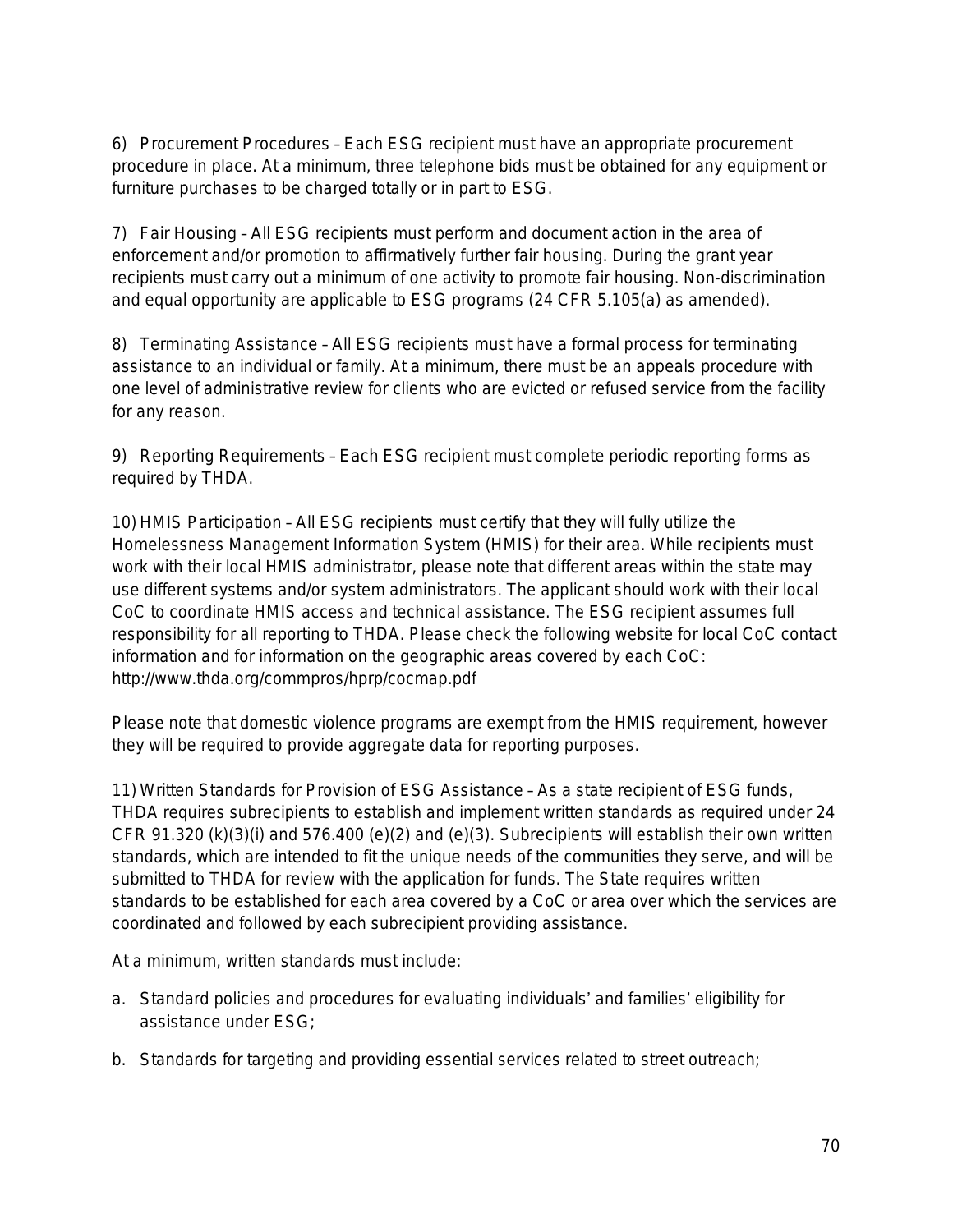6) Procurement Procedures – Each ESG recipient must have an appropriate procurement procedure in place. At a minimum, three telephone bids must be obtained for any equipment or furniture purchases to be charged totally or in part to ESG.

7) Fair Housing – All ESG recipients must perform and document action in the area of enforcement and/or promotion to affirmatively further fair housing. During the grant year recipients must carry out a minimum of one activity to promote fair housing. Non-discrimination and equal opportunity are applicable to ESG programs (24 CFR 5.105(a) as amended).

8) Terminating Assistance – All ESG recipients must have a formal process for terminating assistance to an individual or family. At a minimum, there must be an appeals procedure with one level of administrative review for clients who are evicted or refused service from the facility for any reason.

9) Reporting Requirements – Each ESG recipient must complete periodic reporting forms as required by THDA.

10) HMIS Participation – All ESG recipients must certify that they will fully utilize the Homelessness Management Information System (HMIS) for their area. While recipients must work with their local HMIS administrator, please note that different areas within the state may use different systems and/or system administrators. The applicant should work with their local CoC to coordinate HMIS access and technical assistance. The ESG recipient assumes full responsibility for all reporting to THDA. Please check the following website for local CoC contact information and for information on the geographic areas covered by each CoC: http://www.thda.org/commpros/hprp/cocmap.pdf

Please note that domestic violence programs are exempt from the HMIS requirement, however they will be required to provide aggregate data for reporting purposes.

11) Written Standards for Provision of ESG Assistance – As a state recipient of ESG funds, THDA requires subrecipients to establish and implement written standards as required under 24 CFR 91.320 (k)(3)(i) and 576.400 (e)(2) and (e)(3). Subrecipients will establish their own written standards, which are intended to fit the unique needs of the communities they serve, and will be submitted to THDA for review with the application for funds. The State requires written standards to be established for each area covered by a CoC or area over which the services are coordinated and followed by each subrecipient providing assistance.

At a minimum, written standards must include:

a. Standard policies and procedures for evaluating individuals' and families' eligibility for assistance under ESG;

b. Standards for targeting and providing essential services related to street outreach;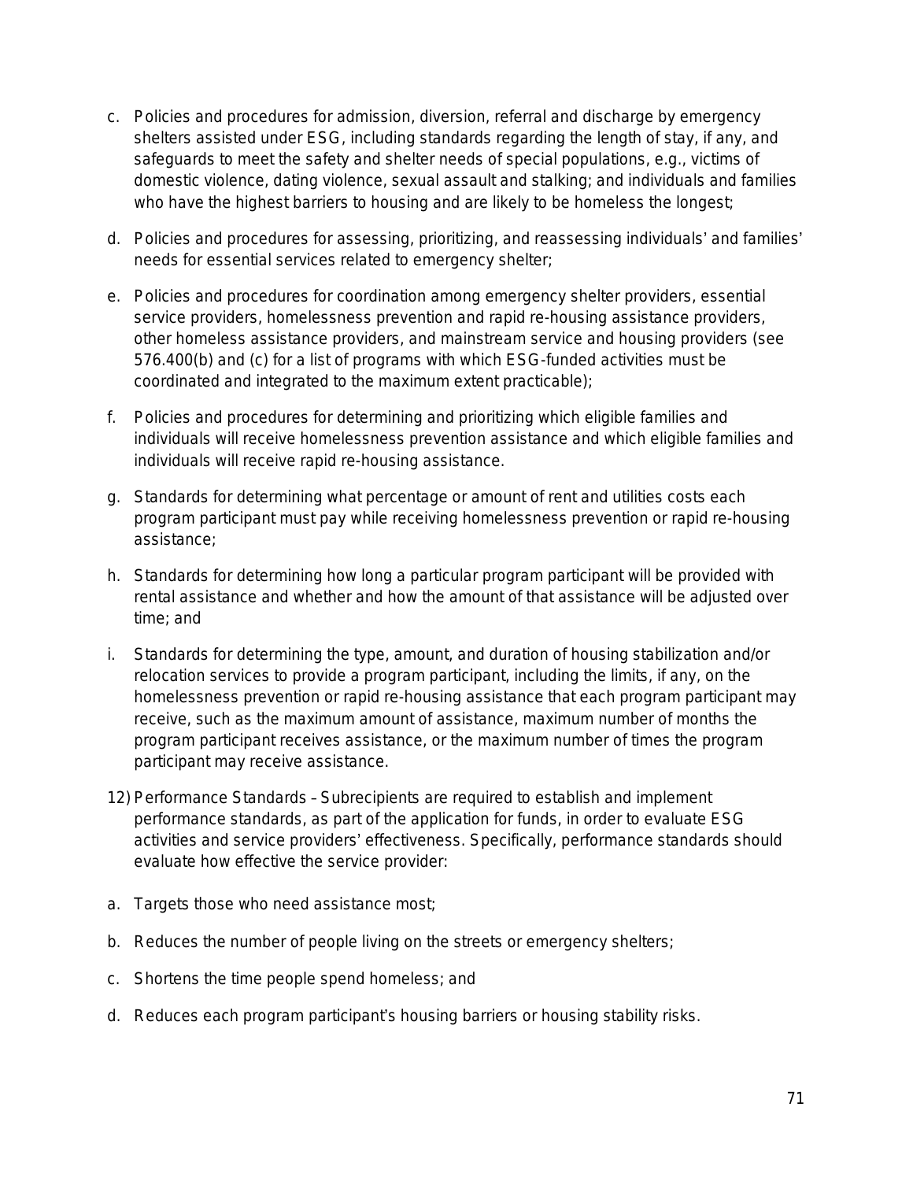c. Policies and procedures for admission, diversion, referral and discharge by emergency shelters assisted under ESG, including standards regarding the length of stay, if any, and safeguards to meet the safety and shelter needs of special populations, e.g., victims of domestic violence, dating violence, sexual assault and stalking; and individuals and families who have the highest barriers to housing and are likely to be homeless the longest;

d. Policies and procedures for assessing, prioritizing, and reassessing individuals' and families' needs for essential services related to emergency shelter;

e. Policies and procedures for coordination among emergency shelter providers, essential service providers, homelessness prevention and rapid re-housing assistance providers, other homeless assistance providers, and mainstream service and housing providers (see 576.400(b) and (c) for a list of programs with which ESG-funded activities must be coordinated and integrated to the maximum extent practicable);

f. Policies and procedures for determining and prioritizing which eligible families and individuals will receive homelessness prevention assistance and which eligible families and individuals will receive rapid re-housing assistance.

g. Standards for determining what percentage or amount of rent and utilities costs each program participant must pay while receiving homelessness prevention or rapid re-housing assistance;

h. Standards for determining how long a particular program participant will be provided with rental assistance and whether and how the amount of that assistance will be adjusted over time; and

i. Standards for determining the type, amount, and duration of housing stabilization and/or relocation services to provide a program participant, including the limits, if any, on the homelessness prevention or rapid re-housing assistance that each program participant may receive, such as the maximum amount of assistance, maximum number of months the program participant receives assistance, or the maximum number of times the program participant may receive assistance.

12) Performance Standards – Subrecipients are required to establish and implement performance standards, as part of the application for funds, in order to evaluate ESG activities and service providers' effectiveness. Specifically, performance standards should evaluate how effective the service provider:

a. Targets those who need assistance most;

b. Reduces the number of people living on the streets or emergency shelters;

c. Shortens the time people spend homeless; and

d. Reduces each program participant's housing barriers or housing stability risks.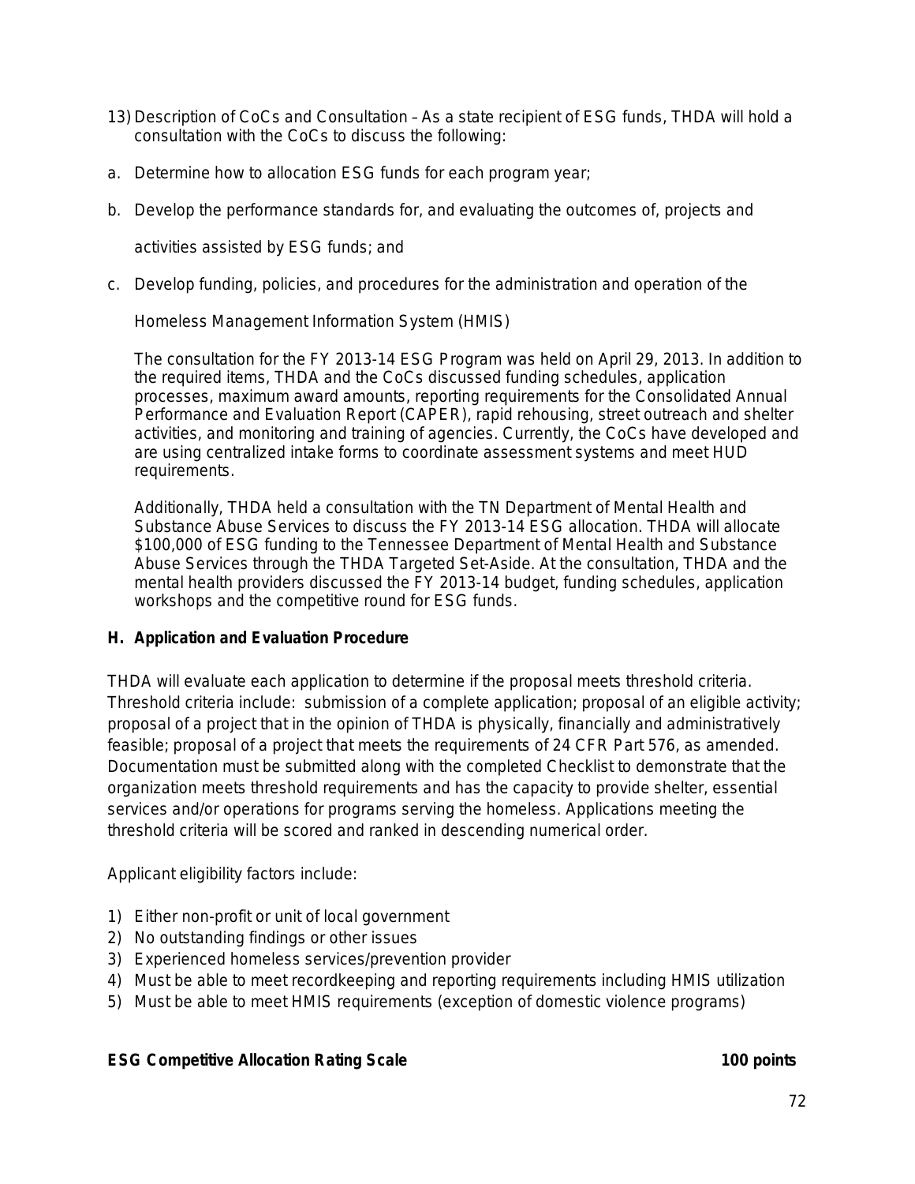13) Description of CoCs and Consultation – As a state recipient of ESG funds, THDA will hold a consultation with the CoCs to discuss the following:

a. Determine how to allocation ESG funds for each program year;

b. Develop the performance standards for, and evaluating the outcomes of, projects and activities assisted by ESG funds; and

c. Develop funding, policies, and procedures for the administration and operation of the Homeless Management Information System (HMIS)

The consultation for the FY 2013-14 ESG Program was held on April 29, 2013. In addition to the required items, THDA and the CoCs discussed funding schedules, application processes, maximum award amounts, reporting requirements for the Consolidated Annual Performance and Evaluation Report (CAPER), rapid rehousing, street outreach and shelter activities, and monitoring and training of agencies. Currently, the CoCs have developed and are using centralized intake forms to coordinate assessment systems and meet HUD requirements.

Additionally, THDA held a consultation with the TN Department of Mental Health and Substance Abuse Services to discuss the FY 2013-14 ESG allocation. THDA will allocate $100,000 of ESG funding to the Tennessee Department of Mental Health and Substance Abuse Services through the THDA Targeted Set-Aside. At the consultation, THDA and the mental health providers discussed the FY 2013-14 budget, funding schedules, application workshops and the competitive round for ESG funds.

### H. Application and Evaluation Procedure

THDA will evaluate each application to determine if the proposal meets threshold criteria. Threshold criteria include: submission of a complete application; proposal of an eligible activity; proposal of a project that in the opinion of THDA is physically, financially and administratively feasible; proposal of a project that meets the requirements of 24 CFR Part 576, as amended. Documentation must be submitted along with the completed Checklist to demonstrate that the organization meets threshold requirements and has the capacity to provide shelter, essential services and/or operations for programs serving the homeless. Applications meeting the threshold criteria will be scored and ranked in descending numerical order.

Applicant eligibility factors include:

1) Either non-profit or unit of local government
2) No outstanding findings or other issues
3) Experienced homeless services/prevention provider
4) Must be able to meet recordkeeping and reporting requirements including HMIS utilization
5) Must be able to meet HMIS requirements (exception of domestic violence programs)

**ESG Competitive Allocation Rating Scale** **100 points**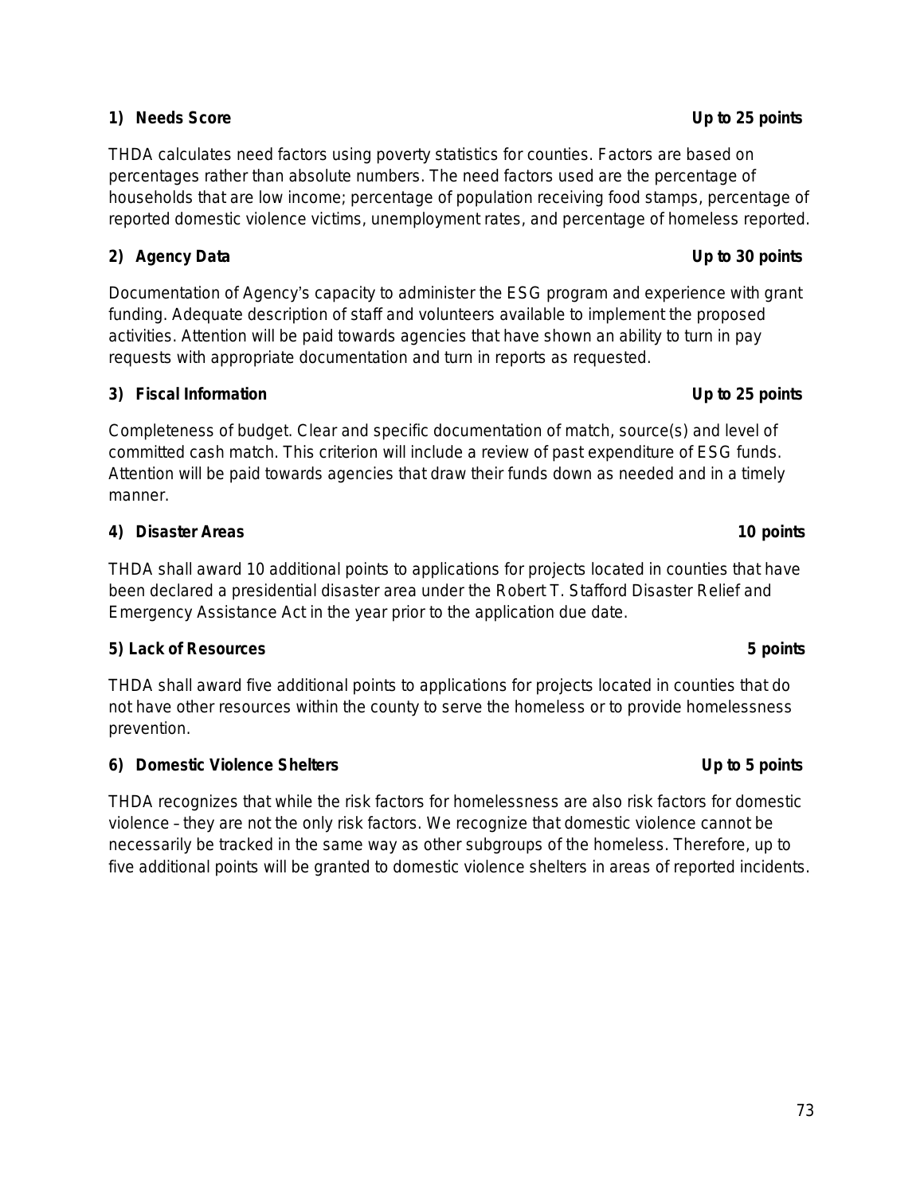**1) Needs Score** **Up to 25 points**

THDA calculates need factors using poverty statistics for counties. Factors are based on percentages rather than absolute numbers. The need factors used are the percentage of households that are low income; percentage of population receiving food stamps, percentage of reported domestic violence victims, unemployment rates, and percentage of homeless reported.

**2) Agency Data** **Up to 30 points**

Documentation of Agency's capacity to administer the ESG program and experience with grant funding. Adequate description of staff and volunteers available to implement the proposed activities. Attention will be paid towards agencies that have shown an ability to turn in pay requests with appropriate documentation and turn in reports as requested.

**3) Fiscal Information** **Up to 25 points**

Completeness of budget. Clear and specific documentation of match, source(s) and level of committed cash match. This criterion will include a review of past expenditure of ESG funds. Attention will be paid towards agencies that draw their funds down as needed and in a timely manner.

**4) Disaster Areas** **10 points**

THDA shall award 10 additional points to applications for projects located in counties that have been declared a presidential disaster area under the Robert T. Stafford Disaster Relief and Emergency Assistance Act in the year prior to the application due date.

**5) Lack of Resources** **5 points**

THDA shall award five additional points to applications for projects located in counties that do not have other resources within the county to serve the homeless or to provide homelessness prevention.

**6) Domestic Violence Shelters** **Up to 5 points**

THDA recognizes that while the risk factors for homelessness are also risk factors for domestic violence – they are not the only risk factors. We recognize that domestic violence cannot be necessarily be tracked in the same way as other subgroups of the homeless. Therefore, up to five additional points will be granted to domestic violence shelters in areas of reported incidents.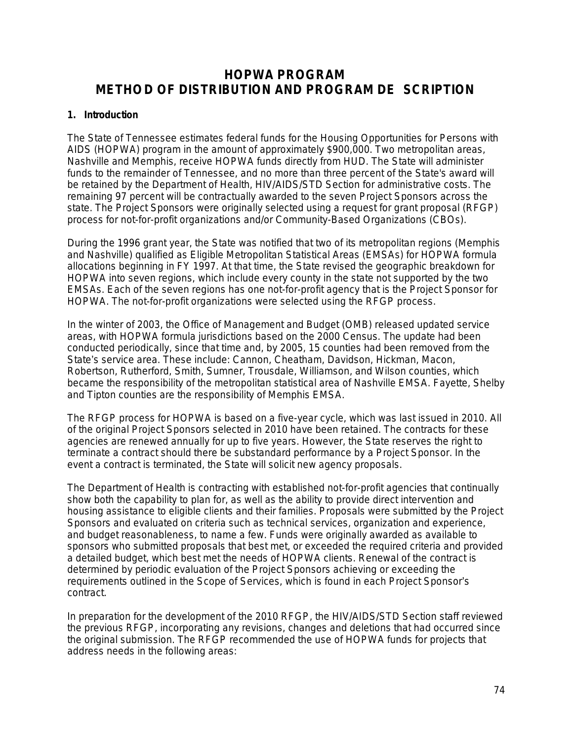# HOPWA PROGRAM
# METHOD OF DISTRIBUTION AND PROGRAM DE SCRIPTION

**1. Introduction**

The State of Tennessee estimates federal funds for the Housing Opportunities for Persons with AIDS (HOPWA) program in the amount of approximately $900,000. Two metropolitan areas, Nashville and Memphis, receive HOPWA funds directly from HUD. The State will administer funds to the remainder of Tennessee, and no more than three percent of the State's award will be retained by the Department of Health, HIV/AIDS/STD Section for administrative costs. The remaining 97 percent will be contractually awarded to the seven Project Sponsors across the state. The Project Sponsors were originally selected using a request for grant proposal (RFGP) process for not-for-profit organizations and/or Community-Based Organizations (CBOs).

During the 1996 grant year, the State was notified that two of its metropolitan regions (Memphis and Nashville) qualified as Eligible Metropolitan Statistical Areas (EMSAs) for HOPWA formula allocations beginning in FY 1997. At that time, the State revised the geographic breakdown for HOPWA into seven regions, which include every county in the state not supported by the two EMSAs. Each of the seven regions has one not-for-profit agency that is the Project Sponsor for HOPWA. The not-for-profit organizations were selected using the RFGP process.

In the winter of 2003, the Office of Management and Budget (OMB) released updated service areas, with HOPWA formula jurisdictions based on the 2000 Census. The update had been conducted periodically, since that time and, by 2005, 15 counties had been removed from the State's service area. These include: Cannon, Cheatham, Davidson, Hickman, Macon, Robertson, Rutherford, Smith, Sumner, Trousdale, Williamson, and Wilson counties, which became the responsibility of the metropolitan statistical area of Nashville EMSA. Fayette, Shelby and Tipton counties are the responsibility of Memphis EMSA.

The RFGP process for HOPWA is based on a five-year cycle, which was last issued in 2010. All of the original Project Sponsors selected in 2010 have been retained. The contracts for these agencies are renewed annually for up to five years. However, the State reserves the right to terminate a contract should there be substandard performance by a Project Sponsor. In the event a contract is terminated, the State will solicit new agency proposals.

The Department of Health is contracting with established not-for-profit agencies that continually show both the capability to plan for, as well as the ability to provide direct intervention and housing assistance to eligible clients and their families. Proposals were submitted by the Project Sponsors and evaluated on criteria such as technical services, organization and experience, and budget reasonableness, to name a few. Funds were originally awarded as available to sponsors who submitted proposals that best met, or exceeded the required criteria and provided a detailed budget, which best met the needs of HOPWA clients. Renewal of the contract is determined by periodic evaluation of the Project Sponsors achieving or exceeding the requirements outlined in the Scope of Services, which is found in each Project Sponsor's contract.

In preparation for the development of the 2010 RFGP, the HIV/AIDS/STD Section staff reviewed the previous RFGP, incorporating any revisions, changes and deletions that had occurred since the original submission. The RFGP recommended the use of HOPWA funds for projects that address needs in the following areas: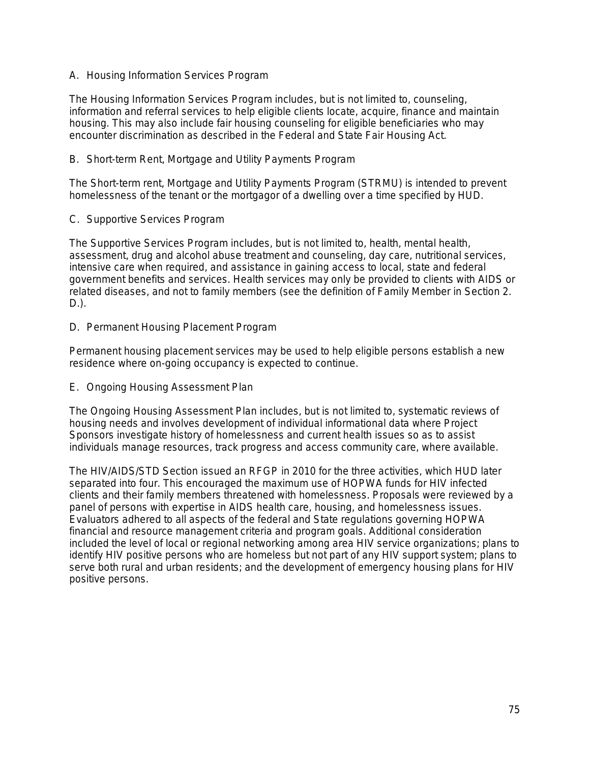A. Housing Information Services Program

The Housing Information Services Program includes, but is not limited to, counseling, information and referral services to help eligible clients locate, acquire, finance and maintain housing. This may also include fair housing counseling for eligible beneficiaries who may encounter discrimination as described in the Federal and State Fair Housing Act.

B. Short-term Rent, Mortgage and Utility Payments Program

The Short-term rent, Mortgage and Utility Payments Program (STRMU) is intended to prevent homelessness of the tenant or the mortgagor of a dwelling over a time specified by HUD.

C. Supportive Services Program

The Supportive Services Program includes, but is not limited to, health, mental health, assessment, drug and alcohol abuse treatment and counseling, day care, nutritional services, intensive care when required, and assistance in gaining access to local, state and federal government benefits and services. Health services may only be provided to clients with AIDS or related diseases, and not to family members (see the definition of Family Member in Section 2. D.).

D. Permanent Housing Placement Program

Permanent housing placement services may be used to help eligible persons establish a new residence where on-going occupancy is expected to continue.

E. Ongoing Housing Assessment Plan

The Ongoing Housing Assessment Plan includes, but is not limited to, systematic reviews of housing needs and involves development of individual informational data where Project Sponsors investigate history of homelessness and current health issues so as to assist individuals manage resources, track progress and access community care, where available.

The HIV/AIDS/STD Section issued an RFGP in 2010 for the three activities, which HUD later separated into four. This encouraged the maximum use of HOPWA funds for HIV infected clients and their family members threatened with homelessness. Proposals were reviewed by a panel of persons with expertise in AIDS health care, housing, and homelessness issues. Evaluators adhered to all aspects of the federal and State regulations governing HOPWA financial and resource management criteria and program goals. Additional consideration included the level of local or regional networking among area HIV service organizations; plans to identify HIV positive persons who are homeless but not part of any HIV support system; plans to serve both rural and urban residents; and the development of emergency housing plans for HIV positive persons.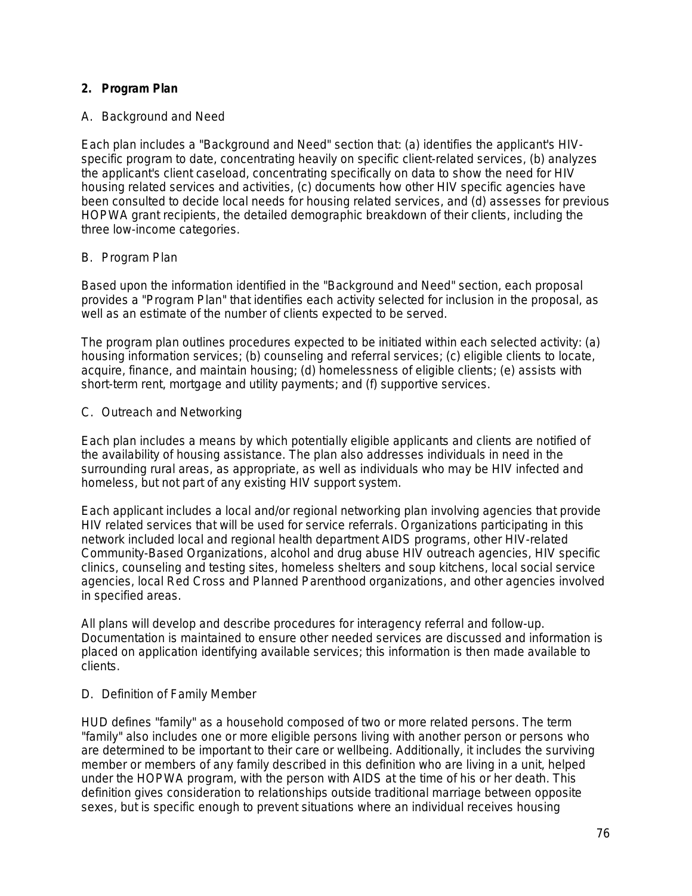## 2. Program Plan

### A. Background and Need

Each plan includes a "Background and Need" section that: (a) identifies the applicant's HIV-specific program to date, concentrating heavily on specific client-related services, (b) analyzes the applicant's client caseload, concentrating specifically on data to show the need for HIV housing related services and activities, (c) documents how other HIV specific agencies have been consulted to decide local needs for housing related services, and (d) assesses for previous HOPWA grant recipients, the detailed demographic breakdown of their clients, including the three low-income categories.

### B. Program Plan

Based upon the information identified in the "Background and Need" section, each proposal provides a "Program Plan" that identifies each activity selected for inclusion in the proposal, as well as an estimate of the number of clients expected to be served.

The program plan outlines procedures expected to be initiated within each selected activity: (a) housing information services; (b) counseling and referral services; (c) eligible clients to locate, acquire, finance, and maintain housing; (d) homelessness of eligible clients; (e) assists with short-term rent, mortgage and utility payments; and (f) supportive services.

### C. Outreach and Networking

Each plan includes a means by which potentially eligible applicants and clients are notified of the availability of housing assistance. The plan also addresses individuals in need in the surrounding rural areas, as appropriate, as well as individuals who may be HIV infected and homeless, but not part of any existing HIV support system.

Each applicant includes a local and/or regional networking plan involving agencies that provide HIV related services that will be used for service referrals. Organizations participating in this network included local and regional health department AIDS programs, other HIV-related Community-Based Organizations, alcohol and drug abuse HIV outreach agencies, HIV specific clinics, counseling and testing sites, homeless shelters and soup kitchens, local social service agencies, local Red Cross and Planned Parenthood organizations, and other agencies involved in specified areas.

All plans will develop and describe procedures for interagency referral and follow-up. Documentation is maintained to ensure other needed services are discussed and information is placed on application identifying available services; this information is then made available to clients.

### D. Definition of Family Member

HUD defines "family" as a household composed of two or more related persons. The term "family" also includes one or more eligible persons living with another person or persons who are determined to be important to their care or wellbeing. Additionally, it includes the surviving member or members of any family described in this definition who are living in a unit, helped under the HOPWA program, with the person with AIDS at the time of his or her death. This definition gives consideration to relationships outside traditional marriage between opposite sexes, but is specific enough to prevent situations where an individual receives housing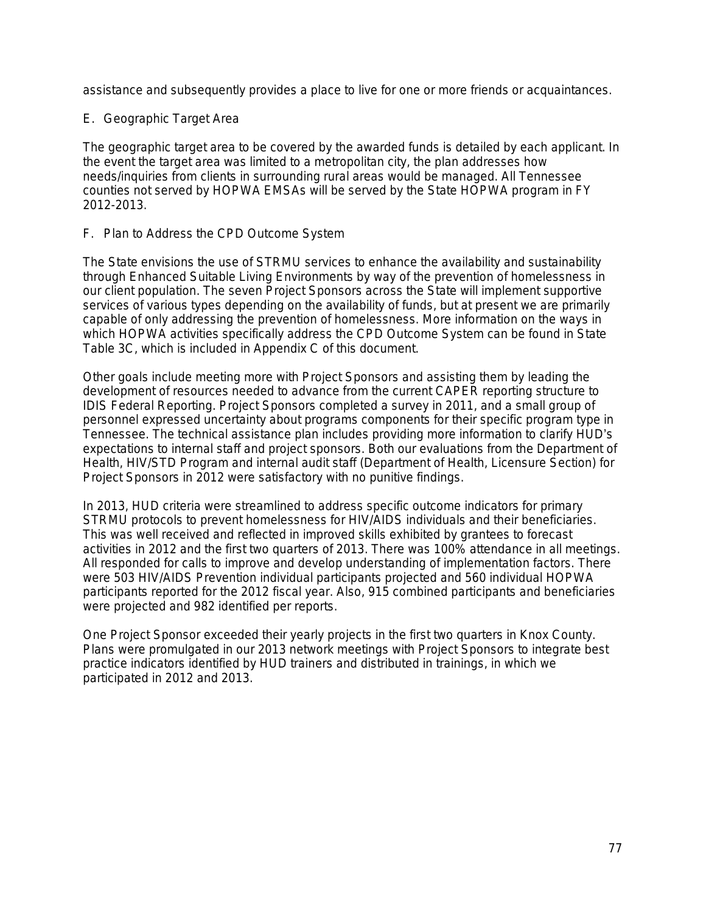assistance and subsequently provides a place to live for one or more friends or acquaintances.

E. Geographic Target Area

The geographic target area to be covered by the awarded funds is detailed by each applicant. In the event the target area was limited to a metropolitan city, the plan addresses how needs/inquiries from clients in surrounding rural areas would be managed. All Tennessee counties not served by HOPWA EMSAs will be served by the State HOPWA program in FY 2012-2013.

F. Plan to Address the CPD Outcome System

The State envisions the use of STRMU services to enhance the availability and sustainability through Enhanced Suitable Living Environments by way of the prevention of homelessness in our client population. The seven Project Sponsors across the State will implement supportive services of various types depending on the availability of funds, but at present we are primarily capable of only addressing the prevention of homelessness. More information on the ways in which HOPWA activities specifically address the CPD Outcome System can be found in State Table 3C, which is included in Appendix C of this document.

Other goals include meeting more with Project Sponsors and assisting them by leading the development of resources needed to advance from the current CAPER reporting structure to IDIS Federal Reporting. Project Sponsors completed a survey in 2011, and a small group of personnel expressed uncertainty about programs components for their specific program type in Tennessee. The technical assistance plan includes providing more information to clarify HUD's expectations to internal staff and project sponsors. Both our evaluations from the Department of Health, HIV/STD Program and internal audit staff (Department of Health, Licensure Section) for Project Sponsors in 2012 were satisfactory with no punitive findings.

In 2013, HUD criteria were streamlined to address specific outcome indicators for primary STRMU protocols to prevent homelessness for HIV/AIDS individuals and their beneficiaries. This was well received and reflected in improved skills exhibited by grantees to forecast activities in 2012 and the first two quarters of 2013. There was 100% attendance in all meetings. All responded for calls to improve and develop understanding of implementation factors. There were 503 HIV/AIDS Prevention individual participants projected and 560 individual HOPWA participants reported for the 2012 fiscal year. Also, 915 combined participants and beneficiaries were projected and 982 identified per reports.

One Project Sponsor exceeded their yearly projects in the first two quarters in Knox County. Plans were promulgated in our 2013 network meetings with Project Sponsors to integrate best practice indicators identified by HUD trainers and distributed in trainings, in which we participated in 2012 and 2013.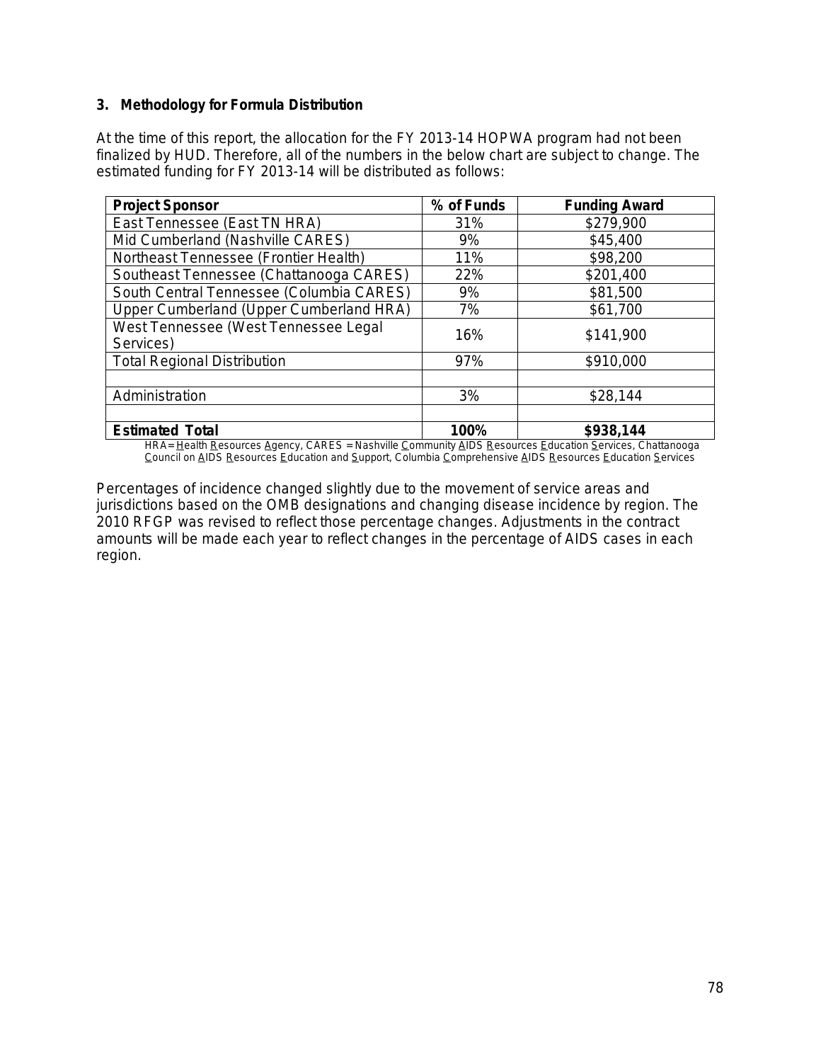### 3. Methodology for Formula Distribution

At the time of this report, the allocation for the FY 2013-14 HOPWA program had not been finalized by HUD. Therefore, all of the numbers in the below chart are subject to change. The estimated funding for FY 2013-14 will be distributed as follows:

| Project Sponsor | % of Funds | Funding Award |
|---|---|---|
| East Tennessee (East TN HRA) | 31% | $279,900 |
| Mid Cumberland (Nashville CARES) | 9% | $45,400 |
| Northeast Tennessee (Frontier Health) | 11% | $98,200 |
| Southeast Tennessee (Chattanooga CARES) | 22% | $201,400 |
| South Central Tennessee (Columbia CARES) | 9% | $81,500 |
| Upper Cumberland (Upper Cumberland HRA) | 7% | $61,700 |
| West Tennessee (West Tennessee Legal Services) | 16% | $141,900 |
| Total Regional Distribution | 97% | $910,000 |
| | | |
| Administration | 3% | $28,144 |
| | | |
| **Estimated Total** | **100%** | **$938,144** |

HRA= Health Resources Agency, CARES = Nashville Community AIDS Resources Education Services, Chattanooga Council on AIDS Resources Education and Support, Columbia Comprehensive AIDS Resources Education Services

Percentages of incidence changed slightly due to the movement of service areas and jurisdictions based on the OMB designations and changing disease incidence by region. The 2010 RFGP was revised to reflect those percentage changes. Adjustments in the contract amounts will be made each year to reflect changes in the percentage of AIDS cases in each region.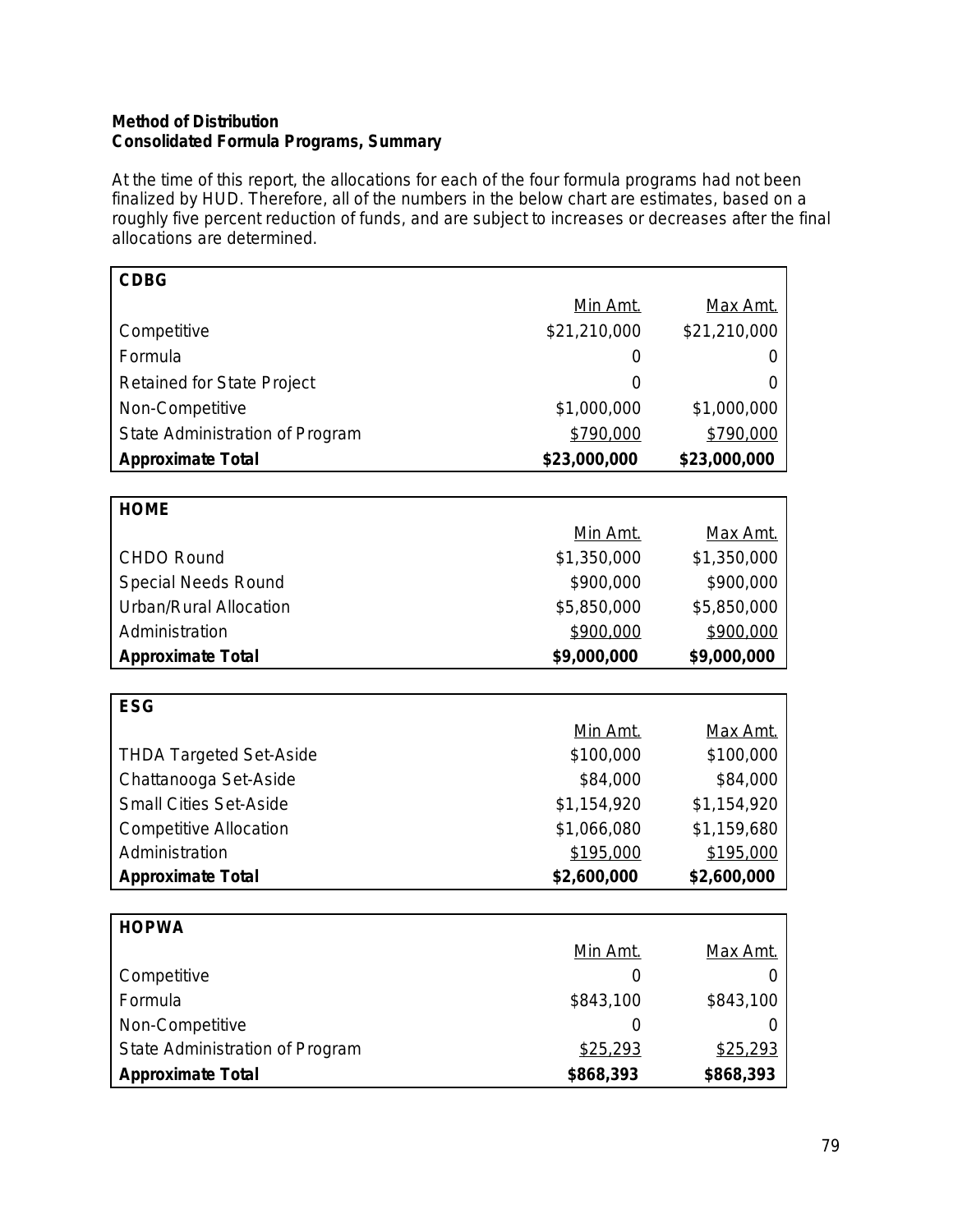**Method of Distribution**
**Consolidated Formula Programs, Summary**

At the time of this report, the allocations for each of the four formula programs had not been finalized by HUD. Therefore, all of the numbers in the below chart are estimates, based on a roughly five percent reduction of funds, and are subject to increases or decreases after the final allocations are determined.

| CDBG | | |
|---|---|---|
| | Min Amt. | Max Amt. |
| Competitive | $21,210,000 | $21,210,000 |
| Formula | 0 | 0 |
| Retained for State Project | 0 | 0 |
| Non-Competitive | $1,000,000 | $1,000,000 |
| State Administration of Program | $790,000 | $790,000 |
| **Approximate Total** | **$23,000,000** | **$23,000,000** |

| HOME | | |
|---|---|---|
| | Min Amt. | Max Amt. |
| CHDO Round | $1,350,000 | $1,350,000 |
| Special Needs Round | $900,000 | $900,000 |
| Urban/Rural Allocation | $5,850,000 | $5,850,000 |
| Administration | $900,000 | $900,000 |
| **Approximate Total** | **$9,000,000** | **$9,000,000** |

| ESG | | |
|---|---|---|
| | Min Amt. | Max Amt. |
| THDA Targeted Set-Aside | $100,000 | $100,000 |
| Chattanooga Set-Aside | $84,000 | $84,000 |
| Small Cities Set-Aside | $1,154,920 | $1,154,920 |
| Competitive Allocation | $1,066,080 | $1,159,680 |
| Administration | $195,000 | $195,000 |
| **Approximate Total** | **$2,600,000** | **$2,600,000** |

| HOPWA | | |
|---|---|---|
| | Min Amt. | Max Amt. |
| Competitive | 0 | 0 |
| Formula | $843,100 | $843,100 |
| Non-Competitive | 0 | 0 |
| State Administration of Program | $25,293 | $25,293 |
| **Approximate Total** | **$868,393** | **$868,393** |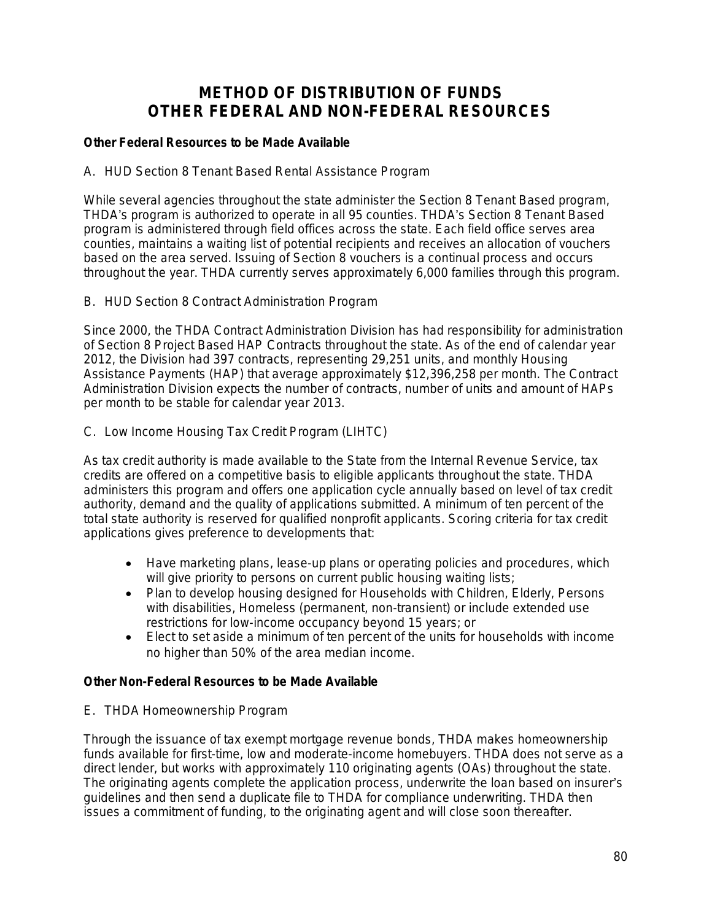# METHOD OF DISTRIBUTION OF FUNDS
# OTHER FEDERAL AND NON-FEDERAL RESOURCES

**Other Federal Resources to be Made Available**

A. HUD Section 8 Tenant Based Rental Assistance Program

While several agencies throughout the state administer the Section 8 Tenant Based program, THDA's program is authorized to operate in all 95 counties. THDA's Section 8 Tenant Based program is administered through field offices across the state. Each field office serves area counties, maintains a waiting list of potential recipients and receives an allocation of vouchers based on the area served. Issuing of Section 8 vouchers is a continual process and occurs throughout the year. THDA currently serves approximately 6,000 families through this program.

B. HUD Section 8 Contract Administration Program

Since 2000, the THDA Contract Administration Division has had responsibility for administration of Section 8 Project Based HAP Contracts throughout the state. As of the end of calendar year 2012, the Division had 397 contracts, representing 29,251 units, and monthly Housing Assistance Payments (HAP) that average approximately $12,396,258 per month. The Contract Administration Division expects the number of contracts, number of units and amount of HAPs per month to be stable for calendar year 2013.

C. Low Income Housing Tax Credit Program (LIHTC)

As tax credit authority is made available to the State from the Internal Revenue Service, tax credits are offered on a competitive basis to eligible applicants throughout the state. THDA administers this program and offers one application cycle annually based on level of tax credit authority, demand and the quality of applications submitted. A minimum of ten percent of the total state authority is reserved for qualified nonprofit applicants. Scoring criteria for tax credit applications gives preference to developments that:

- Have marketing plans, lease-up plans or operating policies and procedures, which will give priority to persons on current public housing waiting lists;
- Plan to develop housing designed for Households with Children, Elderly, Persons with disabilities, Homeless (permanent, non-transient) or include extended use restrictions for low-income occupancy beyond 15 years; or
- Elect to set aside a minimum of ten percent of the units for households with income no higher than 50% of the area median income.

**Other Non-Federal Resources to be Made Available**

E. THDA Homeownership Program

Through the issuance of tax exempt mortgage revenue bonds, THDA makes homeownership funds available for first-time, low and moderate-income homebuyers. THDA does not serve as a direct lender, but works with approximately 110 originating agents (OAs) throughout the state. The originating agents complete the application process, underwrite the loan based on insurer's guidelines and then send a duplicate file to THDA for compliance underwriting. THDA then issues a commitment of funding, to the originating agent and will close soon thereafter.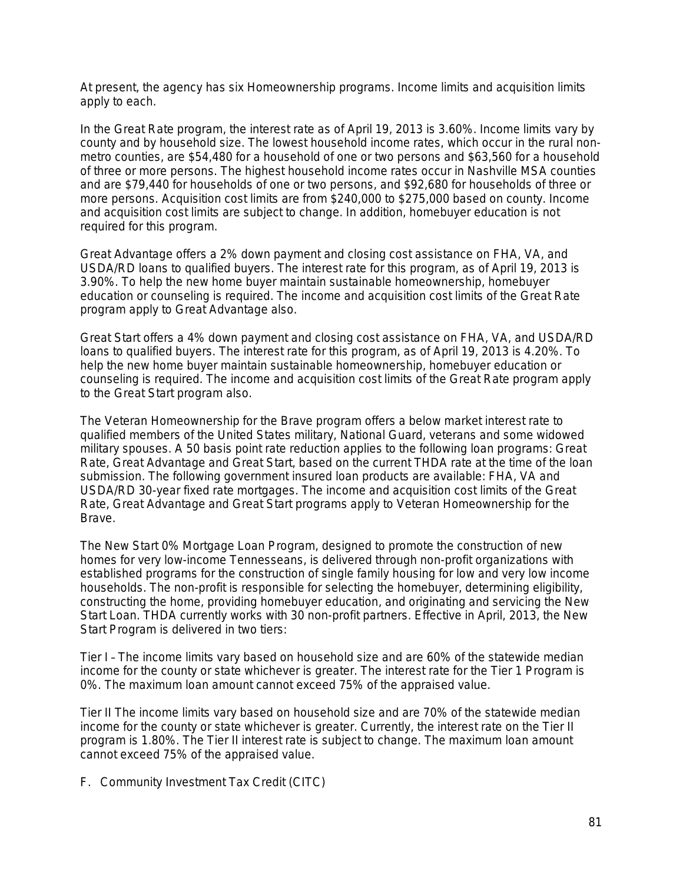At present, the agency has six Homeownership programs. Income limits and acquisition limits apply to each.

In the Great Rate program, the interest rate as of April 19, 2013 is 3.60%. Income limits vary by county and by household size. The lowest household income rates, which occur in the rural non-metro counties, are $54,480 for a household of one or two persons and $63,560 for a household of three or more persons. The highest household income rates occur in Nashville MSA counties and are $79,440 for households of one or two persons, and $92,680 for households of three or more persons. Acquisition cost limits are from $240,000 to $275,000 based on county. Income and acquisition cost limits are subject to change. In addition, homebuyer education is not required for this program.

Great Advantage offers a 2% down payment and closing cost assistance on FHA, VA, and USDA/RD loans to qualified buyers. The interest rate for this program, as of April 19, 2013 is 3.90%. To help the new home buyer maintain sustainable homeownership, homebuyer education or counseling is required. The income and acquisition cost limits of the Great Rate program apply to Great Advantage also.

Great Start offers a 4% down payment and closing cost assistance on FHA, VA, and USDA/RD loans to qualified buyers. The interest rate for this program, as of April 19, 2013 is 4.20%. To help the new home buyer maintain sustainable homeownership, homebuyer education or counseling is required. The income and acquisition cost limits of the Great Rate program apply to the Great Start program also.

The Veteran Homeownership for the Brave program offers a below market interest rate to qualified members of the United States military, National Guard, veterans and some widowed military spouses. A 50 basis point rate reduction applies to the following loan programs: Great Rate, Great Advantage and Great Start, based on the current THDA rate at the time of the loan submission. The following government insured loan products are available: FHA, VA and USDA/RD 30-year fixed rate mortgages. The income and acquisition cost limits of the Great Rate, Great Advantage and Great Start programs apply to Veteran Homeownership for the Brave.

The New Start 0% Mortgage Loan Program, designed to promote the construction of new homes for very low-income Tennesseans, is delivered through non-profit organizations with established programs for the construction of single family housing for low and very low income households. The non-profit is responsible for selecting the homebuyer, determining eligibility, constructing the home, providing homebuyer education, and originating and servicing the New Start Loan. THDA currently works with 30 non-profit partners. Effective in April, 2013, the New Start Program is delivered in two tiers:

Tier I – The income limits vary based on household size and are 60% of the statewide median income for the county or state whichever is greater. The interest rate for the Tier 1 Program is 0%. The maximum loan amount cannot exceed 75% of the appraised value.

Tier II The income limits vary based on household size and are 70% of the statewide median income for the county or state whichever is greater. Currently, the interest rate on the Tier II program is 1.80%. The Tier II interest rate is subject to change. The maximum loan amount cannot exceed 75% of the appraised value.

F. Community Investment Tax Credit (CITC)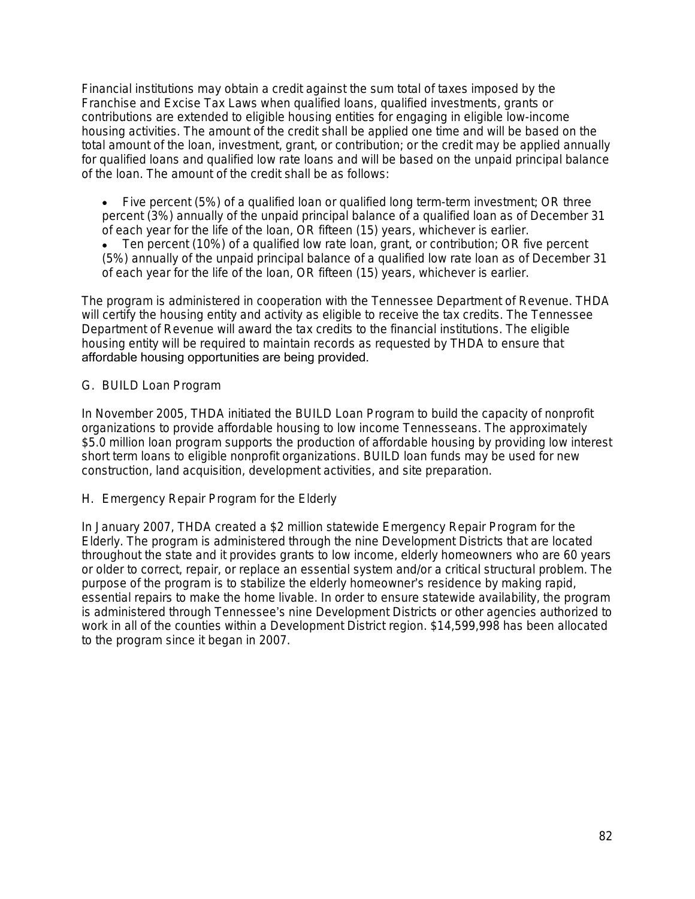Financial institutions may obtain a credit against the sum total of taxes imposed by the Franchise and Excise Tax Laws when qualified loans, qualified investments, grants or contributions are extended to eligible housing entities for engaging in eligible low-income housing activities. The amount of the credit shall be applied one time and will be based on the total amount of the loan, investment, grant, or contribution; or the credit may be applied annually for qualified loans and qualified low rate loans and will be based on the unpaid principal balance of the loan. The amount of the credit shall be as follows:

- Five percent (5%) of a qualified loan or qualified long term-term investment; OR three percent (3%) annually of the unpaid principal balance of a qualified loan as of December 31 of each year for the life of the loan, OR fifteen (15) years, whichever is earlier.
- Ten percent (10%) of a qualified low rate loan, grant, or contribution; OR five percent (5%) annually of the unpaid principal balance of a qualified low rate loan as of December 31 of each year for the life of the loan, OR fifteen (15) years, whichever is earlier.

The program is administered in cooperation with the Tennessee Department of Revenue. THDA will certify the housing entity and activity as eligible to receive the tax credits. The Tennessee Department of Revenue will award the tax credits to the financial institutions. The eligible housing entity will be required to maintain records as requested by THDA to ensure that affordable housing opportunities are being provided.

G. BUILD Loan Program

In November 2005, THDA initiated the BUILD Loan Program to build the capacity of nonprofit organizations to provide affordable housing to low income Tennesseans. The approximately $5.0 million loan program supports the production of affordable housing by providing low interest short term loans to eligible nonprofit organizations. BUILD loan funds may be used for new construction, land acquisition, development activities, and site preparation.

H. Emergency Repair Program for the Elderly

In January 2007, THDA created a $2 million statewide Emergency Repair Program for the Elderly. The program is administered through the nine Development Districts that are located throughout the state and it provides grants to low income, elderly homeowners who are 60 years or older to correct, repair, or replace an essential system and/or a critical structural problem. The purpose of the program is to stabilize the elderly homeowner's residence by making rapid, essential repairs to make the home livable. In order to ensure statewide availability, the program is administered through Tennessee's nine Development Districts or other agencies authorized to work in all of the counties within a Development District region. $14,599,998 has been allocated to the program since it began in 2007.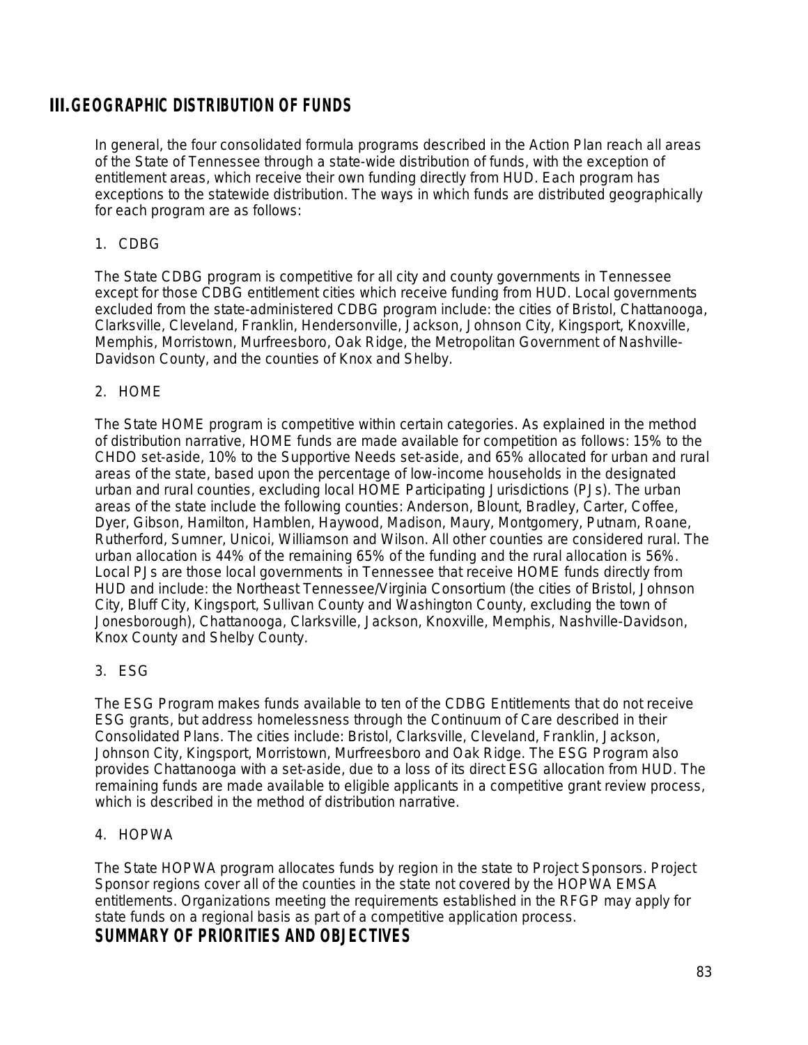## III. GEOGRAPHIC DISTRIBUTION OF FUNDS

In general, the four consolidated formula programs described in the Action Plan reach all areas of the State of Tennessee through a state-wide distribution of funds, with the exception of entitlement areas, which receive their own funding directly from HUD. Each program has exceptions to the statewide distribution. The ways in which funds are distributed geographically for each program are as follows:

1. CDBG

The State CDBG program is competitive for all city and county governments in Tennessee except for those CDBG entitlement cities which receive funding from HUD. Local governments excluded from the state-administered CDBG program include: the cities of Bristol, Chattanooga, Clarksville, Cleveland, Franklin, Hendersonville, Jackson, Johnson City, Kingsport, Knoxville, Memphis, Morristown, Murfreesboro, Oak Ridge, the Metropolitan Government of Nashville-Davidson County, and the counties of Knox and Shelby.

2. HOME

The State HOME program is competitive within certain categories. As explained in the method of distribution narrative, HOME funds are made available for competition as follows: 15% to the CHDO set-aside, 10% to the Supportive Needs set-aside, and 65% allocated for urban and rural areas of the state, based upon the percentage of low-income households in the designated urban and rural counties, excluding local HOME Participating Jurisdictions (PJs). The urban areas of the state include the following counties: Anderson, Blount, Bradley, Carter, Coffee, Dyer, Gibson, Hamilton, Hamblen, Haywood, Madison, Maury, Montgomery, Putnam, Roane, Rutherford, Sumner, Unicoi, Williamson and Wilson. All other counties are considered rural. The urban allocation is 44% of the remaining 65% of the funding and the rural allocation is 56%. Local PJs are those local governments in Tennessee that receive HOME funds directly from HUD and include: the Northeast Tennessee/Virginia Consortium (the cities of Bristol, Johnson City, Bluff City, Kingsport, Sullivan County and Washington County, excluding the town of Jonesborough), Chattanooga, Clarksville, Jackson, Knoxville, Memphis, Nashville-Davidson, Knox County and Shelby County.

3. ESG

The ESG Program makes funds available to ten of the CDBG Entitlements that do not receive ESG grants, but address homelessness through the Continuum of Care described in their Consolidated Plans. The cities include: Bristol, Clarksville, Cleveland, Franklin, Jackson, Johnson City, Kingsport, Morristown, Murfreesboro and Oak Ridge. The ESG Program also provides Chattanooga with a set-aside, due to a loss of its direct ESG allocation from HUD. The remaining funds are made available to eligible applicants in a competitive grant review process, which is described in the method of distribution narrative.

4. HOPWA

The State HOPWA program allocates funds by region in the state to Project Sponsors. Project Sponsor regions cover all of the counties in the state not covered by the HOPWA EMSA entitlements. Organizations meeting the requirements established in the RFGP may apply for state funds on a regional basis as part of a competitive application process.

## SUMMARY OF PRIORITIES AND OBJECTIVES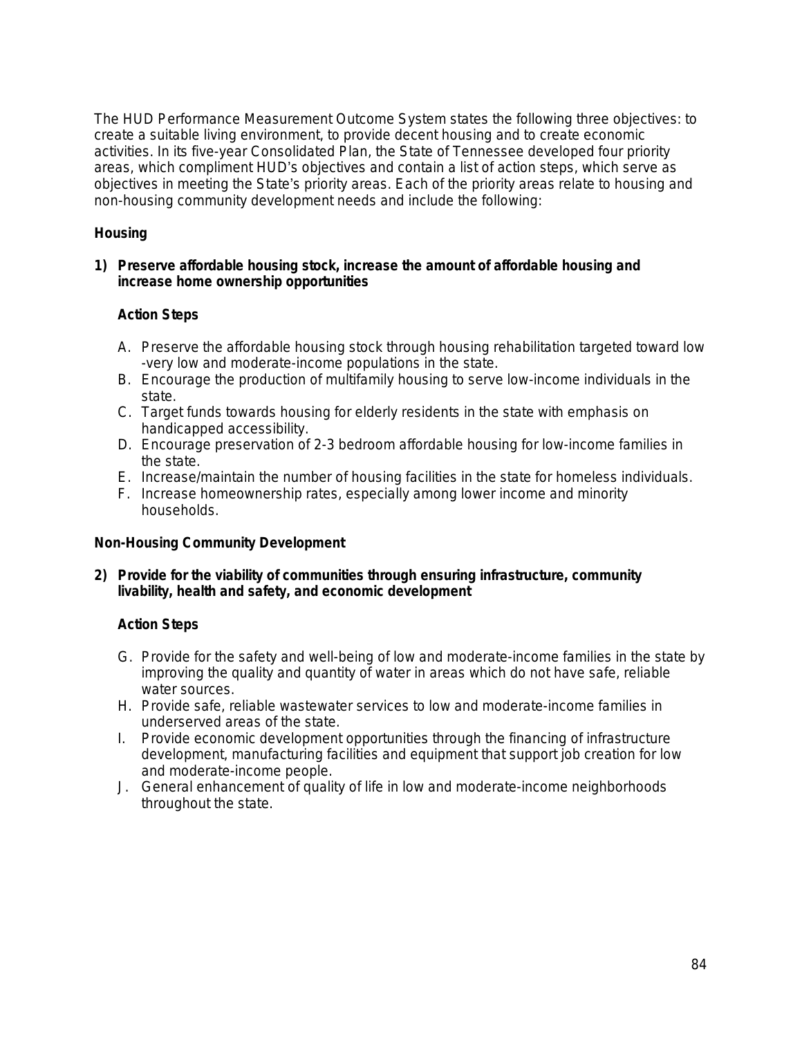The HUD Performance Measurement Outcome System states the following three objectives: to create a suitable living environment, to provide decent housing and to create economic activities. In its five-year Consolidated Plan, the State of Tennessee developed four priority areas, which compliment HUD's objectives and contain a list of action steps, which serve as objectives in meeting the State's priority areas. Each of the priority areas relate to housing and non-housing community development needs and include the following:

**Housing**

**1) Preserve affordable housing stock, increase the amount of affordable housing and increase home ownership opportunities**

**Action Steps**

A. Preserve the affordable housing stock through housing rehabilitation targeted toward low -very low and moderate-income populations in the state.
B. Encourage the production of multifamily housing to serve low-income individuals in the state.
C. Target funds towards housing for elderly residents in the state with emphasis on handicapped accessibility.
D. Encourage preservation of 2-3 bedroom affordable housing for low-income families in the state.
E. Increase/maintain the number of housing facilities in the state for homeless individuals.
F. Increase homeownership rates, especially among lower income and minority households.

**Non-Housing Community Development**

**2) Provide for the viability of communities through ensuring infrastructure, community livability, health and safety, and economic development**

**Action Steps**

G. Provide for the safety and well-being of low and moderate-income families in the state by improving the quality and quantity of water in areas which do not have safe, reliable water sources.
H. Provide safe, reliable wastewater services to low and moderate-income families in underserved areas of the state.
I. Provide economic development opportunities through the financing of infrastructure development, manufacturing facilities and equipment that support job creation for low and moderate-income people.
J. General enhancement of quality of life in low and moderate-income neighborhoods throughout the state.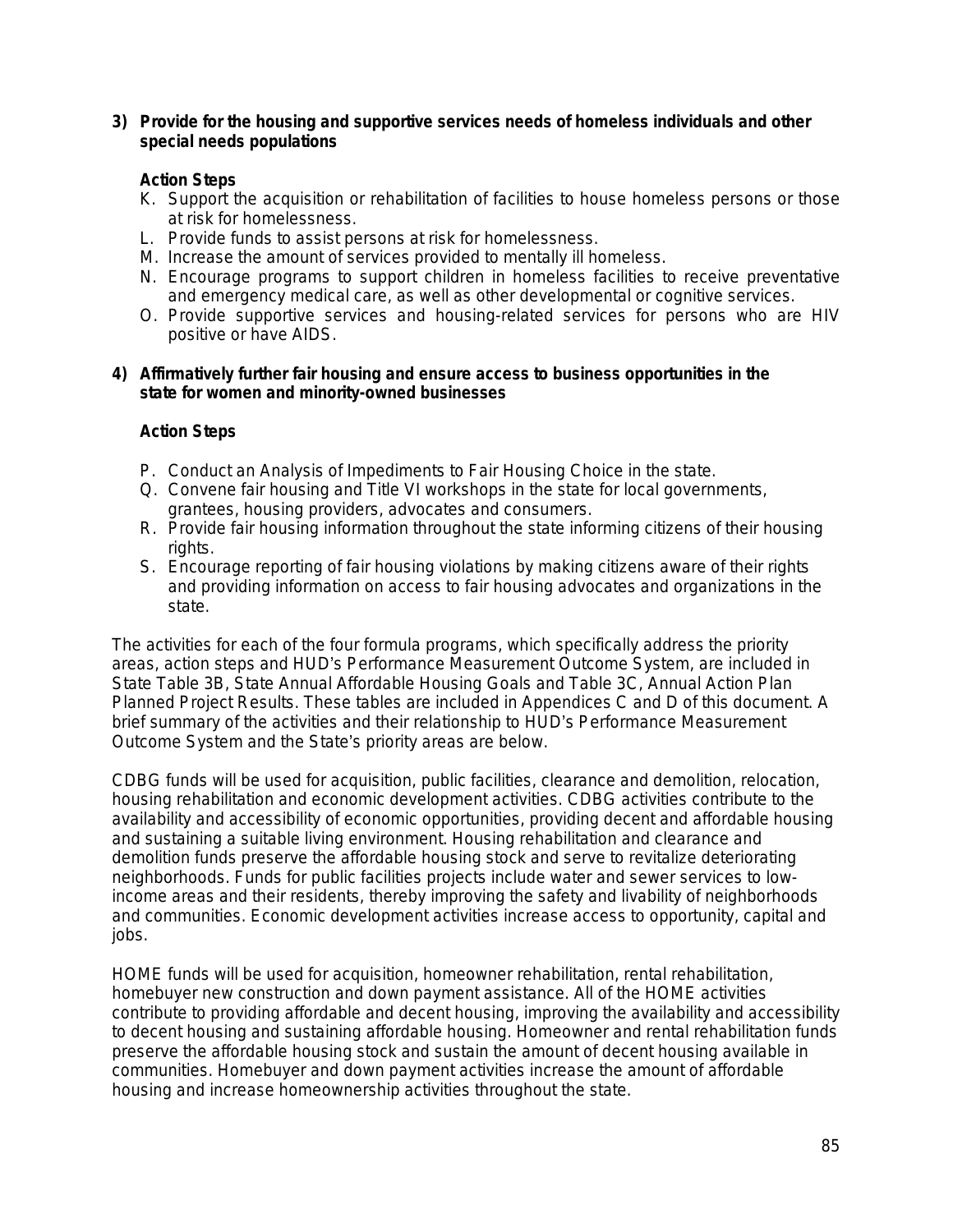**3) Provide for the housing and supportive services needs of homeless individuals and other special needs populations**

**Action Steps**

K. Support the acquisition or rehabilitation of facilities to house homeless persons or those at risk for homelessness.
L. Provide funds to assist persons at risk for homelessness.
M. Increase the amount of services provided to mentally ill homeless.
N. Encourage programs to support children in homeless facilities to receive preventative and emergency medical care, as well as other developmental or cognitive services.
O. Provide supportive services and housing-related services for persons who are HIV positive or have AIDS.

**4) Affirmatively further fair housing and ensure access to business opportunities in the state for women and minority-owned businesses**

**Action Steps**

P. Conduct an Analysis of Impediments to Fair Housing Choice in the state.
Q. Convene fair housing and Title VI workshops in the state for local governments, grantees, housing providers, advocates and consumers.
R. Provide fair housing information throughout the state informing citizens of their housing rights.
S. Encourage reporting of fair housing violations by making citizens aware of their rights and providing information on access to fair housing advocates and organizations in the state.

The activities for each of the four formula programs, which specifically address the priority areas, action steps and HUD's Performance Measurement Outcome System, are included in State Table 3B, State Annual Affordable Housing Goals and Table 3C, Annual Action Plan Planned Project Results. These tables are included in Appendices C and D of this document. A brief summary of the activities and their relationship to HUD's Performance Measurement Outcome System and the State's priority areas are below.

CDBG funds will be used for acquisition, public facilities, clearance and demolition, relocation, housing rehabilitation and economic development activities. CDBG activities contribute to the availability and accessibility of economic opportunities, providing decent and affordable housing and sustaining a suitable living environment. Housing rehabilitation and clearance and demolition funds preserve the affordable housing stock and serve to revitalize deteriorating neighborhoods. Funds for public facilities projects include water and sewer services to low-income areas and their residents, thereby improving the safety and livability of neighborhoods and communities. Economic development activities increase access to opportunity, capital and jobs.

HOME funds will be used for acquisition, homeowner rehabilitation, rental rehabilitation, homebuyer new construction and down payment assistance. All of the HOME activities contribute to providing affordable and decent housing, improving the availability and accessibility to decent housing and sustaining affordable housing. Homeowner and rental rehabilitation funds preserve the affordable housing stock and sustain the amount of decent housing available in communities. Homebuyer and down payment activities increase the amount of affordable housing and increase homeownership activities throughout the state.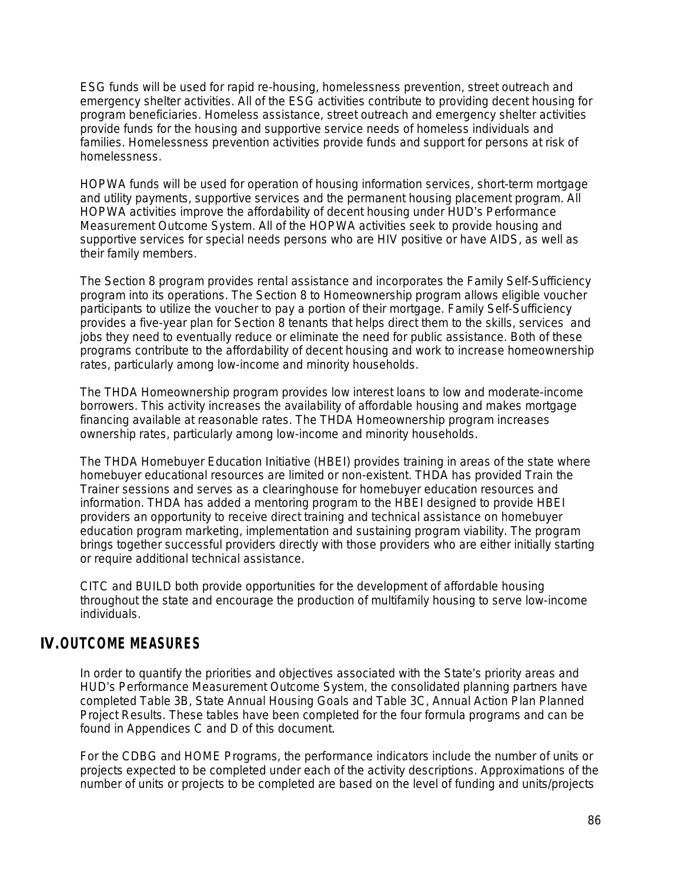ESG funds will be used for rapid re-housing, homelessness prevention, street outreach and emergency shelter activities. All of the ESG activities contribute to providing decent housing for program beneficiaries. Homeless assistance, street outreach and emergency shelter activities provide funds for the housing and supportive service needs of homeless individuals and families. Homelessness prevention activities provide funds and support for persons at risk of homelessness.

HOPWA funds will be used for operation of housing information services, short-term mortgage and utility payments, supportive services and the permanent housing placement program. All HOPWA activities improve the affordability of decent housing under HUD's Performance Measurement Outcome System. All of the HOPWA activities seek to provide housing and supportive services for special needs persons who are HIV positive or have AIDS, as well as their family members.

The Section 8 program provides rental assistance and incorporates the Family Self-Sufficiency program into its operations. The Section 8 to Homeownership program allows eligible voucher participants to utilize the voucher to pay a portion of their mortgage. Family Self-Sufficiency provides a five-year plan for Section 8 tenants that helps direct them to the skills, services and jobs they need to eventually reduce or eliminate the need for public assistance. Both of these programs contribute to the affordability of decent housing and work to increase homeownership rates, particularly among low-income and minority households.

The THDA Homeownership program provides low interest loans to low and moderate-income borrowers. This activity increases the availability of affordable housing and makes mortgage financing available at reasonable rates. The THDA Homeownership program increases ownership rates, particularly among low-income and minority households.

The THDA Homebuyer Education Initiative (HBEI) provides training in areas of the state where homebuyer educational resources are limited or non-existent. THDA has provided Train the Trainer sessions and serves as a clearinghouse for homebuyer education resources and information. THDA has added a mentoring program to the HBEI designed to provide HBEI providers an opportunity to receive direct training and technical assistance on homebuyer education program marketing, implementation and sustaining program viability. The program brings together successful providers directly with those providers who are either initially starting or require additional technical assistance.

CITC and BUILD both provide opportunities for the development of affordable housing throughout the state and encourage the production of multifamily housing to serve low-income individuals.

## IV. OUTCOME MEASURES

In order to quantify the priorities and objectives associated with the State's priority areas and HUD's Performance Measurement Outcome System, the consolidated planning partners have completed Table 3B, State Annual Housing Goals and Table 3C, Annual Action Plan Planned Project Results. These tables have been completed for the four formula programs and can be found in Appendices C and D of this document.

For the CDBG and HOME Programs, the performance indicators include the number of units or projects expected to be completed under each of the activity descriptions. Approximations of the number of units or projects to be completed are based on the level of funding and units/projects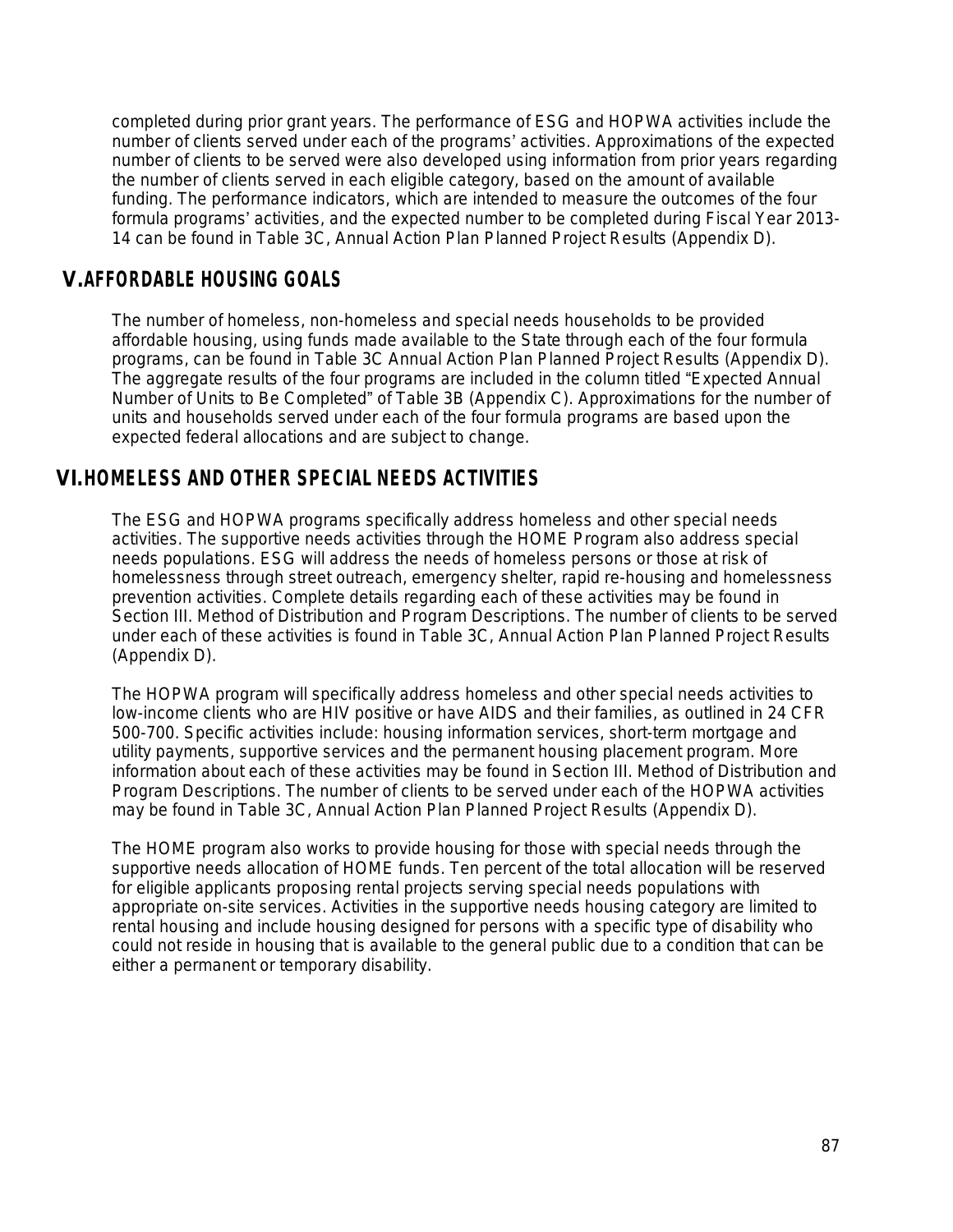completed during prior grant years. The performance of ESG and HOPWA activities include the number of clients served under each of the programs' activities. Approximations of the expected number of clients to be served were also developed using information from prior years regarding the number of clients served in each eligible category, based on the amount of available funding. The performance indicators, which are intended to measure the outcomes of the four formula programs' activities, and the expected number to be completed during Fiscal Year 2013-14 can be found in Table 3C, Annual Action Plan Planned Project Results (Appendix D).

## V. AFFORDABLE HOUSING GOALS

The number of homeless, non-homeless and special needs households to be provided affordable housing, using funds made available to the State through each of the four formula programs, can be found in Table 3C Annual Action Plan Planned Project Results (Appendix D). The aggregate results of the four programs are included in the column titled "Expected Annual Number of Units to Be Completed" of Table 3B (Appendix C). Approximations for the number of units and households served under each of the four formula programs are based upon the expected federal allocations and are subject to change.

## VI. HOMELESS AND OTHER SPECIAL NEEDS ACTIVITIES

The ESG and HOPWA programs specifically address homeless and other special needs activities. The supportive needs activities through the HOME Program also address special needs populations. ESG will address the needs of homeless persons or those at risk of homelessness through street outreach, emergency shelter, rapid re-housing and homelessness prevention activities. Complete details regarding each of these activities may be found in Section III. Method of Distribution and Program Descriptions. The number of clients to be served under each of these activities is found in Table 3C, Annual Action Plan Planned Project Results (Appendix D).

The HOPWA program will specifically address homeless and other special needs activities to low-income clients who are HIV positive or have AIDS and their families, as outlined in 24 CFR 500-700. Specific activities include: housing information services, short-term mortgage and utility payments, supportive services and the permanent housing placement program. More information about each of these activities may be found in Section III. Method of Distribution and Program Descriptions. The number of clients to be served under each of the HOPWA activities may be found in Table 3C, Annual Action Plan Planned Project Results (Appendix D).

The HOME program also works to provide housing for those with special needs through the supportive needs allocation of HOME funds. Ten percent of the total allocation will be reserved for eligible applicants proposing rental projects serving special needs populations with appropriate on-site services. Activities in the supportive needs housing category are limited to rental housing and include housing designed for persons with a specific type of disability who could not reside in housing that is available to the general public due to a condition that can be either a permanent or temporary disability.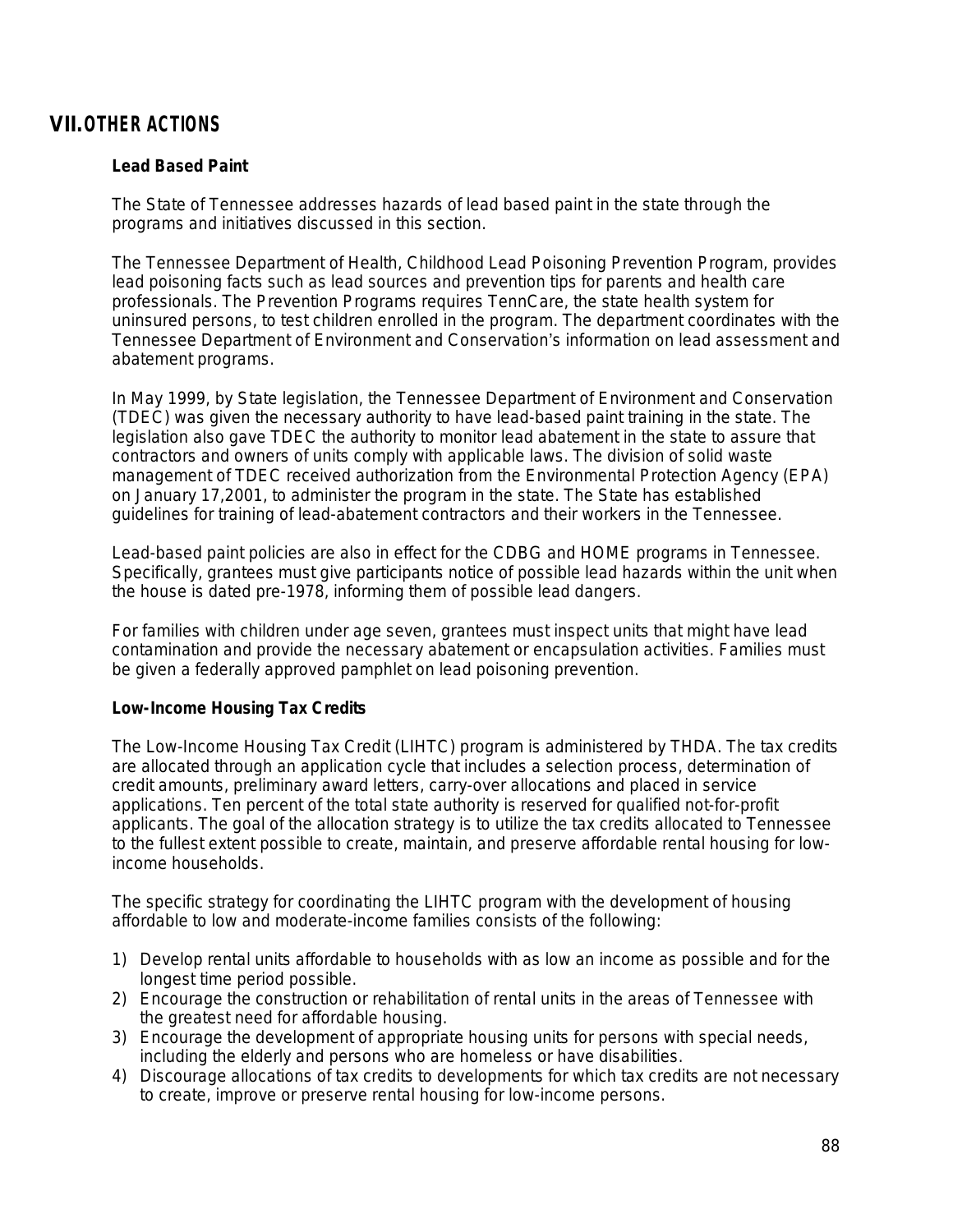# VII. OTHER ACTIONS

### Lead Based Paint

The State of Tennessee addresses hazards of lead based paint in the state through the programs and initiatives discussed in this section.

The Tennessee Department of Health, Childhood Lead Poisoning Prevention Program, provides lead poisoning facts such as lead sources and prevention tips for parents and health care professionals. The Prevention Programs requires TennCare, the state health system for uninsured persons, to test children enrolled in the program. The department coordinates with the Tennessee Department of Environment and Conservation's information on lead assessment and abatement programs.

In May 1999, by State legislation, the Tennessee Department of Environment and Conservation (TDEC) was given the necessary authority to have lead-based paint training in the state. The legislation also gave TDEC the authority to monitor lead abatement in the state to assure that contractors and owners of units comply with applicable laws. The division of solid waste management of TDEC received authorization from the Environmental Protection Agency (EPA) on January 17,2001, to administer the program in the state. The State has established guidelines for training of lead-abatement contractors and their workers in the Tennessee.

Lead-based paint policies are also in effect for the CDBG and HOME programs in Tennessee. Specifically, grantees must give participants notice of possible lead hazards within the unit when the house is dated pre-1978, informing them of possible lead dangers.

For families with children under age seven, grantees must inspect units that might have lead contamination and provide the necessary abatement or encapsulation activities. Families must be given a federally approved pamphlet on lead poisoning prevention.

### Low-Income Housing Tax Credits

The Low-Income Housing Tax Credit (LIHTC) program is administered by THDA. The tax credits are allocated through an application cycle that includes a selection process, determination of credit amounts, preliminary award letters, carry-over allocations and placed in service applications. Ten percent of the total state authority is reserved for qualified not-for-profit applicants. The goal of the allocation strategy is to utilize the tax credits allocated to Tennessee to the fullest extent possible to create, maintain, and preserve affordable rental housing for low-income households.

The specific strategy for coordinating the LIHTC program with the development of housing affordable to low and moderate-income families consists of the following:

1) Develop rental units affordable to households with as low an income as possible and for the longest time period possible.
2) Encourage the construction or rehabilitation of rental units in the areas of Tennessee with the greatest need for affordable housing.
3) Encourage the development of appropriate housing units for persons with special needs, including the elderly and persons who are homeless or have disabilities.
4) Discourage allocations of tax credits to developments for which tax credits are not necessary to create, improve or preserve rental housing for low-income persons.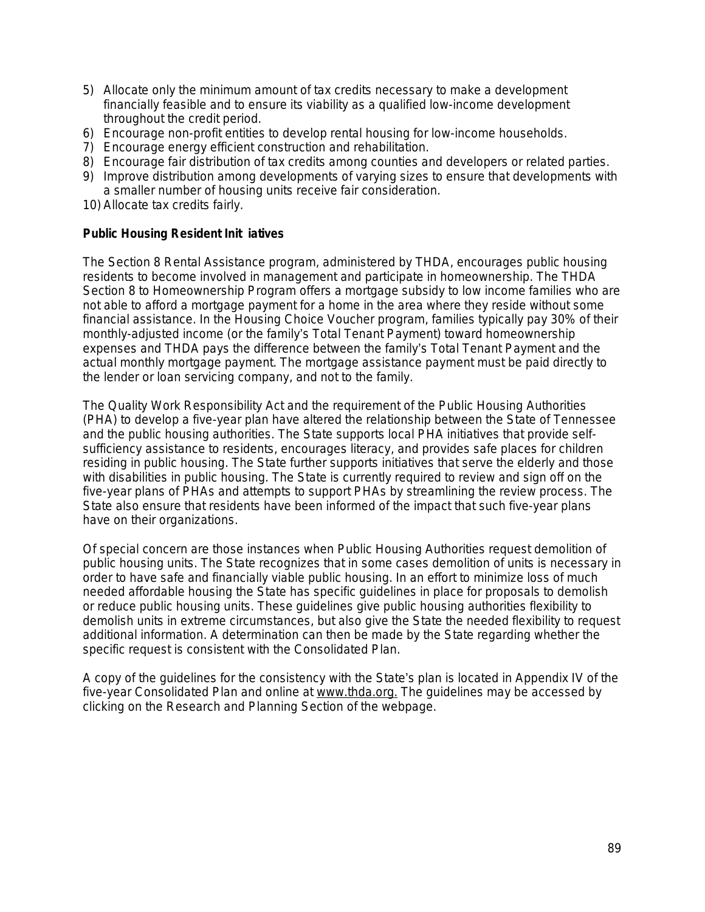5) Allocate only the minimum amount of tax credits necessary to make a development financially feasible and to ensure its viability as a qualified low-income development throughout the credit period.
6) Encourage non-profit entities to develop rental housing for low-income households.
7) Encourage energy efficient construction and rehabilitation.
8) Encourage fair distribution of tax credits among counties and developers or related parties.
9) Improve distribution among developments of varying sizes to ensure that developments with a smaller number of housing units receive fair consideration.
10) Allocate tax credits fairly.

**Public Housing Resident Init iatives**

The Section 8 Rental Assistance program, administered by THDA, encourages public housing residents to become involved in management and participate in homeownership. The THDA Section 8 to Homeownership Program offers a mortgage subsidy to low income families who are not able to afford a mortgage payment for a home in the area where they reside without some financial assistance. In the Housing Choice Voucher program, families typically pay 30% of their monthly-adjusted income (or the family's Total Tenant Payment) toward homeownership expenses and THDA pays the difference between the family's Total Tenant Payment and the actual monthly mortgage payment. The mortgage assistance payment must be paid directly to the lender or loan servicing company, and not to the family.

The Quality Work Responsibility Act and the requirement of the Public Housing Authorities (PHA) to develop a five-year plan have altered the relationship between the State of Tennessee and the public housing authorities. The State supports local PHA initiatives that provide self-sufficiency assistance to residents, encourages literacy, and provides safe places for children residing in public housing. The State further supports initiatives that serve the elderly and those with disabilities in public housing. The State is currently required to review and sign off on the five-year plans of PHAs and attempts to support PHAs by streamlining the review process. The State also ensure that residents have been informed of the impact that such five-year plans have on their organizations.

Of special concern are those instances when Public Housing Authorities request demolition of public housing units. The State recognizes that in some cases demolition of units is necessary in order to have safe and financially viable public housing. In an effort to minimize loss of much needed affordable housing the State has specific guidelines in place for proposals to demolish or reduce public housing units. These guidelines give public housing authorities flexibility to demolish units in extreme circumstances, but also give the State the needed flexibility to request additional information. A determination can then be made by the State regarding whether the specific request is consistent with the Consolidated Plan.

A copy of the guidelines for the consistency with the State's plan is located in Appendix IV of the five-year Consolidated Plan and online at www.thda.org. The guidelines may be accessed by clicking on the Research and Planning Section of the webpage.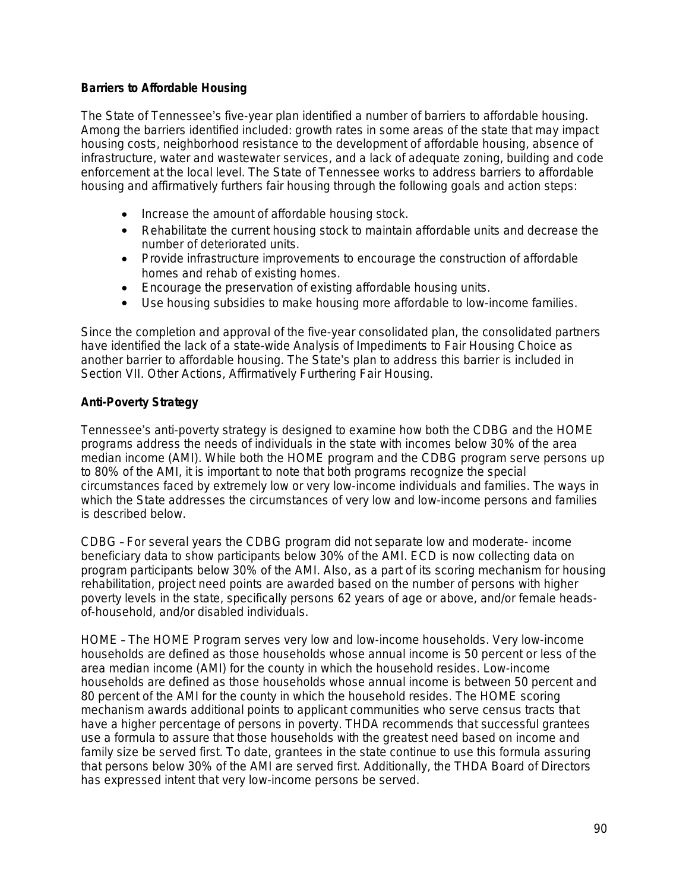**Barriers to Affordable Housing**

The State of Tennessee's five-year plan identified a number of barriers to affordable housing. Among the barriers identified included: growth rates in some areas of the state that may impact housing costs, neighborhood resistance to the development of affordable housing, absence of infrastructure, water and wastewater services, and a lack of adequate zoning, building and code enforcement at the local level. The State of Tennessee works to address barriers to affordable housing and affirmatively furthers fair housing through the following goals and action steps:

- Increase the amount of affordable housing stock.
- Rehabilitate the current housing stock to maintain affordable units and decrease the number of deteriorated units.
- Provide infrastructure improvements to encourage the construction of affordable homes and rehab of existing homes.
- Encourage the preservation of existing affordable housing units.
- Use housing subsidies to make housing more affordable to low-income families.

Since the completion and approval of the five-year consolidated plan, the consolidated partners have identified the lack of a state-wide Analysis of Impediments to Fair Housing Choice as another barrier to affordable housing. The State's plan to address this barrier is included in Section VII. Other Actions, Affirmatively Furthering Fair Housing.

**Anti-Poverty Strategy**

Tennessee's anti-poverty strategy is designed to examine how both the CDBG and the HOME programs address the needs of individuals in the state with incomes below 30% of the area median income (AMI). While both the HOME program and the CDBG program serve persons up to 80% of the AMI, it is important to note that both programs recognize the special circumstances faced by extremely low or very low-income individuals and families. The ways in which the State addresses the circumstances of very low and low-income persons and families is described below.

CDBG – For several years the CDBG program did not separate low and moderate- income beneficiary data to show participants below 30% of the AMI. ECD is now collecting data on program participants below 30% of the AMI. Also, as a part of its scoring mechanism for housing rehabilitation, project need points are awarded based on the number of persons with higher poverty levels in the state, specifically persons 62 years of age or above, and/or female heads-of-household, and/or disabled individuals.

HOME – The HOME Program serves very low and low-income households. Very low-income households are defined as those households whose annual income is 50 percent or less of the area median income (AMI) for the county in which the household resides. Low-income households are defined as those households whose annual income is between 50 percent and 80 percent of the AMI for the county in which the household resides. The HOME scoring mechanism awards additional points to applicant communities who serve census tracts that have a higher percentage of persons in poverty. THDA recommends that successful grantees use a formula to assure that those households with the greatest need based on income and family size be served first. To date, grantees in the state continue to use this formula assuring that persons below 30% of the AMI are served first. Additionally, the THDA Board of Directors has expressed intent that very low-income persons be served.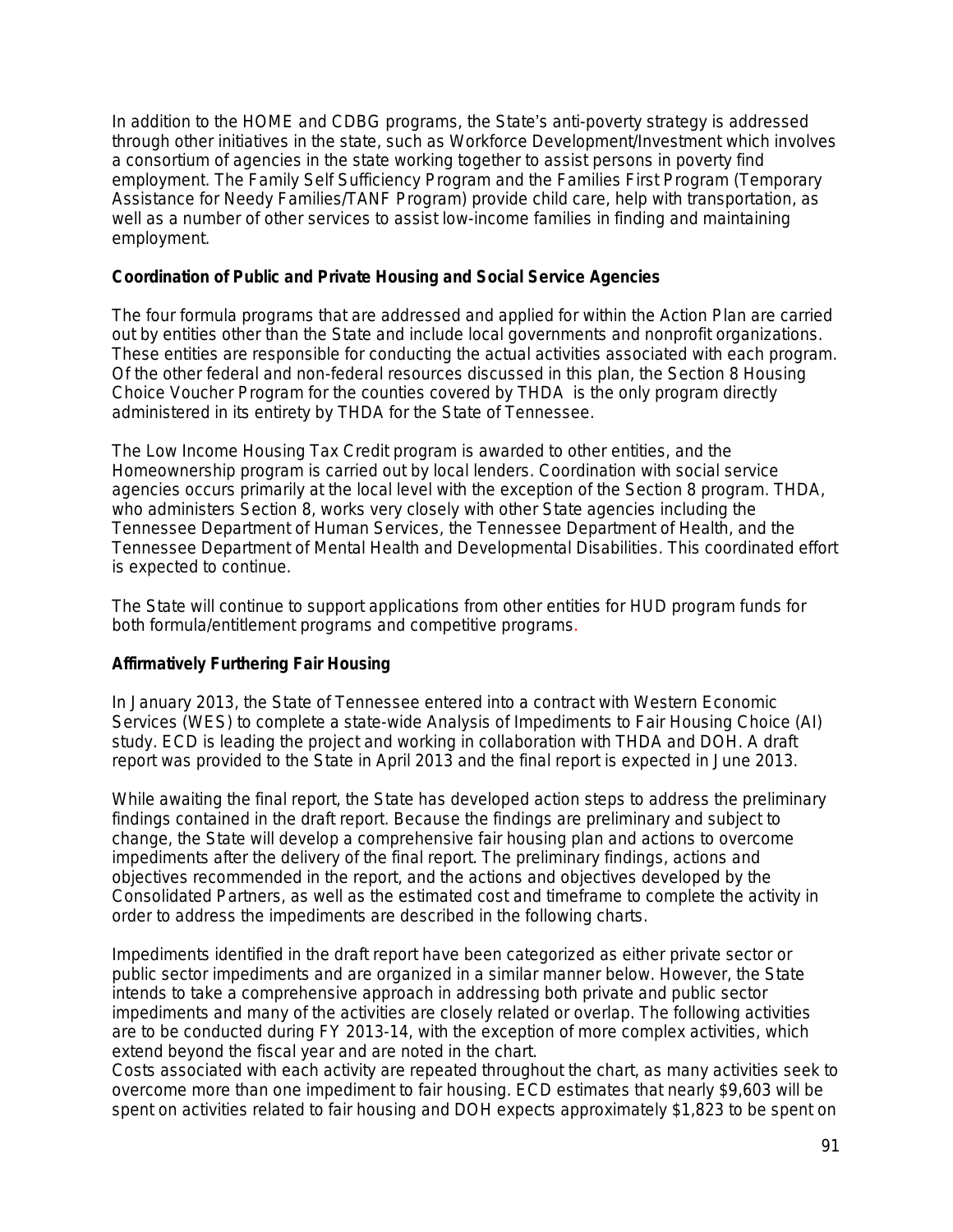In addition to the HOME and CDBG programs, the State's anti-poverty strategy is addressed through other initiatives in the state, such as Workforce Development/Investment which involves a consortium of agencies in the state working together to assist persons in poverty find employment. The Family Self Sufficiency Program and the Families First Program (Temporary Assistance for Needy Families/TANF Program) provide child care, help with transportation, as well as a number of other services to assist low-income families in finding and maintaining employment.

**Coordination of Public and Private Housing and Social Service Agencies**

The four formula programs that are addressed and applied for within the Action Plan are carried out by entities other than the State and include local governments and nonprofit organizations. These entities are responsible for conducting the actual activities associated with each program. Of the other federal and non-federal resources discussed in this plan, the Section 8 Housing Choice Voucher Program for the counties covered by THDA is the only program directly administered in its entirety by THDA for the State of Tennessee.

The Low Income Housing Tax Credit program is awarded to other entities, and the Homeownership program is carried out by local lenders. Coordination with social service agencies occurs primarily at the local level with the exception of the Section 8 program. THDA, who administers Section 8, works very closely with other State agencies including the Tennessee Department of Human Services, the Tennessee Department of Health, and the Tennessee Department of Mental Health and Developmental Disabilities. This coordinated effort is expected to continue.

The State will continue to support applications from other entities for HUD program funds for both formula/entitlement programs and competitive programs.

**Affirmatively Furthering Fair Housing**

In January 2013, the State of Tennessee entered into a contract with Western Economic Services (WES) to complete a state-wide Analysis of Impediments to Fair Housing Choice (AI) study. ECD is leading the project and working in collaboration with THDA and DOH. A draft report was provided to the State in April 2013 and the final report is expected in June 2013.

While awaiting the final report, the State has developed action steps to address the preliminary findings contained in the draft report. Because the findings are preliminary and subject to change, the State will develop a comprehensive fair housing plan and actions to overcome impediments after the delivery of the final report. The preliminary findings, actions and objectives recommended in the report, and the actions and objectives developed by the Consolidated Partners, as well as the estimated cost and timeframe to complete the activity in order to address the impediments are described in the following charts.

Impediments identified in the draft report have been categorized as either private sector or public sector impediments and are organized in a similar manner below. However, the State intends to take a comprehensive approach in addressing both private and public sector impediments and many of the activities are closely related or overlap. The following activities are to be conducted during FY 2013-14, with the exception of more complex activities, which extend beyond the fiscal year and are noted in the chart.
Costs associated with each activity are repeated throughout the chart, as many activities seek to overcome more than one impediment to fair housing. ECD estimates that nearly $9,603 will be spent on activities related to fair housing and DOH expects approximately $1,823 to be spent on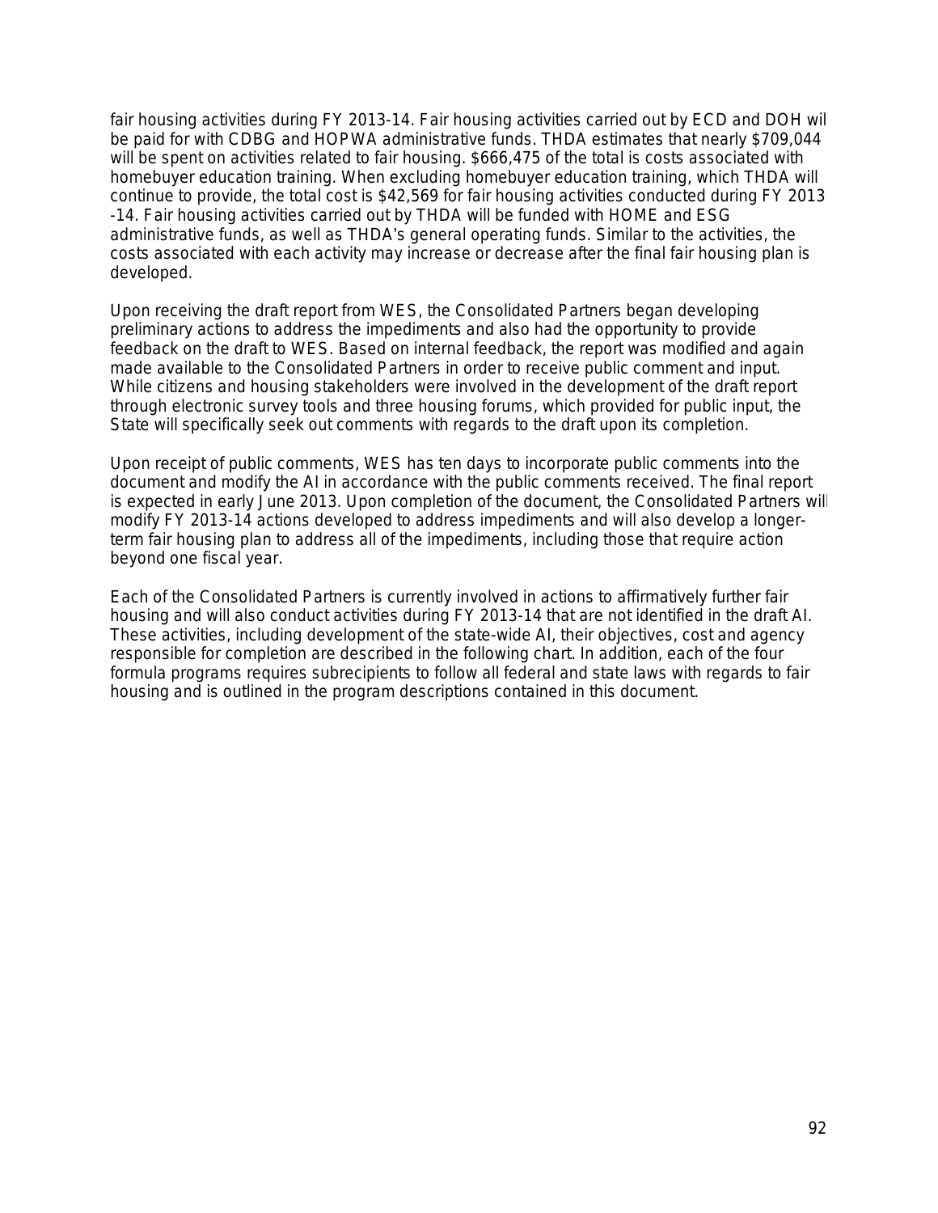fair housing activities during FY 2013-14. Fair housing activities carried out by ECD and DOH wil be paid for with CDBG and HOPWA administrative funds. THDA estimates that nearly $709,044 will be spent on activities related to fair housing. $666,475 of the total is costs associated with homebuyer education training. When excluding homebuyer education training, which THDA will continue to provide, the total cost is $42,569 for fair housing activities conducted during FY 2013 -14. Fair housing activities carried out by THDA will be funded with HOME and ESG administrative funds, as well as THDA's general operating funds. Similar to the activities, the costs associated with each activity may increase or decrease after the final fair housing plan is developed.

Upon receiving the draft report from WES, the Consolidated Partners began developing preliminary actions to address the impediments and also had the opportunity to provide feedback on the draft to WES. Based on internal feedback, the report was modified and again made available to the Consolidated Partners in order to receive public comment and input. While citizens and housing stakeholders were involved in the development of the draft report through electronic survey tools and three housing forums, which provided for public input, the State will specifically seek out comments with regards to the draft upon its completion.

Upon receipt of public comments, WES has ten days to incorporate public comments into the document and modify the AI in accordance with the public comments received. The final report is expected in early June 2013. Upon completion of the document, the Consolidated Partners will modify FY 2013-14 actions developed to address impediments and will also develop a longer-term fair housing plan to address all of the impediments, including those that require action beyond one fiscal year.

Each of the Consolidated Partners is currently involved in actions to affirmatively further fair housing and will also conduct activities during FY 2013-14 that are not identified in the draft AI. These activities, including development of the state-wide AI, their objectives, cost and agency responsible for completion are described in the following chart. In addition, each of the four formula programs requires subrecipients to follow all federal and state laws with regards to fair housing and is outlined in the program descriptions contained in this document.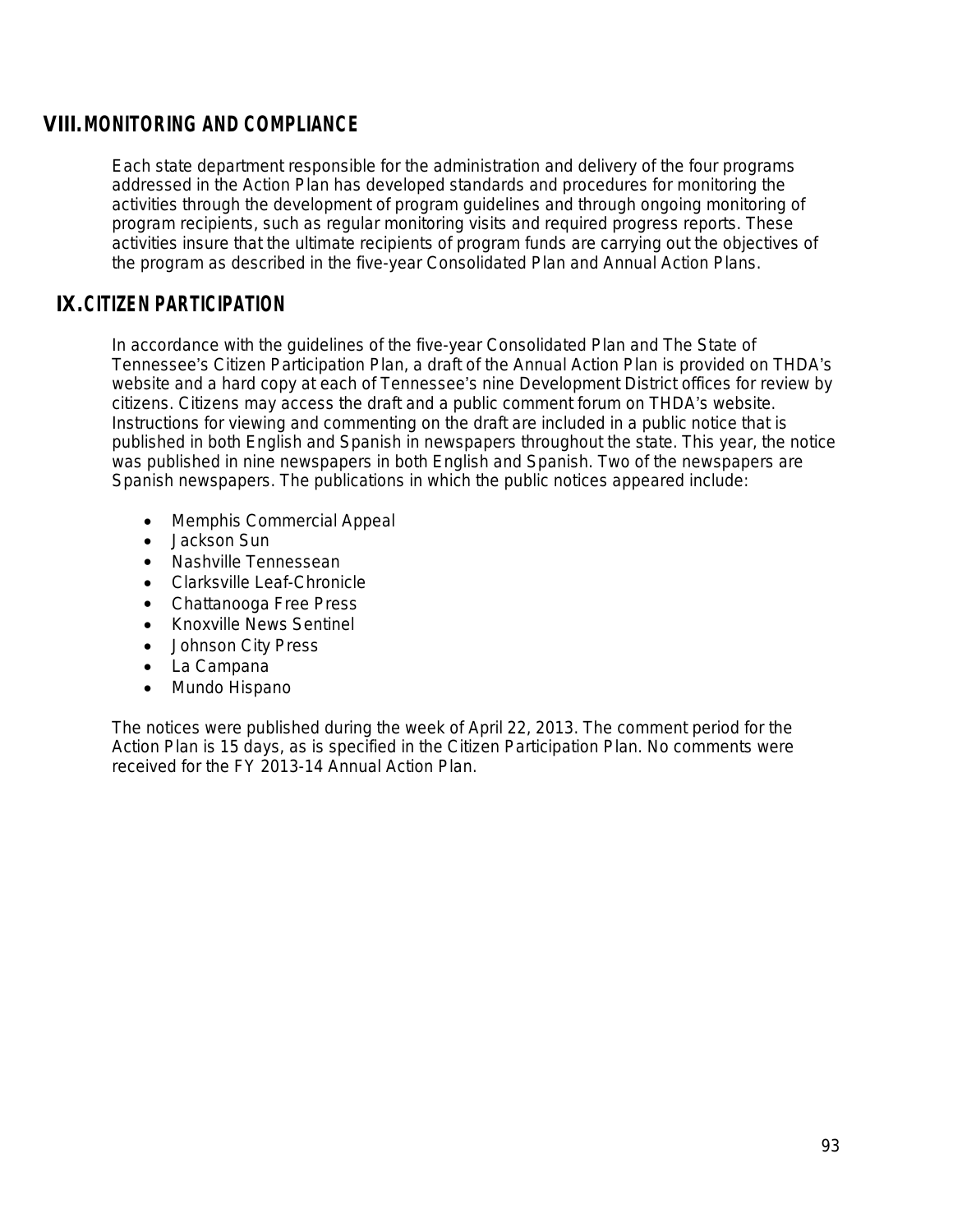## VIII. MONITORING AND COMPLIANCE

Each state department responsible for the administration and delivery of the four programs addressed in the Action Plan has developed standards and procedures for monitoring the activities through the development of program guidelines and through ongoing monitoring of program recipients, such as regular monitoring visits and required progress reports. These activities insure that the ultimate recipients of program funds are carrying out the objectives of the program as described in the five-year Consolidated Plan and Annual Action Plans.

## IX. CITIZEN PARTICIPATION

In accordance with the guidelines of the five-year Consolidated Plan and The State of Tennessee's Citizen Participation Plan, a draft of the Annual Action Plan is provided on THDA's website and a hard copy at each of Tennessee's nine Development District offices for review by citizens. Citizens may access the draft and a public comment forum on THDA's website. Instructions for viewing and commenting on the draft are included in a public notice that is published in both English and Spanish in newspapers throughout the state. This year, the notice was published in nine newspapers in both English and Spanish. Two of the newspapers are Spanish newspapers. The publications in which the public notices appeared include:

- Memphis Commercial Appeal
- Jackson Sun
- Nashville Tennessean
- Clarksville Leaf-Chronicle
- Chattanooga Free Press
- Knoxville News Sentinel
- Johnson City Press
- La Campana
- Mundo Hispano

The notices were published during the week of April 22, 2013. The comment period for the Action Plan is 15 days, as is specified in the Citizen Participation Plan. No comments were received for the FY 2013-14 Annual Action Plan.